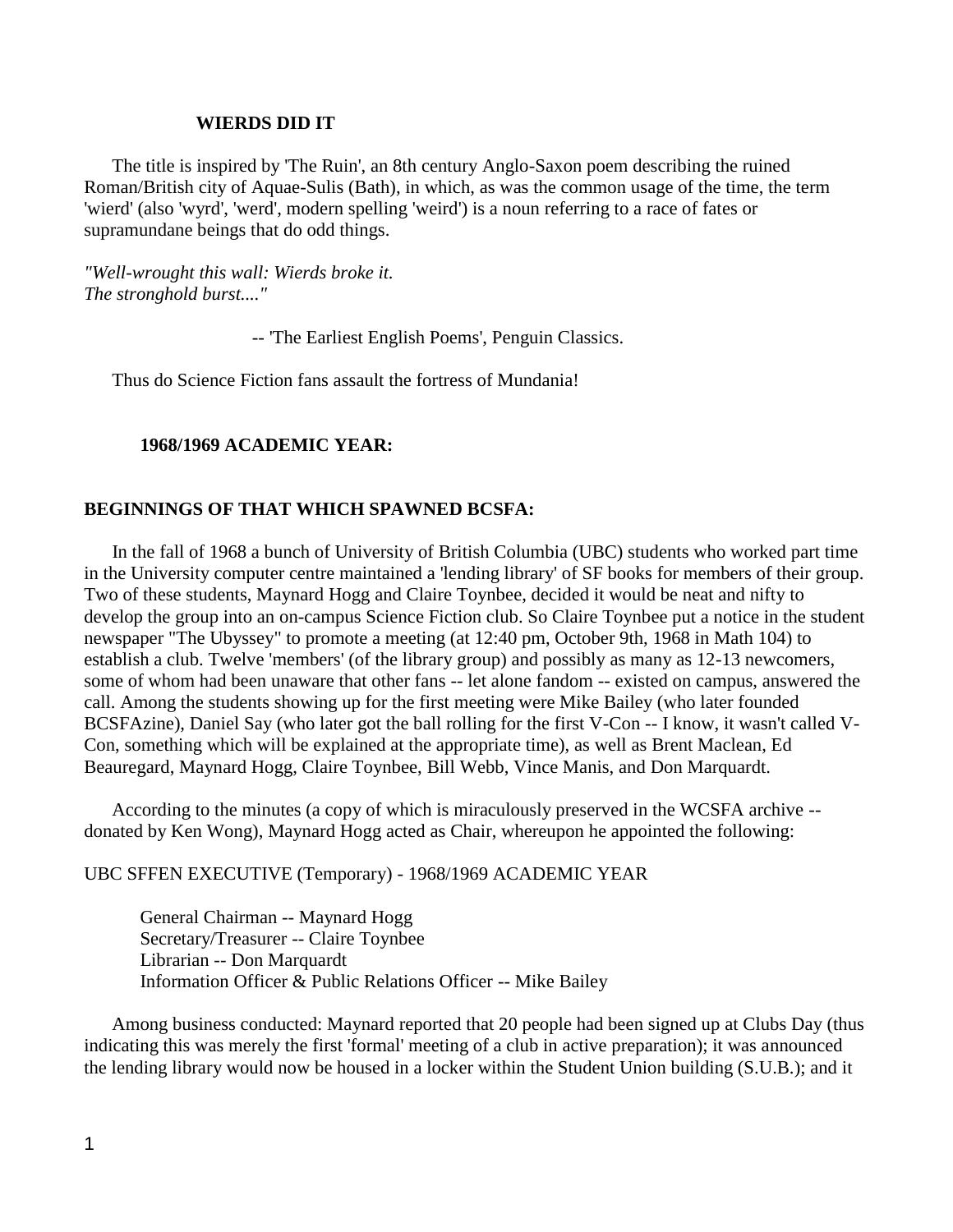## WIERDS DID IT

The title is inspired by 'The Ruin', an 8th century Anglo-Saxon poem describing the ruined Roman/British city of Aquae-Sulis (Bath), in which, as was the common usage of the time, the term 'wierd' (also 'wyrd', 'werd', modern spelling 'weird') is a noun referring to a race of fates or supramundane beings that do odd things.

*"Well-wrought this wall: Wierds broke it.*
*The stronghold burst...."*

-- 'The Earliest English Poems', Penguin Classics.

Thus do Science Fiction fans assault the fortress of Mundania!

### 1968/1969 ACADEMIC YEAR:

### BEGINNINGS OF THAT WHICH SPAWNED BCSFA:

In the fall of 1968 a bunch of University of British Columbia (UBC) students who worked part time in the University computer centre maintained a 'lending library' of SF books for members of their group. Two of these students, Maynard Hogg and Claire Toynbee, decided it would be neat and nifty to develop the group into an on-campus Science Fiction club. So Claire Toynbee put a notice in the student newspaper "The Ubyssey" to promote a meeting (at 12:40 pm, October 9th, 1968 in Math 104) to establish a club. Twelve 'members' (of the library group) and possibly as many as 12-13 newcomers, some of whom had been unaware that other fans -- let alone fandom -- existed on campus, answered the call. Among the students showing up for the first meeting were Mike Bailey (who later founded BCSFAzine), Daniel Say (who later got the ball rolling for the first V-Con -- I know, it wasn't called V-Con, something which will be explained at the appropriate time), as well as Brent Maclean, Ed Beauregard, Maynard Hogg, Claire Toynbee, Bill Webb, Vince Manis, and Don Marquardt.

According to the minutes (a copy of which is miraculously preserved in the WCSFA archive -- donated by Ken Wong), Maynard Hogg acted as Chair, whereupon he appointed the following:

UBC SFFEN EXECUTIVE (Temporary) - 1968/1969 ACADEMIC YEAR

- General Chairman -- Maynard Hogg
- Secretary/Treasurer -- Claire Toynbee
- Librarian -- Don Marquardt
- Information Officer & Public Relations Officer -- Mike Bailey

Among business conducted: Maynard reported that 20 people had been signed up at Clubs Day (thus indicating this was merely the first 'formal' meeting of a club in active preparation); it was announced the lending library would now be housed in a locker within the Student Union building (S.U.B.); and it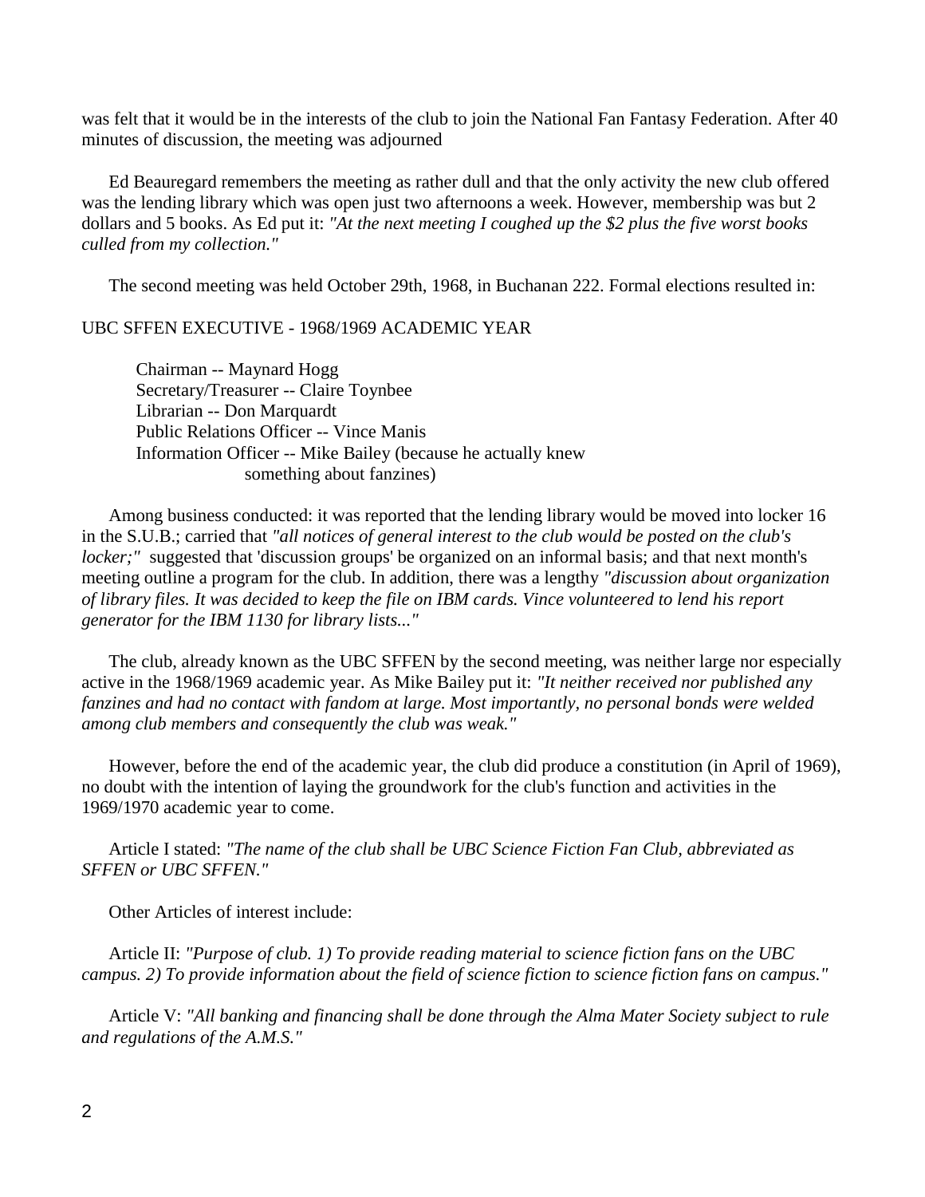was felt that it would be in the interests of the club to join the National Fan Fantasy Federation. After 40 minutes of discussion, the meeting was adjourned

Ed Beauregard remembers the meeting as rather dull and that the only activity the new club offered was the lending library which was open just two afternoons a week. However, membership was but 2 dollars and 5 books. As Ed put it: *"At the next meeting I coughed up the $2 plus the five worst books culled from my collection."*

The second meeting was held October 29th, 1968, in Buchanan 222. Formal elections resulted in:

UBC SFFEN EXECUTIVE - 1968/1969 ACADEMIC YEAR

Chairman -- Maynard Hogg
Secretary/Treasurer -- Claire Toynbee
Librarian -- Don Marquardt
Public Relations Officer -- Vince Manis
Information Officer -- Mike Bailey (because he actually knew something about fanzines)

Among business conducted: it was reported that the lending library would be moved into locker 16 in the S.U.B.; carried that *"all notices of general interest to the club would be posted on the club's locker;"* suggested that 'discussion groups' be organized on an informal basis; and that next month's meeting outline a program for the club. In addition, there was a lengthy *"discussion about organization of library files. It was decided to keep the file on IBM cards. Vince volunteered to lend his report generator for the IBM 1130 for library lists..."*

The club, already known as the UBC SFFEN by the second meeting, was neither large nor especially active in the 1968/1969 academic year. As Mike Bailey put it: *"It neither received nor published any fanzines and had no contact with fandom at large. Most importantly, no personal bonds were welded among club members and consequently the club was weak."*

However, before the end of the academic year, the club did produce a constitution (in April of 1969), no doubt with the intention of laying the groundwork for the club's function and activities in the 1969/1970 academic year to come.

Article I stated: *"The name of the club shall be UBC Science Fiction Fan Club, abbreviated as SFFEN or UBC SFFEN."*

Other Articles of interest include:

Article II: *"Purpose of club. 1) To provide reading material to science fiction fans on the UBC campus. 2) To provide information about the field of science fiction to science fiction fans on campus."*

Article V: *"All banking and financing shall be done through the Alma Mater Society subject to rule and regulations of the A.M.S."*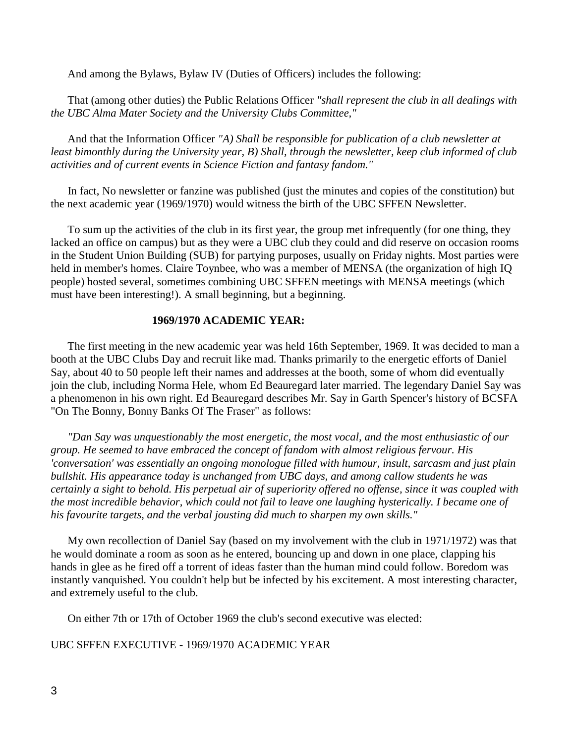And among the Bylaws, Bylaw IV (Duties of Officers) includes the following:

That (among other duties) the Public Relations Officer *"shall represent the club in all dealings with the UBC Alma Mater Society and the University Clubs Committee,"*

And that the Information Officer *"A) Shall be responsible for publication of a club newsletter at least bimonthly during the University year, B) Shall, through the newsletter, keep club informed of club activities and of current events in Science Fiction and fantasy fandom."*

In fact, No newsletter or fanzine was published (just the minutes and copies of the constitution) but the next academic year (1969/1970) would witness the birth of the UBC SFFEN Newsletter.

To sum up the activities of the club in its first year, the group met infrequently (for one thing, they lacked an office on campus) but as they were a UBC club they could and did reserve on occasion rooms in the Student Union Building (SUB) for partying purposes, usually on Friday nights. Most parties were held in member's homes. Claire Toynbee, who was a member of MENSA (the organization of high IQ people) hosted several, sometimes combining UBC SFFEN meetings with MENSA meetings (which must have been interesting!). A small beginning, but a beginning.

### 1969/1970 ACADEMIC YEAR:

The first meeting in the new academic year was held 16th September, 1969. It was decided to man a booth at the UBC Clubs Day and recruit like mad. Thanks primarily to the energetic efforts of Daniel Say, about 40 to 50 people left their names and addresses at the booth, some of whom did eventually join the club, including Norma Hele, whom Ed Beauregard later married. The legendary Daniel Say was a phenomenon in his own right. Ed Beauregard describes Mr. Say in Garth Spencer's history of BCSFA "On The Bonny, Bonny Banks Of The Fraser" as follows:

*"Dan Say was unquestionably the most energetic, the most vocal, and the most enthusiastic of our group. He seemed to have embraced the concept of fandom with almost religious fervour. His 'conversation' was essentially an ongoing monologue filled with humour, insult, sarcasm and just plain bullshit. His appearance today is unchanged from UBC days, and among callow students he was certainly a sight to behold. His perpetual air of superiority offered no offense, since it was coupled with the most incredible behavior, which could not fail to leave one laughing hysterically. I became one of his favourite targets, and the verbal jousting did much to sharpen my own skills."*

My own recollection of Daniel Say (based on my involvement with the club in 1971/1972) was that he would dominate a room as soon as he entered, bouncing up and down in one place, clapping his hands in glee as he fired off a torrent of ideas faster than the human mind could follow. Boredom was instantly vanquished. You couldn't help but be infected by his excitement. A most interesting character, and extremely useful to the club.

On either 7th or 17th of October 1969 the club's second executive was elected:

UBC SFFEN EXECUTIVE - 1969/1970 ACADEMIC YEAR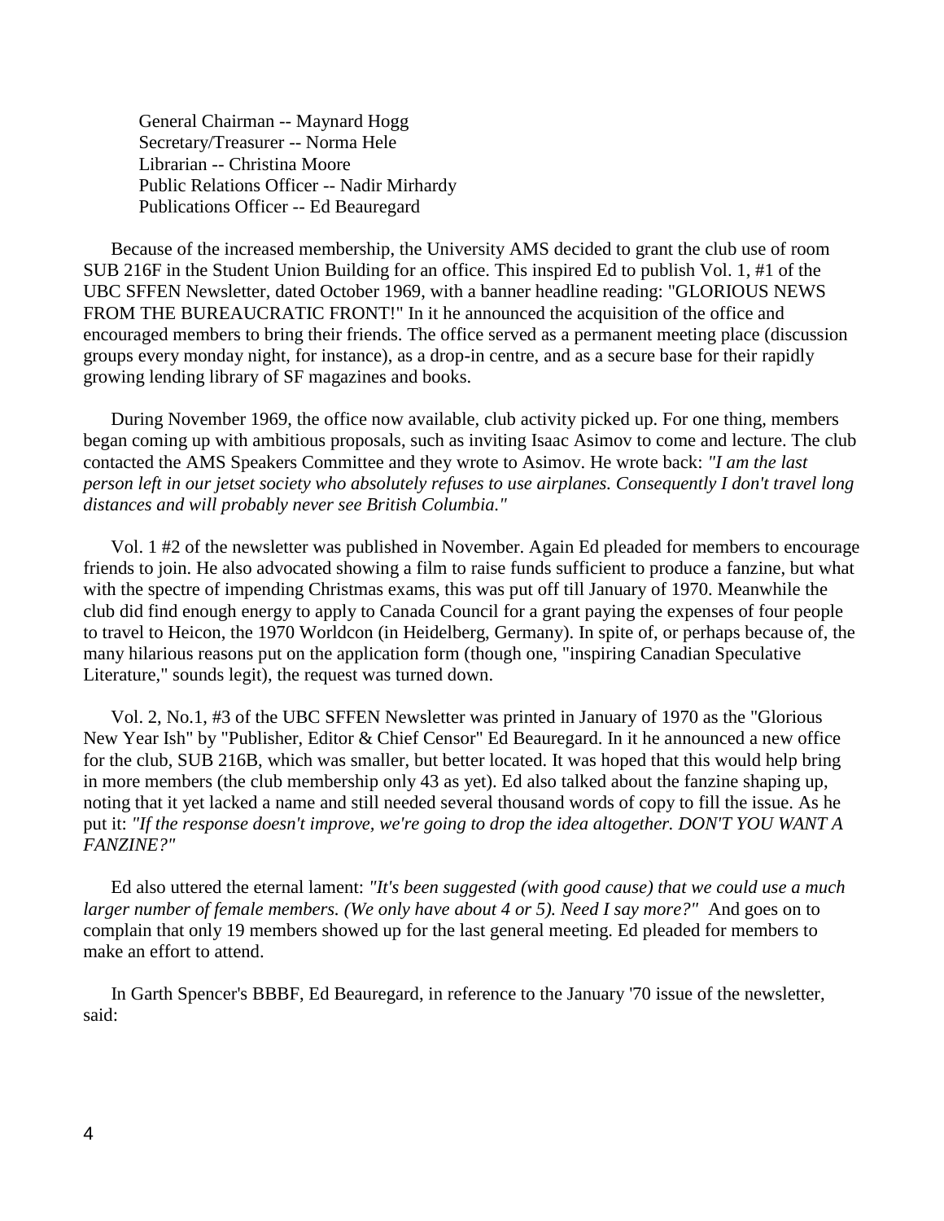General Chairman -- Maynard Hogg
Secretary/Treasurer -- Norma Hele
Librarian -- Christina Moore
Public Relations Officer -- Nadir Mirhardy
Publications Officer -- Ed Beauregard

Because of the increased membership, the University AMS decided to grant the club use of room SUB 216F in the Student Union Building for an office. This inspired Ed to publish Vol. 1, #1 of the UBC SFFEN Newsletter, dated October 1969, with a banner headline reading: "GLORIOUS NEWS FROM THE BUREAUCRATIC FRONT!" In it he announced the acquisition of the office and encouraged members to bring their friends. The office served as a permanent meeting place (discussion groups every monday night, for instance), as a drop-in centre, and as a secure base for their rapidly growing lending library of SF magazines and books.

During November 1969, the office now available, club activity picked up. For one thing, members began coming up with ambitious proposals, such as inviting Isaac Asimov to come and lecture. The club contacted the AMS Speakers Committee and they wrote to Asimov. He wrote back: *"I am the last person left in our jetset society who absolutely refuses to use airplanes. Consequently I don't travel long distances and will probably never see British Columbia."*

Vol. 1 #2 of the newsletter was published in November. Again Ed pleaded for members to encourage friends to join. He also advocated showing a film to raise funds sufficient to produce a fanzine, but what with the spectre of impending Christmas exams, this was put off till January of 1970. Meanwhile the club did find enough energy to apply to Canada Council for a grant paying the expenses of four people to travel to Heicon, the 1970 Worldcon (in Heidelberg, Germany). In spite of, or perhaps because of, the many hilarious reasons put on the application form (though one, "inspiring Canadian Speculative Literature," sounds legit), the request was turned down.

Vol. 2, No.1, #3 of the UBC SFFEN Newsletter was printed in January of 1970 as the "Glorious New Year Ish" by "Publisher, Editor & Chief Censor" Ed Beauregard. In it he announced a new office for the club, SUB 216B, which was smaller, but better located. It was hoped that this would help bring in more members (the club membership only 43 as yet). Ed also talked about the fanzine shaping up, noting that it yet lacked a name and still needed several thousand words of copy to fill the issue. As he put it: *"If the response doesn't improve, we're going to drop the idea altogether. DON'T YOU WANT A FANZINE?"*

Ed also uttered the eternal lament: *"It's been suggested (with good cause) that we could use a much larger number of female members. (We only have about 4 or 5). Need I say more?"* And goes on to complain that only 19 members showed up for the last general meeting. Ed pleaded for members to make an effort to attend.

In Garth Spencer's BBBF, Ed Beauregard, in reference to the January '70 issue of the newsletter, said: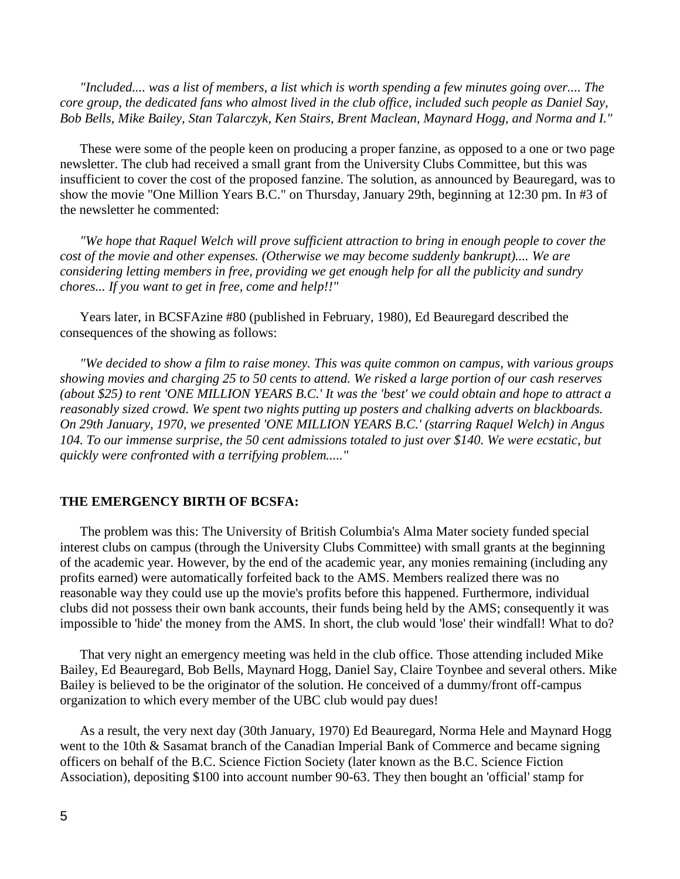*"Included.... was a list of members, a list which is worth spending a few minutes going over.... The core group, the dedicated fans who almost lived in the club office, included such people as Daniel Say, Bob Bells, Mike Bailey, Stan Talarczyk, Ken Stairs, Brent Maclean, Maynard Hogg, and Norma and I."*

These were some of the people keen on producing a proper fanzine, as opposed to a one or two page newsletter. The club had received a small grant from the University Clubs Committee, but this was insufficient to cover the cost of the proposed fanzine. The solution, as announced by Beauregard, was to show the movie "One Million Years B.C." on Thursday, January 29th, beginning at 12:30 pm. In #3 of the newsletter he commented:

*"We hope that Raquel Welch will prove sufficient attraction to bring in enough people to cover the cost of the movie and other expenses. (Otherwise we may become suddenly bankrupt).... We are considering letting members in free, providing we get enough help for all the publicity and sundry chores... If you want to get in free, come and help!!"*

Years later, in BCSFAzine #80 (published in February, 1980), Ed Beauregard described the consequences of the showing as follows:

*"We decided to show a film to raise money. This was quite common on campus, with various groups showing movies and charging 25 to 50 cents to attend. We risked a large portion of our cash reserves (about $25) to rent 'ONE MILLION YEARS B.C.' It was the 'best' we could obtain and hope to attract a reasonably sized crowd. We spent two nights putting up posters and chalking adverts on blackboards. On 29th January, 1970, we presented 'ONE MILLION YEARS B.C.' (starring Raquel Welch) in Angus 104. To our immense surprise, the 50 cent admissions totaled to just over $140. We were ecstatic, but quickly were confronted with a terrifying problem....."*

**THE EMERGENCY BIRTH OF BCSFA:**

The problem was this: The University of British Columbia's Alma Mater society funded special interest clubs on campus (through the University Clubs Committee) with small grants at the beginning of the academic year. However, by the end of the academic year, any monies remaining (including any profits earned) were automatically forfeited back to the AMS. Members realized there was no reasonable way they could use up the movie's profits before this happened. Furthermore, individual clubs did not possess their own bank accounts, their funds being held by the AMS; consequently it was impossible to 'hide' the money from the AMS. In short, the club would 'lose' their windfall! What to do?

That very night an emergency meeting was held in the club office. Those attending included Mike Bailey, Ed Beauregard, Bob Bells, Maynard Hogg, Daniel Say, Claire Toynbee and several others. Mike Bailey is believed to be the originator of the solution. He conceived of a dummy/front off-campus organization to which every member of the UBC club would pay dues!

As a result, the very next day (30th January, 1970) Ed Beauregard, Norma Hele and Maynard Hogg went to the 10th & Sasamat branch of the Canadian Imperial Bank of Commerce and became signing officers on behalf of the B.C. Science Fiction Society (later known as the B.C. Science Fiction Association), depositing $100 into account number 90-63. They then bought an 'official' stamp for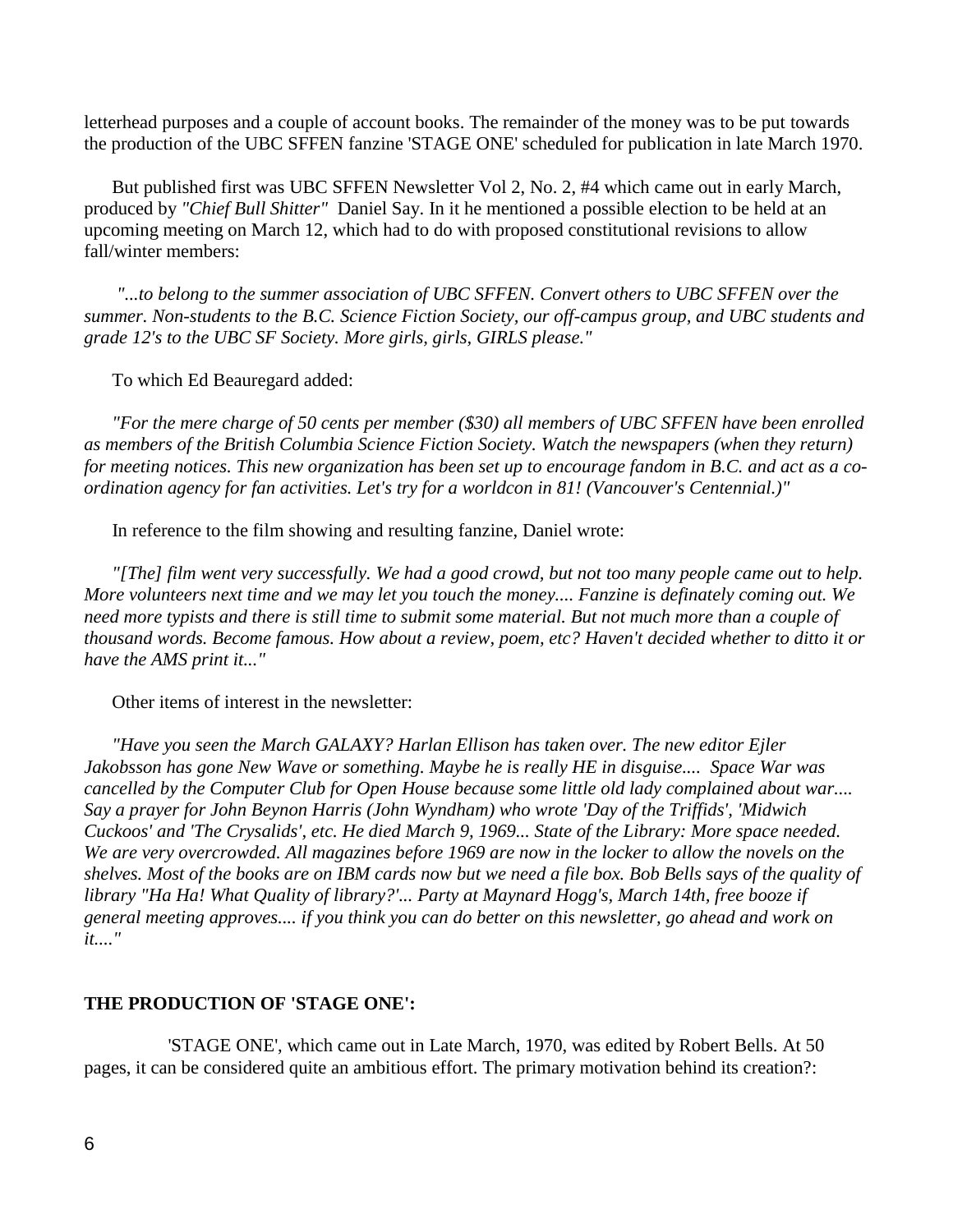letterhead purposes and a couple of account books. The remainder of the money was to be put towards the production of the UBC SFFEN fanzine 'STAGE ONE' scheduled for publication in late March 1970.

But published first was UBC SFFEN Newsletter Vol 2, No. 2, #4 which came out in early March, produced by *"Chief Bull Shitter"* Daniel Say. In it he mentioned a possible election to be held at an upcoming meeting on March 12, which had to do with proposed constitutional revisions to allow fall/winter members:

*"...to belong to the summer association of UBC SFFEN. Convert others to UBC SFFEN over the summer. Non-students to the B.C. Science Fiction Society, our off-campus group, and UBC students and grade 12's to the UBC SF Society. More girls, girls, GIRLS please."*

To which Ed Beauregard added:

*"For the mere charge of 50 cents per member ($30) all members of UBC SFFEN have been enrolled as members of the British Columbia Science Fiction Society. Watch the newspapers (when they return) for meeting notices. This new organization has been set up to encourage fandom in B.C. and act as a co-ordination agency for fan activities. Let's try for a worldcon in 81! (Vancouver's Centennial.)"*

In reference to the film showing and resulting fanzine, Daniel wrote:

*"[The] film went very successfully. We had a good crowd, but not too many people came out to help. More volunteers next time and we may let you touch the money.... Fanzine is definately coming out. We need more typists and there is still time to submit some material. But not much more than a couple of thousand words. Become famous. How about a review, poem, etc? Haven't decided whether to ditto it or have the AMS print it..."*

Other items of interest in the newsletter:

*"Have you seen the March GALAXY? Harlan Ellison has taken over. The new editor Ejler Jakobsson has gone New Wave or something. Maybe he is really HE in disguise.... Space War was cancelled by the Computer Club for Open House because some little old lady complained about war.... Say a prayer for John Beynon Harris (John Wyndham) who wrote 'Day of the Triffids', 'Midwich Cuckoos' and 'The Crysalids', etc. He died March 9, 1969... State of the Library: More space needed. We are very overcrowded. All magazines before 1969 are now in the locker to allow the novels on the shelves. Most of the books are on IBM cards now but we need a file box. Bob Bells says of the quality of library "Ha Ha! What Quality of library?'... Party at Maynard Hogg's, March 14th, free booze if general meeting approves.... if you think you can do better on this newsletter, go ahead and work on it...."*

**THE PRODUCTION OF 'STAGE ONE':**

'STAGE ONE', which came out in Late March, 1970, was edited by Robert Bells. At 50 pages, it can be considered quite an ambitious effort. The primary motivation behind its creation?: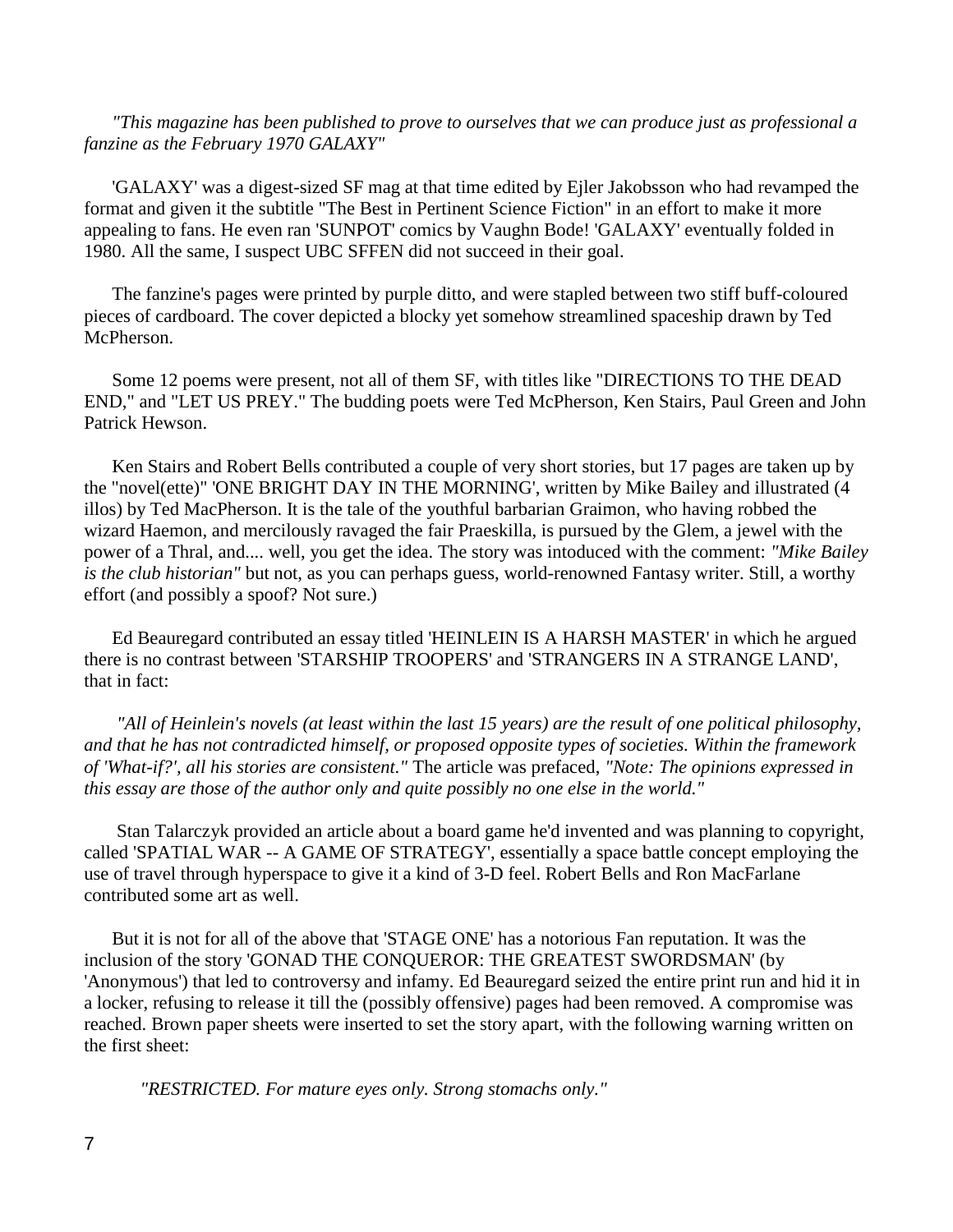*"This magazine has been published to prove to ourselves that we can produce just as professional a fanzine as the February 1970 GALAXY"*

'GALAXY' was a digest-sized SF mag at that time edited by Ejler Jakobsson who had revamped the format and given it the subtitle "The Best in Pertinent Science Fiction" in an effort to make it more appealing to fans. He even ran 'SUNPOT' comics by Vaughn Bode! 'GALAXY' eventually folded in 1980. All the same, I suspect UBC SFFEN did not succeed in their goal.

The fanzine's pages were printed by purple ditto, and were stapled between two stiff buff-coloured pieces of cardboard. The cover depicted a blocky yet somehow streamlined spaceship drawn by Ted McPherson.

Some 12 poems were present, not all of them SF, with titles like "DIRECTIONS TO THE DEAD END," and "LET US PREY." The budding poets were Ted McPherson, Ken Stairs, Paul Green and John Patrick Hewson.

Ken Stairs and Robert Bells contributed a couple of very short stories, but 17 pages are taken up by the "novel(ette)" 'ONE BRIGHT DAY IN THE MORNING', written by Mike Bailey and illustrated (4 illos) by Ted MacPherson. It is the tale of the youthful barbarian Graimon, who having robbed the wizard Haemon, and mercilously ravaged the fair Praeskilla, is pursued by the Glem, a jewel with the power of a Thral, and.... well, you get the idea. The story was intoduced with the comment: *"Mike Bailey is the club historian"* but not, as you can perhaps guess, world-renowned Fantasy writer. Still, a worthy effort (and possibly a spoof? Not sure.)

Ed Beauregard contributed an essay titled 'HEINLEIN IS A HARSH MASTER' in which he argued there is no contrast between 'STARSHIP TROOPERS' and 'STRANGERS IN A STRANGE LAND', that in fact:

*"All of Heinlein's novels (at least within the last 15 years) are the result of one political philosophy, and that he has not contradicted himself, or proposed opposite types of societies. Within the framework of 'What-if?', all his stories are consistent."* The article was prefaced, *"Note: The opinions expressed in this essay are those of the author only and quite possibly no one else in the world."*

Stan Talarczyk provided an article about a board game he'd invented and was planning to copyright, called 'SPATIAL WAR -- A GAME OF STRATEGY', essentially a space battle concept employing the use of travel through hyperspace to give it a kind of 3-D feel. Robert Bells and Ron MacFarlane contributed some art as well.

But it is not for all of the above that 'STAGE ONE' has a notorious Fan reputation. It was the inclusion of the story 'GONAD THE CONQUEROR: THE GREATEST SWORDSMAN' (by 'Anonymous') that led to controversy and infamy. Ed Beauregard seized the entire print run and hid it in a locker, refusing to release it till the (possibly offensive) pages had been removed. A compromise was reached. Brown paper sheets were inserted to set the story apart, with the following warning written on the first sheet:

*"RESTRICTED. For mature eyes only. Strong stomachs only."*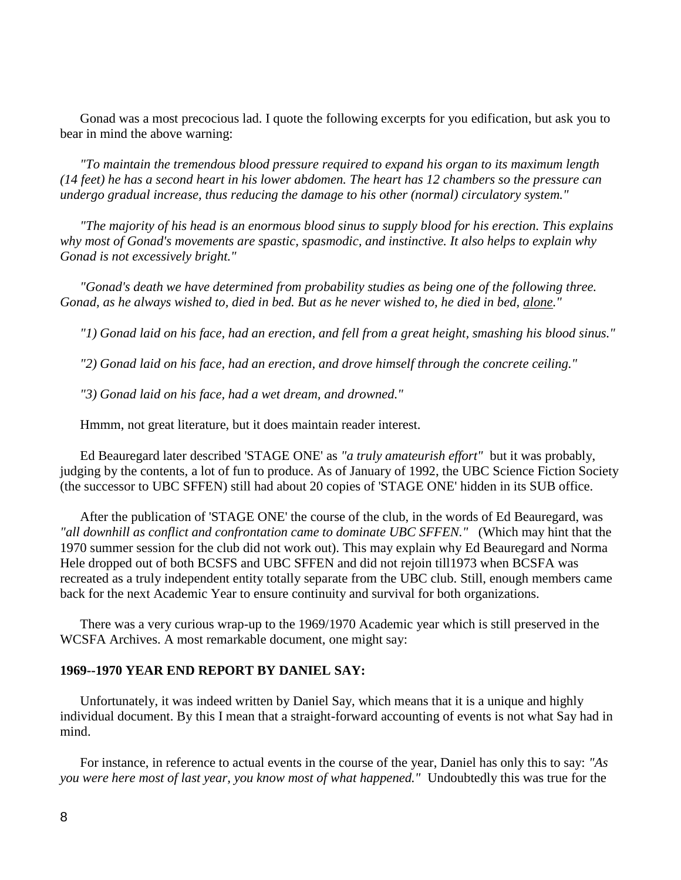Gonad was a most precocious lad. I quote the following excerpts for you edification, but ask you to bear in mind the above warning:

*"To maintain the tremendous blood pressure required to expand his organ to its maximum length (14 feet) he has a second heart in his lower abdomen. The heart has 12 chambers so the pressure can undergo gradual increase, thus reducing the damage to his other (normal) circulatory system."*

*"The majority of his head is an enormous blood sinus to supply blood for his erection. This explains why most of Gonad's movements are spastic, spasmodic, and instinctive. It also helps to explain why Gonad is not excessively bright."*

*"Gonad's death we have determined from probability studies as being one of the following three. Gonad, as he always wished to, died in bed. But as he never wished to, he died in bed, alone."*

*"1) Gonad laid on his face, had an erection, and fell from a great height, smashing his blood sinus."*

*"2) Gonad laid on his face, had an erection, and drove himself through the concrete ceiling."*

*"3) Gonad laid on his face, had a wet dream, and drowned."*

Hmmm, not great literature, but it does maintain reader interest.

Ed Beauregard later described 'STAGE ONE' as *"a truly amateurish effort"* but it was probably, judging by the contents, a lot of fun to produce. As of January of 1992, the UBC Science Fiction Society (the successor to UBC SFFEN) still had about 20 copies of 'STAGE ONE' hidden in its SUB office.

After the publication of 'STAGE ONE' the course of the club, in the words of Ed Beauregard, was *"all downhill as conflict and confrontation came to dominate UBC SFFEN."* (Which may hint that the 1970 summer session for the club did not work out). This may explain why Ed Beauregard and Norma Hele dropped out of both BCSFS and UBC SFFEN and did not rejoin till1973 when BCSFA was recreated as a truly independent entity totally separate from the UBC club. Still, enough members came back for the next Academic Year to ensure continuity and survival for both organizations.

There was a very curious wrap-up to the 1969/1970 Academic year which is still preserved in the WCSFA Archives. A most remarkable document, one might say:

**1969--1970 YEAR END REPORT BY DANIEL SAY:**

Unfortunately, it was indeed written by Daniel Say, which means that it is a unique and highly individual document. By this I mean that a straight-forward accounting of events is not what Say had in mind.

For instance, in reference to actual events in the course of the year, Daniel has only this to say: *"As you were here most of last year, you know most of what happened."* Undoubtedly this was true for the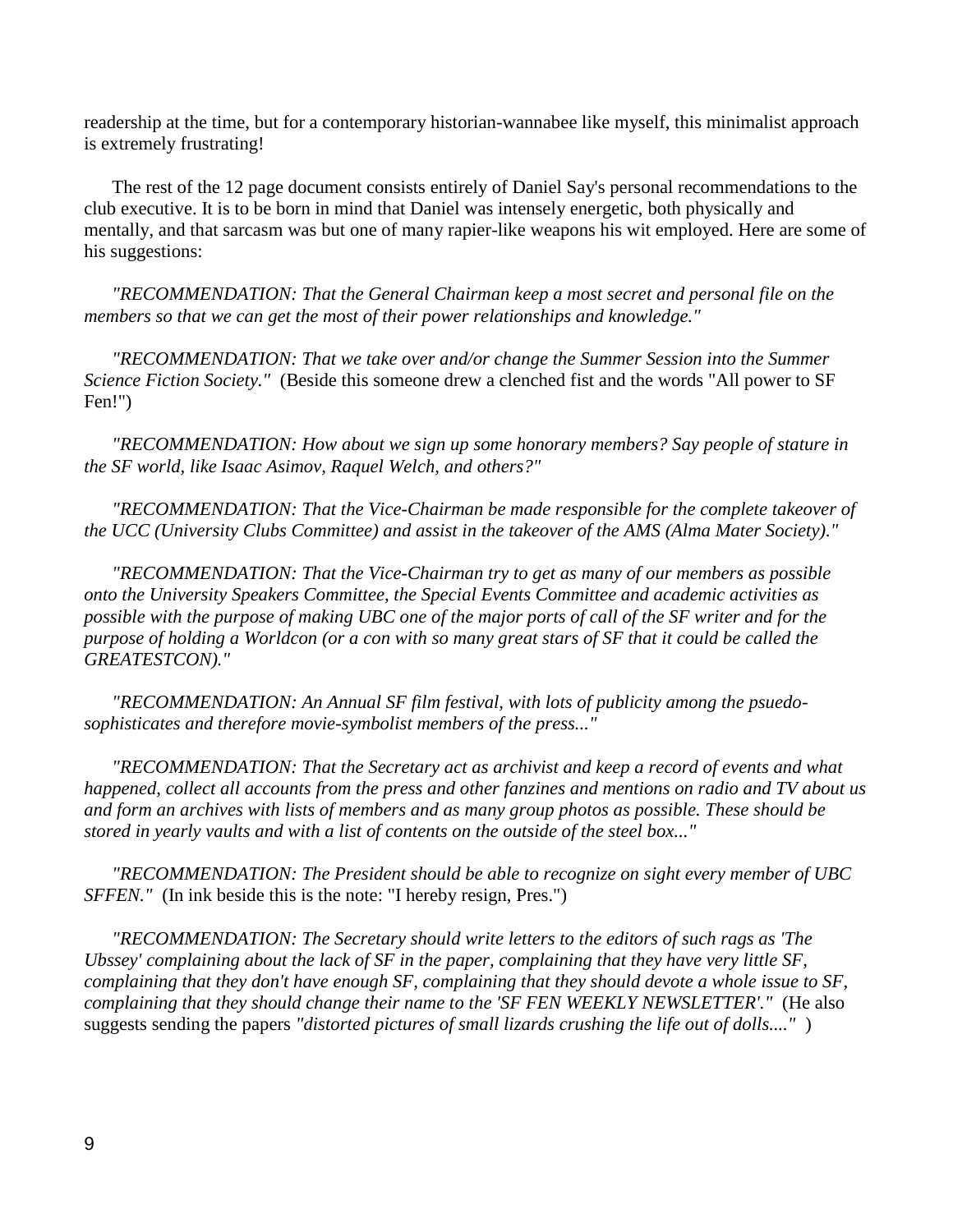readership at the time, but for a contemporary historian-wannabee like myself, this minimalist approach is extremely frustrating!

The rest of the 12 page document consists entirely of Daniel Say's personal recommendations to the club executive. It is to be born in mind that Daniel was intensely energetic, both physically and mentally, and that sarcasm was but one of many rapier-like weapons his wit employed. Here are some of his suggestions:

*"RECOMMENDATION: That the General Chairman keep a most secret and personal file on the members so that we can get the most of their power relationships and knowledge."*

*"RECOMMENDATION: That we take over and/or change the Summer Session into the Summer Science Fiction Society."* (Beside this someone drew a clenched fist and the words "All power to SF Fen!")

*"RECOMMENDATION: How about we sign up some honorary members? Say people of stature in the SF world, like Isaac Asimov, Raquel Welch, and others?"*

*"RECOMMENDATION: That the Vice-Chairman be made responsible for the complete takeover of the UCC (University Clubs Committee) and assist in the takeover of the AMS (Alma Mater Society)."*

*"RECOMMENDATION: That the Vice-Chairman try to get as many of our members as possible onto the University Speakers Committee, the Special Events Committee and academic activities as possible with the purpose of making UBC one of the major ports of call of the SF writer and for the purpose of holding a Worldcon (or a con with so many great stars of SF that it could be called the GREATESTCON)."*

*"RECOMMENDATION: An Annual SF film festival, with lots of publicity among the psuedo-sophisticates and therefore movie-symbolist members of the press..."*

*"RECOMMENDATION: That the Secretary act as archivist and keep a record of events and what happened, collect all accounts from the press and other fanzines and mentions on radio and TV about us and form an archives with lists of members and as many group photos as possible. These should be stored in yearly vaults and with a list of contents on the outside of the steel box..."*

*"RECOMMENDATION: The President should be able to recognize on sight every member of UBC SFFEN."* (In ink beside this is the note: "I hereby resign, Pres.")

*"RECOMMENDATION: The Secretary should write letters to the editors of such rags as 'The Ubssey' complaining about the lack of SF in the paper, complaining that they have very little SF, complaining that they don't have enough SF, complaining that they should devote a whole issue to SF, complaining that they should change their name to the 'SF FEN WEEKLY NEWSLETTER'."* (He also suggests sending the papers *"distorted pictures of small lizards crushing the life out of dolls...."* )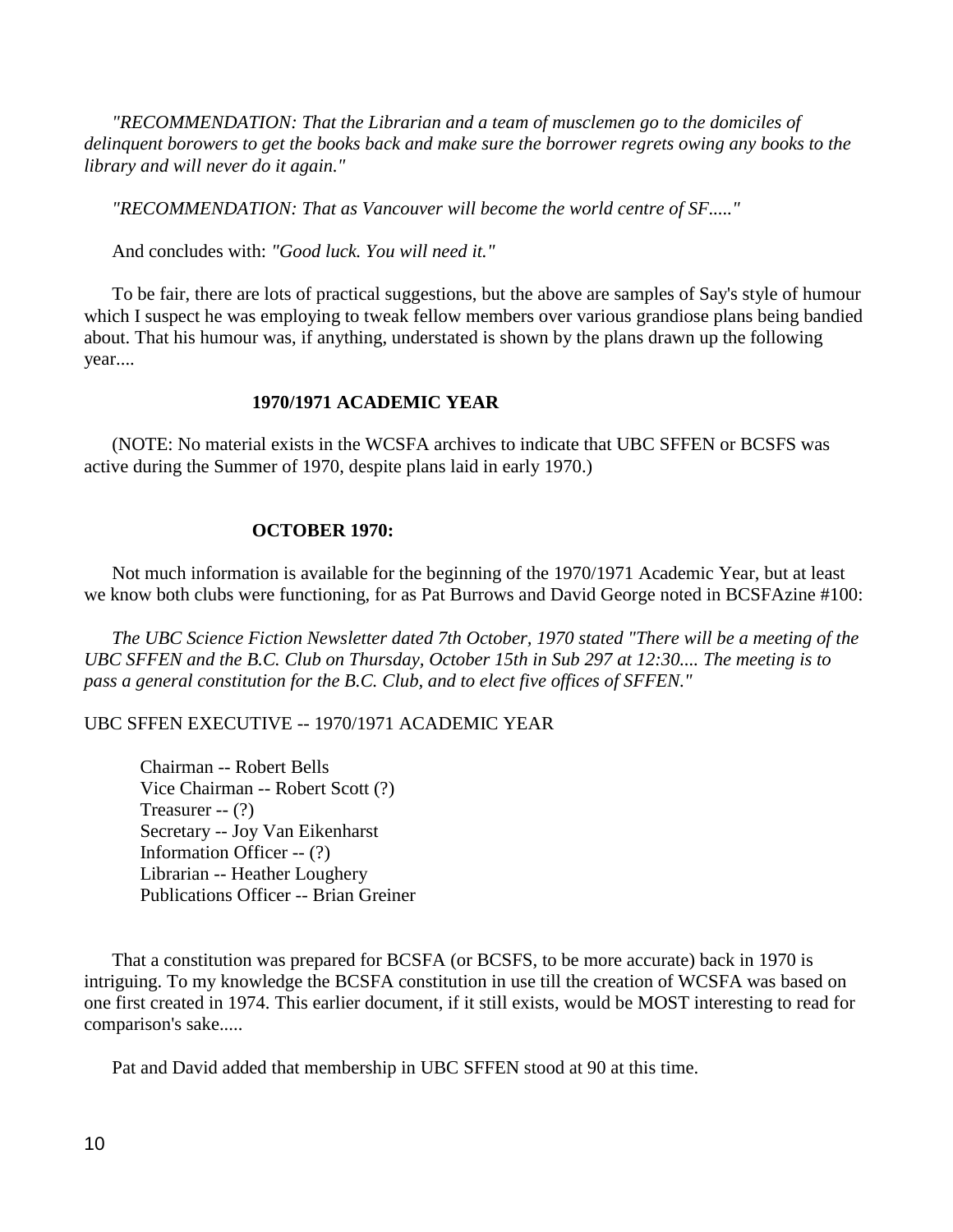*"RECOMMENDATION: That the Librarian and a team of musclemen go to the domiciles of delinquent borowers to get the books back and make sure the borrower regrets owing any books to the library and will never do it again."*

*"RECOMMENDATION: That as Vancouver will become the world centre of SF....."*

And concludes with: *"Good luck. You will need it."*

To be fair, there are lots of practical suggestions, but the above are samples of Say's style of humour which I suspect he was employing to tweak fellow members over various grandiose plans being bandied about. That his humour was, if anything, understated is shown by the plans drawn up the following year....

**1970/1971 ACADEMIC YEAR**

(NOTE: No material exists in the WCSFA archives to indicate that UBC SFFEN or BCSFS was active during the Summer of 1970, despite plans laid in early 1970.)

**OCTOBER 1970:**

Not much information is available for the beginning of the 1970/1971 Academic Year, but at least we know both clubs were functioning, for as Pat Burrows and David George noted in BCSFAzine #100:

*The UBC Science Fiction Newsletter dated 7th October, 1970 stated "There will be a meeting of the UBC SFFEN and the B.C. Club on Thursday, October 15th in Sub 297 at 12:30.... The meeting is to pass a general constitution for the B.C. Club, and to elect five offices of SFFEN."*

UBC SFFEN EXECUTIVE -- 1970/1971 ACADEMIC YEAR

Chairman -- Robert Bells
Vice Chairman -- Robert Scott (?)
Treasurer -- (?)
Secretary -- Joy Van Eikenharst
Information Officer -- (?)
Librarian -- Heather Loughery
Publications Officer -- Brian Greiner

That a constitution was prepared for BCSFA (or BCSFS, to be more accurate) back in 1970 is intriguing. To my knowledge the BCSFA constitution in use till the creation of WCSFA was based on one first created in 1974. This earlier document, if it still exists, would be MOST interesting to read for comparison's sake.....

Pat and David added that membership in UBC SFFEN stood at 90 at this time.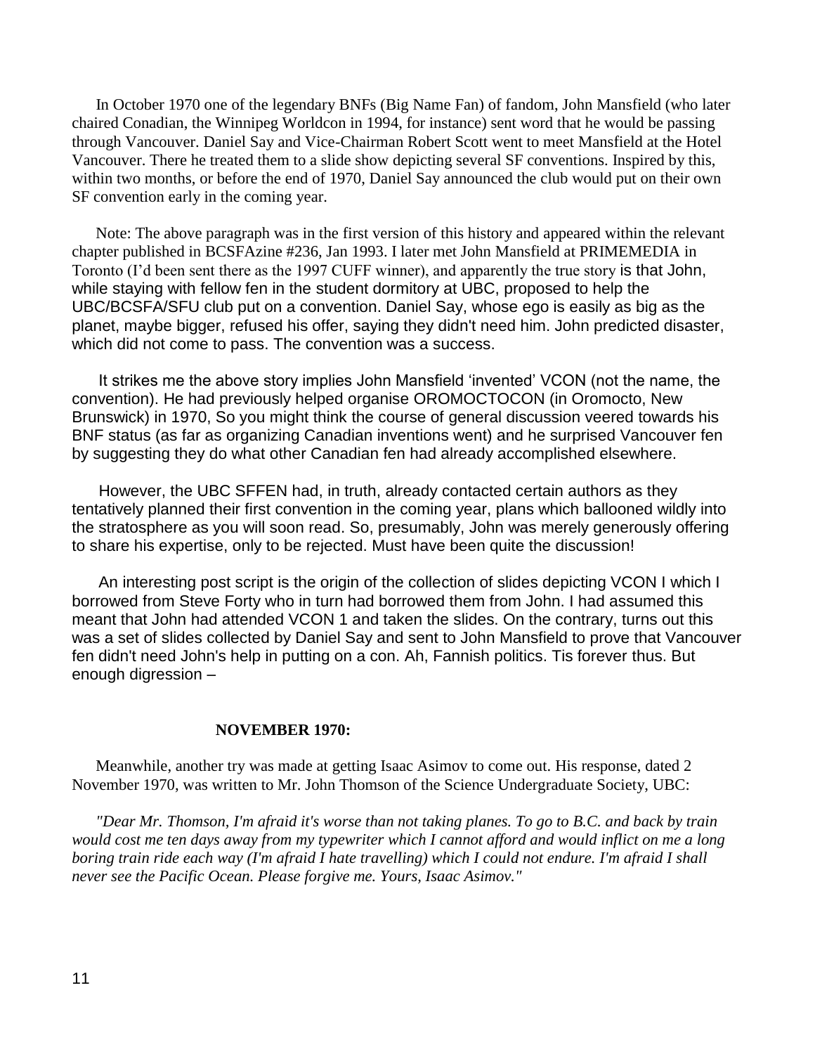In October 1970 one of the legendary BNFs (Big Name Fan) of fandom, John Mansfield (who later chaired Conadian, the Winnipeg Worldcon in 1994, for instance) sent word that he would be passing through Vancouver. Daniel Say and Vice-Chairman Robert Scott went to meet Mansfield at the Hotel Vancouver. There he treated them to a slide show depicting several SF conventions. Inspired by this, within two months, or before the end of 1970, Daniel Say announced the club would put on their own SF convention early in the coming year.

Note: The above paragraph was in the first version of this history and appeared within the relevant chapter published in BCSFAzine #236, Jan 1993. I later met John Mansfield at PRIMEMEDIA in Toronto (I'd been sent there as the 1997 CUFF winner), and apparently the true story is that John, while staying with fellow fen in the student dormitory at UBC, proposed to help the UBC/BCSFA/SFU club put on a convention. Daniel Say, whose ego is easily as big as the planet, maybe bigger, refused his offer, saying they didn't need him. John predicted disaster, which did not come to pass. The convention was a success.

It strikes me the above story implies John Mansfield 'invented' VCON (not the name, the convention). He had previously helped organise OROMOCTOCON (in Oromocto, New Brunswick) in 1970, So you might think the course of general discussion veered towards his BNF status (as far as organizing Canadian inventions went) and he surprised Vancouver fen by suggesting they do what other Canadian fen had already accomplished elsewhere.

However, the UBC SFFEN had, in truth, already contacted certain authors as they tentatively planned their first convention in the coming year, plans which ballooned wildly into the stratosphere as you will soon read. So, presumably, John was merely generously offering to share his expertise, only to be rejected. Must have been quite the discussion!

An interesting post script is the origin of the collection of slides depicting VCON I which I borrowed from Steve Forty who in turn had borrowed them from John. I had assumed this meant that John had attended VCON 1 and taken the slides. On the contrary, turns out this was a set of slides collected by Daniel Say and sent to John Mansfield to prove that Vancouver fen didn't need John's help in putting on a con. Ah, Fannish politics. Tis forever thus. But enough digression –

### NOVEMBER 1970:

Meanwhile, another try was made at getting Isaac Asimov to come out. His response, dated 2 November 1970, was written to Mr. John Thomson of the Science Undergraduate Society, UBC:

*"Dear Mr. Thomson, I'm afraid it's worse than not taking planes. To go to B.C. and back by train would cost me ten days away from my typewriter which I cannot afford and would inflict on me a long boring train ride each way (I'm afraid I hate travelling) which I could not endure. I'm afraid I shall never see the Pacific Ocean. Please forgive me. Yours, Isaac Asimov."*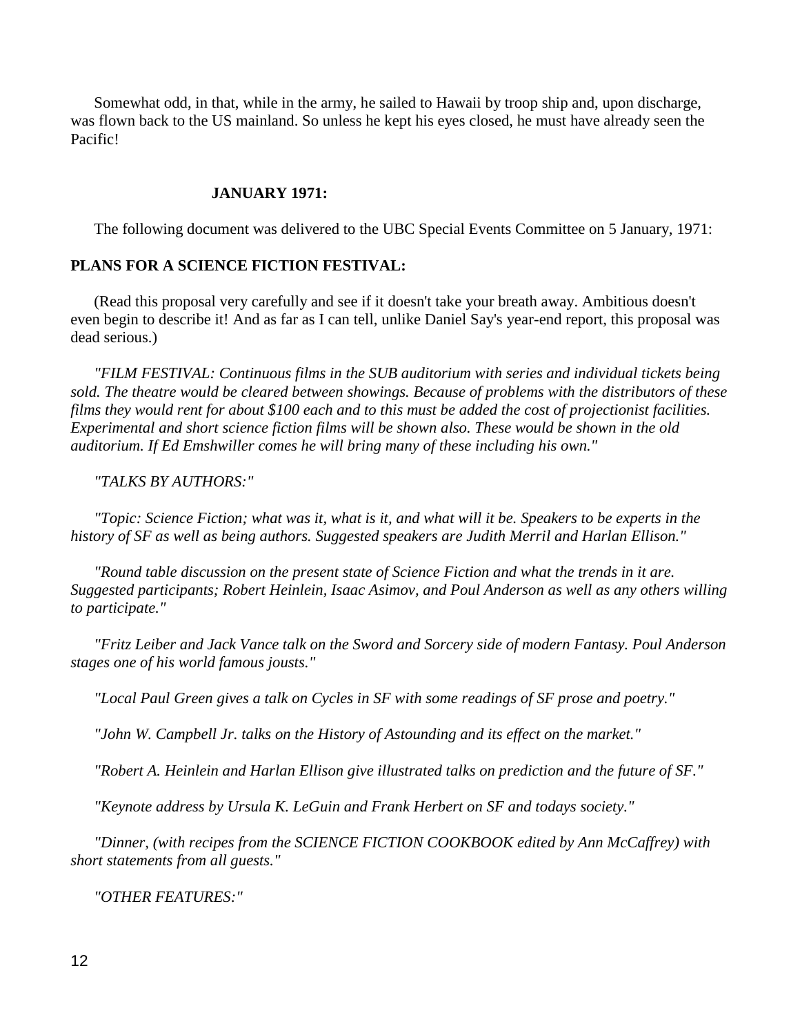Somewhat odd, in that, while in the army, he sailed to Hawaii by troop ship and, upon discharge, was flown back to the US mainland. So unless he kept his eyes closed, he must have already seen the Pacific!

**JANUARY 1971:**

The following document was delivered to the UBC Special Events Committee on 5 January, 1971:

**PLANS FOR A SCIENCE FICTION FESTIVAL:**

(Read this proposal very carefully and see if it doesn't take your breath away. Ambitious doesn't even begin to describe it! And as far as I can tell, unlike Daniel Say's year-end report, this proposal was dead serious.)

*"FILM FESTIVAL: Continuous films in the SUB auditorium with series and individual tickets being sold. The theatre would be cleared between showings. Because of problems with the distributors of these films they would rent for about $100 each and to this must be added the cost of projectionist facilities. Experimental and short science fiction films will be shown also. These would be shown in the old auditorium. If Ed Emshwiller comes he will bring many of these including his own."*

*"TALKS BY AUTHORS:"*

*"Topic: Science Fiction; what was it, what is it, and what will it be. Speakers to be experts in the history of SF as well as being authors. Suggested speakers are Judith Merril and Harlan Ellison."*

*"Round table discussion on the present state of Science Fiction and what the trends in it are. Suggested participants; Robert Heinlein, Isaac Asimov, and Poul Anderson as well as any others willing to participate."*

*"Fritz Leiber and Jack Vance talk on the Sword and Sorcery side of modern Fantasy. Poul Anderson stages one of his world famous jousts."*

*"Local Paul Green gives a talk on Cycles in SF with some readings of SF prose and poetry."*

*"John W. Campbell Jr. talks on the History of Astounding and its effect on the market."*

*"Robert A. Heinlein and Harlan Ellison give illustrated talks on prediction and the future of SF."*

*"Keynote address by Ursula K. LeGuin and Frank Herbert on SF and todays society."*

*"Dinner, (with recipes from the SCIENCE FICTION COOKBOOK edited by Ann McCaffrey) with short statements from all guests."*

*"OTHER FEATURES:"*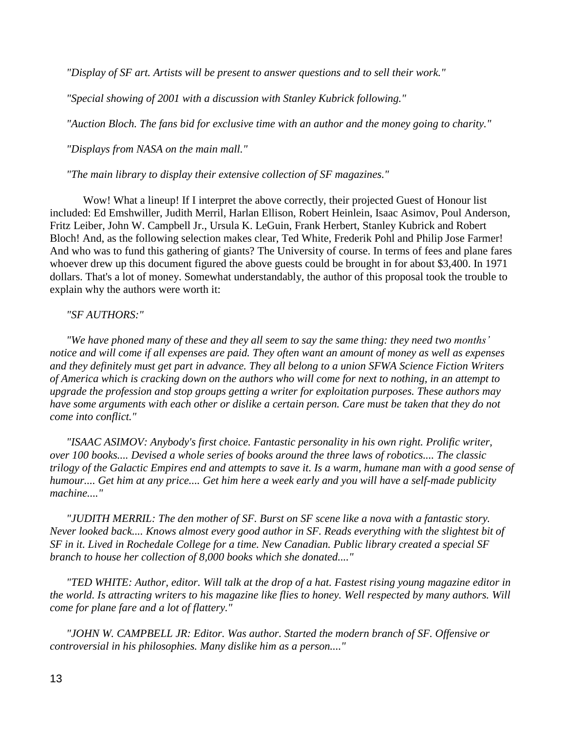*"Display of SF art. Artists will be present to answer questions and to sell their work."*

*"Special showing of 2001 with a discussion with Stanley Kubrick following."*

*"Auction Bloch. The fans bid for exclusive time with an author and the money going to charity."*

*"Displays from NASA on the main mall."*

*"The main library to display their extensive collection of SF magazines."*

Wow! What a lineup! If I interpret the above correctly, their projected Guest of Honour list included: Ed Emshwiller, Judith Merril, Harlan Ellison, Robert Heinlein, Isaac Asimov, Poul Anderson, Fritz Leiber, John W. Campbell Jr., Ursula K. LeGuin, Frank Herbert, Stanley Kubrick and Robert Bloch! And, as the following selection makes clear, Ted White, Frederik Pohl and Philip Jose Farmer! And who was to fund this gathering of giants? The University of course. In terms of fees and plane fares whoever drew up this document figured the above guests could be brought in for about $3,400. In 1971 dollars. That's a lot of money. Somewhat understandably, the author of this proposal took the trouble to explain why the authors were worth it:

*"SF AUTHORS:"*

*"We have phoned many of these and they all seem to say the same thing: they need two months' notice and will come if all expenses are paid. They often want an amount of money as well as expenses and they definitely must get part in advance. They all belong to a union SFWA Science Fiction Writers of America which is cracking down on the authors who will come for next to nothing, in an attempt to upgrade the profession and stop groups getting a writer for exploitation purposes. These authors may have some arguments with each other or dislike a certain person. Care must be taken that they do not come into conflict."*

*"ISAAC ASIMOV: Anybody's first choice. Fantastic personality in his own right. Prolific writer, over 100 books.... Devised a whole series of books around the three laws of robotics.... The classic trilogy of the Galactic Empires end and attempts to save it. Is a warm, humane man with a good sense of humour.... Get him at any price.... Get him here a week early and you will have a self-made publicity machine...."*

*"JUDITH MERRIL: The den mother of SF. Burst on SF scene like a nova with a fantastic story. Never looked back.... Knows almost every good author in SF. Reads everything with the slightest bit of SF in it. Lived in Rochedale College for a time. New Canadian. Public library created a special SF branch to house her collection of 8,000 books which she donated...."*

*"TED WHITE: Author, editor. Will talk at the drop of a hat. Fastest rising young magazine editor in the world. Is attracting writers to his magazine like flies to honey. Well respected by many authors. Will come for plane fare and a lot of flattery."*

*"JOHN W. CAMPBELL JR: Editor. Was author. Started the modern branch of SF. Offensive or controversial in his philosophies. Many dislike him as a person...."*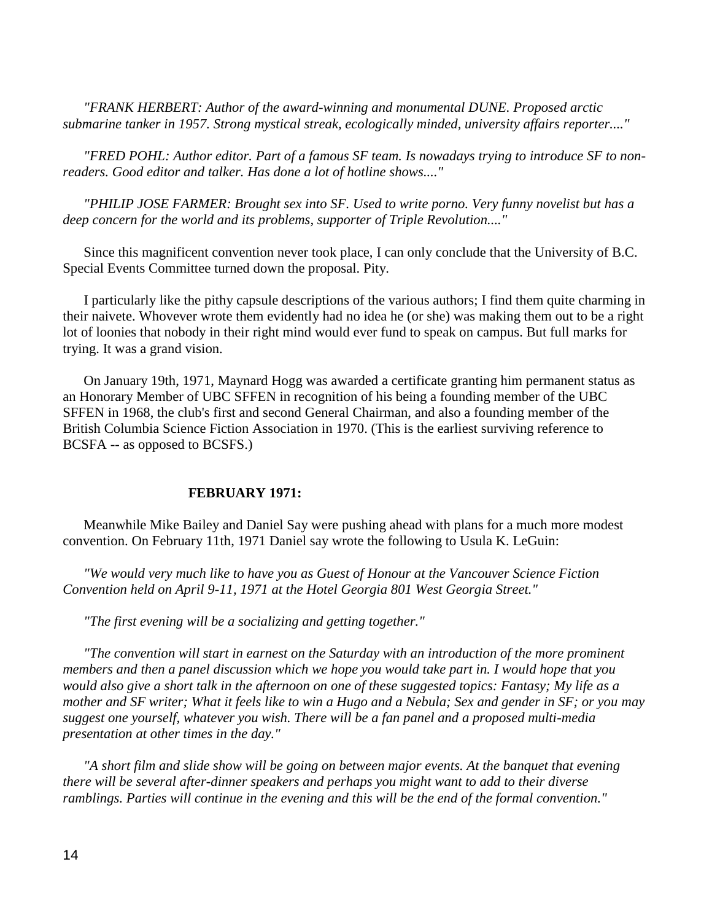*"FRANK HERBERT: Author of the award-winning and monumental DUNE. Proposed arctic submarine tanker in 1957. Strong mystical streak, ecologically minded, university affairs reporter...."*

*"FRED POHL: Author editor. Part of a famous SF team. Is nowadays trying to introduce SF to non-readers. Good editor and talker. Has done a lot of hotline shows...."*

*"PHILIP JOSE FARMER: Brought sex into SF. Used to write porno. Very funny novelist but has a deep concern for the world and its problems, supporter of Triple Revolution...."*

Since this magnificent convention never took place, I can only conclude that the University of B.C. Special Events Committee turned down the proposal. Pity.

I particularly like the pithy capsule descriptions of the various authors; I find them quite charming in their naivete. Whovever wrote them evidently had no idea he (or she) was making them out to be a right lot of loonies that nobody in their right mind would ever fund to speak on campus. But full marks for trying. It was a grand vision.

On January 19th, 1971, Maynard Hogg was awarded a certificate granting him permanent status as an Honorary Member of UBC SFFEN in recognition of his being a founding member of the UBC SFFEN in 1968, the club's first and second General Chairman, and also a founding member of the British Columbia Science Fiction Association in 1970. (This is the earliest surviving reference to BCSFA -- as opposed to BCSFS.)

**FEBRUARY 1971:**

Meanwhile Mike Bailey and Daniel Say were pushing ahead with plans for a much more modest convention. On February 11th, 1971 Daniel say wrote the following to Usula K. LeGuin:

*"We would very much like to have you as Guest of Honour at the Vancouver Science Fiction Convention held on April 9-11, 1971 at the Hotel Georgia 801 West Georgia Street."*

*"The first evening will be a socializing and getting together."*

*"The convention will start in earnest on the Saturday with an introduction of the more prominent members and then a panel discussion which we hope you would take part in. I would hope that you would also give a short talk in the afternoon on one of these suggested topics: Fantasy; My life as a mother and SF writer; What it feels like to win a Hugo and a Nebula; Sex and gender in SF; or you may suggest one yourself, whatever you wish. There will be a fan panel and a proposed multi-media presentation at other times in the day."*

*"A short film and slide show will be going on between major events. At the banquet that evening there will be several after-dinner speakers and perhaps you might want to add to their diverse ramblings. Parties will continue in the evening and this will be the end of the formal convention."*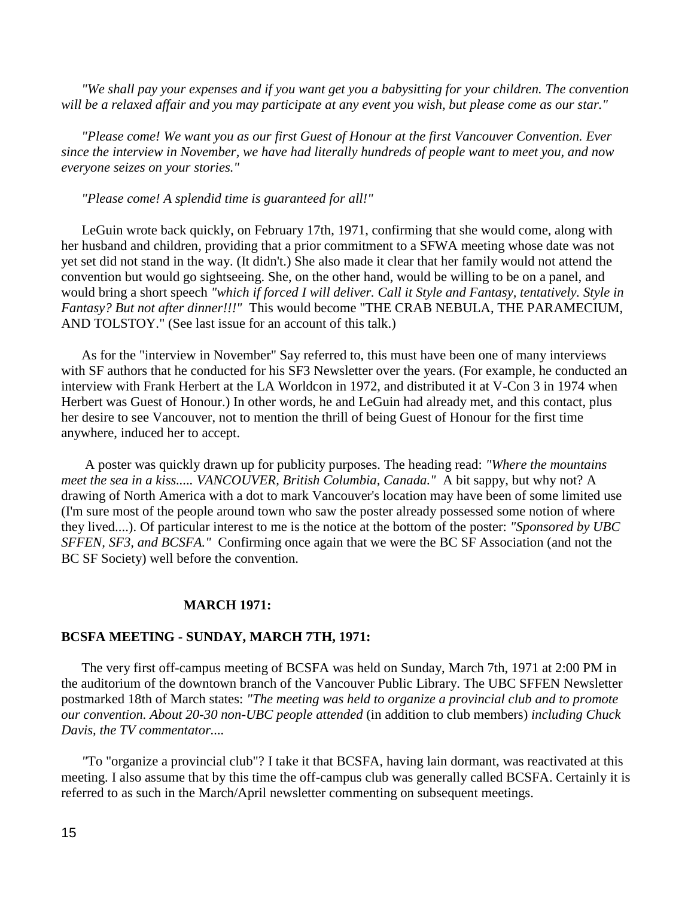*"We shall pay your expenses and if you want get you a babysitting for your children. The convention will be a relaxed affair and you may participate at any event you wish, but please come as our star."*

*"Please come! We want you as our first Guest of Honour at the first Vancouver Convention. Ever since the interview in November, we have had literally hundreds of people want to meet you, and now everyone seizes on your stories."*

*"Please come! A splendid time is guaranteed for all!"*

LeGuin wrote back quickly, on February 17th, 1971, confirming that she would come, along with her husband and children, providing that a prior commitment to a SFWA meeting whose date was not yet set did not stand in the way. (It didn't.) She also made it clear that her family would not attend the convention but would go sightseeing. She, on the other hand, would be willing to be on a panel, and would bring a short speech *"which if forced I will deliver. Call it Style and Fantasy, tentatively. Style in Fantasy? But not after dinner!!!"* This would become "THE CRAB NEBULA, THE PARAMECIUM, AND TOLSTOY." (See last issue for an account of this talk.)

As for the "interview in November" Say referred to, this must have been one of many interviews with SF authors that he conducted for his SF3 Newsletter over the years. (For example, he conducted an interview with Frank Herbert at the LA Worldcon in 1972, and distributed it at V-Con 3 in 1974 when Herbert was Guest of Honour.) In other words, he and LeGuin had already met, and this contact, plus her desire to see Vancouver, not to mention the thrill of being Guest of Honour for the first time anywhere, induced her to accept.

A poster was quickly drawn up for publicity purposes. The heading read: *"Where the mountains meet the sea in a kiss..... VANCOUVER, British Columbia, Canada."* A bit sappy, but why not? A drawing of North America with a dot to mark Vancouver's location may have been of some limited use (I'm sure most of the people around town who saw the poster already possessed some notion of where they lived....). Of particular interest to me is the notice at the bottom of the poster: *"Sponsored by UBC SFFEN, SF3, and BCSFA."* Confirming once again that we were the BC SF Association (and not the BC SF Society) well before the convention.

## MARCH 1971:

### BCSFA MEETING - SUNDAY, MARCH 7TH, 1971:

The very first off-campus meeting of BCSFA was held on Sunday, March 7th, 1971 at 2:00 PM in the auditorium of the downtown branch of the Vancouver Public Library. The UBC SFFEN Newsletter postmarked 18th of March states: *"The meeting was held to organize a provincial club and to promote our convention. About 20-30 non-UBC people attended* (in addition to club members) *including Chuck Davis, the TV commentator....*

*"*To "organize a provincial club"? I take it that BCSFA, having lain dormant, was reactivated at this meeting. I also assume that by this time the off-campus club was generally called BCSFA. Certainly it is referred to as such in the March/April newsletter commenting on subsequent meetings.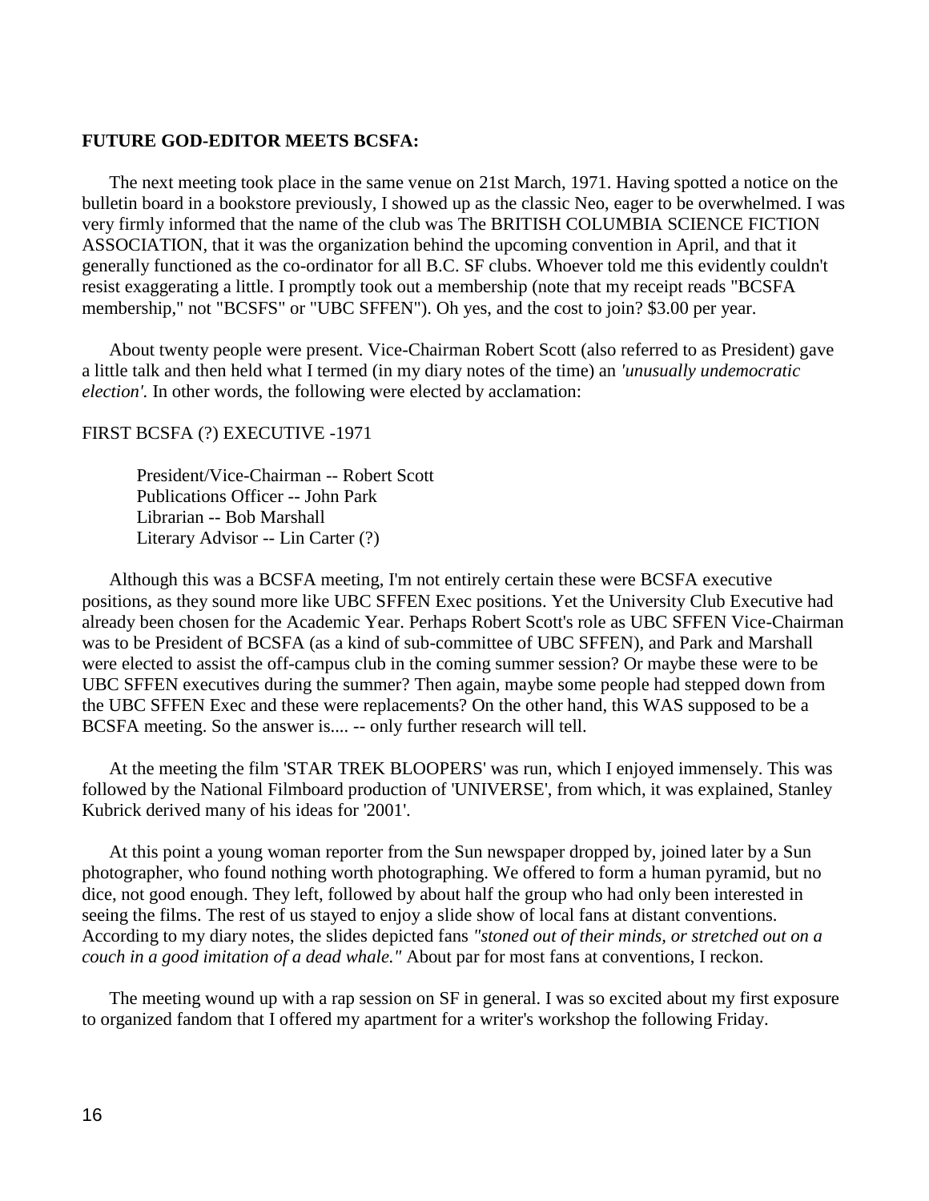**FUTURE GOD-EDITOR MEETS BCSFA:**

The next meeting took place in the same venue on 21st March, 1971. Having spotted a notice on the bulletin board in a bookstore previously, I showed up as the classic Neo, eager to be overwhelmed. I was very firmly informed that the name of the club was The BRITISH COLUMBIA SCIENCE FICTION ASSOCIATION, that it was the organization behind the upcoming convention in April, and that it generally functioned as the co-ordinator for all B.C. SF clubs. Whoever told me this evidently couldn't resist exaggerating a little. I promptly took out a membership (note that my receipt reads "BCSFA membership," not "BCSFS" or "UBC SFFEN"). Oh yes, and the cost to join? $3.00 per year.

About twenty people were present. Vice-Chairman Robert Scott (also referred to as President) gave a little talk and then held what I termed (in my diary notes of the time) an *'unusually undemocratic election'.* In other words, the following were elected by acclamation:

FIRST BCSFA (?) EXECUTIVE -1971

President/Vice-Chairman -- Robert Scott
Publications Officer -- John Park
Librarian -- Bob Marshall
Literary Advisor -- Lin Carter (?)

Although this was a BCSFA meeting, I'm not entirely certain these were BCSFA executive positions, as they sound more like UBC SFFEN Exec positions. Yet the University Club Executive had already been chosen for the Academic Year. Perhaps Robert Scott's role as UBC SFFEN Vice-Chairman was to be President of BCSFA (as a kind of sub-committee of UBC SFFEN), and Park and Marshall were elected to assist the off-campus club in the coming summer session? Or maybe these were to be UBC SFFEN executives during the summer? Then again, maybe some people had stepped down from the UBC SFFEN Exec and these were replacements? On the other hand, this WAS supposed to be a BCSFA meeting. So the answer is.... -- only further research will tell.

At the meeting the film 'STAR TREK BLOOPERS' was run, which I enjoyed immensely. This was followed by the National Filmboard production of 'UNIVERSE', from which, it was explained, Stanley Kubrick derived many of his ideas for '2001'.

At this point a young woman reporter from the Sun newspaper dropped by, joined later by a Sun photographer, who found nothing worth photographing. We offered to form a human pyramid, but no dice, not good enough. They left, followed by about half the group who had only been interested in seeing the films. The rest of us stayed to enjoy a slide show of local fans at distant conventions. According to my diary notes, the slides depicted fans *"stoned out of their minds, or stretched out on a couch in a good imitation of a dead whale."* About par for most fans at conventions, I reckon.

The meeting wound up with a rap session on SF in general. I was so excited about my first exposure to organized fandom that I offered my apartment for a writer's workshop the following Friday.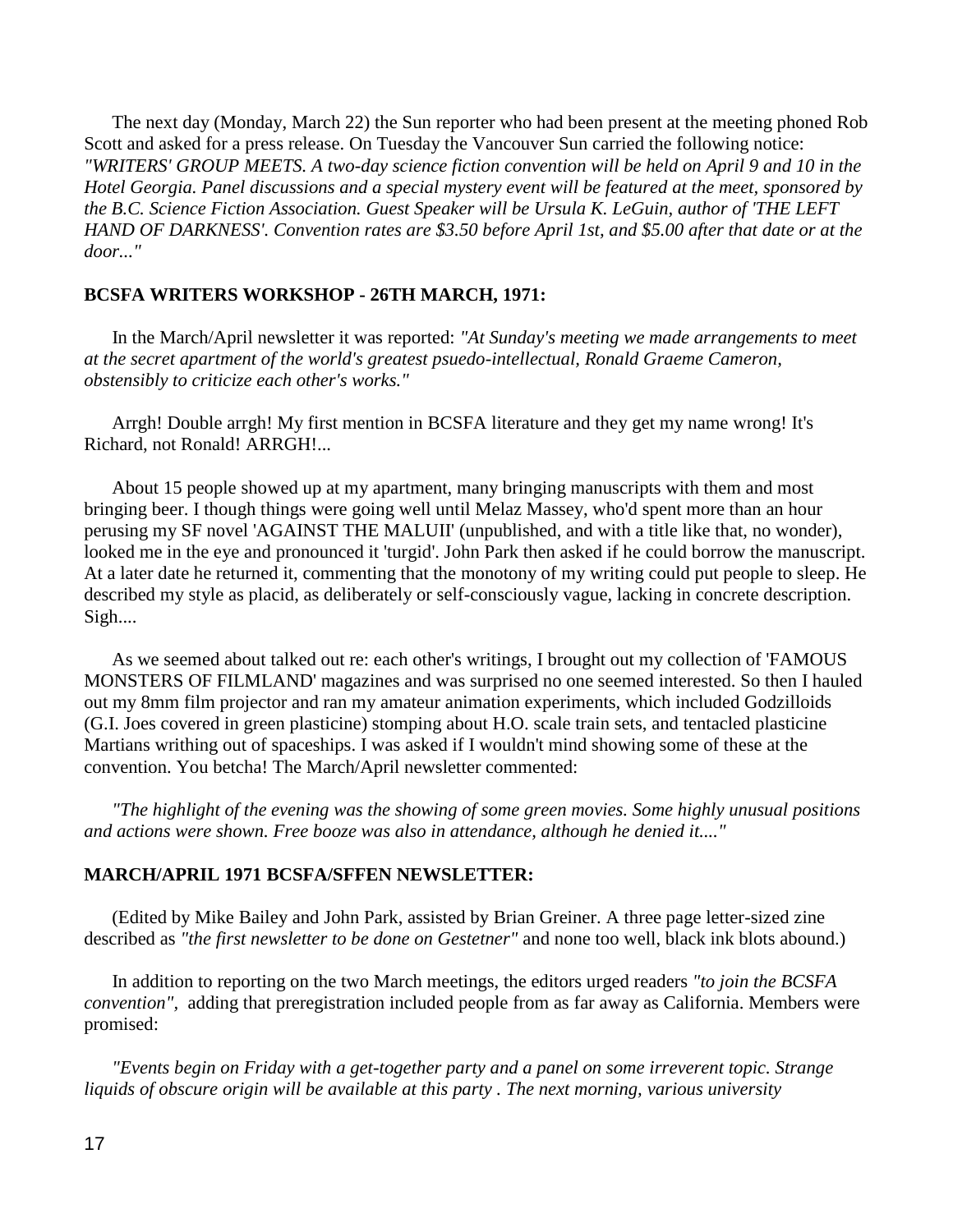The next day (Monday, March 22) the Sun reporter who had been present at the meeting phoned Rob Scott and asked for a press release. On Tuesday the Vancouver Sun carried the following notice: *"WRITERS' GROUP MEETS. A two-day science fiction convention will be held on April 9 and 10 in the Hotel Georgia. Panel discussions and a special mystery event will be featured at the meet, sponsored by the B.C. Science Fiction Association. Guest Speaker will be Ursula K. LeGuin, author of 'THE LEFT HAND OF DARKNESS'. Convention rates are $3.50 before April 1st, and $5.00 after that date or at the door..."*

**BCSFA WRITERS WORKSHOP - 26TH MARCH, 1971:**

In the March/April newsletter it was reported: *"At Sunday's meeting we made arrangements to meet at the secret apartment of the world's greatest psuedo-intellectual, Ronald Graeme Cameron, obstensibly to criticize each other's works."*

Arrgh! Double arrgh! My first mention in BCSFA literature and they get my name wrong! It's Richard, not Ronald! ARRGH!...

About 15 people showed up at my apartment, many bringing manuscripts with them and most bringing beer. I though things were going well until Melaz Massey, who'd spent more than an hour perusing my SF novel 'AGAINST THE MALUII' (unpublished, and with a title like that, no wonder), looked me in the eye and pronounced it 'turgid'. John Park then asked if he could borrow the manuscript. At a later date he returned it, commenting that the monotony of my writing could put people to sleep. He described my style as placid, as deliberately or self-consciously vague, lacking in concrete description. Sigh....

As we seemed about talked out re: each other's writings, I brought out my collection of 'FAMOUS MONSTERS OF FILMLAND' magazines and was surprised no one seemed interested. So then I hauled out my 8mm film projector and ran my amateur animation experiments, which included Godzilloids (G.I. Joes covered in green plasticine) stomping about H.O. scale train sets, and tentacled plasticine Martians writhing out of spaceships. I was asked if I wouldn't mind showing some of these at the convention. You betcha! The March/April newsletter commented:

*"The highlight of the evening was the showing of some green movies. Some highly unusual positions and actions were shown. Free booze was also in attendance, although he denied it...."*

**MARCH/APRIL 1971 BCSFA/SFFEN NEWSLETTER:**

(Edited by Mike Bailey and John Park, assisted by Brian Greiner. A three page letter-sized zine described as *"the first newsletter to be done on Gestetner"* and none too well, black ink blots abound.)

In addition to reporting on the two March meetings, the editors urged readers *"to join the BCSFA convention"*, adding that preregistration included people from as far away as California. Members were promised:

*"Events begin on Friday with a get-together party and a panel on some irreverent topic. Strange liquids of obscure origin will be available at this party . The next morning, various university*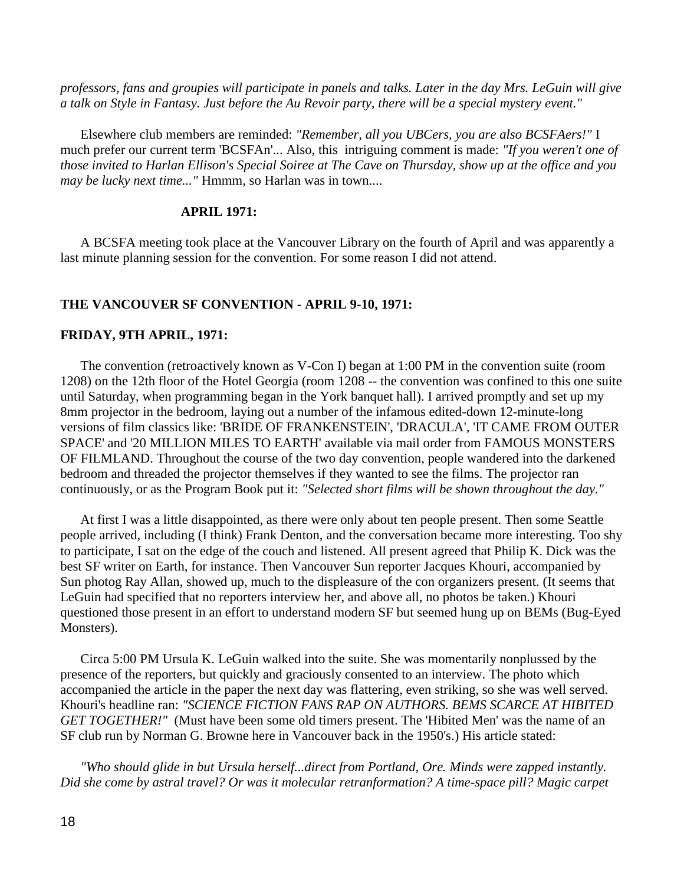*professors, fans and groupies will participate in panels and talks. Later in the day Mrs. LeGuin will give a talk on Style in Fantasy. Just before the Au Revoir party, there will be a special mystery event."*

Elsewhere club members are reminded: *"Remember, all you UBCers, you are also BCSFAers!"* I much prefer our current term 'BCSFAn'... Also, this intriguing comment is made: *"If you weren't one of those invited to Harlan Ellison's Special Soiree at The Cave on Thursday, show up at the office and you may be lucky next time..."* Hmmm, so Harlan was in town....

**APRIL 1971:**

A BCSFA meeting took place at the Vancouver Library on the fourth of April and was apparently a last minute planning session for the convention. For some reason I did not attend.

**THE VANCOUVER SF CONVENTION - APRIL 9-10, 1971:**

**FRIDAY, 9TH APRIL, 1971:**

The convention (retroactively known as V-Con I) began at 1:00 PM in the convention suite (room 1208) on the 12th floor of the Hotel Georgia (room 1208 -- the convention was confined to this one suite until Saturday, when programming began in the York banquet hall). I arrived promptly and set up my 8mm projector in the bedroom, laying out a number of the infamous edited-down 12-minute-long versions of film classics like: 'BRIDE OF FRANKENSTEIN', 'DRACULA', 'IT CAME FROM OUTER SPACE' and '20 MILLION MILES TO EARTH' available via mail order from FAMOUS MONSTERS OF FILMLAND. Throughout the course of the two day convention, people wandered into the darkened bedroom and threaded the projector themselves if they wanted to see the films. The projector ran continuously, or as the Program Book put it: *"Selected short films will be shown throughout the day."*

At first I was a little disappointed, as there were only about ten people present. Then some Seattle people arrived, including (I think) Frank Denton, and the conversation became more interesting. Too shy to participate, I sat on the edge of the couch and listened. All present agreed that Philip K. Dick was the best SF writer on Earth, for instance. Then Vancouver Sun reporter Jacques Khouri, accompanied by Sun photog Ray Allan, showed up, much to the displeasure of the con organizers present. (It seems that LeGuin had specified that no reporters interview her, and above all, no photos be taken.) Khouri questioned those present in an effort to understand modern SF but seemed hung up on BEMs (Bug-Eyed Monsters).

Circa 5:00 PM Ursula K. LeGuin walked into the suite. She was momentarily nonplussed by the presence of the reporters, but quickly and graciously consented to an interview. The photo which accompanied the article in the paper the next day was flattering, even striking, so she was well served. Khouri's headline ran: *"SCIENCE FICTION FANS RAP ON AUTHORS. BEMS SCARCE AT HIBITED GET TOGETHER!"* (Must have been some old timers present. The 'Hibited Men' was the name of an SF club run by Norman G. Browne here in Vancouver back in the 1950's.) His article stated:

*"Who should glide in but Ursula herself...direct from Portland, Ore. Minds were zapped instantly. Did she come by astral travel? Or was it molecular retranformation? A time-space pill? Magic carpet*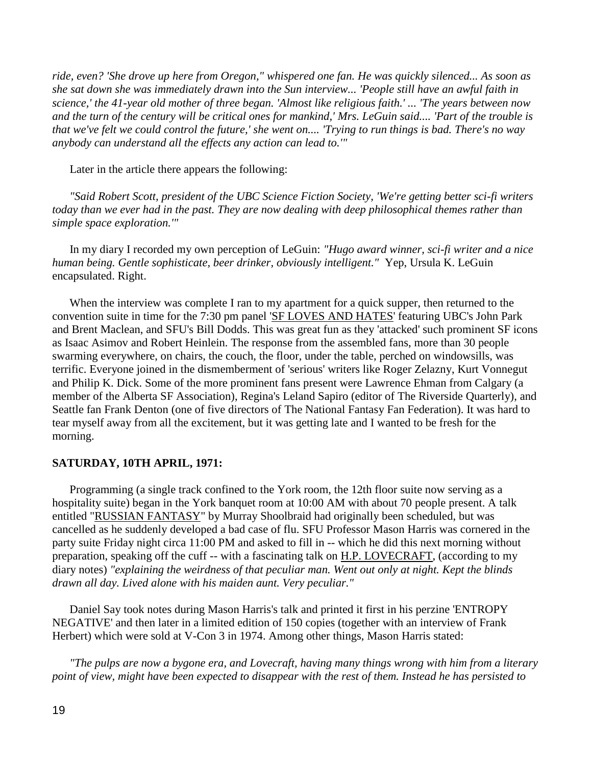*ride, even? 'She drove up here from Oregon," whispered one fan. He was quickly silenced... As soon as she sat down she was immediately drawn into the Sun interview... 'People still have an awful faith in science,' the 41-year old mother of three began. 'Almost like religious faith.' ... 'The years between now and the turn of the century will be critical ones for mankind,' Mrs. LeGuin said.... 'Part of the trouble is that we've felt we could control the future,' she went on.... 'Trying to run things is bad. There's no way anybody can understand all the effects any action can lead to.'"*

Later in the article there appears the following:

*"Said Robert Scott, president of the UBC Science Fiction Society, 'We're getting better sci-fi writers today than we ever had in the past. They are now dealing with deep philosophical themes rather than simple space exploration.'"*

In my diary I recorded my own perception of LeGuin: *"Hugo award winner, sci-fi writer and a nice human being. Gentle sophisticate, beer drinker, obviously intelligent."* Yep, Ursula K. LeGuin encapsulated. Right.

When the interview was complete I ran to my apartment for a quick supper, then returned to the convention suite in time for the 7:30 pm panel 'SF LOVES AND HATES' featuring UBC's John Park and Brent Maclean, and SFU's Bill Dodds. This was great fun as they 'attacked' such prominent SF icons as Isaac Asimov and Robert Heinlein. The response from the assembled fans, more than 30 people swarming everywhere, on chairs, the couch, the floor, under the table, perched on windowsills, was terrific. Everyone joined in the dismemberment of 'serious' writers like Roger Zelazny, Kurt Vonnegut and Philip K. Dick. Some of the more prominent fans present were Lawrence Ehman from Calgary (a member of the Alberta SF Association), Regina's Leland Sapiro (editor of The Riverside Quarterly), and Seattle fan Frank Denton (one of five directors of The National Fantasy Fan Federation). It was hard to tear myself away from all the excitement, but it was getting late and I wanted to be fresh for the morning.

**SATURDAY, 10TH APRIL, 1971:**

Programming (a single track confined to the York room, the 12th floor suite now serving as a hospitality suite) began in the York banquet room at 10:00 AM with about 70 people present. A talk entitled "RUSSIAN FANTASY" by Murray Shoolbraid had originally been scheduled, but was cancelled as he suddenly developed a bad case of flu. SFU Professor Mason Harris was cornered in the party suite Friday night circa 11:00 PM and asked to fill in -- which he did this next morning without preparation, speaking off the cuff -- with a fascinating talk on H.P. LOVECRAFT, (according to my diary notes) *"explaining the weirdness of that peculiar man. Went out only at night. Kept the blinds drawn all day. Lived alone with his maiden aunt. Very peculiar."*

Daniel Say took notes during Mason Harris's talk and printed it first in his perzine 'ENTROPY NEGATIVE' and then later in a limited edition of 150 copies (together with an interview of Frank Herbert) which were sold at V-Con 3 in 1974. Among other things, Mason Harris stated:

*"The pulps are now a bygone era, and Lovecraft, having many things wrong with him from a literary point of view, might have been expected to disappear with the rest of them. Instead he has persisted to*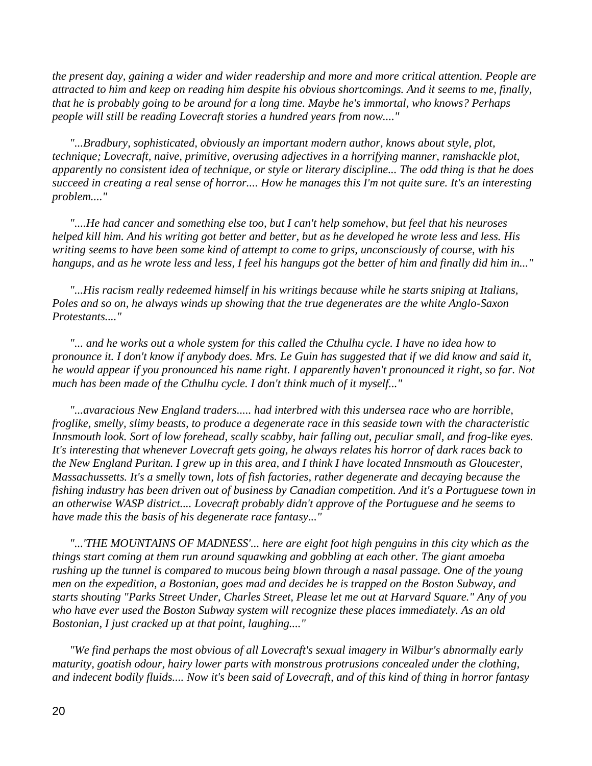*the present day, gaining a wider and wider readership and more and more critical attention. People are attracted to him and keep on reading him despite his obvious shortcomings. And it seems to me, finally, that he is probably going to be around for a long time. Maybe he's immortal, who knows? Perhaps people will still be reading Lovecraft stories a hundred years from now...."*

*"...Bradbury, sophisticated, obviously an important modern author, knows about style, plot, technique; Lovecraft, naive, primitive, overusing adjectives in a horrifying manner, ramshackle plot, apparently no consistent idea of technique, or style or literary discipline... The odd thing is that he does succeed in creating a real sense of horror.... How he manages this I'm not quite sure. It's an interesting problem...."*

*"....He had cancer and something else too, but I can't help somehow, but feel that his neuroses helped kill him. And his writing got better and better, but as he developed he wrote less and less. His writing seems to have been some kind of attempt to come to grips, unconsciously of course, with his hangups, and as he wrote less and less, I feel his hangups got the better of him and finally did him in..."*

*"...His racism really redeemed himself in his writings because while he starts sniping at Italians, Poles and so on, he always winds up showing that the true degenerates are the white Anglo-Saxon Protestants...."*

*"... and he works out a whole system for this called the Cthulhu cycle. I have no idea how to pronounce it. I don't know if anybody does. Mrs. Le Guin has suggested that if we did know and said it, he would appear if you pronounced his name right. I apparently haven't pronounced it right, so far. Not much has been made of the Cthulhu cycle. I don't think much of it myself..."*

*"...avaracious New England traders..... had interbred with this undersea race who are horrible, froglike, smelly, slimy beasts, to produce a degenerate race in this seaside town with the characteristic Innsmouth look. Sort of low forehead, scally scabby, hair falling out, peculiar small, and frog-like eyes. It's interesting that whenever Lovecraft gets going, he always relates his horror of dark races back to the New England Puritan. I grew up in this area, and I think I have located Innsmouth as Gloucester, Massachussetts. It's a smelly town, lots of fish factories, rather degenerate and decaying because the fishing industry has been driven out of business by Canadian competition. And it's a Portuguese town in an otherwise WASP district.... Lovecraft probably didn't approve of the Portuguese and he seems to have made this the basis of his degenerate race fantasy..."*

*"...'THE MOUNTAINS OF MADNESS'... here are eight foot high penguins in this city which as the things start coming at them run around squawking and gobbling at each other. The giant amoeba rushing up the tunnel is compared to mucous being blown through a nasal passage. One of the young men on the expedition, a Bostonian, goes mad and decides he is trapped on the Boston Subway, and starts shouting "Parks Street Under, Charles Street, Please let me out at Harvard Square." Any of you who have ever used the Boston Subway system will recognize these places immediately. As an old Bostonian, I just cracked up at that point, laughing...."*

*"We find perhaps the most obvious of all Lovecraft's sexual imagery in Wilbur's abnormally early maturity, goatish odour, hairy lower parts with monstrous protrusions concealed under the clothing, and indecent bodily fluids.... Now it's been said of Lovecraft, and of this kind of thing in horror fantasy*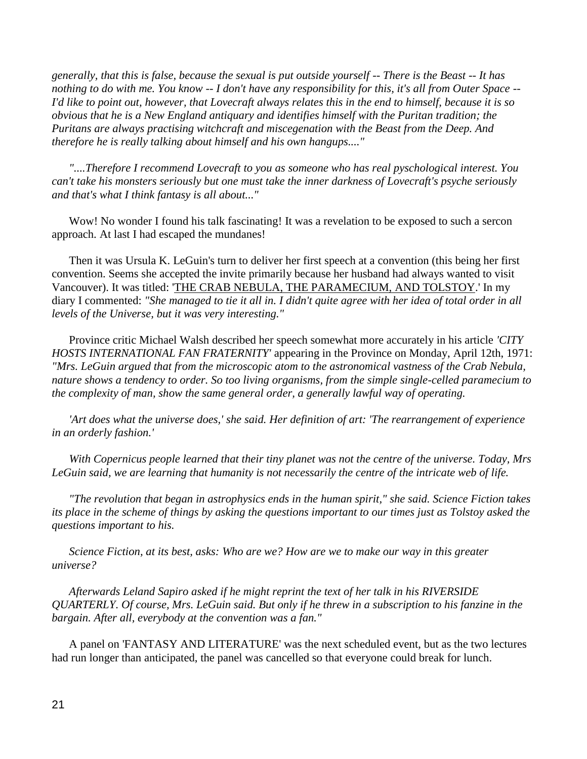*generally, that this is false, because the sexual is put outside yourself -- There is the Beast -- It has nothing to do with me. You know -- I don't have any responsibility for this, it's all from Outer Space -- I'd like to point out, however, that Lovecraft always relates this in the end to himself, because it is so obvious that he is a New England antiquary and identifies himself with the Puritan tradition; the Puritans are always practising witchcraft and miscegenation with the Beast from the Deep. And therefore he is really talking about himself and his own hangups...."*

*"....Therefore I recommend Lovecraft to you as someone who has real pyschological interest. You can't take his monsters seriously but one must take the inner darkness of Lovecraft's psyche seriously and that's what I think fantasy is all about..."*

Wow! No wonder I found his talk fascinating! It was a revelation to be exposed to such a sercon approach. At last I had escaped the mundanes!

Then it was Ursula K. LeGuin's turn to deliver her first speech at a convention (this being her first convention. Seems she accepted the invite primarily because her husband had always wanted to visit Vancouver). It was titled: 'THE CRAB NEBULA, THE PARAMECIUM, AND TOLSTOY.' In my diary I commented: *"She managed to tie it all in. I didn't quite agree with her idea of total order in all levels of the Universe, but it was very interesting."*

Province critic Michael Walsh described her speech somewhat more accurately in his article *'CITY HOSTS INTERNATIONAL FAN FRATERNITY'* appearing in the Province on Monday, April 12th, 1971: *"Mrs. LeGuin argued that from the microscopic atom to the astronomical vastness of the Crab Nebula, nature shows a tendency to order. So too living organisms, from the simple single-celled paramecium to the complexity of man, show the same general order, a generally lawful way of operating.*

*'Art does what the universe does,' she said. Her definition of art: 'The rearrangement of experience in an orderly fashion.'*

*With Copernicus people learned that their tiny planet was not the centre of the universe. Today, Mrs LeGuin said, we are learning that humanity is not necessarily the centre of the intricate web of life.*

*"The revolution that began in astrophysics ends in the human spirit," she said. Science Fiction takes its place in the scheme of things by asking the questions important to our times just as Tolstoy asked the questions important to his.*

*Science Fiction, at its best, asks: Who are we? How are we to make our way in this greater universe?*

*Afterwards Leland Sapiro asked if he might reprint the text of her talk in his RIVERSIDE QUARTERLY. Of course, Mrs. LeGuin said. But only if he threw in a subscription to his fanzine in the bargain. After all, everybody at the convention was a fan."*

A panel on 'FANTASY AND LITERATURE' was the next scheduled event, but as the two lectures had run longer than anticipated, the panel was cancelled so that everyone could break for lunch.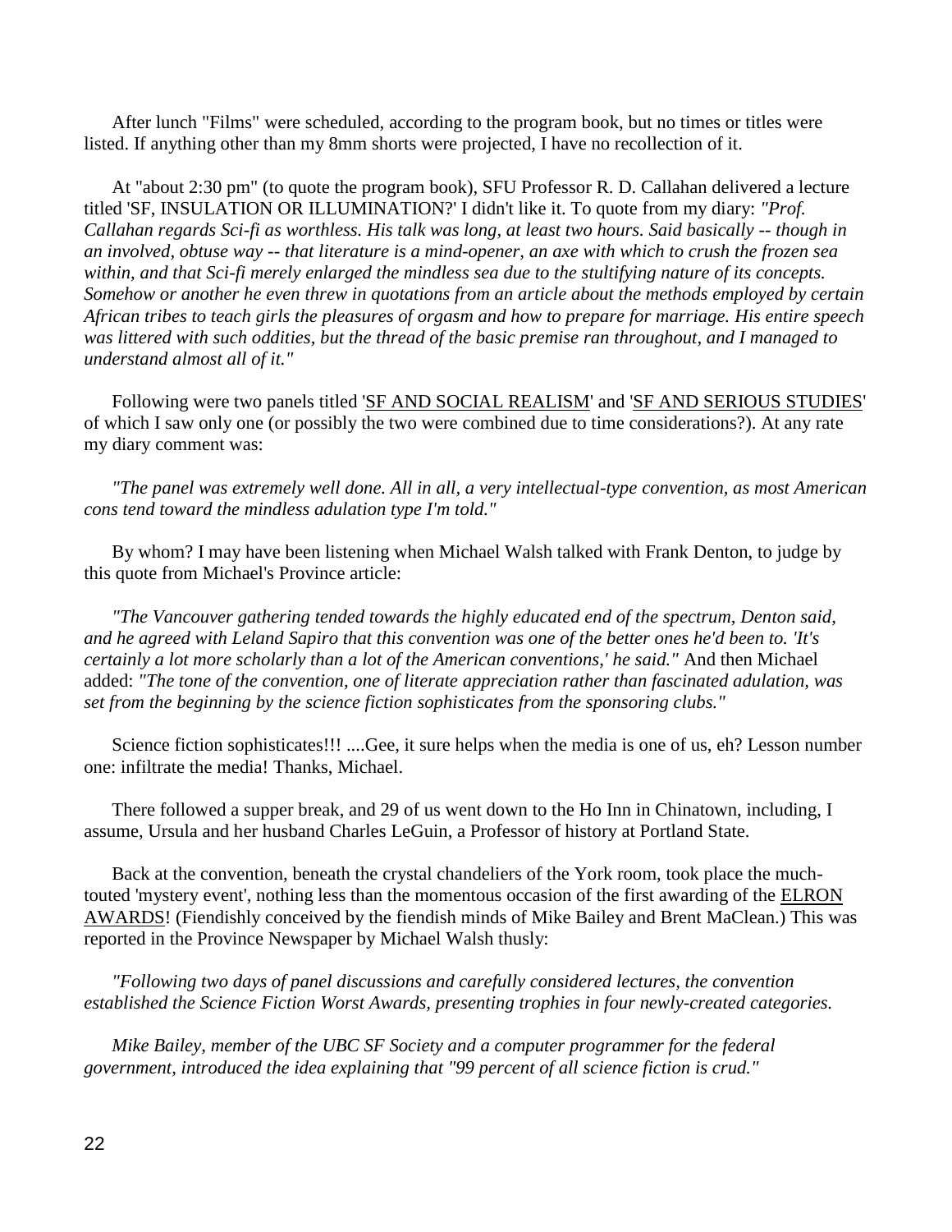After lunch "Films" were scheduled, according to the program book, but no times or titles were listed. If anything other than my 8mm shorts were projected, I have no recollection of it.

At "about 2:30 pm" (to quote the program book), SFU Professor R. D. Callahan delivered a lecture titled 'SF, INSULATION OR ILLUMINATION?' I didn't like it. To quote from my diary: *"Prof. Callahan regards Sci-fi as worthless. His talk was long, at least two hours. Said basically -- though in an involved, obtuse way -- that literature is a mind-opener, an axe with which to crush the frozen sea within, and that Sci-fi merely enlarged the mindless sea due to the stultifying nature of its concepts. Somehow or another he even threw in quotations from an article about the methods employed by certain African tribes to teach girls the pleasures of orgasm and how to prepare for marriage. His entire speech was littered with such oddities, but the thread of the basic premise ran throughout, and I managed to understand almost all of it."*

Following were two panels titled 'SF AND SOCIAL REALISM' and 'SF AND SERIOUS STUDIES' of which I saw only one (or possibly the two were combined due to time considerations?). At any rate my diary comment was:

*"The panel was extremely well done. All in all, a very intellectual-type convention, as most American cons tend toward the mindless adulation type I'm told."*

By whom? I may have been listening when Michael Walsh talked with Frank Denton, to judge by this quote from Michael's Province article:

*"The Vancouver gathering tended towards the highly educated end of the spectrum, Denton said, and he agreed with Leland Sapiro that this convention was one of the better ones he'd been to. 'It's certainly a lot more scholarly than a lot of the American conventions,' he said."* And then Michael added: *"The tone of the convention, one of literate appreciation rather than fascinated adulation, was set from the beginning by the science fiction sophisticates from the sponsoring clubs."*

Science fiction sophisticates!!! ....Gee, it sure helps when the media is one of us, eh? Lesson number one: infiltrate the media! Thanks, Michael.

There followed a supper break, and 29 of us went down to the Ho Inn in Chinatown, including, I assume, Ursula and her husband Charles LeGuin, a Professor of history at Portland State.

Back at the convention, beneath the crystal chandeliers of the York room, took place the much-touted 'mystery event', nothing less than the momentous occasion of the first awarding of the ELRON AWARDS! (Fiendishly conceived by the fiendish minds of Mike Bailey and Brent MaClean.) This was reported in the Province Newspaper by Michael Walsh thusly:

*"Following two days of panel discussions and carefully considered lectures, the convention established the Science Fiction Worst Awards, presenting trophies in four newly-created categories.*

*Mike Bailey, member of the UBC SF Society and a computer programmer for the federal government, introduced the idea explaining that "99 percent of all science fiction is crud."*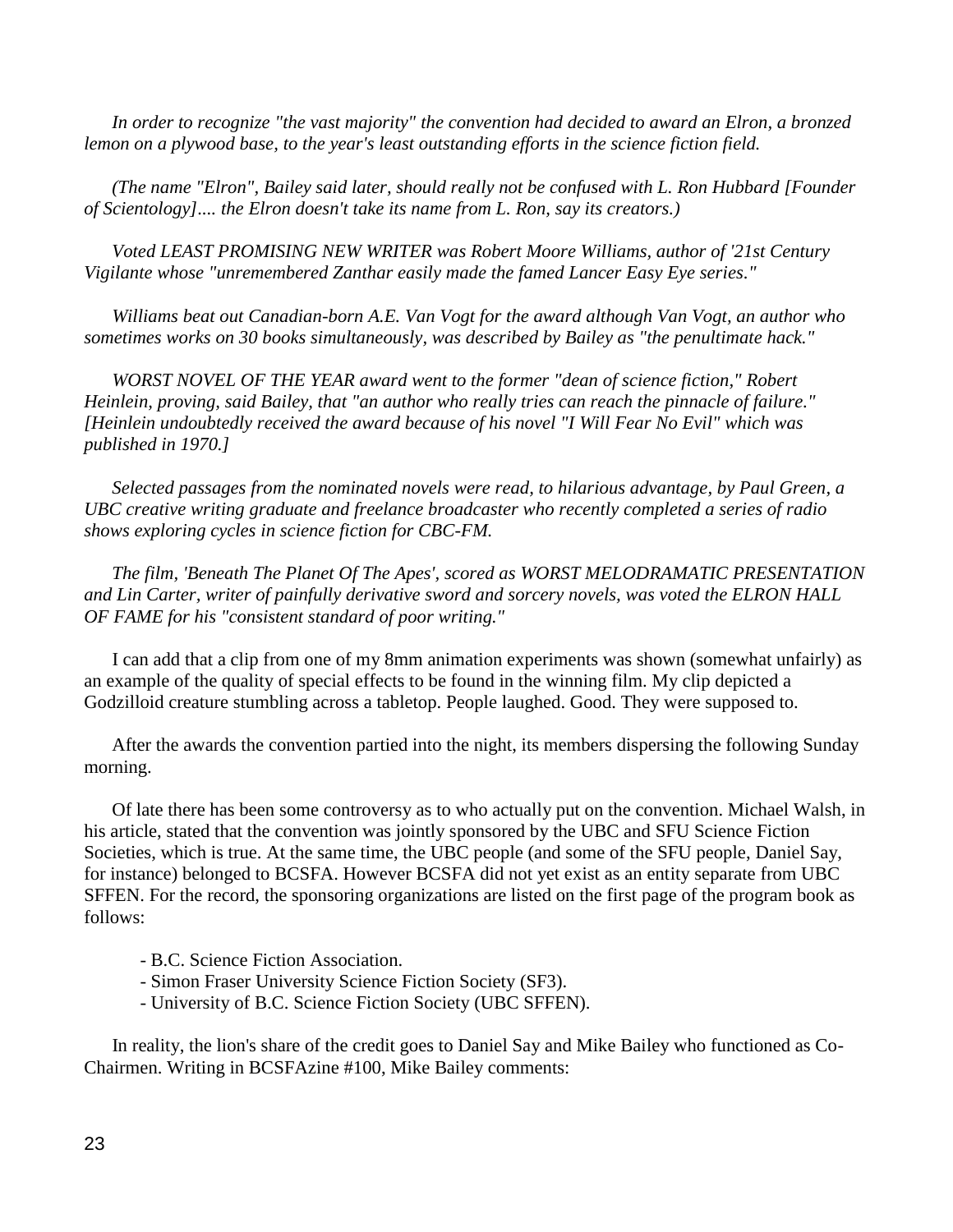*In order to recognize "the vast majority" the convention had decided to award an Elron, a bronzed lemon on a plywood base, to the year's least outstanding efforts in the science fiction field.*

*(The name "Elron", Bailey said later, should really not be confused with L. Ron Hubbard [Founder of Scientology].... the Elron doesn't take its name from L. Ron, say its creators.)*

*Voted LEAST PROMISING NEW WRITER was Robert Moore Williams, author of '21st Century Vigilante whose "unremembered Zanthar easily made the famed Lancer Easy Eye series."*

*Williams beat out Canadian-born A.E. Van Vogt for the award although Van Vogt, an author who sometimes works on 30 books simultaneously, was described by Bailey as "the penultimate hack."*

*WORST NOVEL OF THE YEAR award went to the former "dean of science fiction," Robert Heinlein, proving, said Bailey, that "an author who really tries can reach the pinnacle of failure." [Heinlein undoubtedly received the award because of his novel "I Will Fear No Evil" which was published in 1970.]*

*Selected passages from the nominated novels were read, to hilarious advantage, by Paul Green, a UBC creative writing graduate and freelance broadcaster who recently completed a series of radio shows exploring cycles in science fiction for CBC-FM.*

*The film, 'Beneath The Planet Of The Apes', scored as WORST MELODRAMATIC PRESENTATION and Lin Carter, writer of painfully derivative sword and sorcery novels, was voted the ELRON HALL OF FAME for his "consistent standard of poor writing."*

I can add that a clip from one of my 8mm animation experiments was shown (somewhat unfairly) as an example of the quality of special effects to be found in the winning film. My clip depicted a Godzilloid creature stumbling across a tabletop. People laughed. Good. They were supposed to.

After the awards the convention partied into the night, its members dispersing the following Sunday morning.

Of late there has been some controversy as to who actually put on the convention. Michael Walsh, in his article, stated that the convention was jointly sponsored by the UBC and SFU Science Fiction Societies, which is true. At the same time, the UBC people (and some of the SFU people, Daniel Say, for instance) belonged to BCSFA. However BCSFA did not yet exist as an entity separate from UBC SFFEN. For the record, the sponsoring organizations are listed on the first page of the program book as follows:

- B.C. Science Fiction Association.
- Simon Fraser University Science Fiction Society (SF3).
- University of B.C. Science Fiction Society (UBC SFFEN).

In reality, the lion's share of the credit goes to Daniel Say and Mike Bailey who functioned as Co-Chairmen. Writing in BCSFAzine #100, Mike Bailey comments: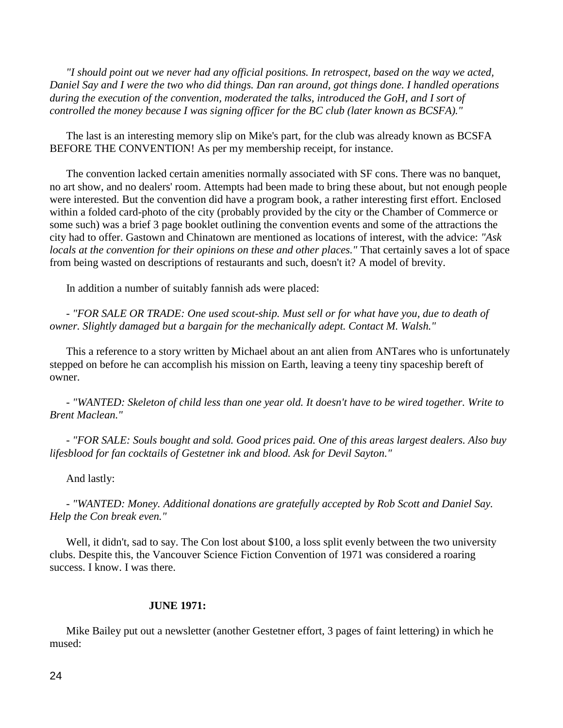*"I should point out we never had any official positions. In retrospect, based on the way we acted, Daniel Say and I were the two who did things. Dan ran around, got things done. I handled operations during the execution of the convention, moderated the talks, introduced the GoH, and I sort of controlled the money because I was signing officer for the BC club (later known as BCSFA)."*

The last is an interesting memory slip on Mike's part, for the club was already known as BCSFA BEFORE THE CONVENTION! As per my membership receipt, for instance.

The convention lacked certain amenities normally associated with SF cons. There was no banquet, no art show, and no dealers' room. Attempts had been made to bring these about, but not enough people were interested. But the convention did have a program book, a rather interesting first effort. Enclosed within a folded card-photo of the city (probably provided by the city or the Chamber of Commerce or some such) was a brief 3 page booklet outlining the convention events and some of the attractions the city had to offer. Gastown and Chinatown are mentioned as locations of interest, with the advice: *"Ask locals at the convention for their opinions on these and other places."* That certainly saves a lot of space from being wasted on descriptions of restaurants and such, doesn't it? A model of brevity.

In addition a number of suitably fannish ads were placed:

- *"FOR SALE OR TRADE: One used scout-ship. Must sell or for what have you, due to death of owner. Slightly damaged but a bargain for the mechanically adept. Contact M. Walsh."*

This a reference to a story written by Michael about an ant alien from ANTares who is unfortunately stepped on before he can accomplish his mission on Earth, leaving a teeny tiny spaceship bereft of owner.

- *"WANTED: Skeleton of child less than one year old. It doesn't have to be wired together. Write to Brent Maclean."*

- *"FOR SALE: Souls bought and sold. Good prices paid. One of this areas largest dealers. Also buy lifesblood for fan cocktails of Gestetner ink and blood. Ask for Devil Sayton."*

And lastly:

- *"WANTED: Money. Additional donations are gratefully accepted by Rob Scott and Daniel Say. Help the Con break even."*

Well, it didn't, sad to say. The Con lost about $100, a loss split evenly between the two university clubs. Despite this, the Vancouver Science Fiction Convention of 1971 was considered a roaring success. I know. I was there.

**JUNE 1971:**

Mike Bailey put out a newsletter (another Gestetner effort, 3 pages of faint lettering) in which he mused: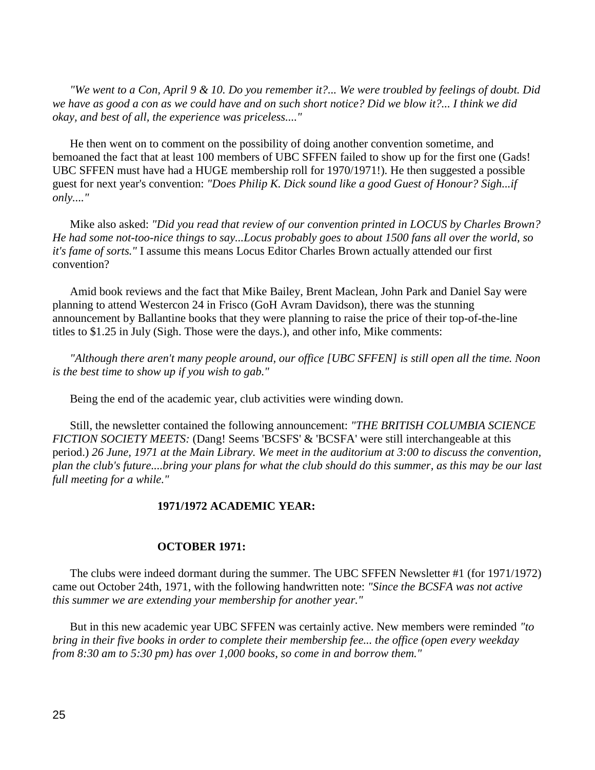*"We went to a Con, April 9 & 10. Do you remember it?... We were troubled by feelings of doubt. Did we have as good a con as we could have and on such short notice? Did we blow it?... I think we did okay, and best of all, the experience was priceless...."*

He then went on to comment on the possibility of doing another convention sometime, and bemoaned the fact that at least 100 members of UBC SFFEN failed to show up for the first one (Gads! UBC SFFEN must have had a HUGE membership roll for 1970/1971!). He then suggested a possible guest for next year's convention: *"Does Philip K. Dick sound like a good Guest of Honour? Sigh...if only...."*

Mike also asked: *"Did you read that review of our convention printed in LOCUS by Charles Brown? He had some not-too-nice things to say...Locus probably goes to about 1500 fans all over the world, so it's fame of sorts."* I assume this means Locus Editor Charles Brown actually attended our first convention?

Amid book reviews and the fact that Mike Bailey, Brent Maclean, John Park and Daniel Say were planning to attend Westercon 24 in Frisco (GoH Avram Davidson), there was the stunning announcement by Ballantine books that they were planning to raise the price of their top-of-the-line titles to $1.25 in July (Sigh. Those were the days.), and other info, Mike comments:

*"Although there aren't many people around, our office [UBC SFFEN] is still open all the time. Noon is the best time to show up if you wish to gab."*

Being the end of the academic year, club activities were winding down.

Still, the newsletter contained the following announcement: *"THE BRITISH COLUMBIA SCIENCE FICTION SOCIETY MEETS:* (Dang! Seems 'BCSFS' & 'BCSFA' were still interchangeable at this period.) *26 June, 1971 at the Main Library. We meet in the auditorium at 3:00 to discuss the convention, plan the club's future....bring your plans for what the club should do this summer, as this may be our last full meeting for a while."*

## 1971/1972 ACADEMIC YEAR:

### OCTOBER 1971:

The clubs were indeed dormant during the summer. The UBC SFFEN Newsletter #1 (for 1971/1972) came out October 24th, 1971, with the following handwritten note: *"Since the BCSFA was not active this summer we are extending your membership for another year."*

But in this new academic year UBC SFFEN was certainly active. New members were reminded *"to bring in their five books in order to complete their membership fee... the office (open every weekday from 8:30 am to 5:30 pm) has over 1,000 books, so come in and borrow them."*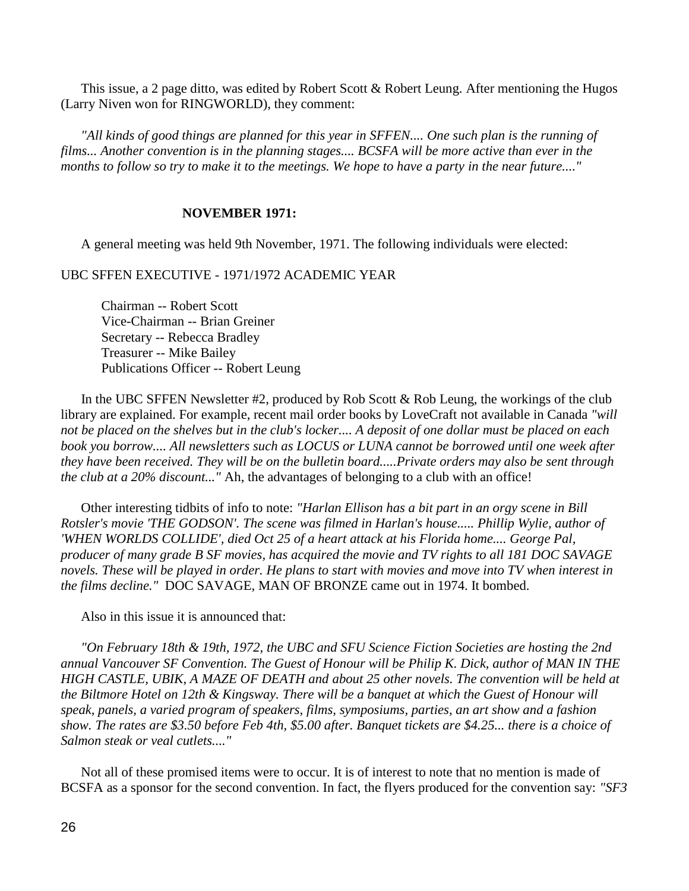This issue, a 2 page ditto, was edited by Robert Scott & Robert Leung. After mentioning the Hugos (Larry Niven won for RINGWORLD), they comment:

*"All kinds of good things are planned for this year in SFFEN.... One such plan is the running of films... Another convention is in the planning stages.... BCSFA will be more active than ever in the months to follow so try to make it to the meetings. We hope to have a party in the near future...."*

**NOVEMBER 1971:**

A general meeting was held 9th November, 1971. The following individuals were elected:

UBC SFFEN EXECUTIVE - 1971/1972 ACADEMIC YEAR

Chairman -- Robert Scott
Vice-Chairman -- Brian Greiner
Secretary -- Rebecca Bradley
Treasurer -- Mike Bailey
Publications Officer -- Robert Leung

In the UBC SFFEN Newsletter #2, produced by Rob Scott & Rob Leung, the workings of the club library are explained. For example, recent mail order books by LoveCraft not available in Canada *"will not be placed on the shelves but in the club's locker.... A deposit of one dollar must be placed on each book you borrow.... All newsletters such as LOCUS or LUNA cannot be borrowed until one week after they have been received. They will be on the bulletin board.....Private orders may also be sent through the club at a 20% discount..."* Ah, the advantages of belonging to a club with an office!

Other interesting tidbits of info to note: *"Harlan Ellison has a bit part in an orgy scene in Bill Rotsler's movie 'THE GODSON'. The scene was filmed in Harlan's house..... Phillip Wylie, author of 'WHEN WORLDS COLLIDE', died Oct 25 of a heart attack at his Florida home.... George Pal, producer of many grade B SF movies, has acquired the movie and TV rights to all 181 DOC SAVAGE novels. These will be played in order. He plans to start with movies and move into TV when interest in the films decline."* DOC SAVAGE, MAN OF BRONZE came out in 1974. It bombed.

Also in this issue it is announced that:

*"On February 18th & 19th, 1972, the UBC and SFU Science Fiction Societies are hosting the 2nd annual Vancouver SF Convention. The Guest of Honour will be Philip K. Dick, author of MAN IN THE HIGH CASTLE, UBIK, A MAZE OF DEATH and about 25 other novels. The convention will be held at the Biltmore Hotel on 12th & Kingsway. There will be a banquet at which the Guest of Honour will speak, panels, a varied program of speakers, films, symposiums, parties, an art show and a fashion show. The rates are $3.50 before Feb 4th, $5.00 after. Banquet tickets are $4.25... there is a choice of Salmon steak or veal cutlets...."*

Not all of these promised items were to occur. It is of interest to note that no mention is made of BCSFA as a sponsor for the second convention. In fact, the flyers produced for the convention say: *"SF3*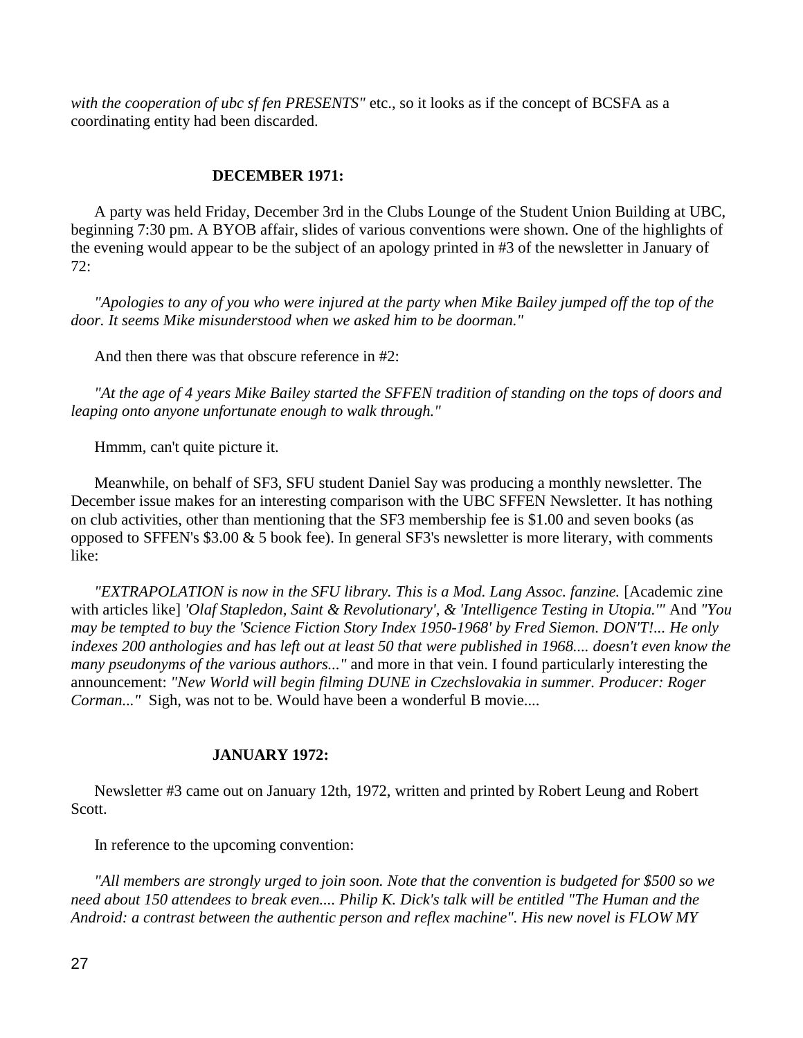*with the cooperation of ubc sf fen PRESENTS"* etc., so it looks as if the concept of BCSFA as a coordinating entity had been discarded.

**DECEMBER 1971:**

A party was held Friday, December 3rd in the Clubs Lounge of the Student Union Building at UBC, beginning 7:30 pm. A BYOB affair, slides of various conventions were shown. One of the highlights of the evening would appear to be the subject of an apology printed in #3 of the newsletter in January of 72:

*"Apologies to any of you who were injured at the party when Mike Bailey jumped off the top of the door. It seems Mike misunderstood when we asked him to be doorman."*

And then there was that obscure reference in #2:

*"At the age of 4 years Mike Bailey started the SFFEN tradition of standing on the tops of doors and leaping onto anyone unfortunate enough to walk through."*

Hmmm, can't quite picture it.

Meanwhile, on behalf of SF3, SFU student Daniel Say was producing a monthly newsletter. The December issue makes for an interesting comparison with the UBC SFFEN Newsletter. It has nothing on club activities, other than mentioning that the SF3 membership fee is $1.00 and seven books (as opposed to SFFEN's $3.00 & 5 book fee). In general SF3's newsletter is more literary, with comments like:

*"EXTRAPOLATION is now in the SFU library. This is a Mod. Lang Assoc. fanzine.* [Academic zine with articles like] *'Olaf Stapledon, Saint & Revolutionary', & 'Intelligence Testing in Utopia.'"* And *"You may be tempted to buy the 'Science Fiction Story Index 1950-1968' by Fred Siemon. DON'T!... He only indexes 200 anthologies and has left out at least 50 that were published in 1968.... doesn't even know the many pseudonyms of the various authors..."* and more in that vein. I found particularly interesting the announcement: *"New World will begin filming DUNE in Czechslovakia in summer. Producer: Roger Corman..."* Sigh, was not to be. Would have been a wonderful B movie....

**JANUARY 1972:**

Newsletter #3 came out on January 12th, 1972, written and printed by Robert Leung and Robert Scott.

In reference to the upcoming convention:

*"All members are strongly urged to join soon. Note that the convention is budgeted for $500 so we need about 150 attendees to break even.... Philip K. Dick's talk will be entitled "The Human and the Android: a contrast between the authentic person and reflex machine". His new novel is FLOW MY*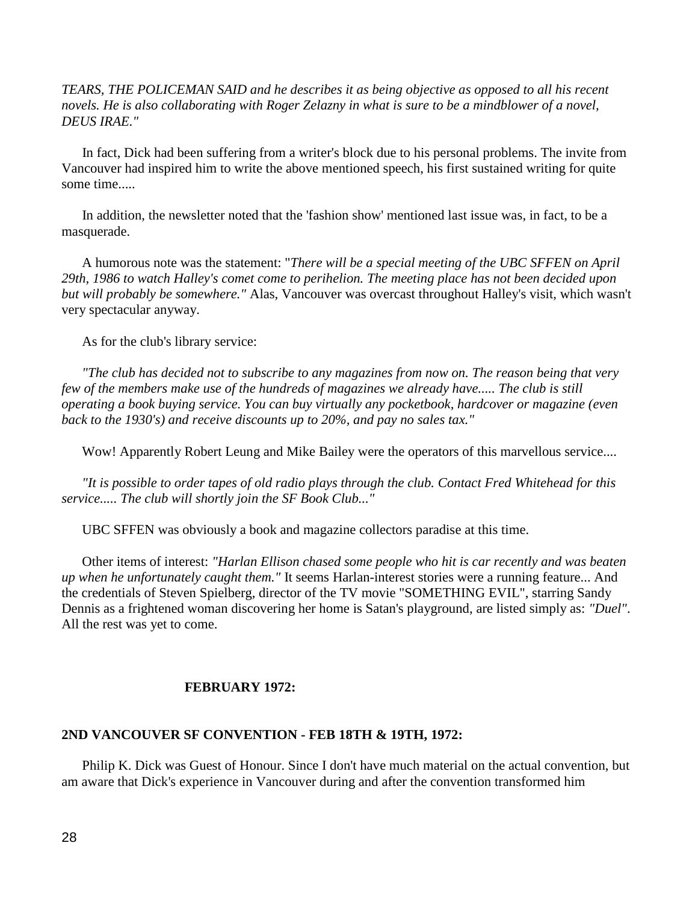*TEARS, THE POLICEMAN SAID and he describes it as being objective as opposed to all his recent novels. He is also collaborating with Roger Zelazny in what is sure to be a mindblower of a novel, DEUS IRAE."*

In fact, Dick had been suffering from a writer's block due to his personal problems. The invite from Vancouver had inspired him to write the above mentioned speech, his first sustained writing for quite some time.....

In addition, the newsletter noted that the 'fashion show' mentioned last issue was, in fact, to be a masquerade.

A humorous note was the statement: "*There will be a special meeting of the UBC SFFEN on April 29th, 1986 to watch Halley's comet come to perihelion. The meeting place has not been decided upon but will probably be somewhere."* Alas, Vancouver was overcast throughout Halley's visit, which wasn't very spectacular anyway.

As for the club's library service:

*"The club has decided not to subscribe to any magazines from now on. The reason being that very few of the members make use of the hundreds of magazines we already have..... The club is still operating a book buying service. You can buy virtually any pocketbook, hardcover or magazine (even back to the 1930's) and receive discounts up to 20%, and pay no sales tax."*

Wow! Apparently Robert Leung and Mike Bailey were the operators of this marvellous service....

*"It is possible to order tapes of old radio plays through the club. Contact Fred Whitehead for this service..... The club will shortly join the SF Book Club..."*

UBC SFFEN was obviously a book and magazine collectors paradise at this time.

Other items of interest: *"Harlan Ellison chased some people who hit is car recently and was beaten up when he unfortunately caught them."* It seems Harlan-interest stories were a running feature... And the credentials of Steven Spielberg, director of the TV movie "SOMETHING EVIL", starring Sandy Dennis as a frightened woman discovering her home is Satan's playground, are listed simply as: *"Duel"*. All the rest was yet to come.

## FEBRUARY 1972:

### 2ND VANCOUVER SF CONVENTION - FEB 18TH & 19TH, 1972:

Philip K. Dick was Guest of Honour. Since I don't have much material on the actual convention, but am aware that Dick's experience in Vancouver during and after the convention transformed him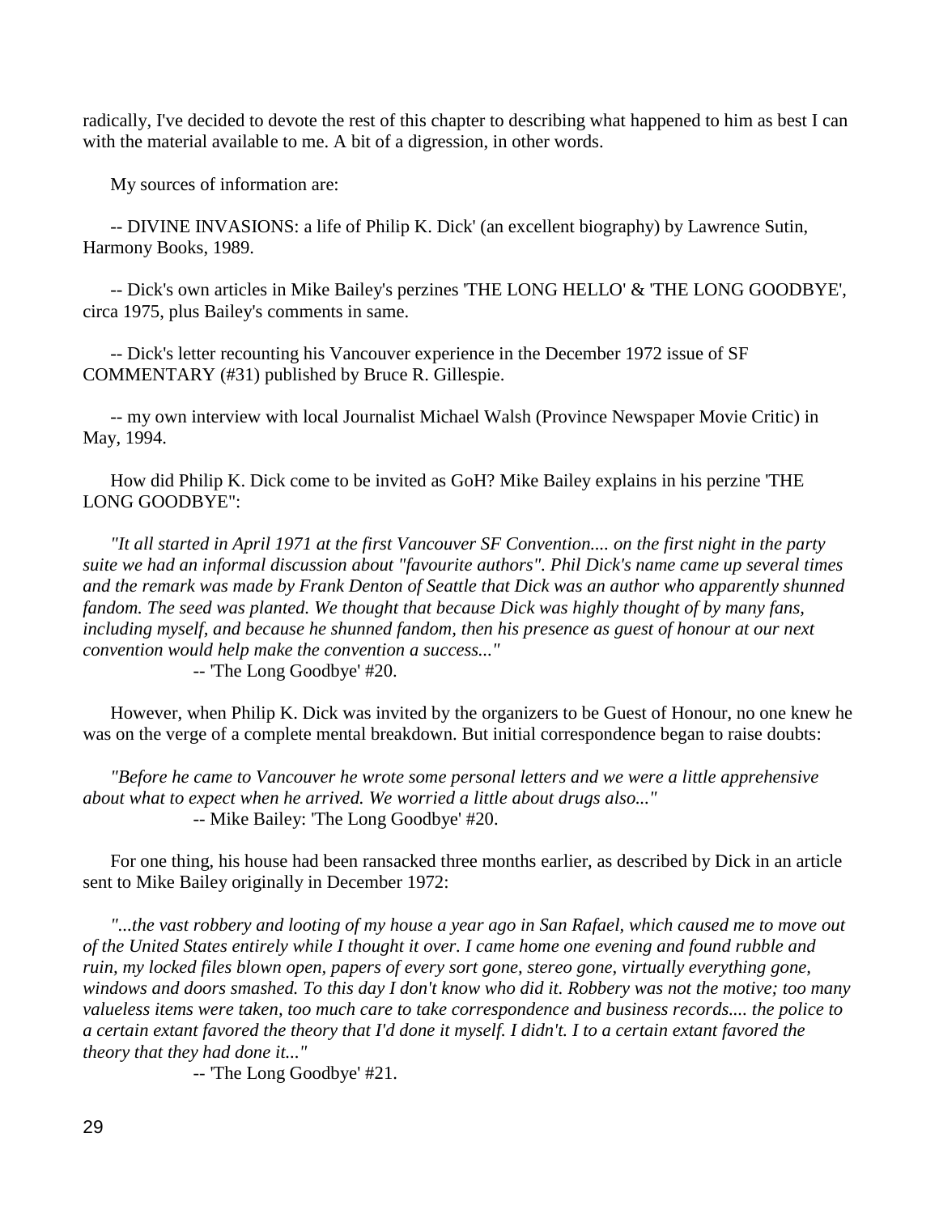radically, I've decided to devote the rest of this chapter to describing what happened to him as best I can with the material available to me. A bit of a digression, in other words.

My sources of information are:

-- DIVINE INVASIONS: a life of Philip K. Dick' (an excellent biography) by Lawrence Sutin, Harmony Books, 1989.

-- Dick's own articles in Mike Bailey's perzines 'THE LONG HELLO' & 'THE LONG GOODBYE', circa 1975, plus Bailey's comments in same.

-- Dick's letter recounting his Vancouver experience in the December 1972 issue of SF COMMENTARY (#31) published by Bruce R. Gillespie.

-- my own interview with local Journalist Michael Walsh (Province Newspaper Movie Critic) in May, 1994.

How did Philip K. Dick come to be invited as GoH? Mike Bailey explains in his perzine 'THE LONG GOODBYE":

*"It all started in April 1971 at the first Vancouver SF Convention.... on the first night in the party suite we had an informal discussion about "favourite authors". Phil Dick's name came up several times and the remark was made by Frank Denton of Seattle that Dick was an author who apparently shunned fandom. The seed was planted. We thought that because Dick was highly thought of by many fans, including myself, and because he shunned fandom, then his presence as guest of honour at our next convention would help make the convention a success..."*

-- 'The Long Goodbye' #20.

However, when Philip K. Dick was invited by the organizers to be Guest of Honour, no one knew he was on the verge of a complete mental breakdown. But initial correspondence began to raise doubts:

*"Before he came to Vancouver he wrote some personal letters and we were a little apprehensive about what to expect when he arrived. We worried a little about drugs also..."*

-- Mike Bailey: 'The Long Goodbye' #20.

For one thing, his house had been ransacked three months earlier, as described by Dick in an article sent to Mike Bailey originally in December 1972:

*"...the vast robbery and looting of my house a year ago in San Rafael, which caused me to move out of the United States entirely while I thought it over. I came home one evening and found rubble and ruin, my locked files blown open, papers of every sort gone, stereo gone, virtually everything gone, windows and doors smashed. To this day I don't know who did it. Robbery was not the motive; too many valueless items were taken, too much care to take correspondence and business records.... the police to a certain extant favored the theory that I'd done it myself. I didn't. I to a certain extant favored the theory that they had done it..."*

-- 'The Long Goodbye' #21.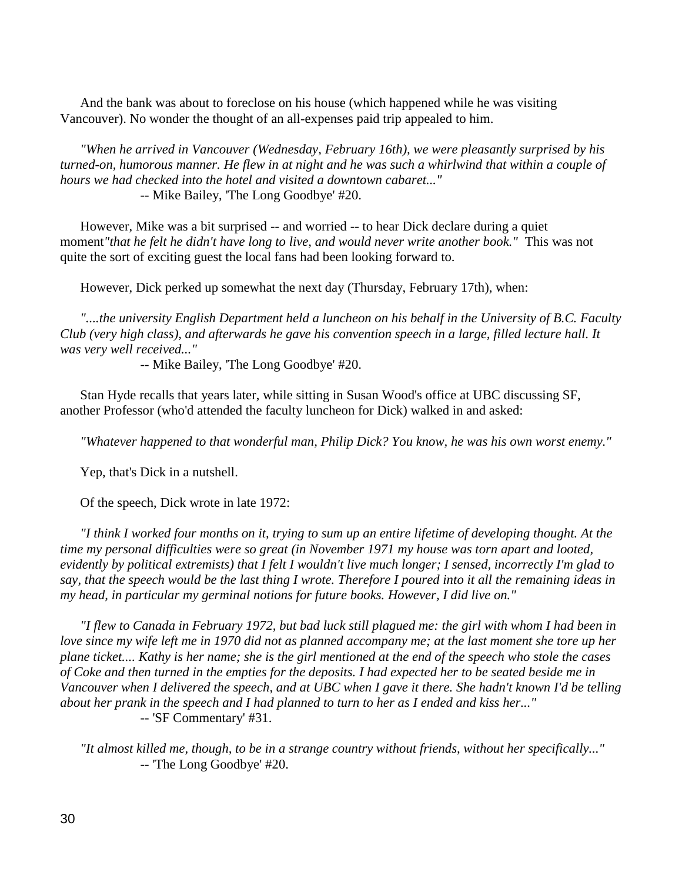And the bank was about to foreclose on his house (which happened while he was visiting Vancouver). No wonder the thought of an all-expenses paid trip appealed to him.

*"When he arrived in Vancouver (Wednesday, February 16th), we were pleasantly surprised by his turned-on, humorous manner. He flew in at night and he was such a whirlwind that within a couple of hours we had checked into the hotel and visited a downtown cabaret..."*
-- Mike Bailey, 'The Long Goodbye' #20.

However, Mike was a bit surprised -- and worried -- to hear Dick declare during a quiet moment *"that he felt he didn't have long to live, and would never write another book."* This was not quite the sort of exciting guest the local fans had been looking forward to.

However, Dick perked up somewhat the next day (Thursday, February 17th), when:

*"....the university English Department held a luncheon on his behalf in the University of B.C. Faculty Club (very high class), and afterwards he gave his convention speech in a large, filled lecture hall. It was very well received..."*
-- Mike Bailey, 'The Long Goodbye' #20.

Stan Hyde recalls that years later, while sitting in Susan Wood's office at UBC discussing SF, another Professor (who'd attended the faculty luncheon for Dick) walked in and asked:

*"Whatever happened to that wonderful man, Philip Dick? You know, he was his own worst enemy."*

Yep, that's Dick in a nutshell.

Of the speech, Dick wrote in late 1972:

*"I think I worked four months on it, trying to sum up an entire lifetime of developing thought. At the time my personal difficulties were so great (in November 1971 my house was torn apart and looted, evidently by political extremists) that I felt I wouldn't live much longer; I sensed, incorrectly I'm glad to say, that the speech would be the last thing I wrote. Therefore I poured into it all the remaining ideas in my head, in particular my germinal notions for future books. However, I did live on."*

*"I flew to Canada in February 1972, but bad luck still plagued me: the girl with whom I had been in love since my wife left me in 1970 did not as planned accompany me; at the last moment she tore up her plane ticket.... Kathy is her name; she is the girl mentioned at the end of the speech who stole the cases of Coke and then turned in the empties for the deposits. I had expected her to be seated beside me in Vancouver when I delivered the speech, and at UBC when I gave it there. She hadn't known I'd be telling about her prank in the speech and I had planned to turn to her as I ended and kiss her..."*
-- 'SF Commentary' #31.

*"It almost killed me, though, to be in a strange country without friends, without her specifically..."*
-- 'The Long Goodbye' #20.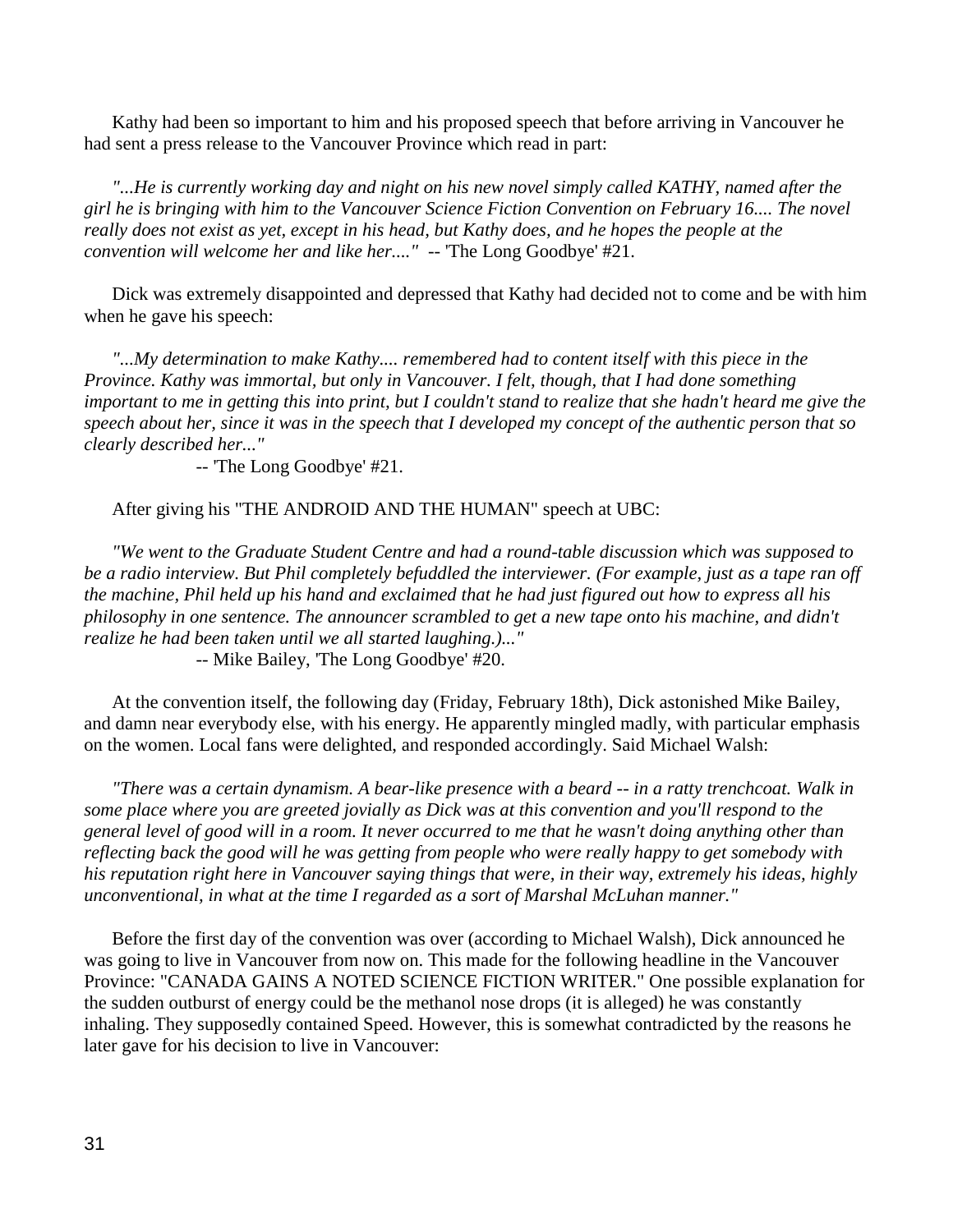Kathy had been so important to him and his proposed speech that before arriving in Vancouver he had sent a press release to the Vancouver Province which read in part:

*"...He is currently working day and night on his new novel simply called KATHY, named after the girl he is bringing with him to the Vancouver Science Fiction Convention on February 16.... The novel really does not exist as yet, except in his head, but Kathy does, and he hopes the people at the convention will welcome her and like her...."* -- 'The Long Goodbye' #21.

Dick was extremely disappointed and depressed that Kathy had decided not to come and be with him when he gave his speech:

*"...My determination to make Kathy.... remembered had to content itself with this piece in the Province. Kathy was immortal, but only in Vancouver. I felt, though, that I had done something important to me in getting this into print, but I couldn't stand to realize that she hadn't heard me give the speech about her, since it was in the speech that I developed my concept of the authentic person that so clearly described her..."*

-- 'The Long Goodbye' #21.

After giving his "THE ANDROID AND THE HUMAN" speech at UBC:

*"We went to the Graduate Student Centre and had a round-table discussion which was supposed to be a radio interview. But Phil completely befuddled the interviewer. (For example, just as a tape ran off the machine, Phil held up his hand and exclaimed that he had just figured out how to express all his philosophy in one sentence. The announcer scrambled to get a new tape onto his machine, and didn't realize he had been taken until we all started laughing.)..."*

-- Mike Bailey, 'The Long Goodbye' #20.

At the convention itself, the following day (Friday, February 18th), Dick astonished Mike Bailey, and damn near everybody else, with his energy. He apparently mingled madly, with particular emphasis on the women. Local fans were delighted, and responded accordingly. Said Michael Walsh:

*"There was a certain dynamism. A bear-like presence with a beard -- in a ratty trenchcoat. Walk in some place where you are greeted jovially as Dick was at this convention and you'll respond to the general level of good will in a room. It never occurred to me that he wasn't doing anything other than reflecting back the good will he was getting from people who were really happy to get somebody with his reputation right here in Vancouver saying things that were, in their way, extremely his ideas, highly unconventional, in what at the time I regarded as a sort of Marshal McLuhan manner."*

Before the first day of the convention was over (according to Michael Walsh), Dick announced he was going to live in Vancouver from now on. This made for the following headline in the Vancouver Province: "CANADA GAINS A NOTED SCIENCE FICTION WRITER." One possible explanation for the sudden outburst of energy could be the methanol nose drops (it is alleged) he was constantly inhaling. They supposedly contained Speed. However, this is somewhat contradicted by the reasons he later gave for his decision to live in Vancouver: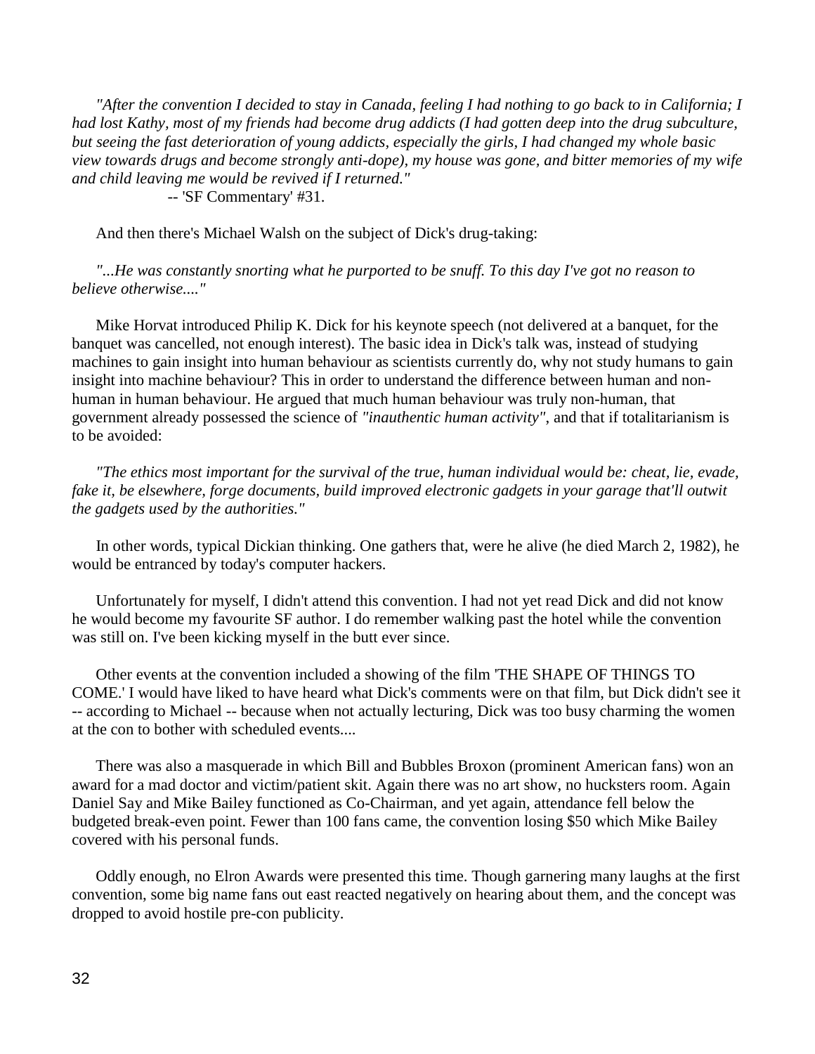*"After the convention I decided to stay in Canada, feeling I had nothing to go back to in California; I had lost Kathy, most of my friends had become drug addicts (I had gotten deep into the drug subculture, but seeing the fast deterioration of young addicts, especially the girls, I had changed my whole basic view towards drugs and become strongly anti-dope), my house was gone, and bitter memories of my wife and child leaving me would be revived if I returned."*

-- 'SF Commentary' #31.

And then there's Michael Walsh on the subject of Dick's drug-taking:

*"...He was constantly snorting what he purported to be snuff. To this day I've got no reason to believe otherwise...."*

Mike Horvat introduced Philip K. Dick for his keynote speech (not delivered at a banquet, for the banquet was cancelled, not enough interest). The basic idea in Dick's talk was, instead of studying machines to gain insight into human behaviour as scientists currently do, why not study humans to gain insight into machine behaviour? This in order to understand the difference between human and non-human in human behaviour. He argued that much human behaviour was truly non-human, that government already possessed the science of *"inauthentic human activity"*, and that if totalitarianism is to be avoided:

*"The ethics most important for the survival of the true, human individual would be: cheat, lie, evade, fake it, be elsewhere, forge documents, build improved electronic gadgets in your garage that'll outwit the gadgets used by the authorities."*

In other words, typical Dickian thinking. One gathers that, were he alive (he died March 2, 1982), he would be entranced by today's computer hackers.

Unfortunately for myself, I didn't attend this convention. I had not yet read Dick and did not know he would become my favourite SF author. I do remember walking past the hotel while the convention was still on. I've been kicking myself in the butt ever since.

Other events at the convention included a showing of the film 'THE SHAPE OF THINGS TO COME.' I would have liked to have heard what Dick's comments were on that film, but Dick didn't see it -- according to Michael -- because when not actually lecturing, Dick was too busy charming the women at the con to bother with scheduled events....

There was also a masquerade in which Bill and Bubbles Broxon (prominent American fans) won an award for a mad doctor and victim/patient skit. Again there was no art show, no hucksters room. Again Daniel Say and Mike Bailey functioned as Co-Chairman, and yet again, attendance fell below the budgeted break-even point. Fewer than 100 fans came, the convention losing $50 which Mike Bailey covered with his personal funds.

Oddly enough, no Elron Awards were presented this time. Though garnering many laughs at the first convention, some big name fans out east reacted negatively on hearing about them, and the concept was dropped to avoid hostile pre-con publicity.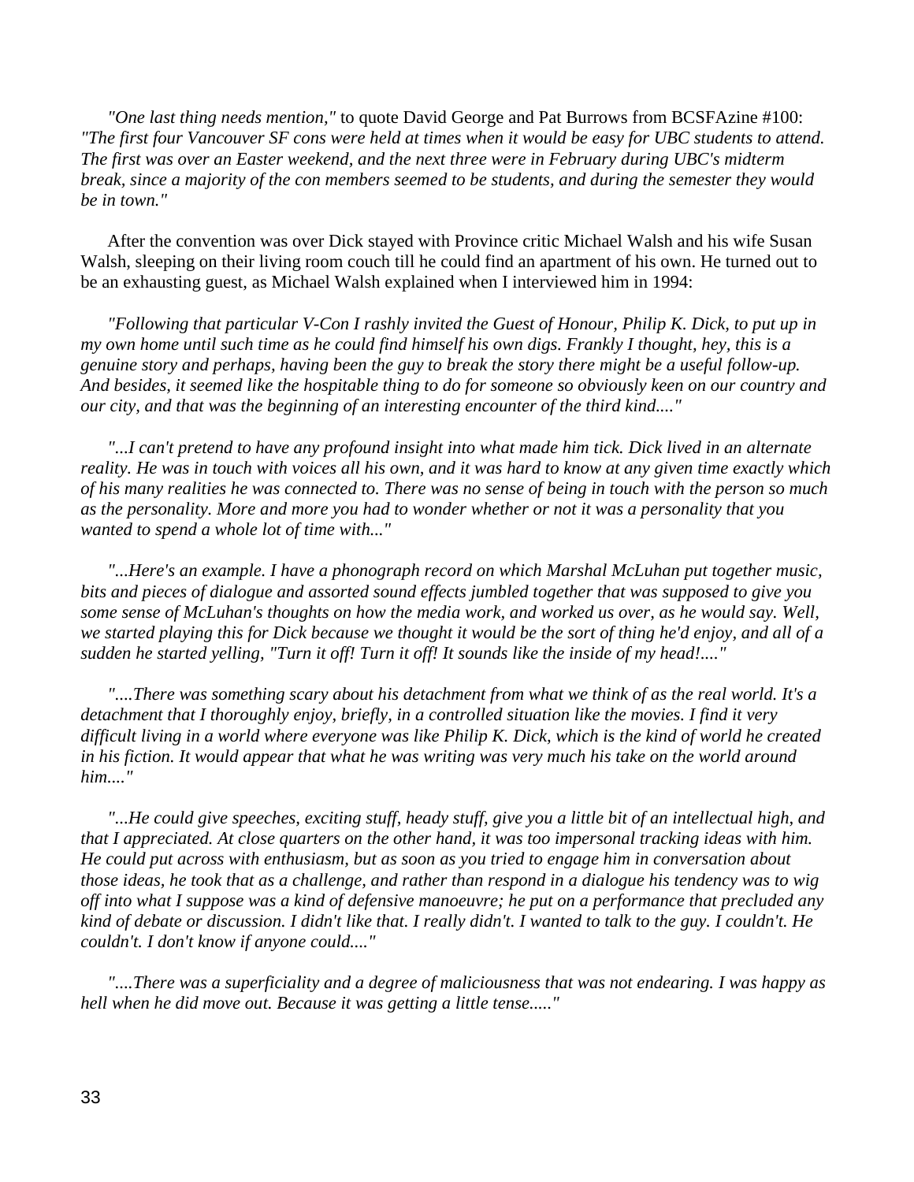*"One last thing needs mention,"* to quote David George and Pat Burrows from BCSFAzine #100: *"The first four Vancouver SF cons were held at times when it would be easy for UBC students to attend. The first was over an Easter weekend, and the next three were in February during UBC's midterm break, since a majority of the con members seemed to be students, and during the semester they would be in town."*

After the convention was over Dick stayed with Province critic Michael Walsh and his wife Susan Walsh, sleeping on their living room couch till he could find an apartment of his own. He turned out to be an exhausting guest, as Michael Walsh explained when I interviewed him in 1994:

*"Following that particular V-Con I rashly invited the Guest of Honour, Philip K. Dick, to put up in my own home until such time as he could find himself his own digs. Frankly I thought, hey, this is a genuine story and perhaps, having been the guy to break the story there might be a useful follow-up. And besides, it seemed like the hospitable thing to do for someone so obviously keen on our country and our city, and that was the beginning of an interesting encounter of the third kind...."*

*"...I can't pretend to have any profound insight into what made him tick. Dick lived in an alternate reality. He was in touch with voices all his own, and it was hard to know at any given time exactly which of his many realities he was connected to. There was no sense of being in touch with the person so much as the personality. More and more you had to wonder whether or not it was a personality that you wanted to spend a whole lot of time with..."*

*"...Here's an example. I have a phonograph record on which Marshal McLuhan put together music, bits and pieces of dialogue and assorted sound effects jumbled together that was supposed to give you some sense of McLuhan's thoughts on how the media work, and worked us over, as he would say. Well, we started playing this for Dick because we thought it would be the sort of thing he'd enjoy, and all of a sudden he started yelling, "Turn it off! Turn it off! It sounds like the inside of my head!...."*

*"....There was something scary about his detachment from what we think of as the real world. It's a detachment that I thoroughly enjoy, briefly, in a controlled situation like the movies. I find it very difficult living in a world where everyone was like Philip K. Dick, which is the kind of world he created in his fiction. It would appear that what he was writing was very much his take on the world around him...."*

*"...He could give speeches, exciting stuff, heady stuff, give you a little bit of an intellectual high, and that I appreciated. At close quarters on the other hand, it was too impersonal tracking ideas with him. He could put across with enthusiasm, but as soon as you tried to engage him in conversation about those ideas, he took that as a challenge, and rather than respond in a dialogue his tendency was to wig off into what I suppose was a kind of defensive manoeuvre; he put on a performance that precluded any kind of debate or discussion. I didn't like that. I really didn't. I wanted to talk to the guy. I couldn't. He couldn't. I don't know if anyone could...."*

*"....There was a superficiality and a degree of maliciousness that was not endearing. I was happy as hell when he did move out. Because it was getting a little tense....."*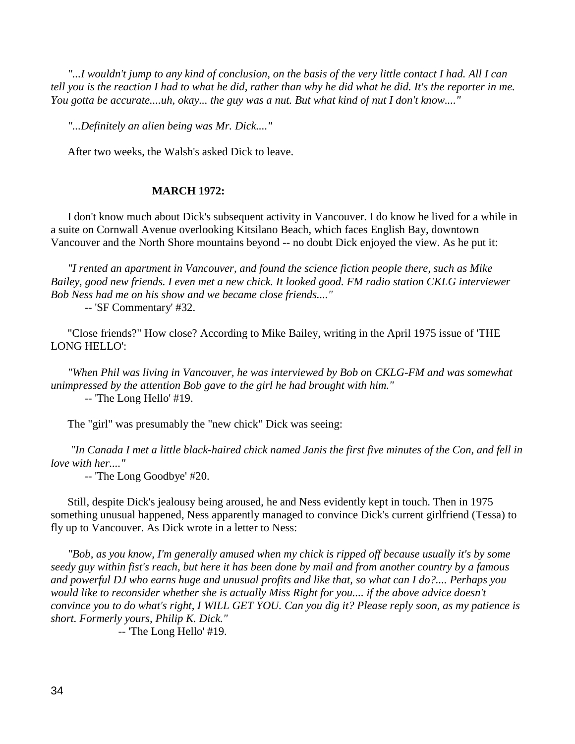*"...I wouldn't jump to any kind of conclusion, on the basis of the very little contact I had. All I can tell you is the reaction I had to what he did, rather than why he did what he did. It's the reporter in me. You gotta be accurate....uh, okay... the guy was a nut. But what kind of nut I don't know...."*

*"...Definitely an alien being was Mr. Dick...."*

After two weeks, the Walsh's asked Dick to leave.

**MARCH 1972:**

I don't know much about Dick's subsequent activity in Vancouver. I do know he lived for a while in a suite on Cornwall Avenue overlooking Kitsilano Beach, which faces English Bay, downtown Vancouver and the North Shore mountains beyond -- no doubt Dick enjoyed the view. As he put it:

*"I rented an apartment in Vancouver, and found the science fiction people there, such as Mike Bailey, good new friends. I even met a new chick. It looked good. FM radio station CKLG interviewer Bob Ness had me on his show and we became close friends...."*

-- 'SF Commentary' #32.

"Close friends?" How close? According to Mike Bailey, writing in the April 1975 issue of 'THE LONG HELLO':

*"When Phil was living in Vancouver, he was interviewed by Bob on CKLG-FM and was somewhat unimpressed by the attention Bob gave to the girl he had brought with him."*

-- 'The Long Hello' #19.

The "girl" was presumably the "new chick" Dick was seeing:

*"In Canada I met a little black-haired chick named Janis the first five minutes of the Con, and fell in love with her...."*

-- 'The Long Goodbye' #20.

Still, despite Dick's jealousy being aroused, he and Ness evidently kept in touch. Then in 1975 something unusual happened, Ness apparently managed to convince Dick's current girlfriend (Tessa) to fly up to Vancouver. As Dick wrote in a letter to Ness:

*"Bob, as you know, I'm generally amused when my chick is ripped off because usually it's by some seedy guy within fist's reach, but here it has been done by mail and from another country by a famous and powerful DJ who earns huge and unusual profits and like that, so what can I do?.... Perhaps you would like to reconsider whether she is actually Miss Right for you.... if the above advice doesn't convince you to do what's right, I WILL GET YOU. Can you dig it? Please reply soon, as my patience is short. Formerly yours, Philip K. Dick."*

-- 'The Long Hello' #19.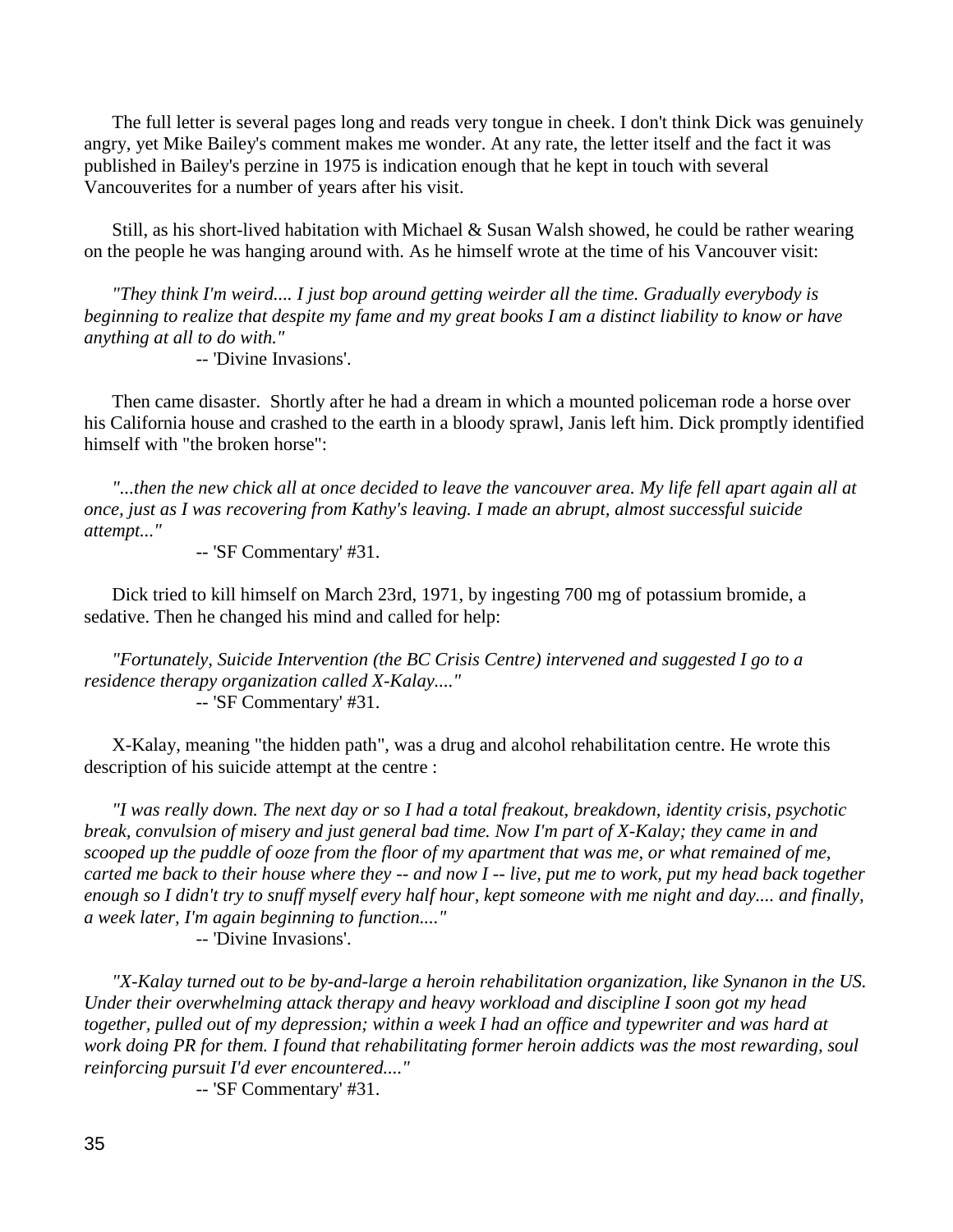The full letter is several pages long and reads very tongue in cheek. I don't think Dick was genuinely angry, yet Mike Bailey's comment makes me wonder. At any rate, the letter itself and the fact it was published in Bailey's perzine in 1975 is indication enough that he kept in touch with several Vancouverites for a number of years after his visit.

Still, as his short-lived habitation with Michael & Susan Walsh showed, he could be rather wearing on the people he was hanging around with. As he himself wrote at the time of his Vancouver visit:

*"They think I'm weird.... I just bop around getting weirder all the time. Gradually everybody is beginning to realize that despite my fame and my great books I am a distinct liability to know or have anything at all to do with."*

-- 'Divine Invasions'.

Then came disaster. Shortly after he had a dream in which a mounted policeman rode a horse over his California house and crashed to the earth in a bloody sprawl, Janis left him. Dick promptly identified himself with "the broken horse":

*"...then the new chick all at once decided to leave the vancouver area. My life fell apart again all at once, just as I was recovering from Kathy's leaving. I made an abrupt, almost successful suicide attempt..."*

-- 'SF Commentary' #31.

Dick tried to kill himself on March 23rd, 1971, by ingesting 700 mg of potassium bromide, a sedative. Then he changed his mind and called for help:

*"Fortunately, Suicide Intervention (the BC Crisis Centre) intervened and suggested I go to a residence therapy organization called X-Kalay...."*

-- 'SF Commentary' #31.

X-Kalay, meaning "the hidden path", was a drug and alcohol rehabilitation centre. He wrote this description of his suicide attempt at the centre :

*"I was really down. The next day or so I had a total freakout, breakdown, identity crisis, psychotic break, convulsion of misery and just general bad time. Now I'm part of X-Kalay; they came in and scooped up the puddle of ooze from the floor of my apartment that was me, or what remained of me, carted me back to their house where they -- and now I -- live, put me to work, put my head back together enough so I didn't try to snuff myself every half hour, kept someone with me night and day.... and finally, a week later, I'm again beginning to function...."*

-- 'Divine Invasions'.

*"X-Kalay turned out to be by-and-large a heroin rehabilitation organization, like Synanon in the US. Under their overwhelming attack therapy and heavy workload and discipline I soon got my head together, pulled out of my depression; within a week I had an office and typewriter and was hard at work doing PR for them. I found that rehabilitating former heroin addicts was the most rewarding, soul reinforcing pursuit I'd ever encountered...."*

-- 'SF Commentary' #31.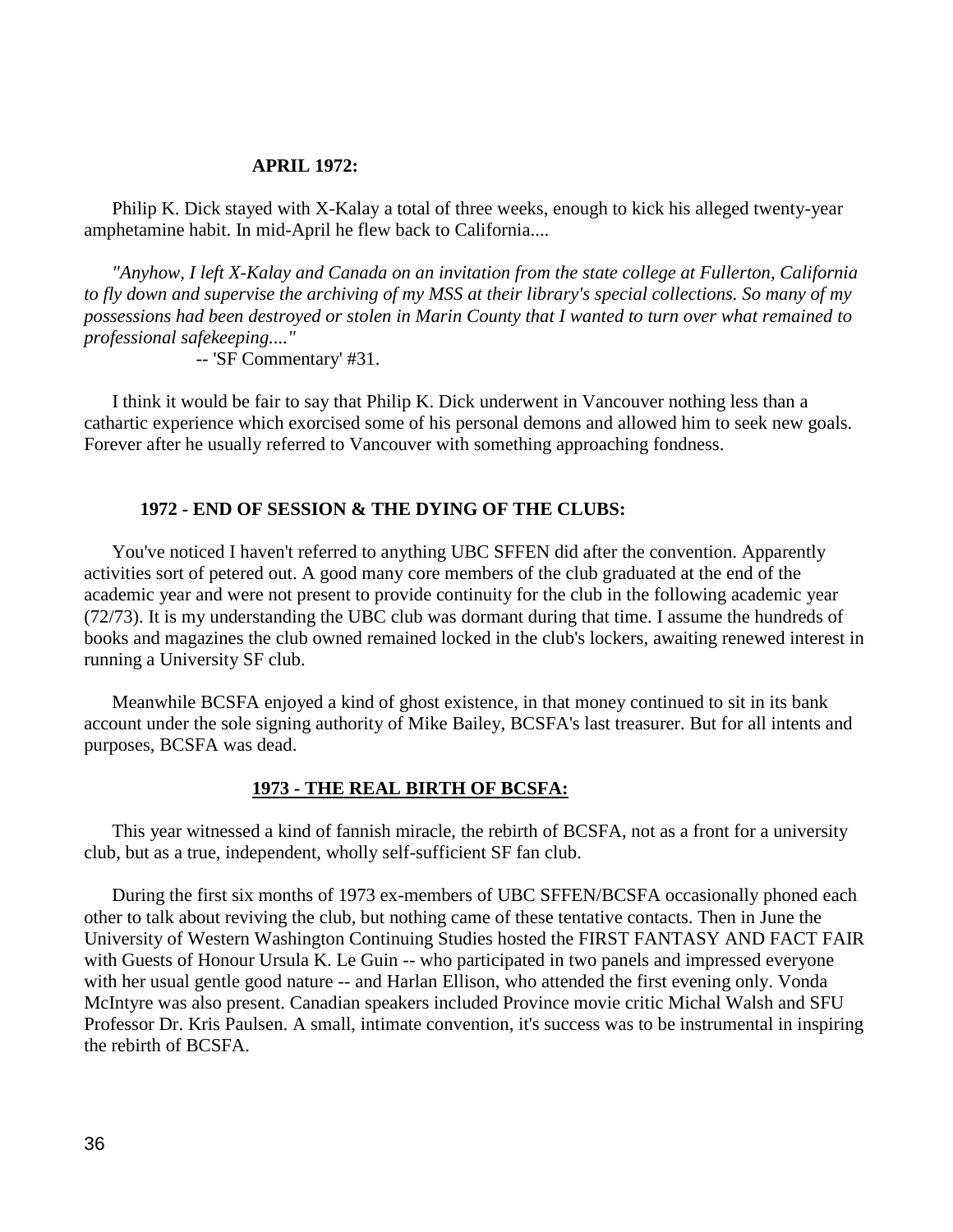**APRIL 1972:**

Philip K. Dick stayed with X-Kalay a total of three weeks, enough to kick his alleged twenty-year amphetamine habit. In mid-April he flew back to California....

*"Anyhow, I left X-Kalay and Canada on an invitation from the state college at Fullerton, California to fly down and supervise the archiving of my MSS at their library's special collections. So many of my possessions had been destroyed or stolen in Marin County that I wanted to turn over what remained to professional safekeeping...."*

-- 'SF Commentary' #31.

I think it would be fair to say that Philip K. Dick underwent in Vancouver nothing less than a cathartic experience which exorcised some of his personal demons and allowed him to seek new goals. Forever after he usually referred to Vancouver with something approaching fondness.

**1972 - END OF SESSION & THE DYING OF THE CLUBS:**

You've noticed I haven't referred to anything UBC SFFEN did after the convention. Apparently activities sort of petered out. A good many core members of the club graduated at the end of the academic year and were not present to provide continuity for the club in the following academic year (72/73). It is my understanding the UBC club was dormant during that time. I assume the hundreds of books and magazines the club owned remained locked in the club's lockers, awaiting renewed interest in running a University SF club.

Meanwhile BCSFA enjoyed a kind of ghost existence, in that money continued to sit in its bank account under the sole signing authority of Mike Bailey, BCSFA's last treasurer. But for all intents and purposes, BCSFA was dead.

**1973 - THE REAL BIRTH OF BCSFA:**

This year witnessed a kind of fannish miracle, the rebirth of BCSFA, not as a front for a university club, but as a true, independent, wholly self-sufficient SF fan club.

During the first six months of 1973 ex-members of UBC SFFEN/BCSFA occasionally phoned each other to talk about reviving the club, but nothing came of these tentative contacts. Then in June the University of Western Washington Continuing Studies hosted the FIRST FANTASY AND FACT FAIR with Guests of Honour Ursula K. Le Guin -- who participated in two panels and impressed everyone with her usual gentle good nature -- and Harlan Ellison, who attended the first evening only. Vonda McIntyre was also present. Canadian speakers included Province movie critic Michal Walsh and SFU Professor Dr. Kris Paulsen. A small, intimate convention, it's success was to be instrumental in inspiring the rebirth of BCSFA.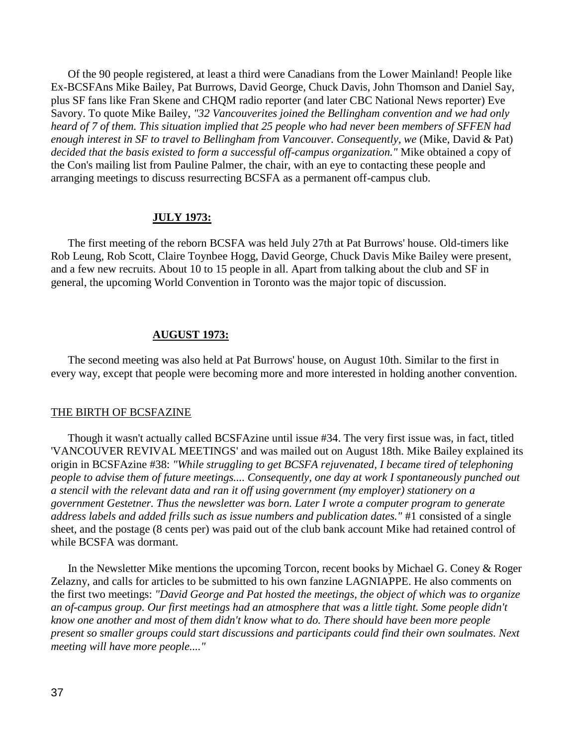Of the 90 people registered, at least a third were Canadians from the Lower Mainland! People like Ex-BCSFAns Mike Bailey, Pat Burrows, David George, Chuck Davis, John Thomson and Daniel Say, plus SF fans like Fran Skene and CHQM radio reporter (and later CBC National News reporter) Eve Savory. To quote Mike Bailey, *"32 Vancouverites joined the Bellingham convention and we had only heard of 7 of them. This situation implied that 25 people who had never been members of SFFEN had enough interest in SF to travel to Bellingham from Vancouver. Consequently, we* (Mike, David & Pat) *decided that the basis existed to form a successful off-campus organization."* Mike obtained a copy of the Con's mailing list from Pauline Palmer, the chair, with an eye to contacting these people and arranging meetings to discuss resurrecting BCSFA as a permanent off-campus club.

## **JULY 1973:**

The first meeting of the reborn BCSFA was held July 27th at Pat Burrows' house. Old-timers like Rob Leung, Rob Scott, Claire Toynbee Hogg, David George, Chuck Davis Mike Bailey were present, and a few new recruits. About 10 to 15 people in all. Apart from talking about the club and SF in general, the upcoming World Convention in Toronto was the major topic of discussion.

## **AUGUST 1973:**

The second meeting was also held at Pat Burrows' house, on August 10th. Similar to the first in every way, except that people were becoming more and more interested in holding another convention.

### THE BIRTH OF BCSFAZINE

Though it wasn't actually called BCSFAzine until issue #34. The very first issue was, in fact, titled 'VANCOUVER REVIVAL MEETINGS' and was mailed out on August 18th. Mike Bailey explained its origin in BCSFAzine #38: *"While struggling to get BCSFA rejuvenated, I became tired of telephoning people to advise them of future meetings.... Consequently, one day at work I spontaneously punched out a stencil with the relevant data and ran it off using government (my employer) stationery on a government Gestetner. Thus the newsletter was born. Later I wrote a computer program to generate address labels and added frills such as issue numbers and publication dates."* #1 consisted of a single sheet, and the postage (8 cents per) was paid out of the club bank account Mike had retained control of while BCSFA was dormant.

In the Newsletter Mike mentions the upcoming Torcon, recent books by Michael G. Coney & Roger Zelazny, and calls for articles to be submitted to his own fanzine LAGNIAPPE. He also comments on the first two meetings: *"David George and Pat hosted the meetings, the object of which was to organize an of-campus group. Our first meetings had an atmosphere that was a little tight. Some people didn't know one another and most of them didn't know what to do. There should have been more people present so smaller groups could start discussions and participants could find their own soulmates. Next meeting will have more people...."*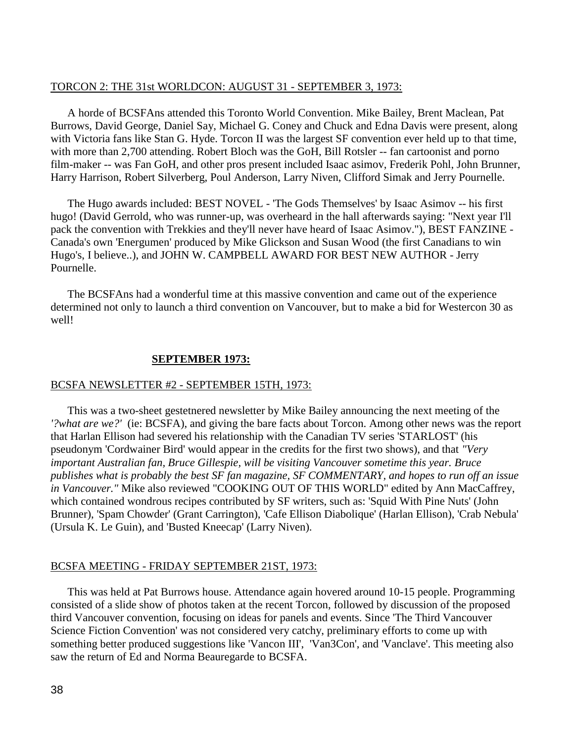TORCON 2: THE 31st WORLDCON: AUGUST 31 - SEPTEMBER 3, 1973:

A horde of BCSFAns attended this Toronto World Convention. Mike Bailey, Brent Maclean, Pat Burrows, David George, Daniel Say, Michael G. Coney and Chuck and Edna Davis were present, along with Victoria fans like Stan G. Hyde. Torcon II was the largest SF convention ever held up to that time, with more than 2,700 attending. Robert Bloch was the GoH, Bill Rotsler -- fan cartoonist and porno film-maker -- was Fan GoH, and other pros present included Isaac asimov, Frederik Pohl, John Brunner, Harry Harrison, Robert Silverberg, Poul Anderson, Larry Niven, Clifford Simak and Jerry Pournelle.

The Hugo awards included: BEST NOVEL - 'The Gods Themselves' by Isaac Asimov -- his first hugo! (David Gerrold, who was runner-up, was overheard in the hall afterwards saying: "Next year I'll pack the convention with Trekkies and they'll never have heard of Isaac Asimov."), BEST FANZINE - Canada's own 'Energumen' produced by Mike Glickson and Susan Wood (the first Canadians to win Hugo's, I believe..), and JOHN W. CAMPBELL AWARD FOR BEST NEW AUTHOR - Jerry Pournelle.

The BCSFAns had a wonderful time at this massive convention and came out of the experience determined not only to launch a third convention on Vancouver, but to make a bid for Westercon 30 as well!

## SEPTEMBER 1973:

BCSFA NEWSLETTER #2 - SEPTEMBER 15TH, 1973:

This was a two-sheet gestetnered newsletter by Mike Bailey announcing the next meeting of the *'?what are we?'* (ie: BCSFA), and giving the bare facts about Torcon. Among other news was the report that Harlan Ellison had severed his relationship with the Canadian TV series 'STARLOST' (his pseudonym 'Cordwainer Bird' would appear in the credits for the first two shows), and that *"Very important Australian fan, Bruce Gillespie, will be visiting Vancouver sometime this year. Bruce publishes what is probably the best SF fan magazine, SF COMMENTARY, and hopes to run off an issue in Vancouver."* Mike also reviewed "COOKING OUT OF THIS WORLD" edited by Ann MacCaffrey, which contained wondrous recipes contributed by SF writers, such as: 'Squid With Pine Nuts' (John Brunner), 'Spam Chowder' (Grant Carrington), 'Cafe Ellison Diabolique' (Harlan Ellison), 'Crab Nebula' (Ursula K. Le Guin), and 'Busted Kneecap' (Larry Niven).

BCSFA MEETING - FRIDAY SEPTEMBER 21ST, 1973:

This was held at Pat Burrows house. Attendance again hovered around 10-15 people. Programming consisted of a slide show of photos taken at the recent Torcon, followed by discussion of the proposed third Vancouver convention, focusing on ideas for panels and events. Since 'The Third Vancouver Science Fiction Convention' was not considered very catchy, preliminary efforts to come up with something better produced suggestions like 'Vancon III', 'Van3Con', and 'Vanclave'. This meeting also saw the return of Ed and Norma Beauregarde to BCSFA.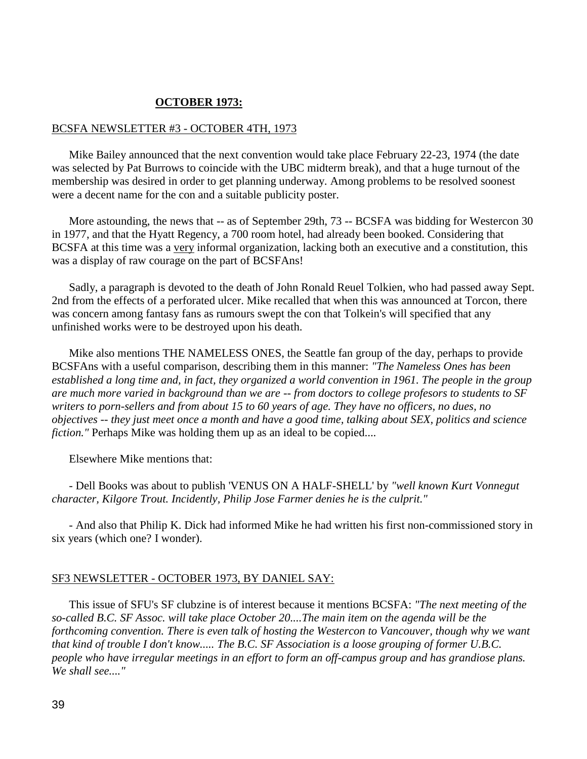## **OCTOBER 1973:**

BCSFA NEWSLETTER #3 - OCTOBER 4TH, 1973

Mike Bailey announced that the next convention would take place February 22-23, 1974 (the date was selected by Pat Burrows to coincide with the UBC midterm break), and that a huge turnout of the membership was desired in order to get planning underway. Among problems to be resolved soonest were a decent name for the con and a suitable publicity poster.

More astounding, the news that -- as of September 29th, 73 -- BCSFA was bidding for Westercon 30 in 1977, and that the Hyatt Regency, a 700 room hotel, had already been booked. Considering that BCSFA at this time was a very informal organization, lacking both an executive and a constitution, this was a display of raw courage on the part of BCSFAns!

Sadly, a paragraph is devoted to the death of John Ronald Reuel Tolkien, who had passed away Sept. 2nd from the effects of a perforated ulcer. Mike recalled that when this was announced at Torcon, there was concern among fantasy fans as rumours swept the con that Tolkein's will specified that any unfinished works were to be destroyed upon his death.

Mike also mentions THE NAMELESS ONES, the Seattle fan group of the day, perhaps to provide BCSFAns with a useful comparison, describing them in this manner: *"The Nameless Ones has been established a long time and, in fact, they organized a world convention in 1961. The people in the group are much more varied in background than we are -- from doctors to college profesors to students to SF writers to porn-sellers and from about 15 to 60 years of age. They have no officers, no dues, no objectives -- they just meet once a month and have a good time, talking about SEX, politics and science fiction."* Perhaps Mike was holding them up as an ideal to be copied....

Elsewhere Mike mentions that:

- Dell Books was about to publish 'VENUS ON A HALF-SHELL' by *"well known Kurt Vonnegut character, Kilgore Trout. Incidently, Philip Jose Farmer denies he is the culprit."*

- And also that Philip K. Dick had informed Mike he had written his first non-commissioned story in six years (which one? I wonder).

SF3 NEWSLETTER - OCTOBER 1973, BY DANIEL SAY:

This issue of SFU's SF clubzine is of interest because it mentions BCSFA: *"The next meeting of the so-called B.C. SF Assoc. will take place October 20....The main item on the agenda will be the forthcoming convention. There is even talk of hosting the Westercon to Vancouver, though why we want that kind of trouble I don't know..... The B.C. SF Association is a loose grouping of former U.B.C. people who have irregular meetings in an effort to form an off-campus group and has grandiose plans. We shall see...."*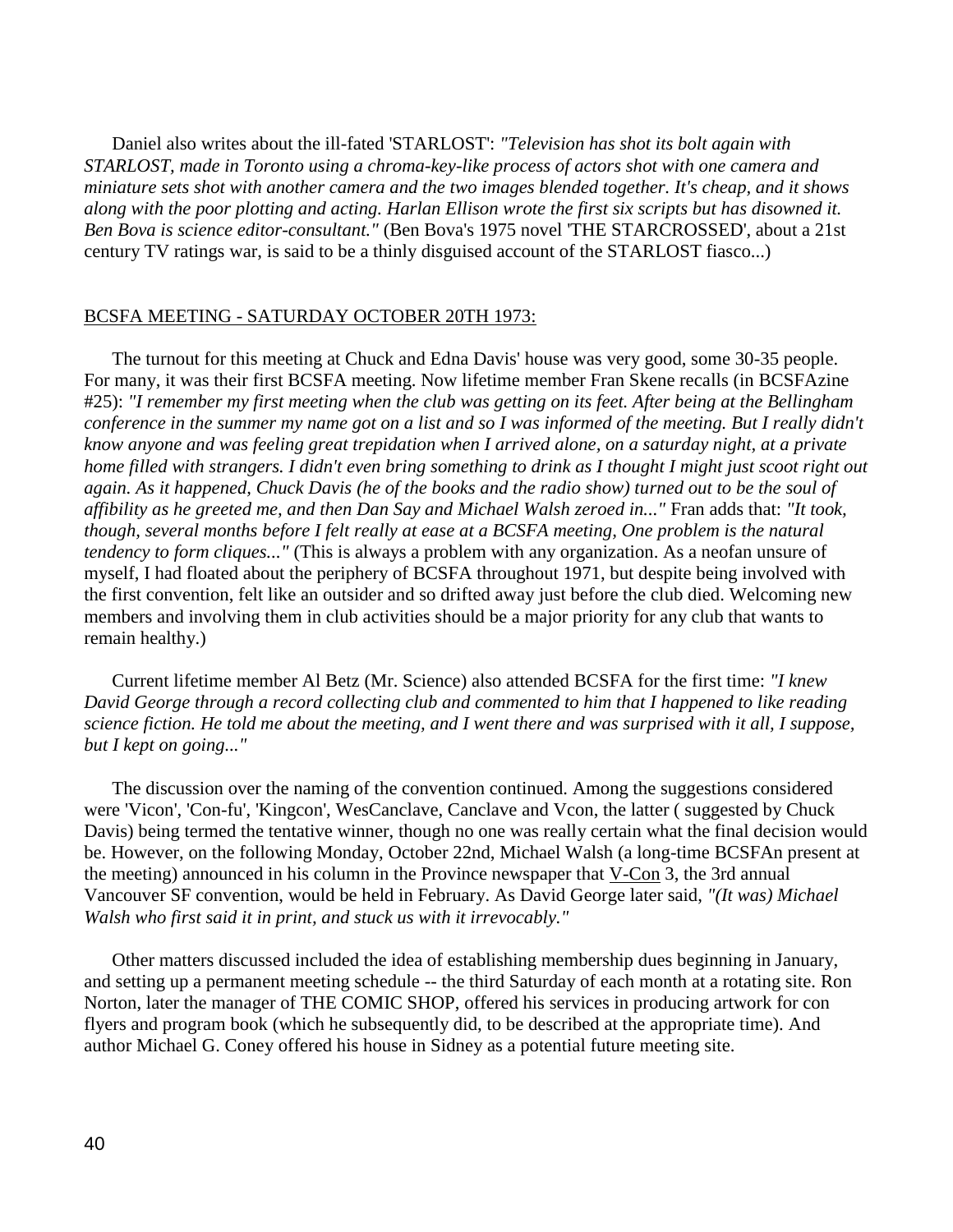Daniel also writes about the ill-fated 'STARLOST': *"Television has shot its bolt again with STARLOST, made in Toronto using a chroma-key-like process of actors shot with one camera and miniature sets shot with another camera and the two images blended together. It's cheap, and it shows along with the poor plotting and acting. Harlan Ellison wrote the first six scripts but has disowned it. Ben Bova is science editor-consultant."* (Ben Bova's 1975 novel 'THE STARCROSSED', about a 21st century TV ratings war, is said to be a thinly disguised account of the STARLOST fiasco...)

## BCSFA MEETING - SATURDAY OCTOBER 20TH 1973:

The turnout for this meeting at Chuck and Edna Davis' house was very good, some 30-35 people. For many, it was their first BCSFA meeting. Now lifetime member Fran Skene recalls (in BCSFAzine #25): *"I remember my first meeting when the club was getting on its feet. After being at the Bellingham conference in the summer my name got on a list and so I was informed of the meeting. But I really didn't know anyone and was feeling great trepidation when I arrived alone, on a saturday night, at a private home filled with strangers. I didn't even bring something to drink as I thought I might just scoot right out again. As it happened, Chuck Davis (he of the books and the radio show) turned out to be the soul of affibility as he greeted me, and then Dan Say and Michael Walsh zeroed in..."* Fran adds that: *"It took, though, several months before I felt really at ease at a BCSFA meeting, One problem is the natural tendency to form cliques..."* (This is always a problem with any organization. As a neofan unsure of myself, I had floated about the periphery of BCSFA throughout 1971, but despite being involved with the first convention, felt like an outsider and so drifted away just before the club died. Welcoming new members and involving them in club activities should be a major priority for any club that wants to remain healthy.)

Current lifetime member Al Betz (Mr. Science) also attended BCSFA for the first time: *"I knew David George through a record collecting club and commented to him that I happened to like reading science fiction. He told me about the meeting, and I went there and was surprised with it all, I suppose, but I kept on going..."*

The discussion over the naming of the convention continued. Among the suggestions considered were 'Vicon', 'Con-fu', 'Kingcon', WesCanclave, Canclave and Vcon, the latter ( suggested by Chuck Davis) being termed the tentative winner, though no one was really certain what the final decision would be. However, on the following Monday, October 22nd, Michael Walsh (a long-time BCSFAn present at the meeting) announced in his column in the Province newspaper that V-Con 3, the 3rd annual Vancouver SF convention, would be held in February. As David George later said, *"(It was) Michael Walsh who first said it in print, and stuck us with it irrevocably."*

Other matters discussed included the idea of establishing membership dues beginning in January, and setting up a permanent meeting schedule -- the third Saturday of each month at a rotating site. Ron Norton, later the manager of THE COMIC SHOP, offered his services in producing artwork for con flyers and program book (which he subsequently did, to be described at the appropriate time). And author Michael G. Coney offered his house in Sidney as a potential future meeting site.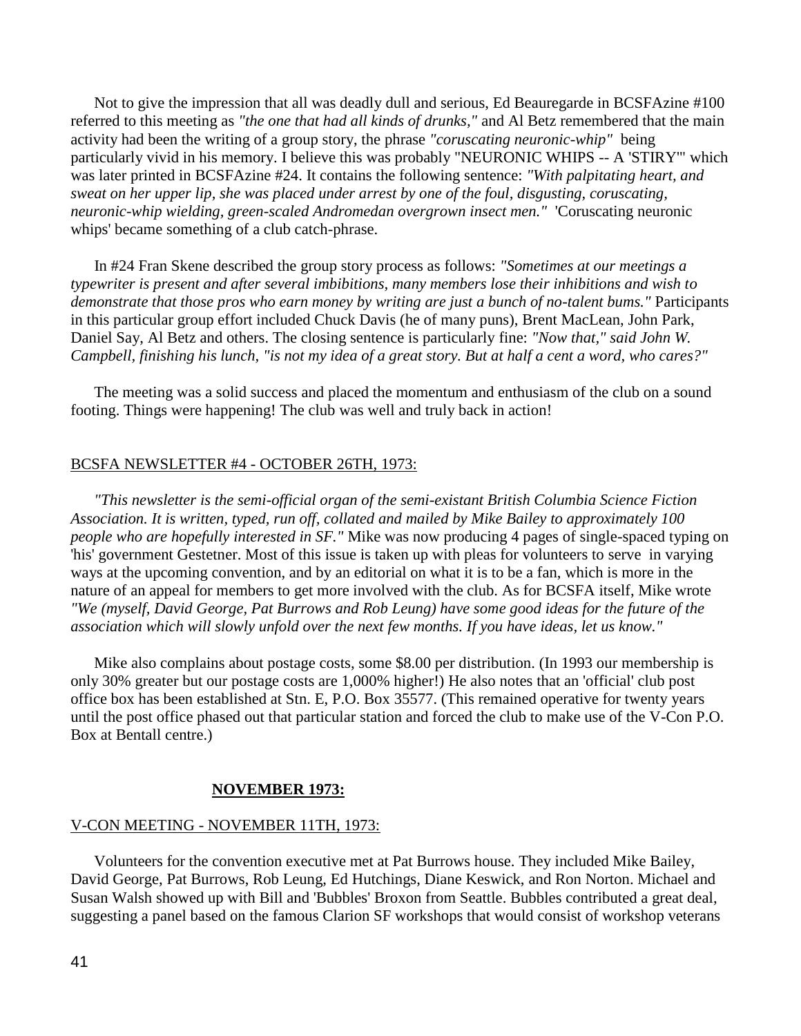Not to give the impression that all was deadly dull and serious, Ed Beauregarde in BCSFAzine #100 referred to this meeting as *"the one that had all kinds of drunks,"* and Al Betz remembered that the main activity had been the writing of a group story, the phrase *"coruscating neuronic-whip"* being particularly vivid in his memory. I believe this was probably "NEURONIC WHIPS -- A 'STIRY'" which was later printed in BCSFAzine #24. It contains the following sentence: *"With palpitating heart, and sweat on her upper lip, she was placed under arrest by one of the foul, disgusting, coruscating, neuronic-whip wielding, green-scaled Andromedan overgrown insect men."* 'Coruscating neuronic whips' became something of a club catch-phrase.

In #24 Fran Skene described the group story process as follows: *"Sometimes at our meetings a typewriter is present and after several imbibitions, many members lose their inhibitions and wish to demonstrate that those pros who earn money by writing are just a bunch of no-talent bums."* Participants in this particular group effort included Chuck Davis (he of many puns), Brent MacLean, John Park, Daniel Say, Al Betz and others. The closing sentence is particularly fine: *"Now that," said John W. Campbell, finishing his lunch, "is not my idea of a great story. But at half a cent a word, who cares?"*

The meeting was a solid success and placed the momentum and enthusiasm of the club on a sound footing. Things were happening! The club was well and truly back in action!

BCSFA NEWSLETTER #4 - OCTOBER 26TH, 1973:

*"This newsletter is the semi-official organ of the semi-existant British Columbia Science Fiction Association. It is written, typed, run off, collated and mailed by Mike Bailey to approximately 100 people who are hopefully interested in SF."* Mike was now producing 4 pages of single-spaced typing on 'his' government Gestetner. Most of this issue is taken up with pleas for volunteers to serve in varying ways at the upcoming convention, and by an editorial on what it is to be a fan, which is more in the nature of an appeal for members to get more involved with the club. As for BCSFA itself, Mike wrote *"We (myself, David George, Pat Burrows and Rob Leung) have some good ideas for the future of the association which will slowly unfold over the next few months. If you have ideas, let us know."*

Mike also complains about postage costs, some $8.00 per distribution. (In 1993 our membership is only 30% greater but our postage costs are 1,000% higher!) He also notes that an 'official' club post office box has been established at Stn. E, P.O. Box 35577. (This remained operative for twenty years until the post office phased out that particular station and forced the club to make use of the V-Con P.O. Box at Bentall centre.)

**NOVEMBER 1973:**

V-CON MEETING - NOVEMBER 11TH, 1973:

Volunteers for the convention executive met at Pat Burrows house. They included Mike Bailey, David George, Pat Burrows, Rob Leung, Ed Hutchings, Diane Keswick, and Ron Norton. Michael and Susan Walsh showed up with Bill and 'Bubbles' Broxon from Seattle. Bubbles contributed a great deal, suggesting a panel based on the famous Clarion SF workshops that would consist of workshop veterans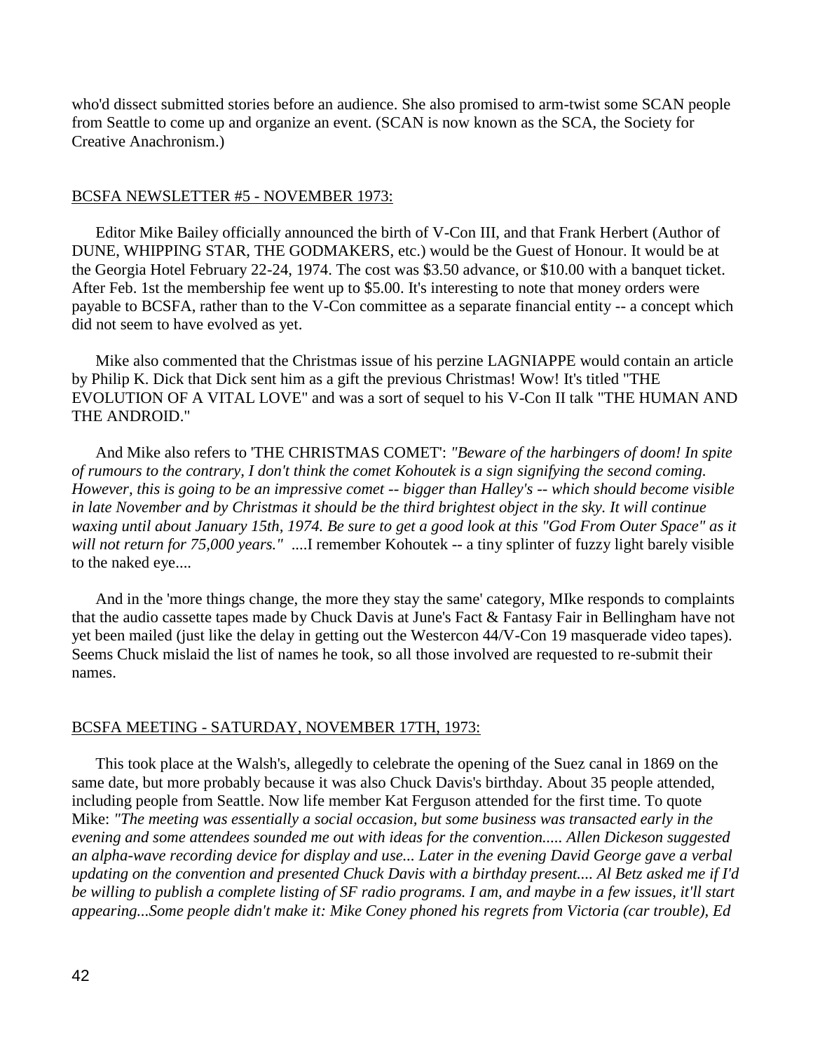who'd dissect submitted stories before an audience. She also promised to arm-twist some SCAN people from Seattle to come up and organize an event. (SCAN is now known as the SCA, the Society for Creative Anachronism.)

BCSFA NEWSLETTER #5 - NOVEMBER 1973:

Editor Mike Bailey officially announced the birth of V-Con III, and that Frank Herbert (Author of DUNE, WHIPPING STAR, THE GODMAKERS, etc.) would be the Guest of Honour. It would be at the Georgia Hotel February 22-24, 1974. The cost was $3.50 advance, or $10.00 with a banquet ticket. After Feb. 1st the membership fee went up to $5.00. It's interesting to note that money orders were payable to BCSFA, rather than to the V-Con committee as a separate financial entity -- a concept which did not seem to have evolved as yet.

Mike also commented that the Christmas issue of his perzine LAGNIAPPE would contain an article by Philip K. Dick that Dick sent him as a gift the previous Christmas! Wow! It's titled "THE EVOLUTION OF A VITAL LOVE" and was a sort of sequel to his V-Con II talk "THE HUMAN AND THE ANDROID."

And Mike also refers to 'THE CHRISTMAS COMET': *"Beware of the harbingers of doom! In spite of rumours to the contrary, I don't think the comet Kohoutek is a sign signifying the second coming. However, this is going to be an impressive comet -- bigger than Halley's -- which should become visible in late November and by Christmas it should be the third brightest object in the sky. It will continue waxing until about January 15th, 1974. Be sure to get a good look at this "God From Outer Space" as it will not return for 75,000 years."* ....I remember Kohoutek -- a tiny splinter of fuzzy light barely visible to the naked eye....

And in the 'more things change, the more they stay the same' category, MIke responds to complaints that the audio cassette tapes made by Chuck Davis at June's Fact & Fantasy Fair in Bellingham have not yet been mailed (just like the delay in getting out the Westercon 44/V-Con 19 masquerade video tapes). Seems Chuck mislaid the list of names he took, so all those involved are requested to re-submit their names.

BCSFA MEETING - SATURDAY, NOVEMBER 17TH, 1973:

This took place at the Walsh's, allegedly to celebrate the opening of the Suez canal in 1869 on the same date, but more probably because it was also Chuck Davis's birthday. About 35 people attended, including people from Seattle. Now life member Kat Ferguson attended for the first time. To quote Mike: *"The meeting was essentially a social occasion, but some business was transacted early in the evening and some attendees sounded me out with ideas for the convention..... Allen Dickeson suggested an alpha-wave recording device for display and use... Later in the evening David George gave a verbal updating on the convention and presented Chuck Davis with a birthday present.... Al Betz asked me if I'd be willing to publish a complete listing of SF radio programs. I am, and maybe in a few issues, it'll start appearing...Some people didn't make it: Mike Coney phoned his regrets from Victoria (car trouble), Ed*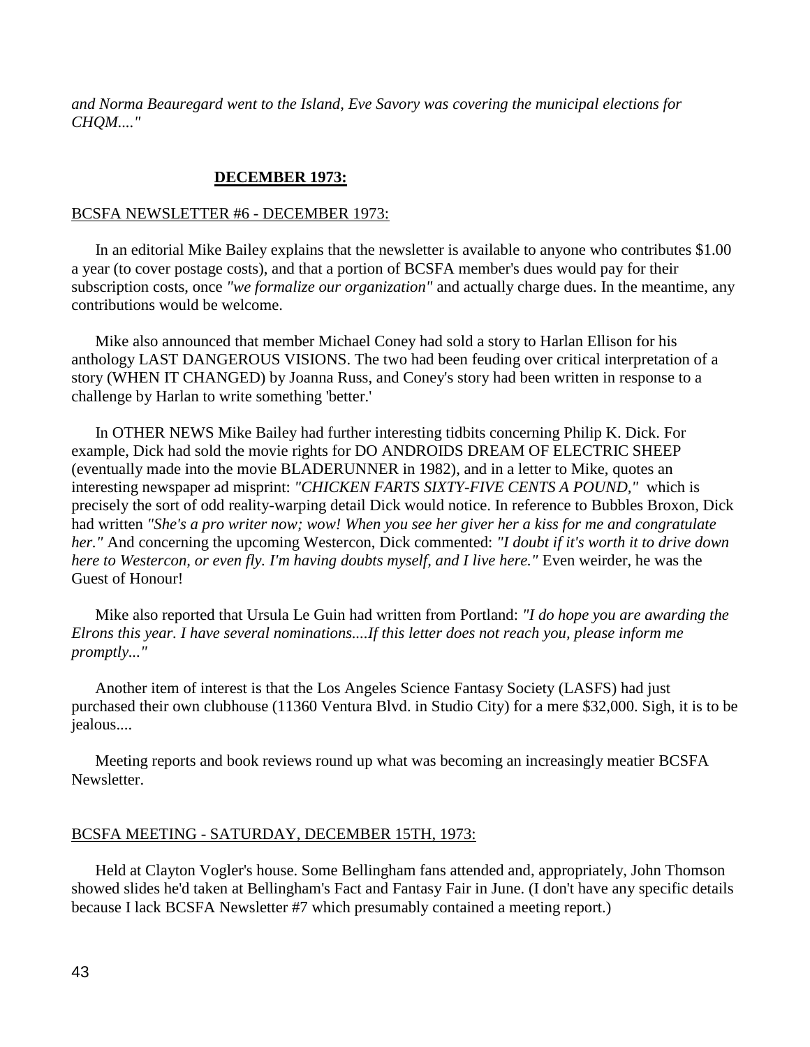*and Norma Beauregard went to the Island, Eve Savory was covering the municipal elections for CHQM...."*

## DECEMBER 1973:

### BCSFA NEWSLETTER #6 - DECEMBER 1973:

In an editorial Mike Bailey explains that the newsletter is available to anyone who contributes $1.00 a year (to cover postage costs), and that a portion of BCSFA member's dues would pay for their subscription costs, once *"we formalize our organization"* and actually charge dues. In the meantime, any contributions would be welcome.

Mike also announced that member Michael Coney had sold a story to Harlan Ellison for his anthology LAST DANGEROUS VISIONS. The two had been feuding over critical interpretation of a story (WHEN IT CHANGED) by Joanna Russ, and Coney's story had been written in response to a challenge by Harlan to write something 'better.'

In OTHER NEWS Mike Bailey had further interesting tidbits concerning Philip K. Dick. For example, Dick had sold the movie rights for DO ANDROIDS DREAM OF ELECTRIC SHEEP (eventually made into the movie BLADERUNNER in 1982), and in a letter to Mike, quotes an interesting newspaper ad misprint: *"CHICKEN FARTS SIXTY-FIVE CENTS A POUND,"* which is precisely the sort of odd reality-warping detail Dick would notice. In reference to Bubbles Broxon, Dick had written *"She's a pro writer now; wow! When you see her giver her a kiss for me and congratulate her."* And concerning the upcoming Westercon, Dick commented: *"I doubt if it's worth it to drive down here to Westercon, or even fly. I'm having doubts myself, and I live here."* Even weirder, he was the Guest of Honour!

Mike also reported that Ursula Le Guin had written from Portland: *"I do hope you are awarding the Elrons this year. I have several nominations....If this letter does not reach you, please inform me promptly..."*

Another item of interest is that the Los Angeles Science Fantasy Society (LASFS) had just purchased their own clubhouse (11360 Ventura Blvd. in Studio City) for a mere $32,000. Sigh, it is to be jealous....

Meeting reports and book reviews round up what was becoming an increasingly meatier BCSFA Newsletter.

### BCSFA MEETING - SATURDAY, DECEMBER 15TH, 1973:

Held at Clayton Vogler's house. Some Bellingham fans attended and, appropriately, John Thomson showed slides he'd taken at Bellingham's Fact and Fantasy Fair in June. (I don't have any specific details because I lack BCSFA Newsletter #7 which presumably contained a meeting report.)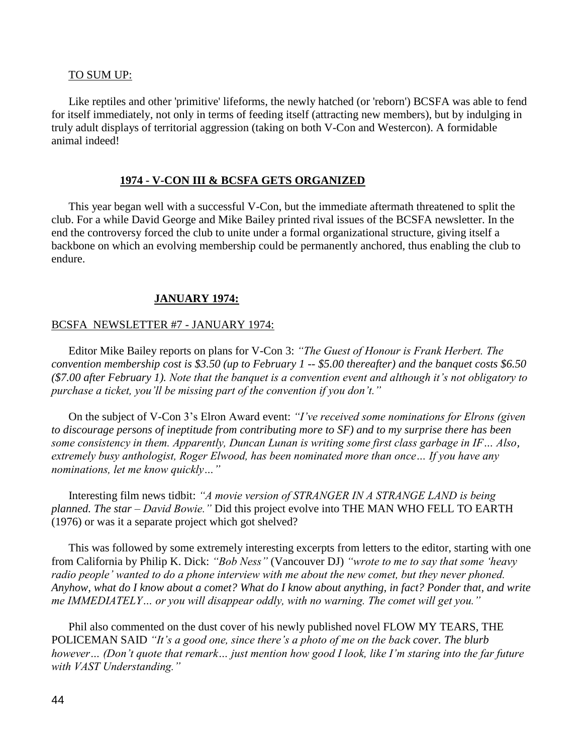TO SUM UP:

Like reptiles and other 'primitive' lifeforms, the newly hatched (or 'reborn') BCSFA was able to fend for itself immediately, not only in terms of feeding itself (attracting new members), but by indulging in truly adult displays of territorial aggression (taking on both V-Con and Westercon). A formidable animal indeed!

## 1974 - V-CON III & BCSFA GETS ORGANIZED

This year began well with a successful V-Con, but the immediate aftermath threatened to split the club. For a while David George and Mike Bailey printed rival issues of the BCSFA newsletter. In the end the controversy forced the club to unite under a formal organizational structure, giving itself a backbone on which an evolving membership could be permanently anchored, thus enabling the club to endure.

### JANUARY 1974:

BCSFA NEWSLETTER #7 - JANUARY 1974:

Editor Mike Bailey reports on plans for V-Con 3: *"The Guest of Honour is Frank Herbert. The convention membership cost is $3.50 (up to February 1 -- $5.00 thereafter) and the banquet costs $6.50 ($7.00 after February 1). Note that the banquet is a convention event and although it's not obligatory to purchase a ticket, you'll be missing part of the convention if you don't."*

On the subject of V-Con 3's Elron Award event: *"I've received some nominations for Elrons (given to discourage persons of ineptitude from contributing more to SF) and to my surprise there has been some consistency in them. Apparently, Duncan Lunan is writing some first class garbage in IF… Also, extremely busy anthologist, Roger Elwood, has been nominated more than once… If you have any nominations, let me know quickly…"*

Interesting film news tidbit: *"A movie version of STRANGER IN A STRANGE LAND is being planned. The star – David Bowie."* Did this project evolve into THE MAN WHO FELL TO EARTH (1976) or was it a separate project which got shelved?

This was followed by some extremely interesting excerpts from letters to the editor, starting with one from California by Philip K. Dick: *"Bob Ness"* (Vancouver DJ) *"wrote to me to say that some 'heavy radio people' wanted to do a phone interview with me about the new comet, but they never phoned. Anyhow, what do I know about a comet? What do I know about anything, in fact? Ponder that, and write me IMMEDIATELY… or you will disappear oddly, with no warning. The comet will get you."*

Phil also commented on the dust cover of his newly published novel FLOW MY TEARS, THE POLICEMAN SAID *"It's a good one, since there's a photo of me on the back cover. The blurb however… (Don't quote that remark… just mention how good I look, like I'm staring into the far future with VAST Understanding."*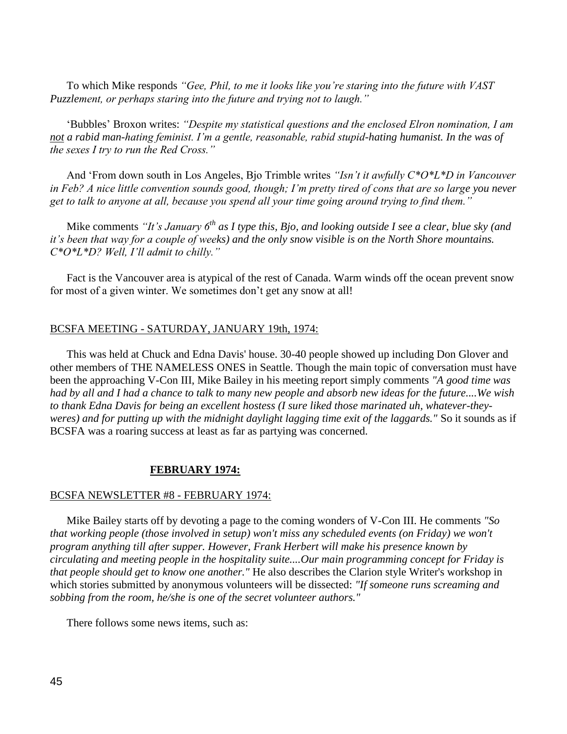To which Mike responds *"Gee, Phil, to me it looks like you're staring into the future with VAST Puzzlement, or perhaps staring into the future and trying not to laugh."*

'Bubbles' Broxon writes: *"Despite my statistical questions and the enclosed Elron nomination, I am* ***not*** *a rabid man-hating feminist. I'm a gentle, reasonable, rabid stupid-hating humanist. In the was of the sexes I try to run the Red Cross."*

And 'From down south in Los Angeles, Bjo Trimble writes *"Isn't it awfully C*O*L*D in Vancouver in Feb? A nice little convention sounds good, though; I'm pretty tired of cons that are so large you never get to talk to anyone at all, because you spend all your time going around trying to find them."*

Mike comments *"It's January 6th as I type this, Bjo, and looking outside I see a clear, blue sky (and it's been that way for a couple of weeks) and the only snow visible is on the North Shore mountains. C*O*L*D? Well, I'll admit to chilly."*

Fact is the Vancouver area is atypical of the rest of Canada. Warm winds off the ocean prevent snow for most of a given winter. We sometimes don't get any snow at all!

BCSFA MEETING - SATURDAY, JANUARY 19th, 1974:

This was held at Chuck and Edna Davis' house. 30-40 people showed up including Don Glover and other members of THE NAMELESS ONES in Seattle. Though the main topic of conversation must have been the approaching V-Con III, Mike Bailey in his meeting report simply comments *"A good time was had by all and I had a chance to talk to many new people and absorb new ideas for the future....We wish to thank Edna Davis for being an excellent hostess (I sure liked those marinated uh, whatever-they-weres) and for putting up with the midnight daylight lagging time exit of the laggards."* So it sounds as if BCSFA was a roaring success at least as far as partying was concerned.

**FEBRUARY 1974:**

BCSFA NEWSLETTER #8 - FEBRUARY 1974:

Mike Bailey starts off by devoting a page to the coming wonders of V-Con III. He comments *"So that working people (those involved in setup) won't miss any scheduled events (on Friday) we won't program anything till after supper. However, Frank Herbert will make his presence known by circulating and meeting people in the hospitality suite....Our main programming concept for Friday is that people should get to know one another."* He also describes the Clarion style Writer's workshop in which stories submitted by anonymous volunteers will be dissected: *"If someone runs screaming and sobbing from the room, he/she is one of the secret volunteer authors."*

There follows some news items, such as: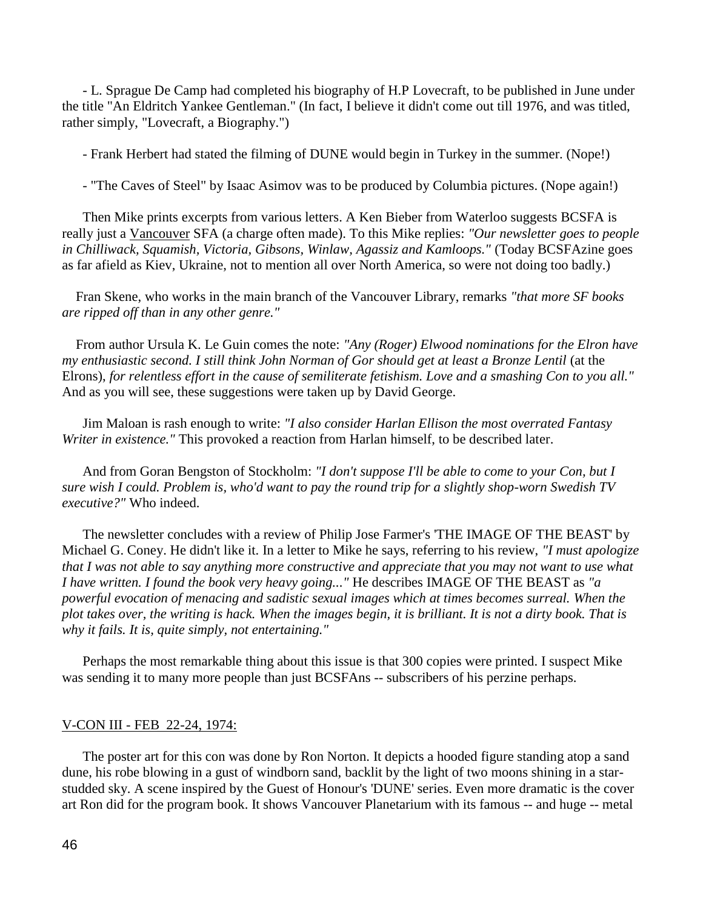- L. Sprague De Camp had completed his biography of H.P Lovecraft, to be published in June under the title "An Eldritch Yankee Gentleman." (In fact, I believe it didn't come out till 1976, and was titled, rather simply, "Lovecraft, a Biography.")

- Frank Herbert had stated the filming of DUNE would begin in Turkey in the summer. (Nope!)

- "The Caves of Steel" by Isaac Asimov was to be produced by Columbia pictures. (Nope again!)

Then Mike prints excerpts from various letters. A Ken Bieber from Waterloo suggests BCSFA is really just a <u>Vancouver</u> SFA (a charge often made). To this Mike replies: *"Our newsletter goes to people in Chilliwack, Squamish, Victoria, Gibsons, Winlaw, Agassiz and Kamloops."* (Today BCSFAzine goes as far afield as Kiev, Ukraine, not to mention all over North America, so were not doing too badly.)

Fran Skene, who works in the main branch of the Vancouver Library, remarks *"that more SF books are ripped off than in any other genre."*

From author Ursula K. Le Guin comes the note: *"Any (Roger) Elwood nominations for the Elron have my enthusiastic second. I still think John Norman of Gor should get at least a Bronze Lentil* (at the Elrons), *for relentless effort in the cause of semiliterate fetishism. Love and a smashing Con to you all."* And as you will see, these suggestions were taken up by David George.

Jim Maloan is rash enough to write: *"I also consider Harlan Ellison the most overrated Fantasy Writer in existence."* This provoked a reaction from Harlan himself, to be described later.

And from Goran Bengston of Stockholm: *"I don't suppose I'll be able to come to your Con, but I sure wish I could. Problem is, who'd want to pay the round trip for a slightly shop-worn Swedish TV executive?"* Who indeed.

The newsletter concludes with a review of Philip Jose Farmer's 'THE IMAGE OF THE BEAST' by Michael G. Coney. He didn't like it. In a letter to Mike he says, referring to his review, *"I must apologize that I was not able to say anything more constructive and appreciate that you may not want to use what I have written. I found the book very heavy going..."* He describes IMAGE OF THE BEAST as *"a powerful evocation of menacing and sadistic sexual images which at times becomes surreal. When the plot takes over, the writing is hack. When the images begin, it is brilliant. It is not a dirty book. That is why it fails. It is, quite simply, not entertaining."*

Perhaps the most remarkable thing about this issue is that 300 copies were printed. I suspect Mike was sending it to many more people than just BCSFAns -- subscribers of his perzine perhaps.

<u>V-CON III - FEB 22-24, 1974:</u>

The poster art for this con was done by Ron Norton. It depicts a hooded figure standing atop a sand dune, his robe blowing in a gust of windborn sand, backlit by the light of two moons shining in a star-studded sky. A scene inspired by the Guest of Honour's 'DUNE' series. Even more dramatic is the cover art Ron did for the program book. It shows Vancouver Planetarium with its famous -- and huge -- metal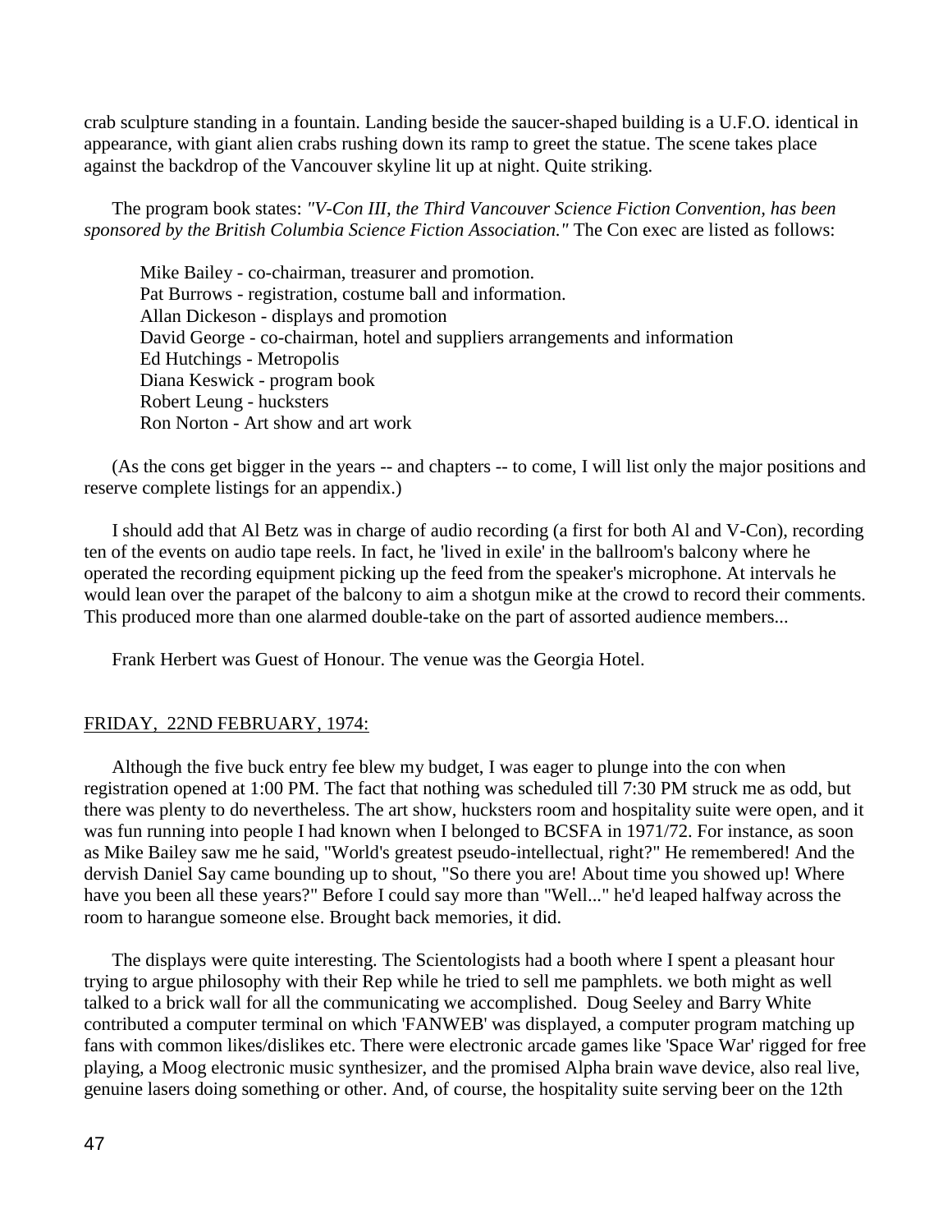crab sculpture standing in a fountain. Landing beside the saucer-shaped building is a U.F.O. identical in appearance, with giant alien crabs rushing down its ramp to greet the statue. The scene takes place against the backdrop of the Vancouver skyline lit up at night. Quite striking.

The program book states: *"V-Con III, the Third Vancouver Science Fiction Convention, has been sponsored by the British Columbia Science Fiction Association."* The Con exec are listed as follows:

> Mike Bailey - co-chairman, treasurer and promotion.
> Pat Burrows - registration, costume ball and information.
> Allan Dickeson - displays and promotion
> David George - co-chairman, hotel and suppliers arrangements and information
> Ed Hutchings - Metropolis
> Diana Keswick - program book
> Robert Leung - hucksters
> Ron Norton - Art show and art work

(As the cons get bigger in the years -- and chapters -- to come, I will list only the major positions and reserve complete listings for an appendix.)

I should add that Al Betz was in charge of audio recording (a first for both Al and V-Con), recording ten of the events on audio tape reels. In fact, he 'lived in exile' in the ballroom's balcony where he operated the recording equipment picking up the feed from the speaker's microphone. At intervals he would lean over the parapet of the balcony to aim a shotgun mike at the crowd to record their comments. This produced more than one alarmed double-take on the part of assorted audience members...

Frank Herbert was Guest of Honour. The venue was the Georgia Hotel.

FRIDAY, 22ND FEBRUARY, 1974:

Although the five buck entry fee blew my budget, I was eager to plunge into the con when registration opened at 1:00 PM. The fact that nothing was scheduled till 7:30 PM struck me as odd, but there was plenty to do nevertheless. The art show, hucksters room and hospitality suite were open, and it was fun running into people I had known when I belonged to BCSFA in 1971/72. For instance, as soon as Mike Bailey saw me he said, "World's greatest pseudo-intellectual, right?" He remembered! And the dervish Daniel Say came bounding up to shout, "So there you are! About time you showed up! Where have you been all these years?" Before I could say more than "Well..." he'd leaped halfway across the room to harangue someone else. Brought back memories, it did.

The displays were quite interesting. The Scientologists had a booth where I spent a pleasant hour trying to argue philosophy with their Rep while he tried to sell me pamphlets. we both might as well talked to a brick wall for all the communicating we accomplished. Doug Seeley and Barry White contributed a computer terminal on which 'FANWEB' was displayed, a computer program matching up fans with common likes/dislikes etc. There were electronic arcade games like 'Space War' rigged for free playing, a Moog electronic music synthesizer, and the promised Alpha brain wave device, also real live, genuine lasers doing something or other. And, of course, the hospitality suite serving beer on the 12th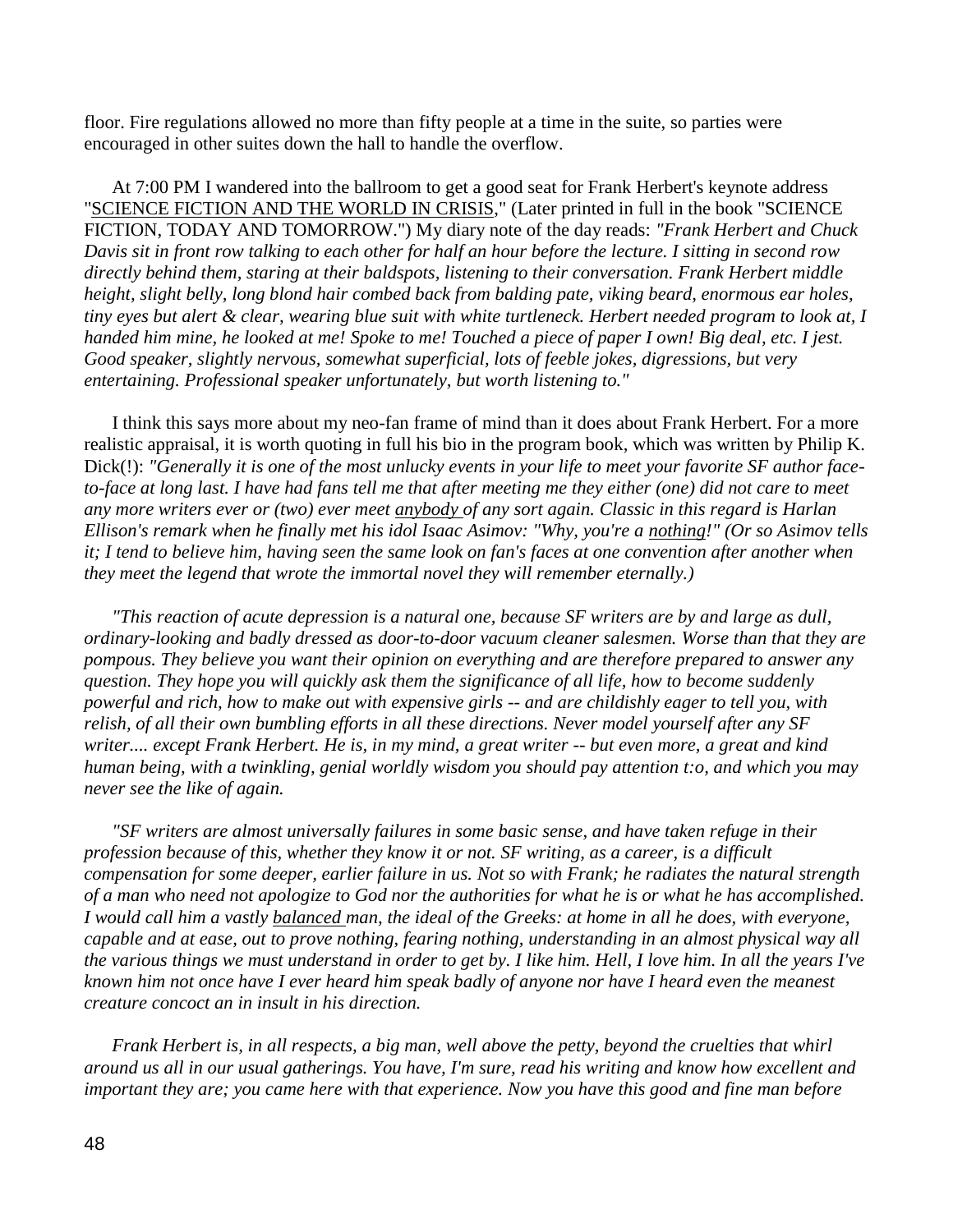floor. Fire regulations allowed no more than fifty people at a time in the suite, so parties were encouraged in other suites down the hall to handle the overflow.

At 7:00 PM I wandered into the ballroom to get a good seat for Frank Herbert's keynote address "SCIENCE FICTION AND THE WORLD IN CRISIS," (Later printed in full in the book "SCIENCE FICTION, TODAY AND TOMORROW.") My diary note of the day reads: *"Frank Herbert and Chuck Davis sit in front row talking to each other for half an hour before the lecture. I sitting in second row directly behind them, staring at their baldspots, listening to their conversation. Frank Herbert middle height, slight belly, long blond hair combed back from balding pate, viking beard, enormous ear holes, tiny eyes but alert & clear, wearing blue suit with white turtleneck. Herbert needed program to look at, I handed him mine, he looked at me! Spoke to me! Touched a piece of paper I own! Big deal, etc. I jest. Good speaker, slightly nervous, somewhat superficial, lots of feeble jokes, digressions, but very entertaining. Professional speaker unfortunately, but worth listening to."*

I think this says more about my neo-fan frame of mind than it does about Frank Herbert. For a more realistic appraisal, it is worth quoting in full his bio in the program book, which was written by Philip K. Dick(!): *"Generally it is one of the most unlucky events in your life to meet your favorite SF author face-to-face at long last. I have had fans tell me that after meeting me they either (one) did not care to meet any more writers ever or (two) ever meet anybody of any sort again. Classic in this regard is Harlan Ellison's remark when he finally met his idol Isaac Asimov: "Why, you're a nothing!" (Or so Asimov tells it; I tend to believe him, having seen the same look on fan's faces at one convention after another when they meet the legend that wrote the immortal novel they will remember eternally.)*

*"This reaction of acute depression is a natural one, because SF writers are by and large as dull, ordinary-looking and badly dressed as door-to-door vacuum cleaner salesmen. Worse than that they are pompous. They believe you want their opinion on everything and are therefore prepared to answer any question. They hope you will quickly ask them the significance of all life, how to become suddenly powerful and rich, how to make out with expensive girls -- and are childishly eager to tell you, with relish, of all their own bumbling efforts in all these directions. Never model yourself after any SF writer.... except Frank Herbert. He is, in my mind, a great writer -- but even more, a great and kind human being, with a twinkling, genial worldly wisdom you should pay attention t:o, and which you may never see the like of again.*

*"SF writers are almost universally failures in some basic sense, and have taken refuge in their profession because of this, whether they know it or not. SF writing, as a career, is a difficult compensation for some deeper, earlier failure in us. Not so with Frank; he radiates the natural strength of a man who need not apologize to God nor the authorities for what he is or what he has accomplished. I would call him a vastly balanced man, the ideal of the Greeks: at home in all he does, with everyone, capable and at ease, out to prove nothing, fearing nothing, understanding in an almost physical way all the various things we must understand in order to get by. I like him. Hell, I love him. In all the years I've known him not once have I ever heard him speak badly of anyone nor have I heard even the meanest creature concoct an in insult in his direction.*

*Frank Herbert is, in all respects, a big man, well above the petty, beyond the cruelties that whirl around us all in our usual gatherings. You have, I'm sure, read his writing and know how excellent and important they are; you came here with that experience. Now you have this good and fine man before*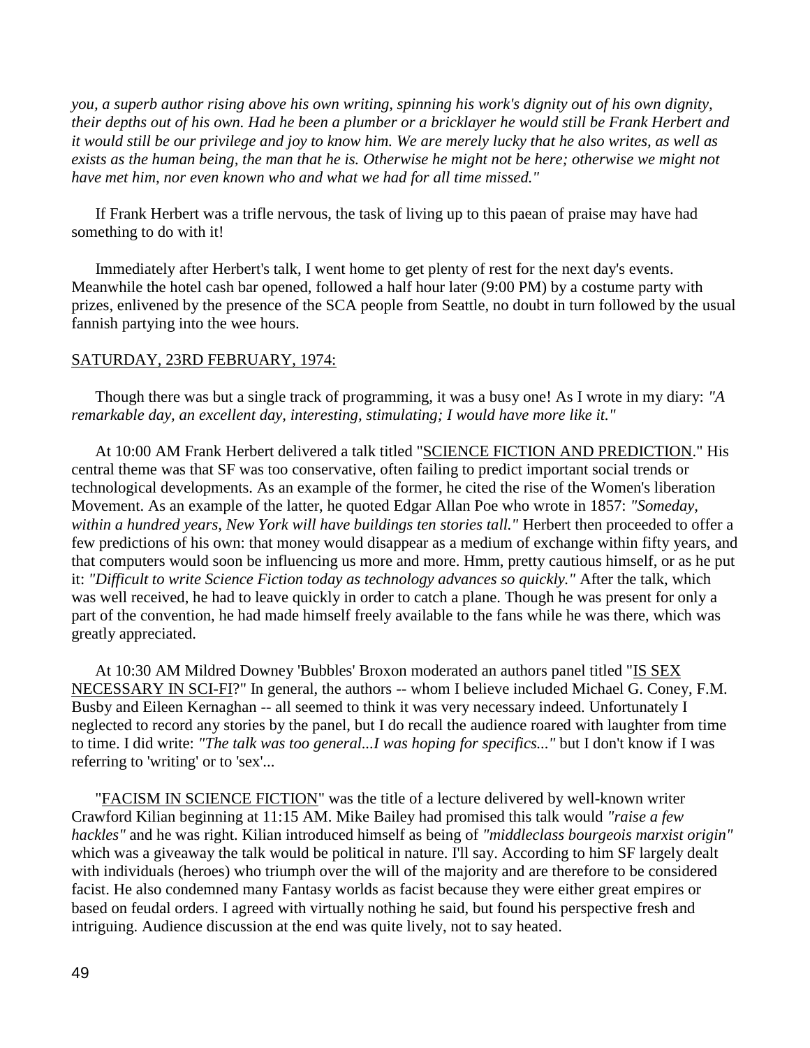*you, a superb author rising above his own writing, spinning his work's dignity out of his own dignity, their depths out of his own. Had he been a plumber or a bricklayer he would still be Frank Herbert and it would still be our privilege and joy to know him. We are merely lucky that he also writes, as well as exists as the human being, the man that he is. Otherwise he might not be here; otherwise we might not have met him, nor even known who and what we had for all time missed."*

If Frank Herbert was a trifle nervous, the task of living up to this paean of praise may have had something to do with it!

Immediately after Herbert's talk, I went home to get plenty of rest for the next day's events. Meanwhile the hotel cash bar opened, followed a half hour later (9:00 PM) by a costume party with prizes, enlivened by the presence of the SCA people from Seattle, no doubt in turn followed by the usual fannish partying into the wee hours.

SATURDAY, 23RD FEBRUARY, 1974:

Though there was but a single track of programming, it was a busy one! As I wrote in my diary: *"A remarkable day, an excellent day, interesting, stimulating; I would have more like it."*

At 10:00 AM Frank Herbert delivered a talk titled "SCIENCE FICTION AND PREDICTION." His central theme was that SF was too conservative, often failing to predict important social trends or technological developments. As an example of the former, he cited the rise of the Women's liberation Movement. As an example of the latter, he quoted Edgar Allan Poe who wrote in 1857: *"Someday, within a hundred years, New York will have buildings ten stories tall."* Herbert then proceeded to offer a few predictions of his own: that money would disappear as a medium of exchange within fifty years, and that computers would soon be influencing us more and more. Hmm, pretty cautious himself, or as he put it: *"Difficult to write Science Fiction today as technology advances so quickly."* After the talk, which was well received, he had to leave quickly in order to catch a plane. Though he was present for only a part of the convention, he had made himself freely available to the fans while he was there, which was greatly appreciated.

At 10:30 AM Mildred Downey 'Bubbles' Broxon moderated an authors panel titled "IS SEX NECESSARY IN SCI-FI?" In general, the authors -- whom I believe included Michael G. Coney, F.M. Busby and Eileen Kernaghan -- all seemed to think it was very necessary indeed. Unfortunately I neglected to record any stories by the panel, but I do recall the audience roared with laughter from time to time. I did write: *"The talk was too general...I was hoping for specifics..."* but I don't know if I was referring to 'writing' or to 'sex'...

"FACISM IN SCIENCE FICTION" was the title of a lecture delivered by well-known writer Crawford Kilian beginning at 11:15 AM. Mike Bailey had promised this talk would *"raise a few hackles"* and he was right. Kilian introduced himself as being of *"middleclass bourgeois marxist origin"* which was a giveaway the talk would be political in nature. I'll say. According to him SF largely dealt with individuals (heroes) who triumph over the will of the majority and are therefore to be considered facist. He also condemned many Fantasy worlds as facist because they were either great empires or based on feudal orders. I agreed with virtually nothing he said, but found his perspective fresh and intriguing. Audience discussion at the end was quite lively, not to say heated.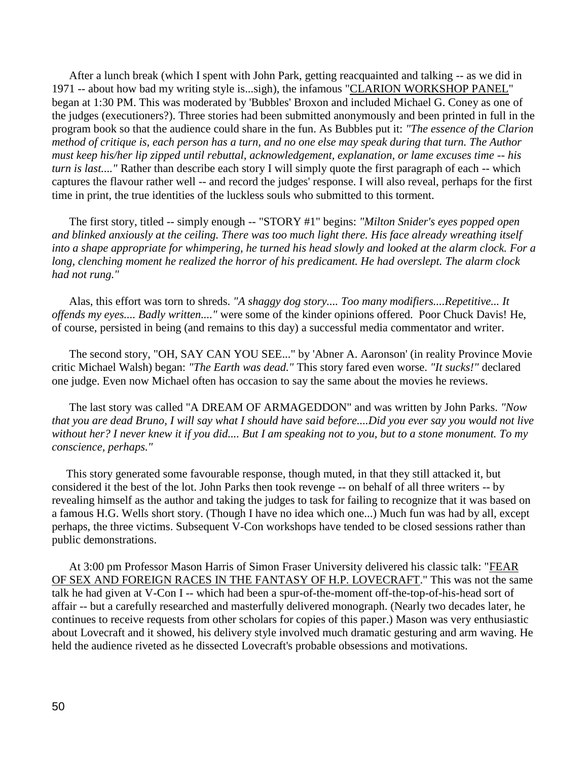After a lunch break (which I spent with John Park, getting reacquainted and talking -- as we did in 1971 -- about how bad my writing style is...sigh), the infamous "CLARION WORKSHOP PANEL" began at 1:30 PM. This was moderated by 'Bubbles' Broxon and included Michael G. Coney as one of the judges (executioners?). Three stories had been submitted anonymously and been printed in full in the program book so that the audience could share in the fun. As Bubbles put it: *"The essence of the Clarion method of critique is, each person has a turn, and no one else may speak during that turn. The Author must keep his/her lip zipped until rebuttal, acknowledgement, explanation, or lame excuses time -- his turn is last...."* Rather than describe each story I will simply quote the first paragraph of each -- which captures the flavour rather well -- and record the judges' response. I will also reveal, perhaps for the first time in print, the true identities of the luckless souls who submitted to this torment.

The first story, titled -- simply enough -- "STORY #1" begins: *"Milton Snider's eyes popped open and blinked anxiously at the ceiling. There was too much light there. His face already wreathing itself into a shape appropriate for whimpering, he turned his head slowly and looked at the alarm clock. For a long, clenching moment he realized the horror of his predicament. He had overslept. The alarm clock had not rung."*

Alas, this effort was torn to shreds. *"A shaggy dog story.... Too many modifiers....Repetitive... It offends my eyes.... Badly written...."* were some of the kinder opinions offered. Poor Chuck Davis! He, of course, persisted in being (and remains to this day) a successful media commentator and writer.

The second story, "OH, SAY CAN YOU SEE..." by 'Abner A. Aaronson' (in reality Province Movie critic Michael Walsh) began: *"The Earth was dead."* This story fared even worse. *"It sucks!"* declared one judge. Even now Michael often has occasion to say the same about the movies he reviews.

The last story was called "A DREAM OF ARMAGEDDON" and was written by John Parks. *"Now that you are dead Bruno, I will say what I should have said before....Did you ever say you would not live without her? I never knew it if you did.... But I am speaking not to you, but to a stone monument. To my conscience, perhaps."*

This story generated some favourable response, though muted, in that they still attacked it, but considered it the best of the lot. John Parks then took revenge -- on behalf of all three writers -- by revealing himself as the author and taking the judges to task for failing to recognize that it was based on a famous H.G. Wells short story. (Though I have no idea which one...) Much fun was had by all, except perhaps, the three victims. Subsequent V-Con workshops have tended to be closed sessions rather than public demonstrations.

At 3:00 pm Professor Mason Harris of Simon Fraser University delivered his classic talk: "FEAR OF SEX AND FOREIGN RACES IN THE FANTASY OF H.P. LOVECRAFT." This was not the same talk he had given at V-Con I -- which had been a spur-of-the-moment off-the-top-of-his-head sort of affair -- but a carefully researched and masterfully delivered monograph. (Nearly two decades later, he continues to receive requests from other scholars for copies of this paper.) Mason was very enthusiastic about Lovecraft and it showed, his delivery style involved much dramatic gesturing and arm waving. He held the audience riveted as he dissected Lovecraft's probable obsessions and motivations.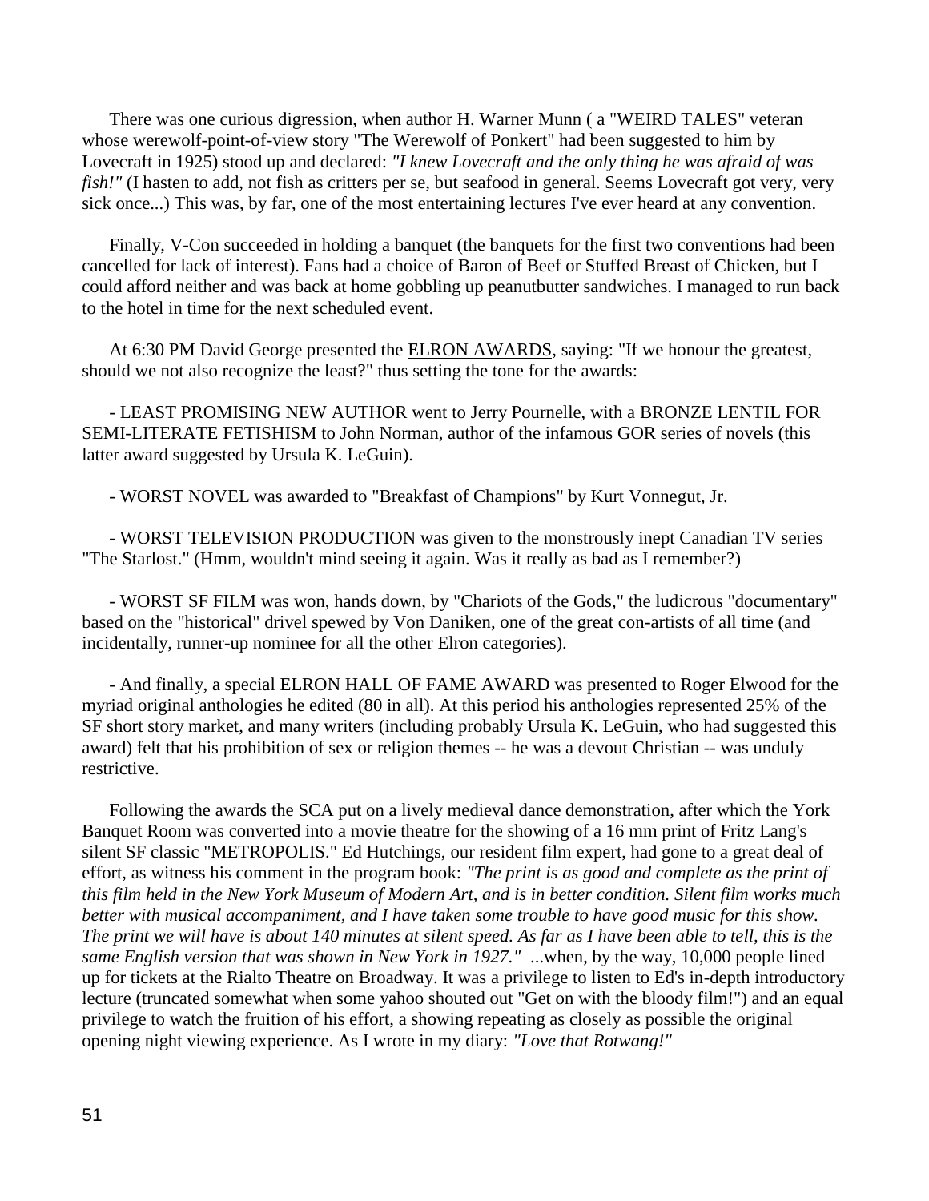There was one curious digression, when author H. Warner Munn ( a "WEIRD TALES" veteran whose werewolf-point-of-view story "The Werewolf of Ponkert" had been suggested to him by Lovecraft in 1925) stood up and declared: *"I knew Lovecraft and the only thing he was afraid of was fish!"* (I hasten to add, not fish as critters per se, but seafood in general. Seems Lovecraft got very, very sick once...) This was, by far, one of the most entertaining lectures I've ever heard at any convention.

Finally, V-Con succeeded in holding a banquet (the banquets for the first two conventions had been cancelled for lack of interest). Fans had a choice of Baron of Beef or Stuffed Breast of Chicken, but I could afford neither and was back at home gobbling up peanutbutter sandwiches. I managed to run back to the hotel in time for the next scheduled event.

At 6:30 PM David George presented the ELRON AWARDS, saying: "If we honour the greatest, should we not also recognize the least?" thus setting the tone for the awards:

- LEAST PROMISING NEW AUTHOR went to Jerry Pournelle, with a BRONZE LENTIL FOR SEMI-LITERATE FETISHISM to John Norman, author of the infamous GOR series of novels (this latter award suggested by Ursula K. LeGuin).

- WORST NOVEL was awarded to "Breakfast of Champions" by Kurt Vonnegut, Jr.

- WORST TELEVISION PRODUCTION was given to the monstrously inept Canadian TV series "The Starlost." (Hmm, wouldn't mind seeing it again. Was it really as bad as I remember?)

- WORST SF FILM was won, hands down, by "Chariots of the Gods," the ludicrous "documentary" based on the "historical" drivel spewed by Von Daniken, one of the great con-artists of all time (and incidentally, runner-up nominee for all the other Elron categories).

- And finally, a special ELRON HALL OF FAME AWARD was presented to Roger Elwood for the myriad original anthologies he edited (80 in all). At this period his anthologies represented 25% of the SF short story market, and many writers (including probably Ursula K. LeGuin, who had suggested this award) felt that his prohibition of sex or religion themes -- he was a devout Christian -- was unduly restrictive.

Following the awards the SCA put on a lively medieval dance demonstration, after which the York Banquet Room was converted into a movie theatre for the showing of a 16 mm print of Fritz Lang's silent SF classic "METROPOLIS." Ed Hutchings, our resident film expert, had gone to a great deal of effort, as witness his comment in the program book: *"The print is as good and complete as the print of this film held in the New York Museum of Modern Art, and is in better condition. Silent film works much better with musical accompaniment, and I have taken some trouble to have good music for this show. The print we will have is about 140 minutes at silent speed. As far as I have been able to tell, this is the same English version that was shown in New York in 1927."* ...when, by the way, 10,000 people lined up for tickets at the Rialto Theatre on Broadway. It was a privilege to listen to Ed's in-depth introductory lecture (truncated somewhat when some yahoo shouted out "Get on with the bloody film!") and an equal privilege to watch the fruition of his effort, a showing repeating as closely as possible the original opening night viewing experience. As I wrote in my diary: *"Love that Rotwang!"*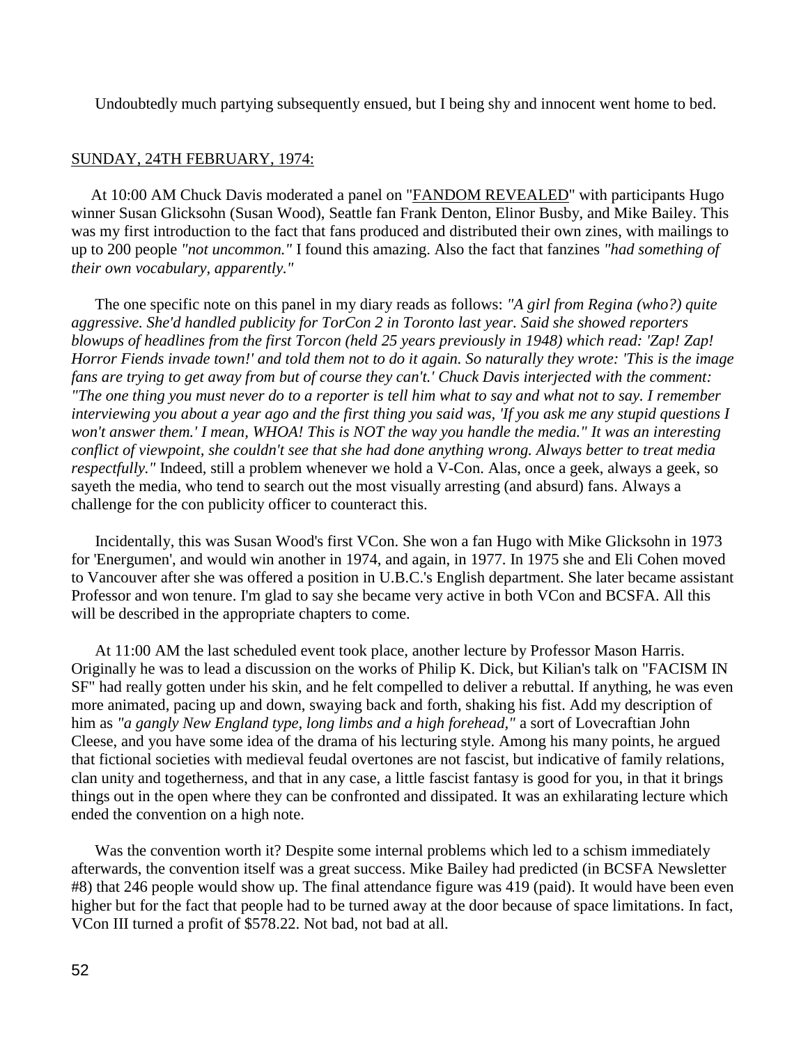Undoubtedly much partying subsequently ensued, but I being shy and innocent went home to bed.

SUNDAY, 24TH FEBRUARY, 1974:

At 10:00 AM Chuck Davis moderated a panel on "FANDOM REVEALED" with participants Hugo winner Susan Glicksohn (Susan Wood), Seattle fan Frank Denton, Elinor Busby, and Mike Bailey. This was my first introduction to the fact that fans produced and distributed their own zines, with mailings to up to 200 people *"not uncommon."* I found this amazing. Also the fact that fanzines *"had something of their own vocabulary, apparently."*

The one specific note on this panel in my diary reads as follows: *"A girl from Regina (who?) quite aggressive. She'd handled publicity for TorCon 2 in Toronto last year. Said she showed reporters blowups of headlines from the first Torcon (held 25 years previously in 1948) which read: 'Zap! Zap! Horror Fiends invade town!' and told them not to do it again. So naturally they wrote: 'This is the image fans are trying to get away from but of course they can't.' Chuck Davis interjected with the comment: "The one thing you must never do to a reporter is tell him what to say and what not to say. I remember interviewing you about a year ago and the first thing you said was, 'If you ask me any stupid questions I won't answer them.' I mean, WHOA! This is NOT the way you handle the media." It was an interesting conflict of viewpoint, she couldn't see that she had done anything wrong. Always better to treat media respectfully."* Indeed, still a problem whenever we hold a V-Con. Alas, once a geek, always a geek, so sayeth the media, who tend to search out the most visually arresting (and absurd) fans. Always a challenge for the con publicity officer to counteract this.

Incidentally, this was Susan Wood's first VCon. She won a fan Hugo with Mike Glicksohn in 1973 for 'Energumen', and would win another in 1974, and again, in 1977. In 1975 she and Eli Cohen moved to Vancouver after she was offered a position in U.B.C.'s English department. She later became assistant Professor and won tenure. I'm glad to say she became very active in both VCon and BCSFA. All this will be described in the appropriate chapters to come.

At 11:00 AM the last scheduled event took place, another lecture by Professor Mason Harris. Originally he was to lead a discussion on the works of Philip K. Dick, but Kilian's talk on "FACISM IN SF" had really gotten under his skin, and he felt compelled to deliver a rebuttal. If anything, he was even more animated, pacing up and down, swaying back and forth, shaking his fist. Add my description of him as *"a gangly New England type, long limbs and a high forehead,"* a sort of Lovecraftian John Cleese, and you have some idea of the drama of his lecturing style. Among his many points, he argued that fictional societies with medieval feudal overtones are not fascist, but indicative of family relations, clan unity and togetherness, and that in any case, a little fascist fantasy is good for you, in that it brings things out in the open where they can be confronted and dissipated. It was an exhilarating lecture which ended the convention on a high note.

Was the convention worth it? Despite some internal problems which led to a schism immediately afterwards, the convention itself was a great success. Mike Bailey had predicted (in BCSFA Newsletter #8) that 246 people would show up. The final attendance figure was 419 (paid). It would have been even higher but for the fact that people had to be turned away at the door because of space limitations. In fact, VCon III turned a profit of $578.22. Not bad, not bad at all.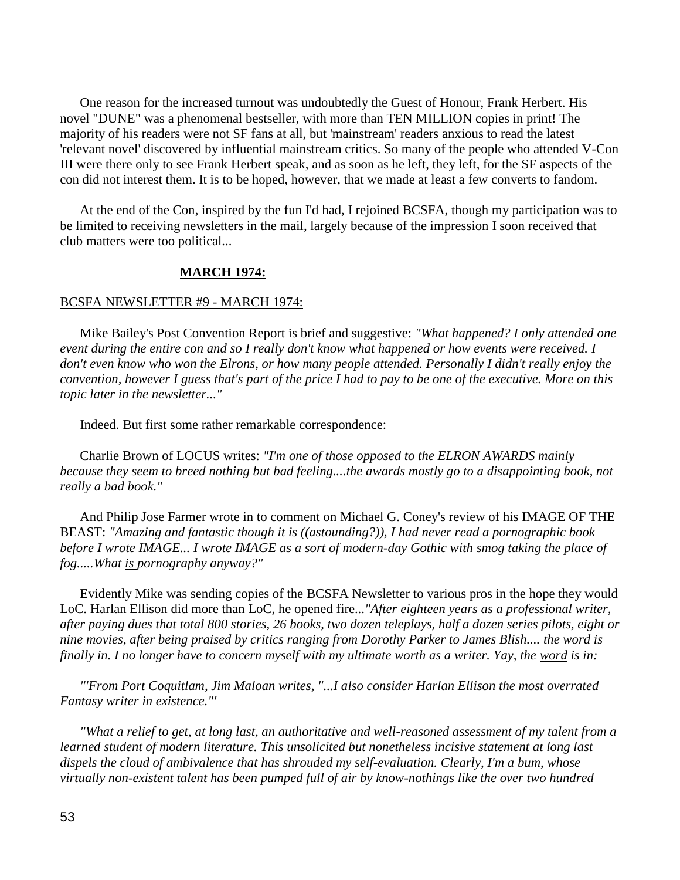One reason for the increased turnout was undoubtedly the Guest of Honour, Frank Herbert. His novel "DUNE" was a phenomenal bestseller, with more than TEN MILLION copies in print! The majority of his readers were not SF fans at all, but 'mainstream' readers anxious to read the latest 'relevant novel' discovered by influential mainstream critics. So many of the people who attended V-Con III were there only to see Frank Herbert speak, and as soon as he left, they left, for the SF aspects of the con did not interest them. It is to be hoped, however, that we made at least a few converts to fandom.

At the end of the Con, inspired by the fun I'd had, I rejoined BCSFA, though my participation was to be limited to receiving newsletters in the mail, largely because of the impression I soon received that club matters were too political...

**MARCH 1974:**

BCSFA NEWSLETTER #9 - MARCH 1974:

Mike Bailey's Post Convention Report is brief and suggestive: *"What happened? I only attended one event during the entire con and so I really don't know what happened or how events were received. I don't even know who won the Elrons, or how many people attended. Personally I didn't really enjoy the convention, however I guess that's part of the price I had to pay to be one of the executive. More on this topic later in the newsletter..."*

Indeed. But first some rather remarkable correspondence:

Charlie Brown of LOCUS writes: *"I'm one of those opposed to the ELRON AWARDS mainly because they seem to breed nothing but bad feeling....the awards mostly go to a disappointing book, not really a bad book."*

And Philip Jose Farmer wrote in to comment on Michael G. Coney's review of his IMAGE OF THE BEAST: *"Amazing and fantastic though it is ((astounding?)), I had never read a pornographic book before I wrote IMAGE... I wrote IMAGE as a sort of modern-day Gothic with smog taking the place of fog.....What is pornography anyway?"*

Evidently Mike was sending copies of the BCSFA Newsletter to various pros in the hope they would LoC. Harlan Ellison did more than LoC, he opened fire...*"After eighteen years as a professional writer, after paying dues that total 800 stories, 26 books, two dozen teleplays, half a dozen series pilots, eight or nine movies, after being praised by critics ranging from Dorothy Parker to James Blish.... the word is finally in. I no longer have to concern myself with my ultimate worth as a writer. Yay, the word is in:*

*"'From Port Coquitlam, Jim Maloan writes, "...I also consider Harlan Ellison the most overrated Fantasy writer in existence."'*

*"What a relief to get, at long last, an authoritative and well-reasoned assessment of my talent from a learned student of modern literature. This unsolicited but nonetheless incisive statement at long last dispels the cloud of ambivalence that has shrouded my self-evaluation. Clearly, I'm a bum, whose virtually non-existent talent has been pumped full of air by know-nothings like the over two hundred*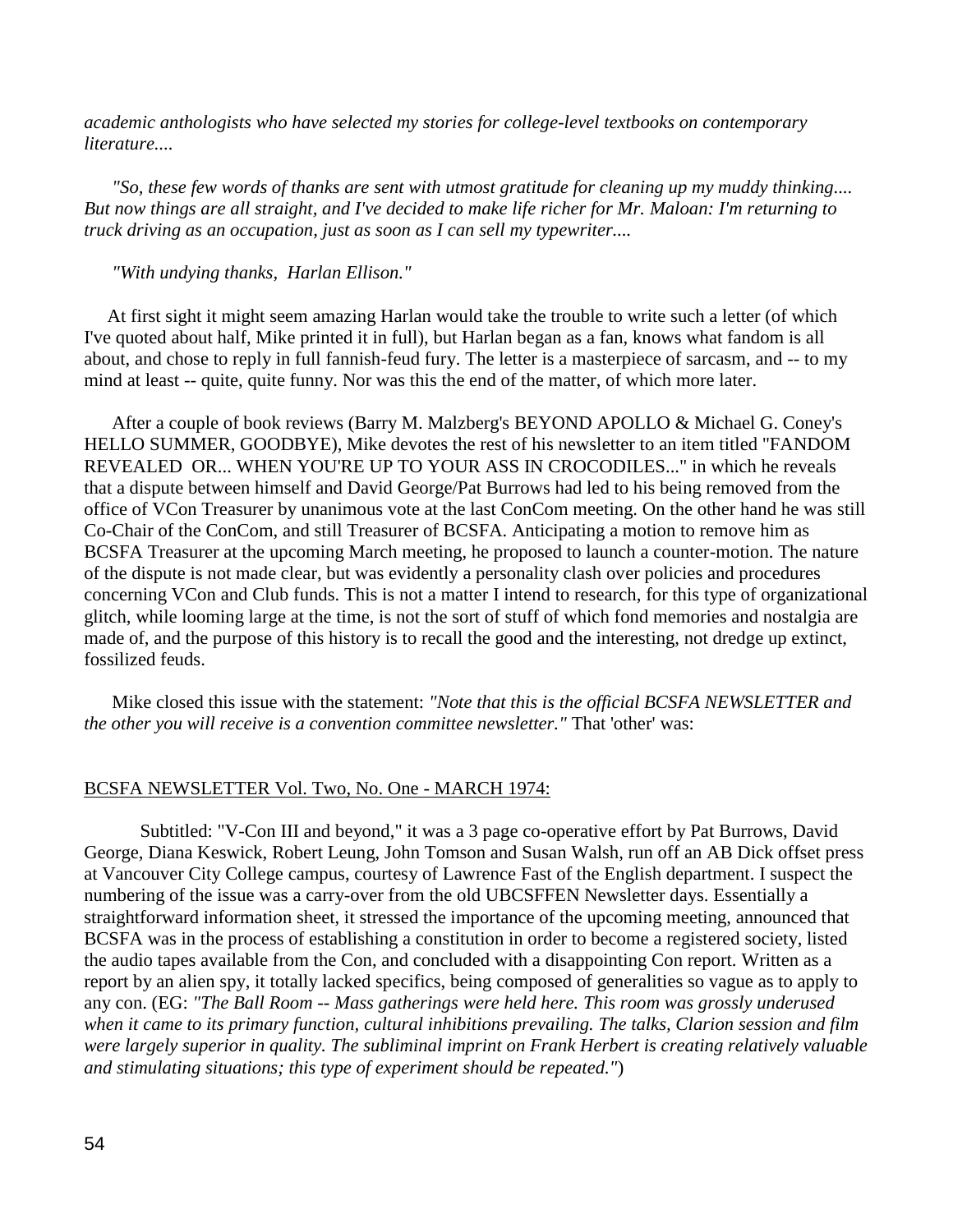*academic anthologists who have selected my stories for college-level textbooks on contemporary literature....*

*"So, these few words of thanks are sent with utmost gratitude for cleaning up my muddy thinking.... But now things are all straight, and I've decided to make life richer for Mr. Maloan: I'm returning to truck driving as an occupation, just as soon as I can sell my typewriter....*

*"With undying thanks, Harlan Ellison."*

At first sight it might seem amazing Harlan would take the trouble to write such a letter (of which I've quoted about half, Mike printed it in full), but Harlan began as a fan, knows what fandom is all about, and chose to reply in full fannish-feud fury. The letter is a masterpiece of sarcasm, and -- to my mind at least -- quite, quite funny. Nor was this the end of the matter, of which more later.

After a couple of book reviews (Barry M. Malzberg's BEYOND APOLLO & Michael G. Coney's HELLO SUMMER, GOODBYE), Mike devotes the rest of his newsletter to an item titled "FANDOM REVEALED OR... WHEN YOU'RE UP TO YOUR ASS IN CROCODILES..." in which he reveals that a dispute between himself and David George/Pat Burrows had led to his being removed from the office of VCon Treasurer by unanimous vote at the last ConCom meeting. On the other hand he was still Co-Chair of the ConCom, and still Treasurer of BCSFA. Anticipating a motion to remove him as BCSFA Treasurer at the upcoming March meeting, he proposed to launch a counter-motion. The nature of the dispute is not made clear, but was evidently a personality clash over policies and procedures concerning VCon and Club funds. This is not a matter I intend to research, for this type of organizational glitch, while looming large at the time, is not the sort of stuff of which fond memories and nostalgia are made of, and the purpose of this history is to recall the good and the interesting, not dredge up extinct, fossilized feuds.

Mike closed this issue with the statement: *"Note that this is the official BCSFA NEWSLETTER and the other you will receive is a convention committee newsletter."* That 'other' was:

<u>BCSFA NEWSLETTER Vol. Two, No. One - MARCH 1974:</u>

Subtitled: "V-Con III and beyond," it was a 3 page co-operative effort by Pat Burrows, David George, Diana Keswick, Robert Leung, John Tomson and Susan Walsh, run off an AB Dick offset press at Vancouver City College campus, courtesy of Lawrence Fast of the English department. I suspect the numbering of the issue was a carry-over from the old UBCSFFEN Newsletter days. Essentially a straightforward information sheet, it stressed the importance of the upcoming meeting, announced that BCSFA was in the process of establishing a constitution in order to become a registered society, listed the audio tapes available from the Con, and concluded with a disappointing Con report. Written as a report by an alien spy, it totally lacked specifics, being composed of generalities so vague as to apply to any con. (EG: *"The Ball Room -- Mass gatherings were held here. This room was grossly underused when it came to its primary function, cultural inhibitions prevailing. The talks, Clarion session and film were largely superior in quality. The subliminal imprint on Frank Herbert is creating relatively valuable and stimulating situations; this type of experiment should be repeated."*)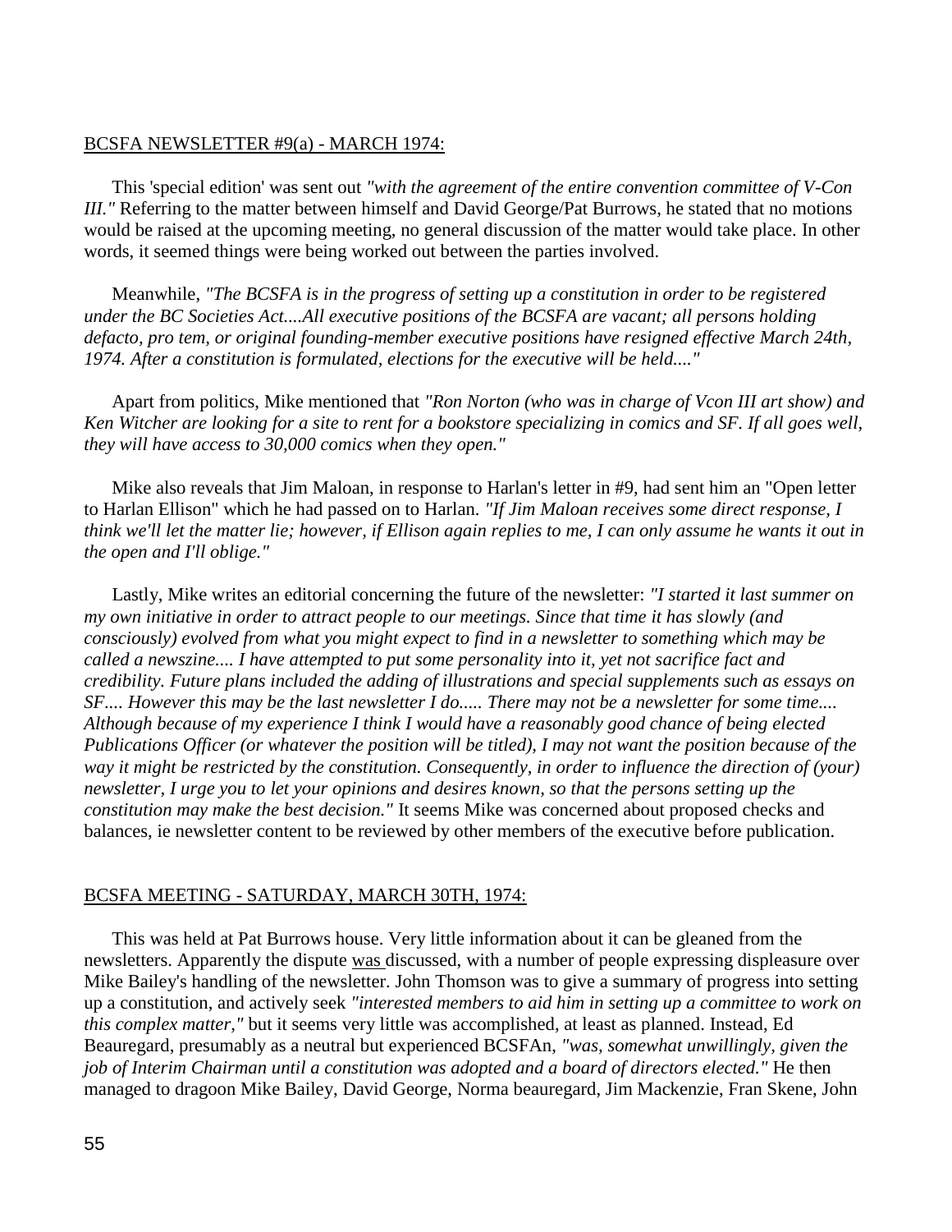<u>BCSFA NEWSLETTER #9(a) - MARCH 1974:</u>

This 'special edition' was sent out *"with the agreement of the entire convention committee of V-Con III."* Referring to the matter between himself and David George/Pat Burrows, he stated that no motions would be raised at the upcoming meeting, no general discussion of the matter would take place. In other words, it seemed things were being worked out between the parties involved.

Meanwhile, *"The BCSFA is in the progress of setting up a constitution in order to be registered under the BC Societies Act....All executive positions of the BCSFA are vacant; all persons holding defacto, pro tem, or original founding-member executive positions have resigned effective March 24th, 1974. After a constitution is formulated, elections for the executive will be held...."*

Apart from politics, Mike mentioned that *"Ron Norton (who was in charge of Vcon III art show) and Ken Witcher are looking for a site to rent for a bookstore specializing in comics and SF. If all goes well, they will have access to 30,000 comics when they open."*

Mike also reveals that Jim Maloan, in response to Harlan's letter in #9, had sent him an "Open letter to Harlan Ellison" which he had passed on to Harlan. *"If Jim Maloan receives some direct response, I think we'll let the matter lie; however, if Ellison again replies to me, I can only assume he wants it out in the open and I'll oblige."*

Lastly, Mike writes an editorial concerning the future of the newsletter: *"I started it last summer on my own initiative in order to attract people to our meetings. Since that time it has slowly (and consciously) evolved from what you might expect to find in a newsletter to something which may be called a newszine.... I have attempted to put some personality into it, yet not sacrifice fact and credibility. Future plans included the adding of illustrations and special supplements such as essays on SF.... However this may be the last newsletter I do..... There may not be a newsletter for some time.... Although because of my experience I think I would have a reasonably good chance of being elected Publications Officer (or whatever the position will be titled), I may not want the position because of the way it might be restricted by the constitution. Consequently, in order to influence the direction of (your) newsletter, I urge you to let your opinions and desires known, so that the persons setting up the constitution may make the best decision."* It seems Mike was concerned about proposed checks and balances, ie newsletter content to be reviewed by other members of the executive before publication.

<u>BCSFA MEETING - SATURDAY, MARCH 30TH, 1974:</u>

This was held at Pat Burrows house. Very little information about it can be gleaned from the newsletters. Apparently the dispute <u>was</u> discussed, with a number of people expressing displeasure over Mike Bailey's handling of the newsletter. John Thomson was to give a summary of progress into setting up a constitution, and actively seek *"interested members to aid him in setting up a committee to work on this complex matter,"* but it seems very little was accomplished, at least as planned. Instead, Ed Beauregard, presumably as a neutral but experienced BCSFAn, *"was, somewhat unwillingly, given the job of Interim Chairman until a constitution was adopted and a board of directors elected."* He then managed to dragoon Mike Bailey, David George, Norma beauregard, Jim Mackenzie, Fran Skene, John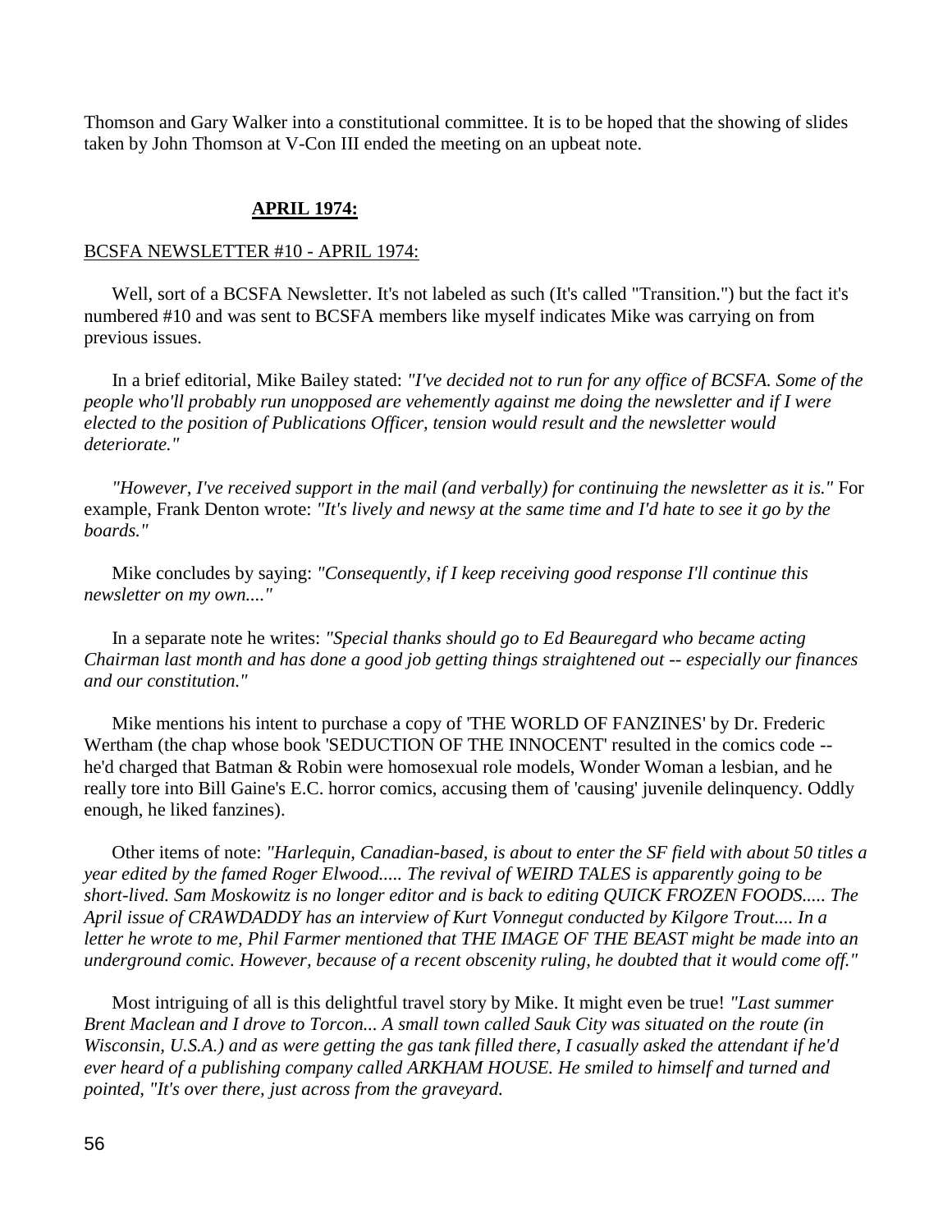Thomson and Gary Walker into a constitutional committee. It is to be hoped that the showing of slides taken by John Thomson at V-Con III ended the meeting on an upbeat note.

## **APRIL 1974:**

BCSFA NEWSLETTER #10 - APRIL 1974:

Well, sort of a BCSFA Newsletter. It's not labeled as such (It's called "Transition.") but the fact it's numbered #10 and was sent to BCSFA members like myself indicates Mike was carrying on from previous issues.

In a brief editorial, Mike Bailey stated: *"I've decided not to run for any office of BCSFA. Some of the people who'll probably run unopposed are vehemently against me doing the newsletter and if I were elected to the position of Publications Officer, tension would result and the newsletter would deteriorate."*

*"However, I've received support in the mail (and verbally) for continuing the newsletter as it is."* For example, Frank Denton wrote: *"It's lively and newsy at the same time and I'd hate to see it go by the boards."*

Mike concludes by saying: *"Consequently, if I keep receiving good response I'll continue this newsletter on my own...."*

In a separate note he writes: *"Special thanks should go to Ed Beauregard who became acting Chairman last month and has done a good job getting things straightened out -- especially our finances and our constitution."*

Mike mentions his intent to purchase a copy of 'THE WORLD OF FANZINES' by Dr. Frederic Wertham (the chap whose book 'SEDUCTION OF THE INNOCENT' resulted in the comics code -- he'd charged that Batman & Robin were homosexual role models, Wonder Woman a lesbian, and he really tore into Bill Gaine's E.C. horror comics, accusing them of 'causing' juvenile delinquency. Oddly enough, he liked fanzines).

Other items of note: *"Harlequin, Canadian-based, is about to enter the SF field with about 50 titles a year edited by the famed Roger Elwood..... The revival of WEIRD TALES is apparently going to be short-lived. Sam Moskowitz is no longer editor and is back to editing QUICK FROZEN FOODS..... The April issue of CRAWDADDY has an interview of Kurt Vonnegut conducted by Kilgore Trout.... In a letter he wrote to me, Phil Farmer mentioned that THE IMAGE OF THE BEAST might be made into an underground comic. However, because of a recent obscenity ruling, he doubted that it would come off."*

Most intriguing of all is this delightful travel story by Mike. It might even be true! *"Last summer Brent Maclean and I drove to Torcon... A small town called Sauk City was situated on the route (in Wisconsin, U.S.A.) and as were getting the gas tank filled there, I casually asked the attendant if he'd ever heard of a publishing company called ARKHAM HOUSE. He smiled to himself and turned and pointed, "It's over there, just across from the graveyard.*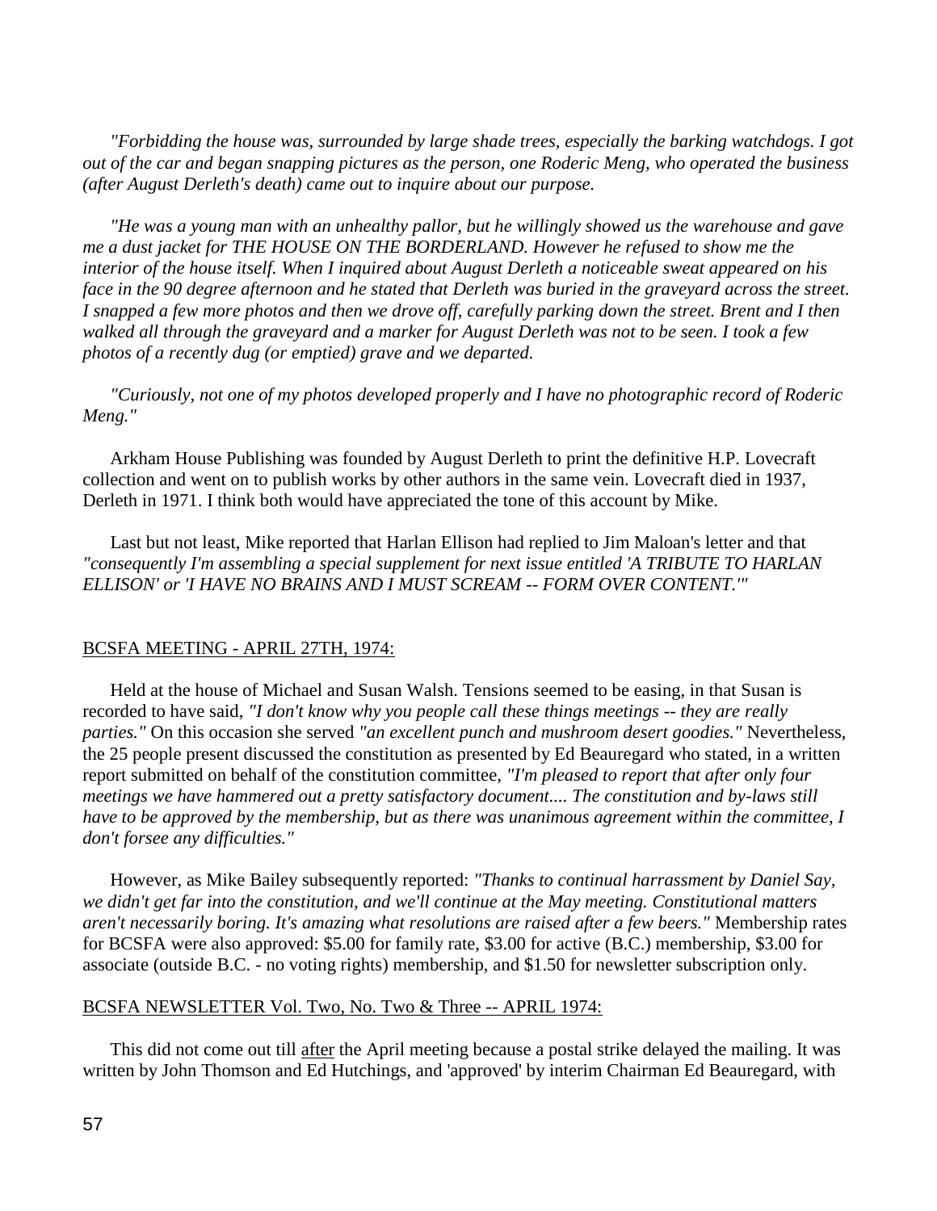*"Forbidding the house was, surrounded by large shade trees, especially the barking watchdogs. I got out of the car and began snapping pictures as the person, one Roderic Meng, who operated the business (after August Derleth's death) came out to inquire about our purpose.*

*"He was a young man with an unhealthy pallor, but he willingly showed us the warehouse and gave me a dust jacket for THE HOUSE ON THE BORDERLAND. However he refused to show me the interior of the house itself. When I inquired about August Derleth a noticeable sweat appeared on his face in the 90 degree afternoon and he stated that Derleth was buried in the graveyard across the street. I snapped a few more photos and then we drove off, carefully parking down the street. Brent and I then walked all through the graveyard and a marker for August Derleth was not to be seen. I took a few photos of a recently dug (or emptied) grave and we departed.*

*"Curiously, not one of my photos developed properly and I have no photographic record of Roderic Meng."*

Arkham House Publishing was founded by August Derleth to print the definitive H.P. Lovecraft collection and went on to publish works by other authors in the same vein. Lovecraft died in 1937, Derleth in 1971. I think both would have appreciated the tone of this account by Mike.

Last but not least, Mike reported that Harlan Ellison had replied to Jim Maloan's letter and that *"consequently I'm assembling a special supplement for next issue entitled 'A TRIBUTE TO HARLAN ELLISON' or 'I HAVE NO BRAINS AND I MUST SCREAM -- FORM OVER CONTENT.'"*

<u>BCSFA MEETING - APRIL 27TH, 1974:</u>

Held at the house of Michael and Susan Walsh. Tensions seemed to be easing, in that Susan is recorded to have said, *"I don't know why you people call these things meetings -- they are really parties."* On this occasion she served *"an excellent punch and mushroom desert goodies."* Nevertheless, the 25 people present discussed the constitution as presented by Ed Beauregard who stated, in a written report submitted on behalf of the constitution committee, *"I'm pleased to report that after only four meetings we have hammered out a pretty satisfactory document.... The constitution and by-laws still have to be approved by the membership, but as there was unanimous agreement within the committee, I don't forsee any difficulties."*

However, as Mike Bailey subsequently reported: *"Thanks to continual harrassment by Daniel Say, we didn't get far into the constitution, and we'll continue at the May meeting. Constitutional matters aren't necessarily boring. It's amazing what resolutions are raised after a few beers."* Membership rates for BCSFA were also approved: $5.00 for family rate, $3.00 for active (B.C.) membership, $3.00 for associate (outside B.C. - no voting rights) membership, and $1.50 for newsletter subscription only.

<u>BCSFA NEWSLETTER Vol. Two, No. Two & Three -- APRIL 1974:</u>

This did not come out till <u>after</u> the April meeting because a postal strike delayed the mailing. It was written by John Thomson and Ed Hutchings, and 'approved' by interim Chairman Ed Beauregard, with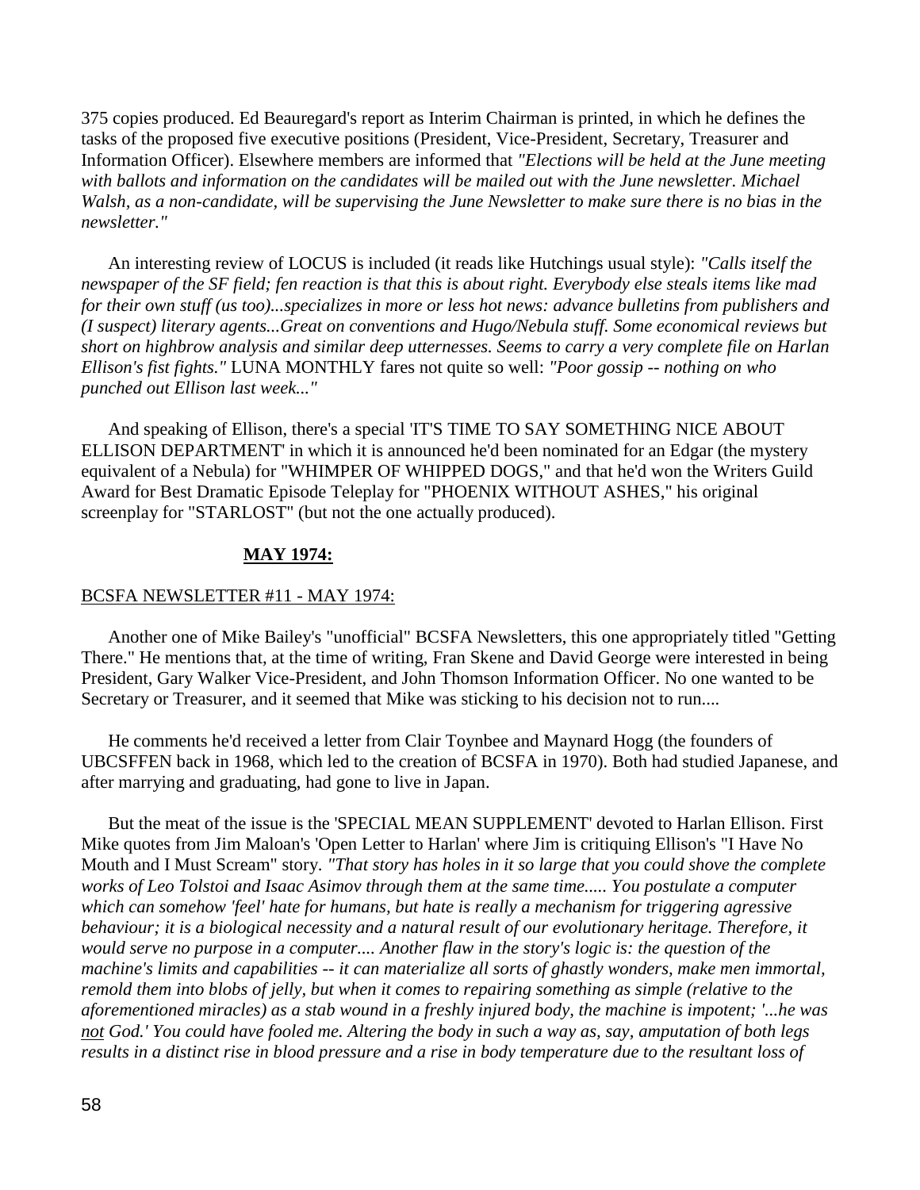375 copies produced. Ed Beauregard's report as Interim Chairman is printed, in which he defines the tasks of the proposed five executive positions (President, Vice-President, Secretary, Treasurer and Information Officer). Elsewhere members are informed that *"Elections will be held at the June meeting with ballots and information on the candidates will be mailed out with the June newsletter. Michael Walsh, as a non-candidate, will be supervising the June Newsletter to make sure there is no bias in the newsletter."*

An interesting review of LOCUS is included (it reads like Hutchings usual style): *"Calls itself the newspaper of the SF field; fen reaction is that this is about right. Everybody else steals items like mad for their own stuff (us too)...specializes in more or less hot news: advance bulletins from publishers and (I suspect) literary agents...Great on conventions and Hugo/Nebula stuff. Some economical reviews but short on highbrow analysis and similar deep utternesses. Seems to carry a very complete file on Harlan Ellison's fist fights."* LUNA MONTHLY fares not quite so well: *"Poor gossip -- nothing on who punched out Ellison last week..."*

And speaking of Ellison, there's a special 'IT'S TIME TO SAY SOMETHING NICE ABOUT ELLISON DEPARTMENT' in which it is announced he'd been nominated for an Edgar (the mystery equivalent of a Nebula) for "WHIMPER OF WHIPPED DOGS," and that he'd won the Writers Guild Award for Best Dramatic Episode Teleplay for "PHOENIX WITHOUT ASHES," his original screenplay for "STARLOST" (but not the one actually produced).

## MAY 1974:

### BCSFA NEWSLETTER #11 - MAY 1974:

Another one of Mike Bailey's "unofficial" BCSFA Newsletters, this one appropriately titled "Getting There." He mentions that, at the time of writing, Fran Skene and David George were interested in being President, Gary Walker Vice-President, and John Thomson Information Officer. No one wanted to be Secretary or Treasurer, and it seemed that Mike was sticking to his decision not to run....

He comments he'd received a letter from Clair Toynbee and Maynard Hogg (the founders of UBCSFFEN back in 1968, which led to the creation of BCSFA in 1970). Both had studied Japanese, and after marrying and graduating, had gone to live in Japan.

But the meat of the issue is the 'SPECIAL MEAN SUPPLEMENT' devoted to Harlan Ellison. First Mike quotes from Jim Maloan's 'Open Letter to Harlan' where Jim is critiquing Ellison's "I Have No Mouth and I Must Scream" story. *"That story has holes in it so large that you could shove the complete works of Leo Tolstoi and Isaac Asimov through them at the same time..... You postulate a computer which can somehow 'feel' hate for humans, but hate is really a mechanism for triggering agressive behaviour; it is a biological necessity and a natural result of our evolutionary heritage. Therefore, it would serve no purpose in a computer.... Another flaw in the story's logic is: the question of the machine's limits and capabilities -- it can materialize all sorts of ghastly wonders, make men immortal, remold them into blobs of jelly, but when it comes to repairing something as simple (relative to the aforementioned miracles) as a stab wound in a freshly injured body, the machine is impotent; '...he was <u>not</u> God.' You could have fooled me. Altering the body in such a way as, say, amputation of both legs results in a distinct rise in blood pressure and a rise in body temperature due to the resultant loss of*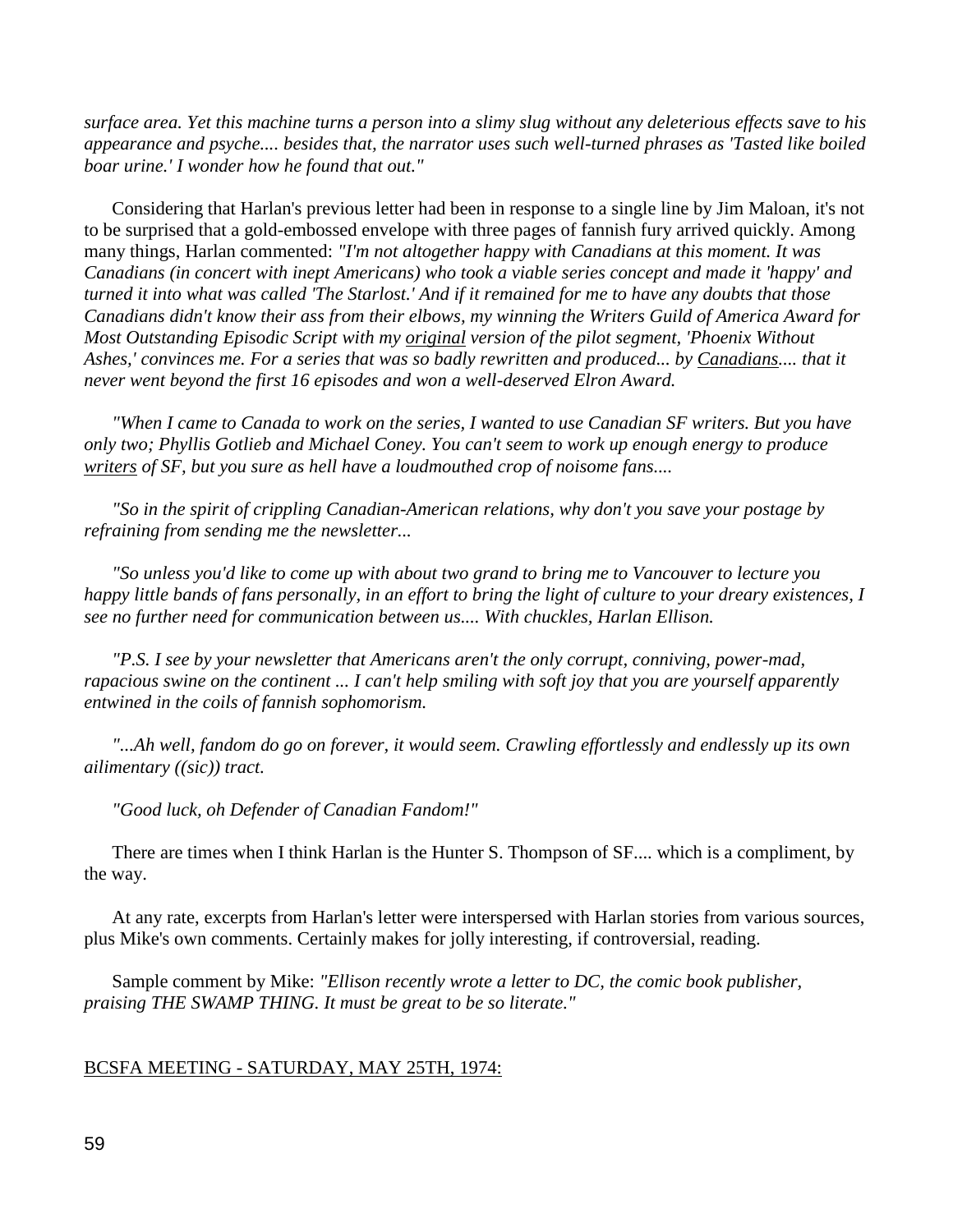*surface area. Yet this machine turns a person into a slimy slug without any deleterious effects save to his appearance and psyche.... besides that, the narrator uses such well-turned phrases as 'Tasted like boiled boar urine.' I wonder how he found that out."*

Considering that Harlan's previous letter had been in response to a single line by Jim Maloan, it's not to be surprised that a gold-embossed envelope with three pages of fannish fury arrived quickly. Among many things, Harlan commented: *"I'm not altogether happy with Canadians at this moment. It was Canadians (in concert with inept Americans) who took a viable series concept and made it 'happy' and turned it into what was called 'The Starlost.' And if it remained for me to have any doubts that those Canadians didn't know their ass from their elbows, my winning the Writers Guild of America Award for Most Outstanding Episodic Script with my <u>original</u> version of the pilot segment, 'Phoenix Without Ashes,' convinces me. For a series that was so badly rewritten and produced... by <u>Canadians</u>.... that it never went beyond the first 16 episodes and won a well-deserved Elron Award.*

*"When I came to Canada to work on the series, I wanted to use Canadian SF writers. But you have only two; Phyllis Gotlieb and Michael Coney. You can't seem to work up enough energy to produce <u>writers</u> of SF, but you sure as hell have a loudmouthed crop of noisome fans....*

*"So in the spirit of crippling Canadian-American relations, why don't you save your postage by refraining from sending me the newsletter...*

*"So unless you'd like to come up with about two grand to bring me to Vancouver to lecture you happy little bands of fans personally, in an effort to bring the light of culture to your dreary existences, I see no further need for communication between us.... With chuckles, Harlan Ellison.*

*"P.S. I see by your newsletter that Americans aren't the only corrupt, conniving, power-mad, rapacious swine on the continent ... I can't help smiling with soft joy that you are yourself apparently entwined in the coils of fannish sophomorism.*

*"...Ah well, fandom do go on forever, it would seem. Crawling effortlessly and endlessly up its own ailimentary ((sic)) tract.*

*"Good luck, oh Defender of Canadian Fandom!"*

There are times when I think Harlan is the Hunter S. Thompson of SF.... which is a compliment, by the way.

At any rate, excerpts from Harlan's letter were interspersed with Harlan stories from various sources, plus Mike's own comments. Certainly makes for jolly interesting, if controversial, reading.

Sample comment by Mike: *"Ellison recently wrote a letter to DC, the comic book publisher, praising THE SWAMP THING. It must be great to be so literate."*

<u>BCSFA MEETING - SATURDAY, MAY 25TH, 1974:</u>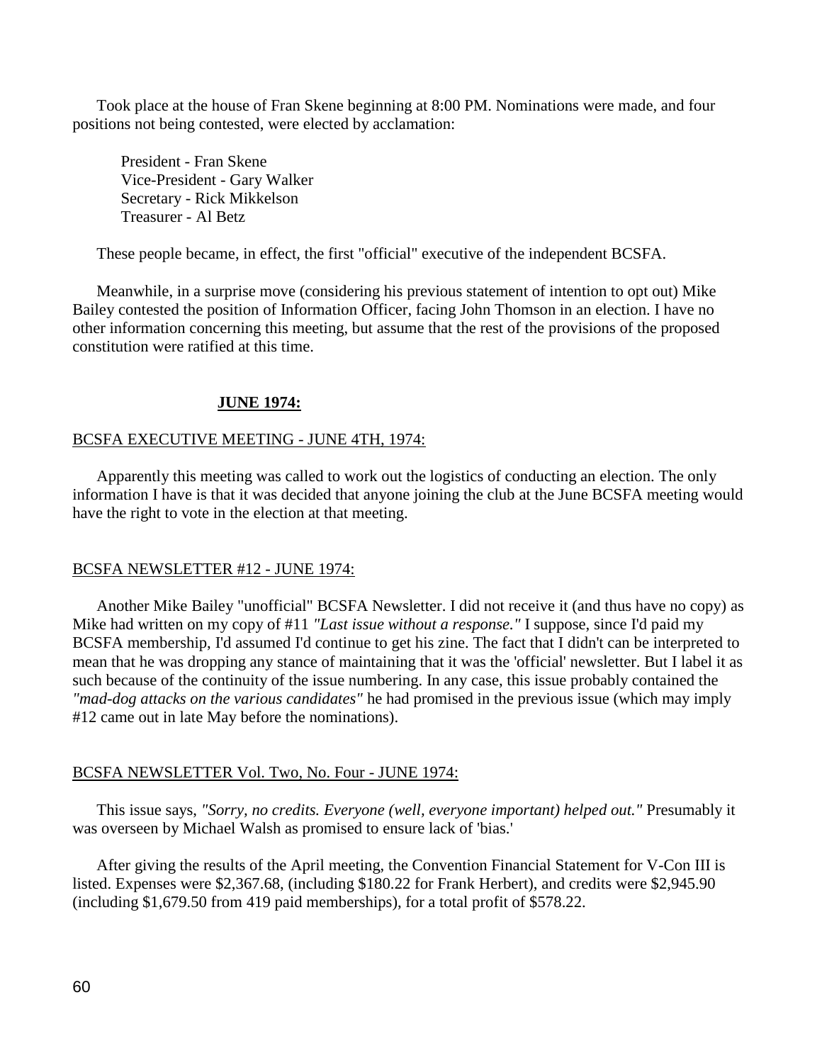Took place at the house of Fran Skene beginning at 8:00 PM. Nominations were made, and four positions not being contested, were elected by acclamation:

President - Fran Skene
Vice-President - Gary Walker
Secretary - Rick Mikkelson
Treasurer - Al Betz

These people became, in effect, the first "official" executive of the independent BCSFA.

Meanwhile, in a surprise move (considering his previous statement of intention to opt out) Mike Bailey contested the position of Information Officer, facing John Thomson in an election. I have no other information concerning this meeting, but assume that the rest of the provisions of the proposed constitution were ratified at this time.

## JUNE 1974:

### BCSFA EXECUTIVE MEETING - JUNE 4TH, 1974:

Apparently this meeting was called to work out the logistics of conducting an election. The only information I have is that it was decided that anyone joining the club at the June BCSFA meeting would have the right to vote in the election at that meeting.

### BCSFA NEWSLETTER #12 - JUNE 1974:

Another Mike Bailey "unofficial" BCSFA Newsletter. I did not receive it (and thus have no copy) as Mike had written on my copy of #11 *"Last issue without a response."* I suppose, since I'd paid my BCSFA membership, I'd assumed I'd continue to get his zine. The fact that I didn't can be interpreted to mean that he was dropping any stance of maintaining that it was the 'official' newsletter. But I label it as such because of the continuity of the issue numbering. In any case, this issue probably contained the *"mad-dog attacks on the various candidates"* he had promised in the previous issue (which may imply #12 came out in late May before the nominations).

### BCSFA NEWSLETTER Vol. Two, No. Four - JUNE 1974:

This issue says, *"Sorry, no credits. Everyone (well, everyone important) helped out."* Presumably it was overseen by Michael Walsh as promised to ensure lack of 'bias.'

After giving the results of the April meeting, the Convention Financial Statement for V-Con III is listed. Expenses were $2,367.68, (including $180.22 for Frank Herbert), and credits were $2,945.90 (including $1,679.50 from 419 paid memberships), for a total profit of $578.22.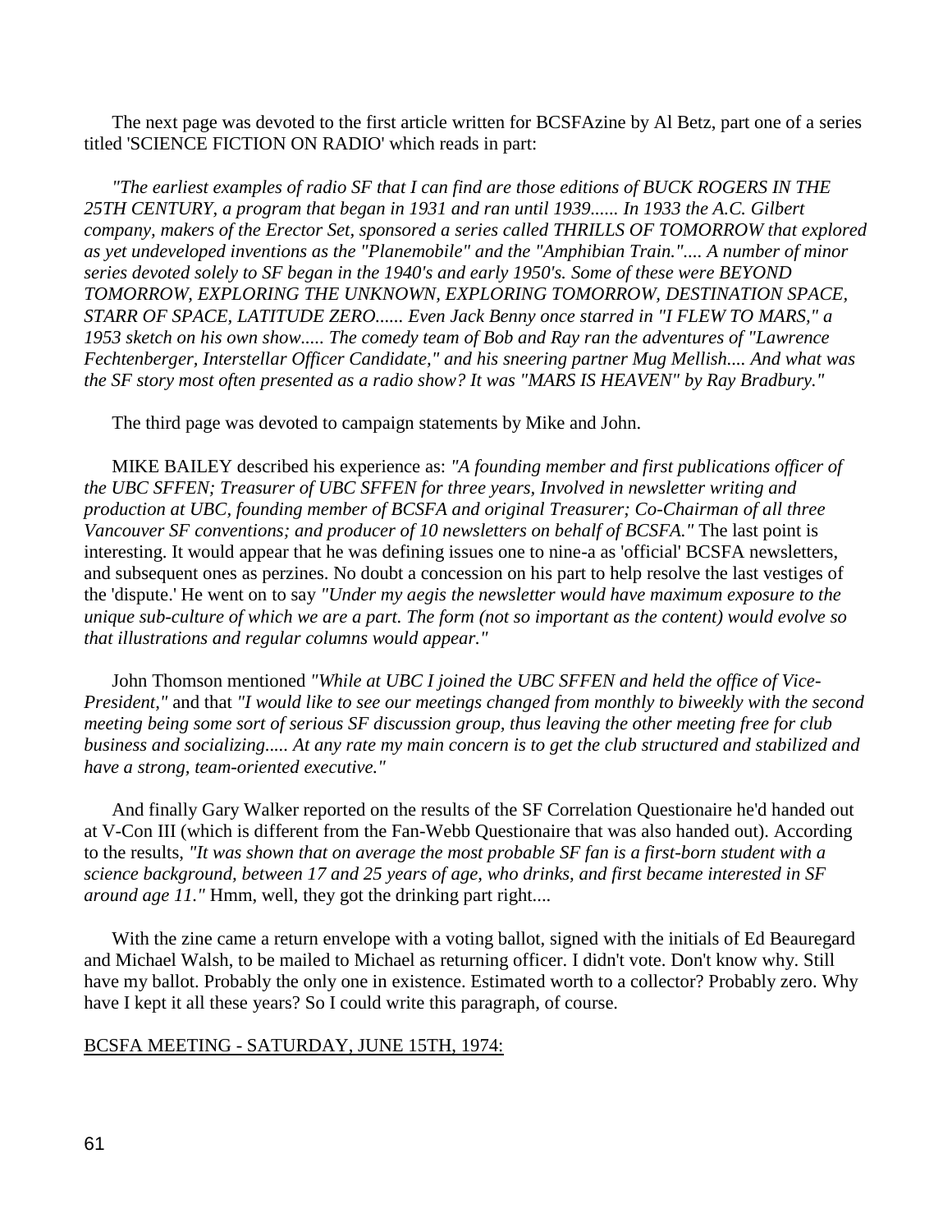The next page was devoted to the first article written for BCSFAzine by Al Betz, part one of a series titled 'SCIENCE FICTION ON RADIO' which reads in part:

*"The earliest examples of radio SF that I can find are those editions of BUCK ROGERS IN THE 25TH CENTURY, a program that began in 1931 and ran until 1939...... In 1933 the A.C. Gilbert company, makers of the Erector Set, sponsored a series called THRILLS OF TOMORROW that explored as yet undeveloped inventions as the "Planemobile" and the "Amphibian Train.".... A number of minor series devoted solely to SF began in the 1940's and early 1950's. Some of these were BEYOND TOMORROW, EXPLORING THE UNKNOWN, EXPLORING TOMORROW, DESTINATION SPACE, STARR OF SPACE, LATITUDE ZERO...... Even Jack Benny once starred in "I FLEW TO MARS," a 1953 sketch on his own show..... The comedy team of Bob and Ray ran the adventures of "Lawrence Fechtenberger, Interstellar Officer Candidate," and his sneering partner Mug Mellish.... And what was the SF story most often presented as a radio show? It was "MARS IS HEAVEN" by Ray Bradbury."*

The third page was devoted to campaign statements by Mike and John.

MIKE BAILEY described his experience as: *"A founding member and first publications officer of the UBC SFFEN; Treasurer of UBC SFFEN for three years, Involved in newsletter writing and production at UBC, founding member of BCSFA and original Treasurer; Co-Chairman of all three Vancouver SF conventions; and producer of 10 newsletters on behalf of BCSFA."* The last point is interesting. It would appear that he was defining issues one to nine-a as 'official' BCSFA newsletters, and subsequent ones as perzines. No doubt a concession on his part to help resolve the last vestiges of the 'dispute.' He went on to say *"Under my aegis the newsletter would have maximum exposure to the unique sub-culture of which we are a part. The form (not so important as the content) would evolve so that illustrations and regular columns would appear."*

John Thomson mentioned *"While at UBC I joined the UBC SFFEN and held the office of Vice-President,"* and that *"I would like to see our meetings changed from monthly to biweekly with the second meeting being some sort of serious SF discussion group, thus leaving the other meeting free for club business and socializing..... At any rate my main concern is to get the club structured and stabilized and have a strong, team-oriented executive."*

And finally Gary Walker reported on the results of the SF Correlation Questionaire he'd handed out at V-Con III (which is different from the Fan-Webb Questionaire that was also handed out). According to the results, *"It was shown that on average the most probable SF fan is a first-born student with a science background, between 17 and 25 years of age, who drinks, and first became interested in SF around age 11."* Hmm, well, they got the drinking part right....

With the zine came a return envelope with a voting ballot, signed with the initials of Ed Beauregard and Michael Walsh, to be mailed to Michael as returning officer. I didn't vote. Don't know why. Still have my ballot. Probably the only one in existence. Estimated worth to a collector? Probably zero. Why have I kept it all these years? So I could write this paragraph, of course.

<u>BCSFA MEETING - SATURDAY, JUNE 15TH, 1974:</u>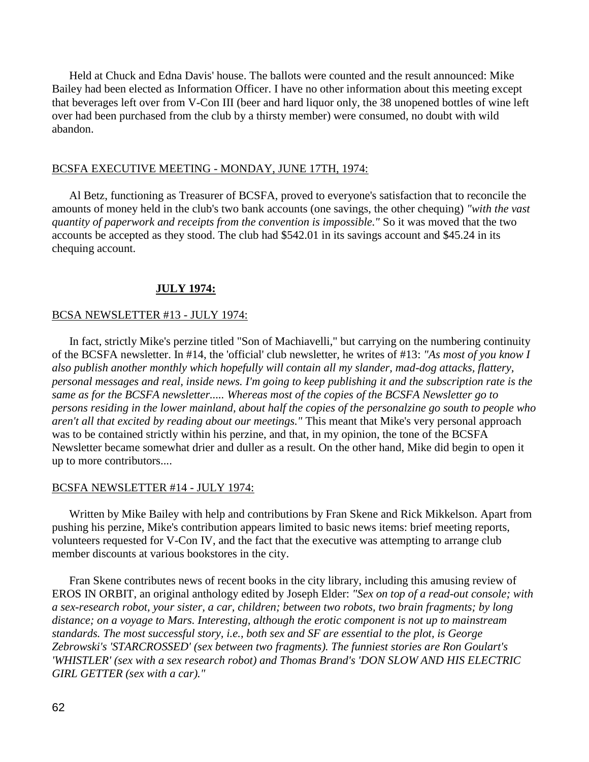Held at Chuck and Edna Davis' house. The ballots were counted and the result announced: Mike Bailey had been elected as Information Officer. I have no other information about this meeting except that beverages left over from V-Con III (beer and hard liquor only, the 38 unopened bottles of wine left over had been purchased from the club by a thirsty member) were consumed, no doubt with wild abandon.

BCSFA EXECUTIVE MEETING - MONDAY, JUNE 17TH, 1974:

Al Betz, functioning as Treasurer of BCSFA, proved to everyone's satisfaction that to reconcile the amounts of money held in the club's two bank accounts (one savings, the other chequing) *"with the vast quantity of paperwork and receipts from the convention is impossible."* So it was moved that the two accounts be accepted as they stood. The club had $542.01 in its savings account and $45.24 in its chequing account.

## JULY 1974:

BCSA NEWSLETTER #13 - JULY 1974:

In fact, strictly Mike's perzine titled "Son of Machiavelli," but carrying on the numbering continuity of the BCSFA newsletter. In #14, the 'official' club newsletter, he writes of #13: *"As most of you know I also publish another monthly which hopefully will contain all my slander, mad-dog attacks, flattery, personal messages and real, inside news. I'm going to keep publishing it and the subscription rate is the same as for the BCSFA newsletter..... Whereas most of the copies of the BCSFA Newsletter go to persons residing in the lower mainland, about half the copies of the personalzine go south to people who aren't all that excited by reading about our meetings."* This meant that Mike's very personal approach was to be contained strictly within his perzine, and that, in my opinion, the tone of the BCSFA Newsletter became somewhat drier and duller as a result. On the other hand, Mike did begin to open it up to more contributors....

BCSFA NEWSLETTER #14 - JULY 1974:

Written by Mike Bailey with help and contributions by Fran Skene and Rick Mikkelson. Apart from pushing his perzine, Mike's contribution appears limited to basic news items: brief meeting reports, volunteers requested for V-Con IV, and the fact that the executive was attempting to arrange club member discounts at various bookstores in the city.

Fran Skene contributes news of recent books in the city library, including this amusing review of EROS IN ORBIT, an original anthology edited by Joseph Elder: *"Sex on top of a read-out console; with a sex-research robot, your sister, a car, children; between two robots, two brain fragments; by long distance; on a voyage to Mars. Interesting, although the erotic component is not up to mainstream standards. The most successful story, i.e., both sex and SF are essential to the plot, is George Zebrowski's 'STARCROSSED' (sex between two fragments). The funniest stories are Ron Goulart's 'WHISTLER' (sex with a sex research robot) and Thomas Brand's 'DON SLOW AND HIS ELECTRIC GIRL GETTER (sex with a car)."*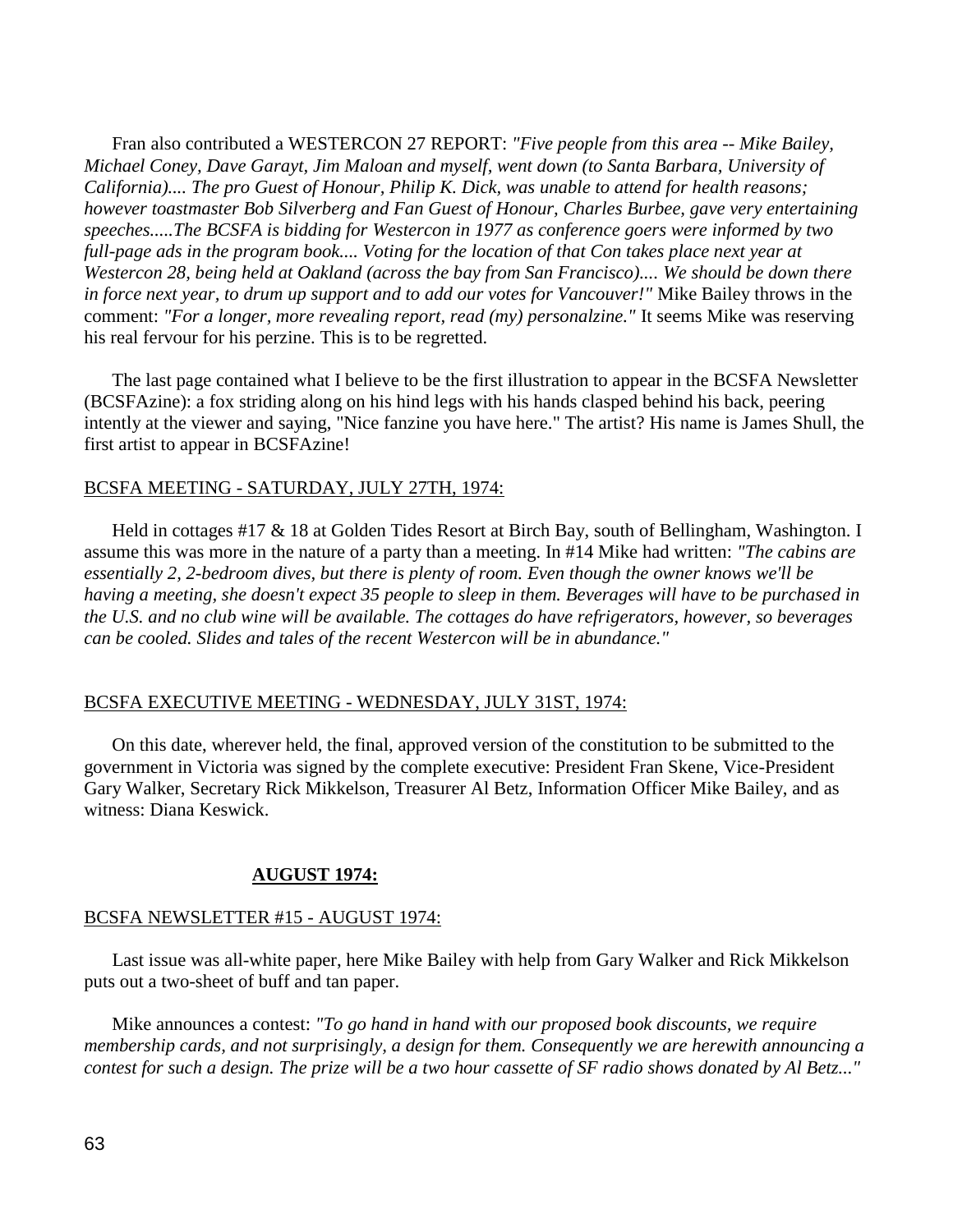Fran also contributed a WESTERCON 27 REPORT: *"Five people from this area -- Mike Bailey, Michael Coney, Dave Garayt, Jim Maloan and myself, went down (to Santa Barbara, University of California).... The pro Guest of Honour, Philip K. Dick, was unable to attend for health reasons; however toastmaster Bob Silverberg and Fan Guest of Honour, Charles Burbee, gave very entertaining speeches.....The BCSFA is bidding for Westercon in 1977 as conference goers were informed by two full-page ads in the program book.... Voting for the location of that Con takes place next year at Westercon 28, being held at Oakland (across the bay from San Francisco).... We should be down there in force next year, to drum up support and to add our votes for Vancouver!"* Mike Bailey throws in the comment: *"For a longer, more revealing report, read (my) personalzine."* It seems Mike was reserving his real fervour for his perzine. This is to be regretted.

The last page contained what I believe to be the first illustration to appear in the BCSFA Newsletter (BCSFAzine): a fox striding along on his hind legs with his hands clasped behind his back, peering intently at the viewer and saying, "Nice fanzine you have here." The artist? His name is James Shull, the first artist to appear in BCSFAzine!

<u>BCSFA MEETING - SATURDAY, JULY 27TH, 1974:</u>

Held in cottages #17 & 18 at Golden Tides Resort at Birch Bay, south of Bellingham, Washington. I assume this was more in the nature of a party than a meeting. In #14 Mike had written: *"The cabins are essentially 2, 2-bedroom dives, but there is plenty of room. Even though the owner knows we'll be having a meeting, she doesn't expect 35 people to sleep in them. Beverages will have to be purchased in the U.S. and no club wine will be available. The cottages do have refrigerators, however, so beverages can be cooled. Slides and tales of the recent Westercon will be in abundance."*

<u>BCSFA EXECUTIVE MEETING - WEDNESDAY, JULY 31ST, 1974:</u>

On this date, wherever held, the final, approved version of the constitution to be submitted to the government in Victoria was signed by the complete executive: President Fran Skene, Vice-President Gary Walker, Secretary Rick Mikkelson, Treasurer Al Betz, Information Officer Mike Bailey, and as witness: Diana Keswick.

## AUGUST 1974:

<u>BCSFA NEWSLETTER #15 - AUGUST 1974:</u>

Last issue was all-white paper, here Mike Bailey with help from Gary Walker and Rick Mikkelson puts out a two-sheet of buff and tan paper.

Mike announces a contest: *"To go hand in hand with our proposed book discounts, we require membership cards, and not surprisingly, a design for them. Consequently we are herewith announcing a contest for such a design. The prize will be a two hour cassette of SF radio shows donated by Al Betz..."*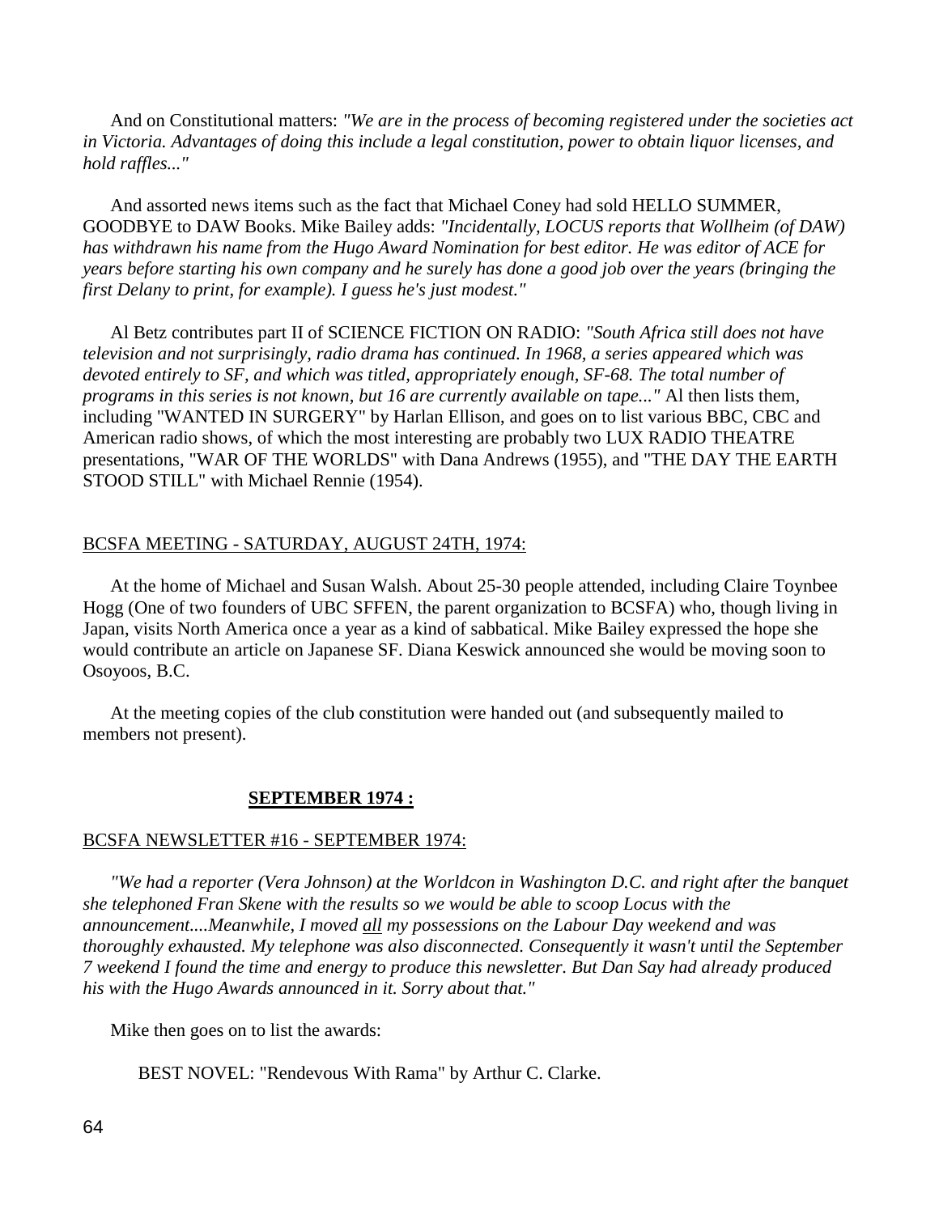And on Constitutional matters: *"We are in the process of becoming registered under the societies act in Victoria. Advantages of doing this include a legal constitution, power to obtain liquor licenses, and hold raffles..."*

And assorted news items such as the fact that Michael Coney had sold HELLO SUMMER, GOODBYE to DAW Books. Mike Bailey adds: *"Incidentally, LOCUS reports that Wollheim (of DAW) has withdrawn his name from the Hugo Award Nomination for best editor. He was editor of ACE for years before starting his own company and he surely has done a good job over the years (bringing the first Delany to print, for example). I guess he's just modest."*

Al Betz contributes part II of SCIENCE FICTION ON RADIO: *"South Africa still does not have television and not surprisingly, radio drama has continued. In 1968, a series appeared which was devoted entirely to SF, and which was titled, appropriately enough, SF-68. The total number of programs in this series is not known, but 16 are currently available on tape..."* Al then lists them, including "WANTED IN SURGERY" by Harlan Ellison, and goes on to list various BBC, CBC and American radio shows, of which the most interesting are probably two LUX RADIO THEATRE presentations, "WAR OF THE WORLDS" with Dana Andrews (1955), and "THE DAY THE EARTH STOOD STILL" with Michael Rennie (1954).

<u>BCSFA MEETING - SATURDAY, AUGUST 24TH, 1974:</u>

At the home of Michael and Susan Walsh. About 25-30 people attended, including Claire Toynbee Hogg (One of two founders of UBC SFFEN, the parent organization to BCSFA) who, though living in Japan, visits North America once a year as a kind of sabbatical. Mike Bailey expressed the hope she would contribute an article on Japanese SF. Diana Keswick announced she would be moving soon to Osoyoos, B.C.

At the meeting copies of the club constitution were handed out (and subsequently mailed to members not present).

## SEPTEMBER 1974 :

<u>BCSFA NEWSLETTER #16 - SEPTEMBER 1974:</u>

*"We had a reporter (Vera Johnson) at the Worldcon in Washington D.C. and right after the banquet she telephoned Fran Skene with the results so we would be able to scoop Locus with the announcement....Meanwhile, I moved <u>all</u> my possessions on the Labour Day weekend and was thoroughly exhausted. My telephone was also disconnected. Consequently it wasn't until the September 7 weekend I found the time and energy to produce this newsletter. But Dan Say had already produced his with the Hugo Awards announced in it. Sorry about that."*

Mike then goes on to list the awards:

BEST NOVEL: "Rendevous With Rama" by Arthur C. Clarke.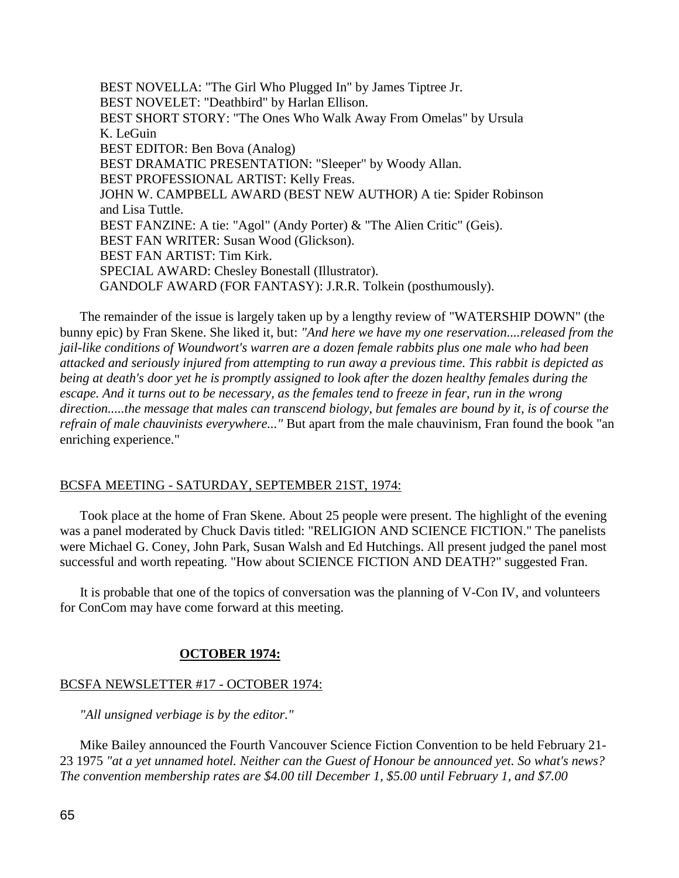BEST NOVELLA: "The Girl Who Plugged In" by James Tiptree Jr.
BEST NOVELET: "Deathbird" by Harlan Ellison.
BEST SHORT STORY: "The Ones Who Walk Away From Omelas" by Ursula K. LeGuin
BEST EDITOR: Ben Bova (Analog)
BEST DRAMATIC PRESENTATION: "Sleeper" by Woody Allan.
BEST PROFESSIONAL ARTIST: Kelly Freas.
JOHN W. CAMPBELL AWARD (BEST NEW AUTHOR) A tie: Spider Robinson and Lisa Tuttle.
BEST FANZINE: A tie: "Agol" (Andy Porter) & "The Alien Critic" (Geis).
BEST FAN WRITER: Susan Wood (Glickson).
BEST FAN ARTIST: Tim Kirk.
SPECIAL AWARD: Chesley Bonestall (Illustrator).
GANDOLF AWARD (FOR FANTASY): J.R.R. Tolkein (posthumously).

The remainder of the issue is largely taken up by a lengthy review of "WATERSHIP DOWN" (the bunny epic) by Fran Skene. She liked it, but: *"And here we have my one reservation....released from the jail-like conditions of Woundwort's warren are a dozen female rabbits plus one male who had been attacked and seriously injured from attempting to run away a previous time. This rabbit is depicted as being at death's door yet he is promptly assigned to look after the dozen healthy females during the escape. And it turns out to be necessary, as the females tend to freeze in fear, run in the wrong direction.....the message that males can transcend biology, but females are bound by it, is of course the refrain of male chauvinists everywhere..."* But apart from the male chauvinism, Fran found the book "an enriching experience."

BCSFA MEETING - SATURDAY, SEPTEMBER 21ST, 1974:

Took place at the home of Fran Skene. About 25 people were present. The highlight of the evening was a panel moderated by Chuck Davis titled: "RELIGION AND SCIENCE FICTION." The panelists were Michael G. Coney, John Park, Susan Walsh and Ed Hutchings. All present judged the panel most successful and worth repeating. "How about SCIENCE FICTION AND DEATH?" suggested Fran.

It is probable that one of the topics of conversation was the planning of V-Con IV, and volunteers for ConCom may have come forward at this meeting.

## OCTOBER 1974:

BCSFA NEWSLETTER #17 - OCTOBER 1974:

*"All unsigned verbiage is by the editor."*

Mike Bailey announced the Fourth Vancouver Science Fiction Convention to be held February 21-23 1975 *"at a yet unnamed hotel. Neither can the Guest of Honour be announced yet. So what's news? The convention membership rates are $4.00 till December 1, $5.00 until February 1, and $7.00*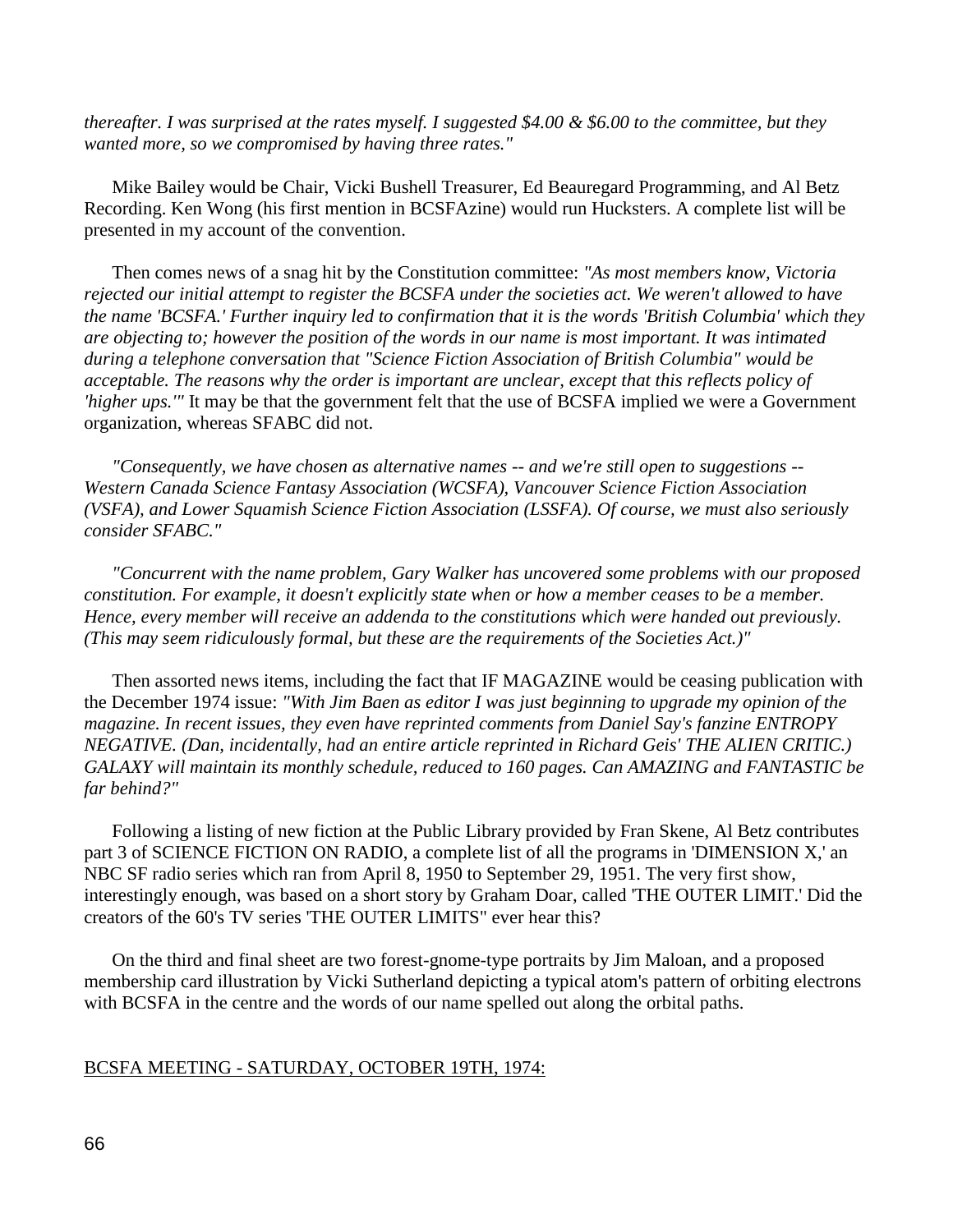*thereafter. I was surprised at the rates myself. I suggested $4.00 & $6.00 to the committee, but they wanted more, so we compromised by having three rates."*

Mike Bailey would be Chair, Vicki Bushell Treasurer, Ed Beauregard Programming, and Al Betz Recording. Ken Wong (his first mention in BCSFAzine) would run Hucksters. A complete list will be presented in my account of the convention.

Then comes news of a snag hit by the Constitution committee: *"As most members know, Victoria rejected our initial attempt to register the BCSFA under the societies act. We weren't allowed to have the name 'BCSFA.' Further inquiry led to confirmation that it is the words 'British Columbia' which they are objecting to; however the position of the words in our name is most important. It was intimated during a telephone conversation that "Science Fiction Association of British Columbia" would be acceptable. The reasons why the order is important are unclear, except that this reflects policy of 'higher ups.'"* It may be that the government felt that the use of BCSFA implied we were a Government organization, whereas SFABC did not.

*"Consequently, we have chosen as alternative names -- and we're still open to suggestions -- Western Canada Science Fantasy Association (WCSFA), Vancouver Science Fiction Association (VSFA), and Lower Squamish Science Fiction Association (LSSFA). Of course, we must also seriously consider SFABC."*

*"Concurrent with the name problem, Gary Walker has uncovered some problems with our proposed constitution. For example, it doesn't explicitly state when or how a member ceases to be a member. Hence, every member will receive an addenda to the constitutions which were handed out previously. (This may seem ridiculously formal, but these are the requirements of the Societies Act.)"*

Then assorted news items, including the fact that IF MAGAZINE would be ceasing publication with the December 1974 issue: *"With Jim Baen as editor I was just beginning to upgrade my opinion of the magazine. In recent issues, they even have reprinted comments from Daniel Say's fanzine ENTROPY NEGATIVE. (Dan, incidentally, had an entire article reprinted in Richard Geis' THE ALIEN CRITIC.) GALAXY will maintain its monthly schedule, reduced to 160 pages. Can AMAZING and FANTASTIC be far behind?"*

Following a listing of new fiction at the Public Library provided by Fran Skene, Al Betz contributes part 3 of SCIENCE FICTION ON RADIO, a complete list of all the programs in 'DIMENSION X,' an NBC SF radio series which ran from April 8, 1950 to September 29, 1951. The very first show, interestingly enough, was based on a short story by Graham Doar, called 'THE OUTER LIMIT.' Did the creators of the 60's TV series 'THE OUTER LIMITS" ever hear this?

On the third and final sheet are two forest-gnome-type portraits by Jim Maloan, and a proposed membership card illustration by Vicki Sutherland depicting a typical atom's pattern of orbiting electrons with BCSFA in the centre and the words of our name spelled out along the orbital paths.

BCSFA MEETING - SATURDAY, OCTOBER 19TH, 1974: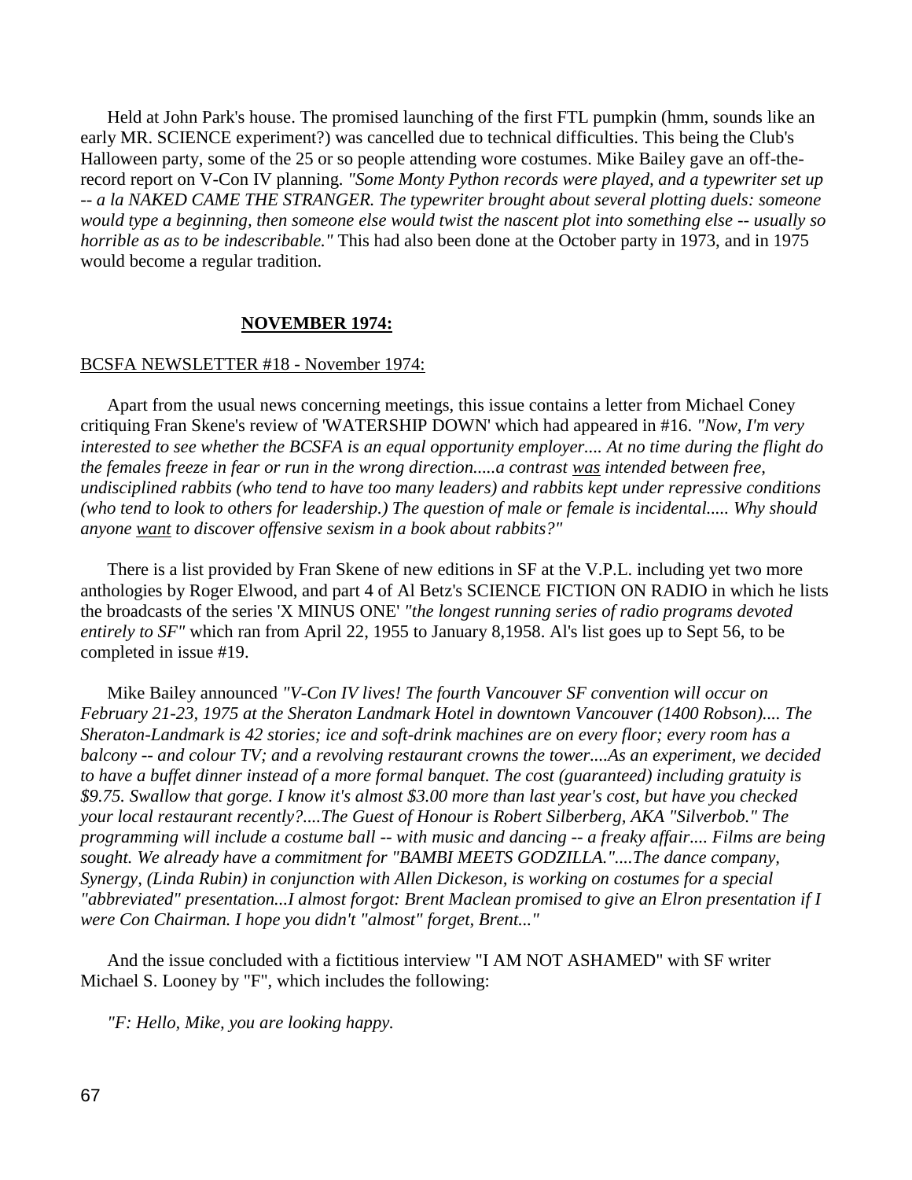Held at John Park's house. The promised launching of the first FTL pumpkin (hmm, sounds like an early MR. SCIENCE experiment?) was cancelled due to technical difficulties. This being the Club's Halloween party, some of the 25 or so people attending wore costumes. Mike Bailey gave an off-the-record report on V-Con IV planning. *"Some Monty Python records were played, and a typewriter set up -- a la NAKED CAME THE STRANGER. The typewriter brought about several plotting duels: someone would type a beginning, then someone else would twist the nascent plot into something else -- usually so horrible as as to be indescribable."* This had also been done at the October party in 1973, and in 1975 would become a regular tradition.

## NOVEMBER 1974:

BCSFA NEWSLETTER #18 - November 1974:

Apart from the usual news concerning meetings, this issue contains a letter from Michael Coney critiquing Fran Skene's review of 'WATERSHIP DOWN' which had appeared in #16. *"Now, I'm very interested to see whether the BCSFA is an equal opportunity employer.... At no time during the flight do the females freeze in fear or run in the wrong direction.....a contrast was intended between free, undisciplined rabbits (who tend to have too many leaders) and rabbits kept under repressive conditions (who tend to look to others for leadership.) The question of male or female is incidental..... Why should anyone want to discover offensive sexism in a book about rabbits?"*

There is a list provided by Fran Skene of new editions in SF at the V.P.L. including yet two more anthologies by Roger Elwood, and part 4 of Al Betz's SCIENCE FICTION ON RADIO in which he lists the broadcasts of the series 'X MINUS ONE' *"the longest running series of radio programs devoted entirely to SF"* which ran from April 22, 1955 to January 8,1958. Al's list goes up to Sept 56, to be completed in issue #19.

Mike Bailey announced *"V-Con IV lives! The fourth Vancouver SF convention will occur on February 21-23, 1975 at the Sheraton Landmark Hotel in downtown Vancouver (1400 Robson).... The Sheraton-Landmark is 42 stories; ice and soft-drink machines are on every floor; every room has a balcony -- and colour TV; and a revolving restaurant crowns the tower....As an experiment, we decided to have a buffet dinner instead of a more formal banquet. The cost (guaranteed) including gratuity is $9.75. Swallow that gorge. I know it's almost $3.00 more than last year's cost, but have you checked your local restaurant recently?....The Guest of Honour is Robert Silberberg, AKA "Silverbob." The programming will include a costume ball -- with music and dancing -- a freaky affair.... Films are being sought. We already have a commitment for "BAMBI MEETS GODZILLA."....The dance company, Synergy, (Linda Rubin) in conjunction with Allen Dickeson, is working on costumes for a special "abbreviated" presentation...I almost forgot: Brent Maclean promised to give an Elron presentation if I were Con Chairman. I hope you didn't "almost" forget, Brent..."*

And the issue concluded with a fictitious interview "I AM NOT ASHAMED" with SF writer Michael S. Looney by "F", which includes the following:

*"F: Hello, Mike, you are looking happy.*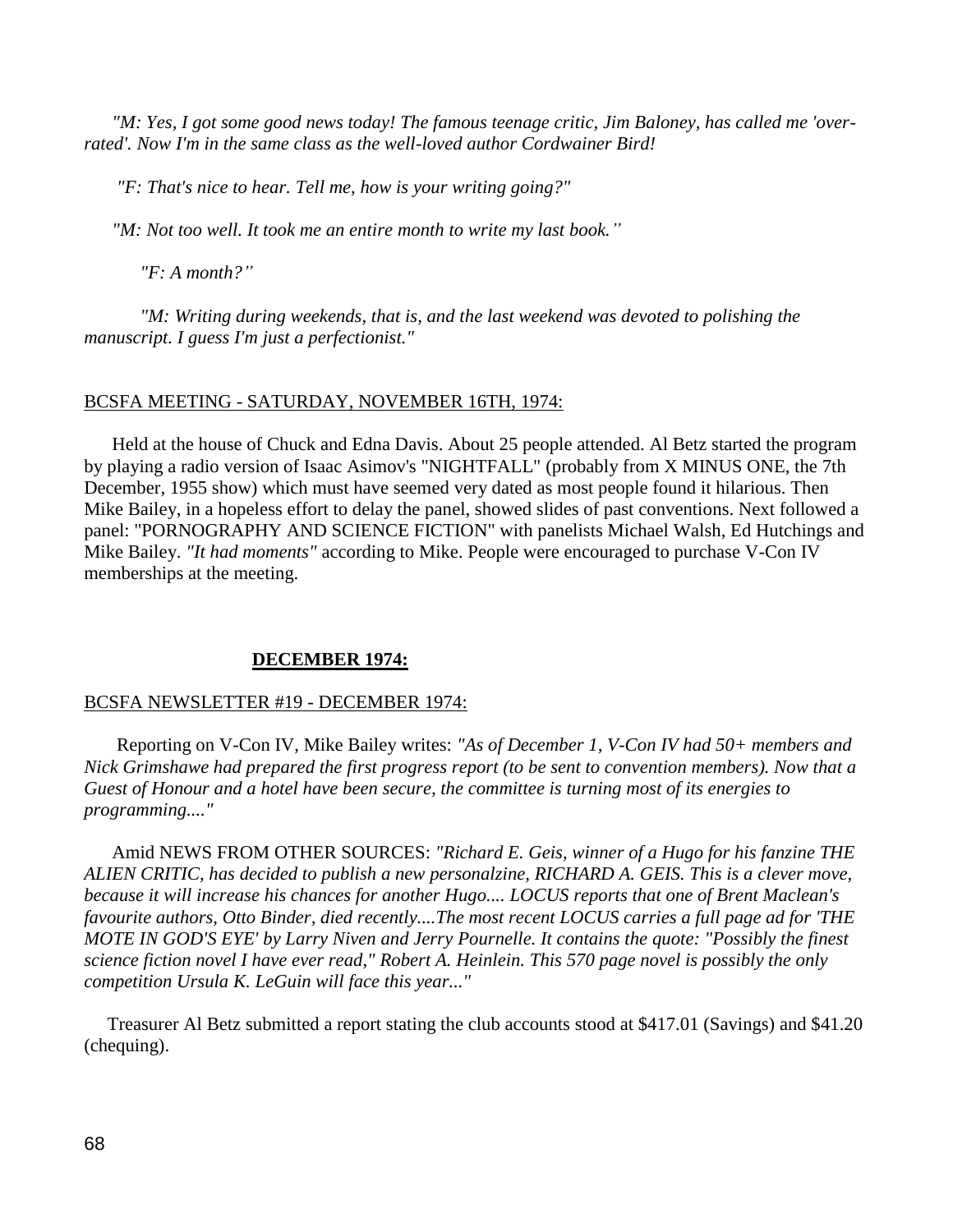*"M: Yes, I got some good news today! The famous teenage critic, Jim Baloney, has called me 'over-rated'. Now I'm in the same class as the well-loved author Cordwainer Bird!*

*"F: That's nice to hear. Tell me, how is your writing going?"*

*"M: Not too well. It took me an entire month to write my last book."*

*"F: A month?"*

*"M: Writing during weekends, that is, and the last weekend was devoted to polishing the manuscript. I guess I'm just a perfectionist."*

BCSFA MEETING - SATURDAY, NOVEMBER 16TH, 1974:

Held at the house of Chuck and Edna Davis. About 25 people attended. Al Betz started the program by playing a radio version of Isaac Asimov's "NIGHTFALL" (probably from X MINUS ONE, the 7th December, 1955 show) which must have seemed very dated as most people found it hilarious. Then Mike Bailey, in a hopeless effort to delay the panel, showed slides of past conventions. Next followed a panel: "PORNOGRAPHY AND SCIENCE FICTION" with panelists Michael Walsh, Ed Hutchings and Mike Bailey. *"It had moments"* according to Mike. People were encouraged to purchase V-Con IV memberships at the meeting.

## DECEMBER 1974:

BCSFA NEWSLETTER #19 - DECEMBER 1974:

Reporting on V-Con IV, Mike Bailey writes: *"As of December 1, V-Con IV had 50+ members and Nick Grimshawe had prepared the first progress report (to be sent to convention members). Now that a Guest of Honour and a hotel have been secure, the committee is turning most of its energies to programming...."*

Amid NEWS FROM OTHER SOURCES: *"Richard E. Geis, winner of a Hugo for his fanzine THE ALIEN CRITIC, has decided to publish a new personalzine, RICHARD A. GEIS. This is a clever move, because it will increase his chances for another Hugo.... LOCUS reports that one of Brent Maclean's favourite authors, Otto Binder, died recently....The most recent LOCUS carries a full page ad for 'THE MOTE IN GOD'S EYE' by Larry Niven and Jerry Pournelle. It contains the quote: "Possibly the finest science fiction novel I have ever read," Robert A. Heinlein. This 570 page novel is possibly the only competition Ursula K. LeGuin will face this year..."*

Treasurer Al Betz submitted a report stating the club accounts stood at $417.01 (Savings) and $41.20 (chequing).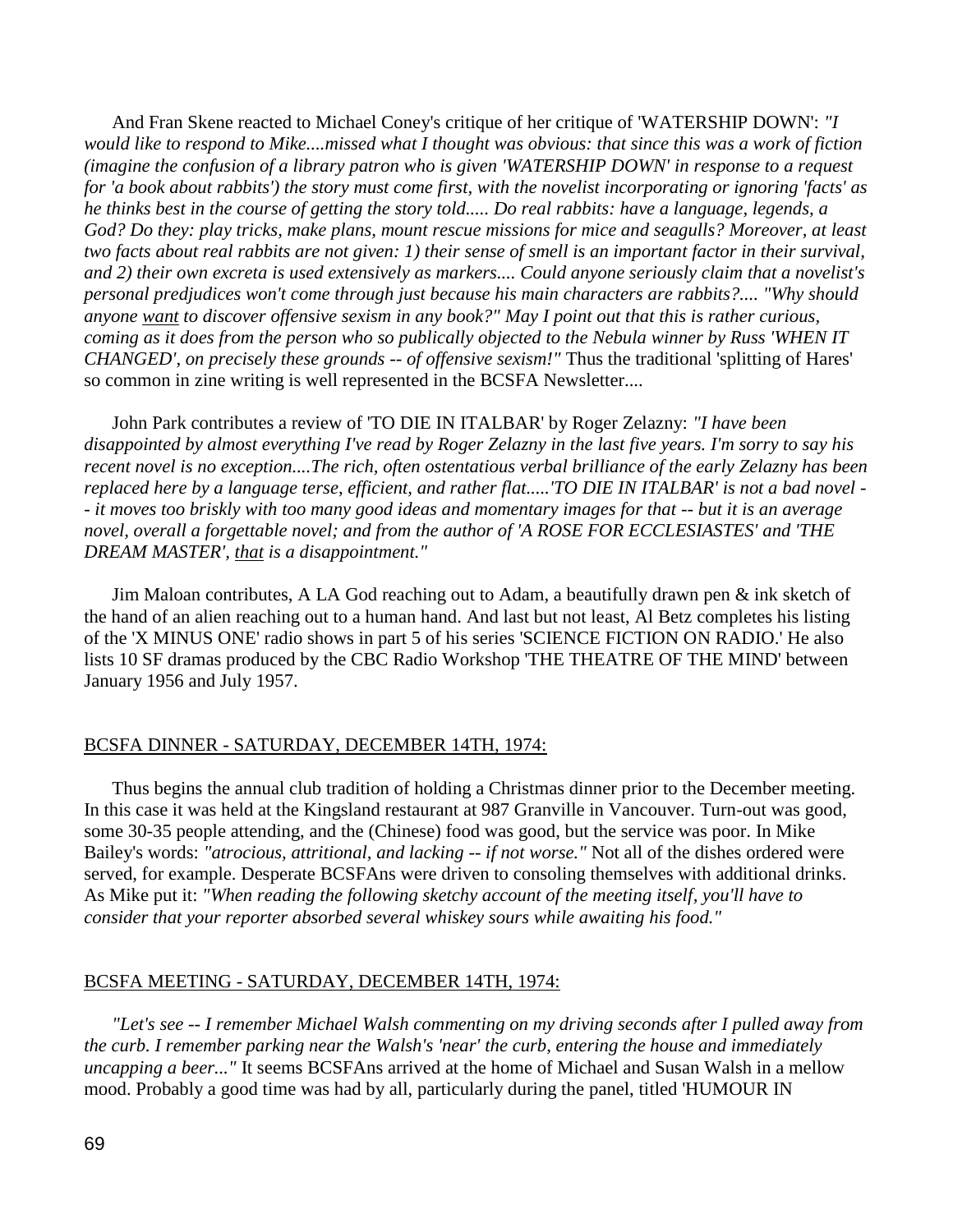And Fran Skene reacted to Michael Coney's critique of her critique of 'WATERSHIP DOWN': *"I would like to respond to Mike....missed what I thought was obvious: that since this was a work of fiction (imagine the confusion of a library patron who is given 'WATERSHIP DOWN' in response to a request for 'a book about rabbits') the story must come first, with the novelist incorporating or ignoring 'facts' as he thinks best in the course of getting the story told..... Do real rabbits: have a language, legends, a God? Do they: play tricks, make plans, mount rescue missions for mice and seagulls? Moreover, at least two facts about real rabbits are not given: 1) their sense of smell is an important factor in their survival, and 2) their own excreta is used extensively as markers.... Could anyone seriously claim that a novelist's personal predjudices won't come through just because his main characters are rabbits?.... "Why should anyone <u>want</u> to discover offensive sexism in any book?" May I point out that this is rather curious, coming as it does from the person who so publically objected to the Nebula winner by Russ 'WHEN IT CHANGED', on precisely these grounds -- of offensive sexism!"* Thus the traditional 'splitting of Hares' so common in zine writing is well represented in the BCSFA Newsletter....

John Park contributes a review of 'TO DIE IN ITALBAR' by Roger Zelazny: *"I have been disappointed by almost everything I've read by Roger Zelazny in the last five years. I'm sorry to say his recent novel is no exception....The rich, often ostentatious verbal brilliance of the early Zelazny has been replaced here by a language terse, efficient, and rather flat.....'TO DIE IN ITALBAR' is not a bad novel -- it moves too briskly with too many good ideas and momentary images for that -- but it is an average novel, overall a forgettable novel; and from the author of 'A ROSE FOR ECCLESIASTES' and 'THE DREAM MASTER', <u>that</u> is a disappointment."*

Jim Maloan contributes, A LA God reaching out to Adam, a beautifully drawn pen & ink sketch of the hand of an alien reaching out to a human hand. And last but not least, Al Betz completes his listing of the 'X MINUS ONE' radio shows in part 5 of his series 'SCIENCE FICTION ON RADIO.' He also lists 10 SF dramas produced by the CBC Radio Workshop 'THE THEATRE OF THE MIND' between January 1956 and July 1957.

<u>BCSFA DINNER - SATURDAY, DECEMBER 14TH, 1974:</u>

Thus begins the annual club tradition of holding a Christmas dinner prior to the December meeting. In this case it was held at the Kingsland restaurant at 987 Granville in Vancouver. Turn-out was good, some 30-35 people attending, and the (Chinese) food was good, but the service was poor. In Mike Bailey's words: *"atrocious, attritional, and lacking -- if not worse."* Not all of the dishes ordered were served, for example. Desperate BCSFAns were driven to consoling themselves with additional drinks. As Mike put it: *"When reading the following sketchy account of the meeting itself, you'll have to consider that your reporter absorbed several whiskey sours while awaiting his food."*

<u>BCSFA MEETING - SATURDAY, DECEMBER 14TH, 1974:</u>

*"Let's see -- I remember Michael Walsh commenting on my driving seconds after I pulled away from the curb. I remember parking near the Walsh's 'near' the curb, entering the house and immediately uncapping a beer..."* It seems BCSFAns arrived at the home of Michael and Susan Walsh in a mellow mood. Probably a good time was had by all, particularly during the panel, titled 'HUMOUR IN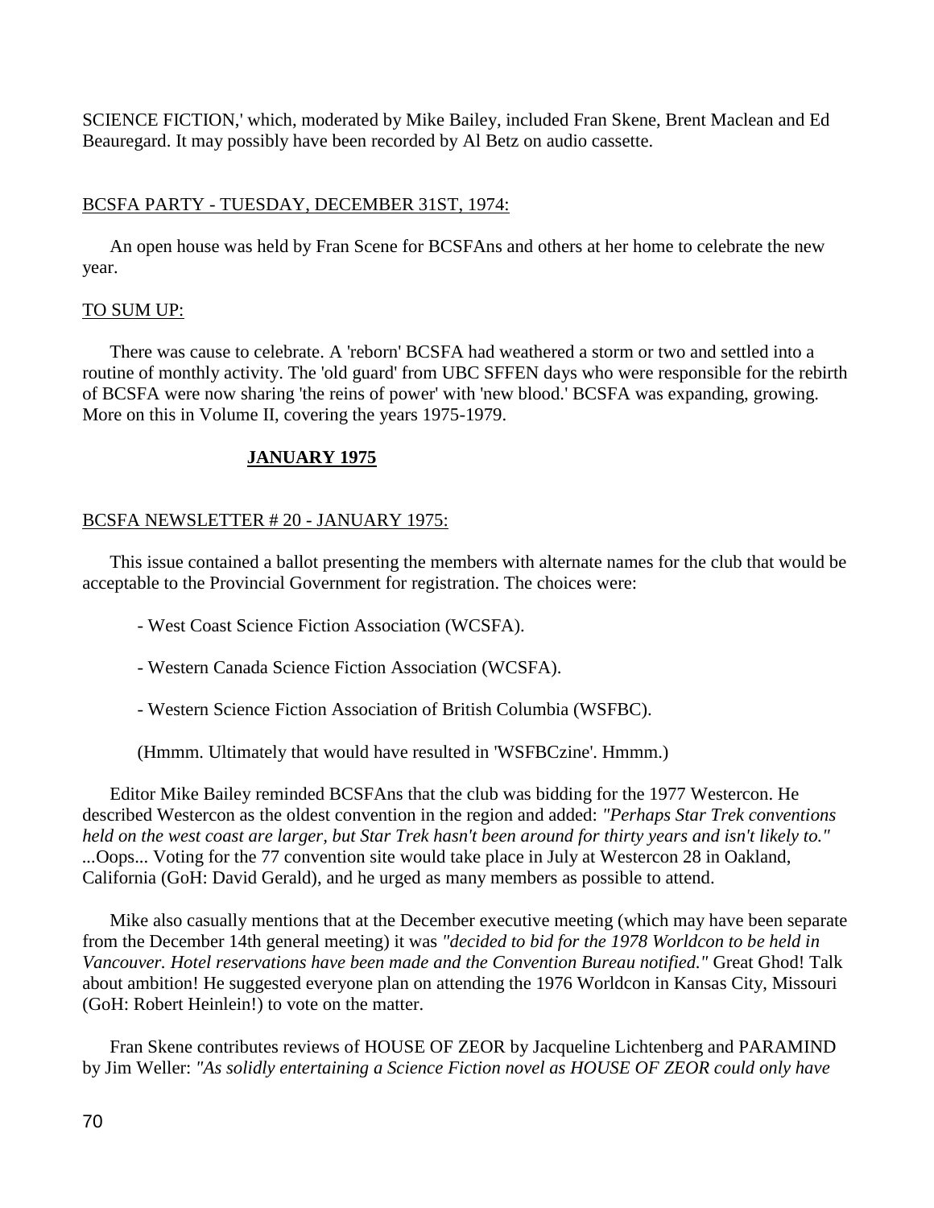SCIENCE FICTION,' which, moderated by Mike Bailey, included Fran Skene, Brent Maclean and Ed Beauregard. It may possibly have been recorded by Al Betz on audio cassette.

<u>BCSFA PARTY - TUESDAY, DECEMBER 31ST, 1974:</u>

An open house was held by Fran Scene for BCSFAns and others at her home to celebrate the new year.

<u>TO SUM UP:</u>

There was cause to celebrate. A 'reborn' BCSFA had weathered a storm or two and settled into a routine of monthly activity. The 'old guard' from UBC SFFEN days who were responsible for the rebirth of BCSFA were now sharing 'the reins of power' with 'new blood.' BCSFA was expanding, growing. More on this in Volume II, covering the years 1975-1979.

## JANUARY 1975

<u>BCSFA NEWSLETTER # 20 - JANUARY 1975:</u>

This issue contained a ballot presenting the members with alternate names for the club that would be acceptable to the Provincial Government for registration. The choices were:

- West Coast Science Fiction Association (WCSFA).

- Western Canada Science Fiction Association (WCSFA).

- Western Science Fiction Association of British Columbia (WSFBC).

(Hmmm. Ultimately that would have resulted in 'WSFBCzine'. Hmmm.)

Editor Mike Bailey reminded BCSFAns that the club was bidding for the 1977 Westercon. He described Westercon as the oldest convention in the region and added: *"Perhaps Star Trek conventions held on the west coast are larger, but Star Trek hasn't been around for thirty years and isn't likely to."* ...Oops... Voting for the 77 convention site would take place in July at Westercon 28 in Oakland, California (GoH: David Gerald), and he urged as many members as possible to attend.

Mike also casually mentions that at the December executive meeting (which may have been separate from the December 14th general meeting) it was *"decided to bid for the 1978 Worldcon to be held in Vancouver. Hotel reservations have been made and the Convention Bureau notified."* Great Ghod! Talk about ambition! He suggested everyone plan on attending the 1976 Worldcon in Kansas City, Missouri (GoH: Robert Heinlein!) to vote on the matter.

Fran Skene contributes reviews of HOUSE OF ZEOR by Jacqueline Lichtenberg and PARAMIND by Jim Weller: *"As solidly entertaining a Science Fiction novel as HOUSE OF ZEOR could only have*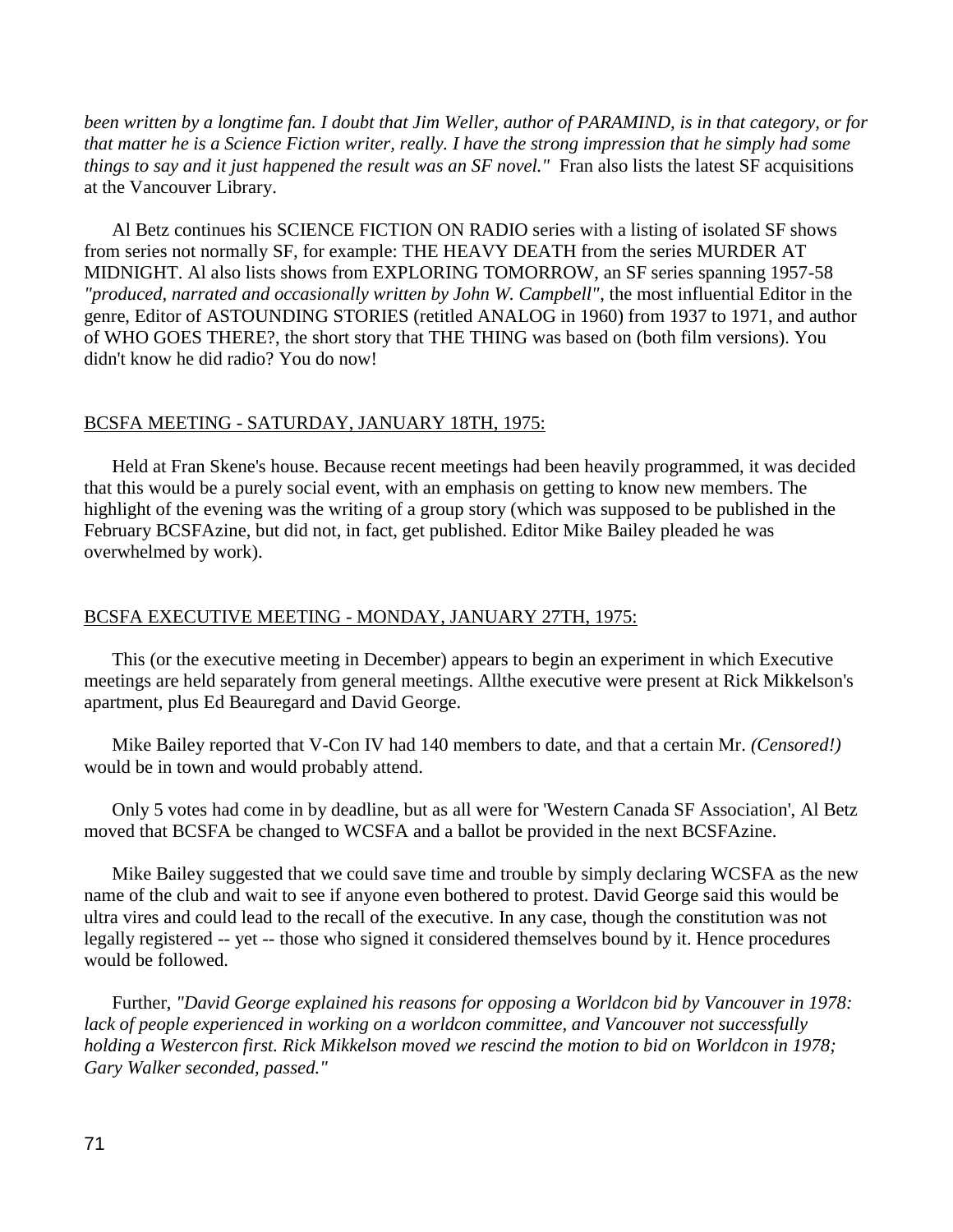*been written by a longtime fan. I doubt that Jim Weller, author of PARAMIND, is in that category, or for that matter he is a Science Fiction writer, really. I have the strong impression that he simply had some things to say and it just happened the result was an SF novel."* Fran also lists the latest SF acquisitions at the Vancouver Library.

Al Betz continues his SCIENCE FICTION ON RADIO series with a listing of isolated SF shows from series not normally SF, for example: THE HEAVY DEATH from the series MURDER AT MIDNIGHT. Al also lists shows from EXPLORING TOMORROW, an SF series spanning 1957-58 *"produced, narrated and occasionally written by John W. Campbell"*, the most influential Editor in the genre, Editor of ASTOUNDING STORIES (retitled ANALOG in 1960) from 1937 to 1971, and author of WHO GOES THERE?, the short story that THE THING was based on (both film versions). You didn't know he did radio? You do now!

<u>BCSFA MEETING - SATURDAY, JANUARY 18TH, 1975:</u>

Held at Fran Skene's house. Because recent meetings had been heavily programmed, it was decided that this would be a purely social event, with an emphasis on getting to know new members. The highlight of the evening was the writing of a group story (which was supposed to be published in the February BCSFAzine, but did not, in fact, get published. Editor Mike Bailey pleaded he was overwhelmed by work).

<u>BCSFA EXECUTIVE MEETING - MONDAY, JANUARY 27TH, 1975:</u>

This (or the executive meeting in December) appears to begin an experiment in which Executive meetings are held separately from general meetings. Allthe executive were present at Rick Mikkelson's apartment, plus Ed Beauregard and David George.

Mike Bailey reported that V-Con IV had 140 members to date, and that a certain Mr. *(Censored!)* would be in town and would probably attend.

Only 5 votes had come in by deadline, but as all were for 'Western Canada SF Association', Al Betz moved that BCSFA be changed to WCSFA and a ballot be provided in the next BCSFAzine.

Mike Bailey suggested that we could save time and trouble by simply declaring WCSFA as the new name of the club and wait to see if anyone even bothered to protest. David George said this would be ultra vires and could lead to the recall of the executive. In any case, though the constitution was not legally registered -- yet -- those who signed it considered themselves bound by it. Hence procedures would be followed.

Further, *"David George explained his reasons for opposing a Worldcon bid by Vancouver in 1978: lack of people experienced in working on a worldcon committee, and Vancouver not successfully holding a Westercon first. Rick Mikkelson moved we rescind the motion to bid on Worldcon in 1978; Gary Walker seconded, passed."*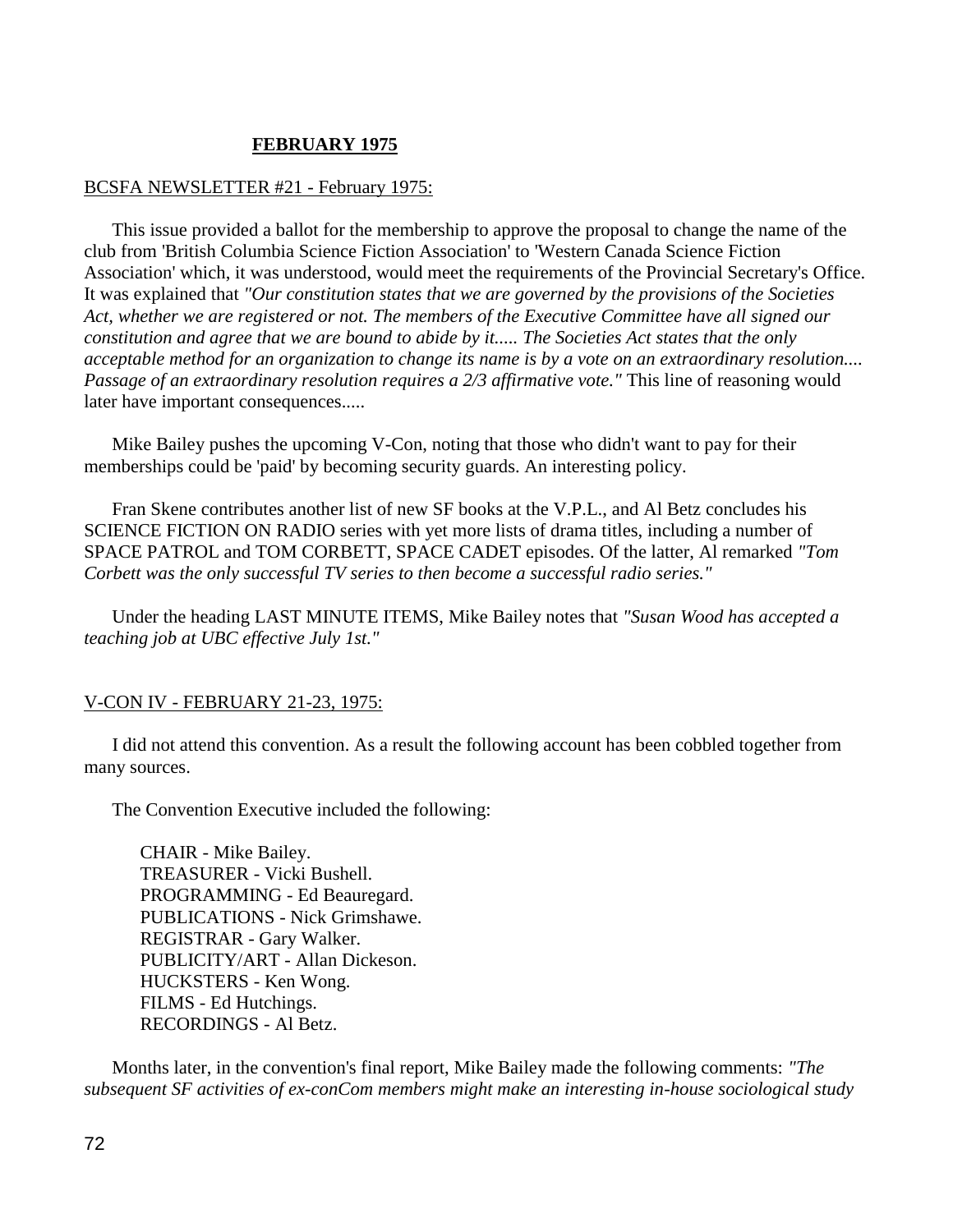## FEBRUARY 1975

BCSFA NEWSLETTER #21 - February 1975:

This issue provided a ballot for the membership to approve the proposal to change the name of the club from 'British Columbia Science Fiction Association' to 'Western Canada Science Fiction Association' which, it was understood, would meet the requirements of the Provincial Secretary's Office. It was explained that *"Our constitution states that we are governed by the provisions of the Societies Act, whether we are registered or not. The members of the Executive Committee have all signed our constitution and agree that we are bound to abide by it..... The Societies Act states that the only acceptable method for an organization to change its name is by a vote on an extraordinary resolution.... Passage of an extraordinary resolution requires a 2/3 affirmative vote."* This line of reasoning would later have important consequences.....

Mike Bailey pushes the upcoming V-Con, noting that those who didn't want to pay for their memberships could be 'paid' by becoming security guards. An interesting policy.

Fran Skene contributes another list of new SF books at the V.P.L., and Al Betz concludes his SCIENCE FICTION ON RADIO series with yet more lists of drama titles, including a number of SPACE PATROL and TOM CORBETT, SPACE CADET episodes. Of the latter, Al remarked *"Tom Corbett was the only successful TV series to then become a successful radio series."*

Under the heading LAST MINUTE ITEMS, Mike Bailey notes that *"Susan Wood has accepted a teaching job at UBC effective July 1st."*

V-CON IV - FEBRUARY 21-23, 1975:

I did not attend this convention. As a result the following account has been cobbled together from many sources.

The Convention Executive included the following:

CHAIR - Mike Bailey.
TREASURER - Vicki Bushell.
PROGRAMMING - Ed Beauregard.
PUBLICATIONS - Nick Grimshawe.
REGISTRAR - Gary Walker.
PUBLICITY/ART - Allan Dickeson.
HUCKSTERS - Ken Wong.
FILMS - Ed Hutchings.
RECORDINGS - Al Betz.

Months later, in the convention's final report, Mike Bailey made the following comments: *"The subsequent SF activities of ex-conCom members might make an interesting in-house sociological study*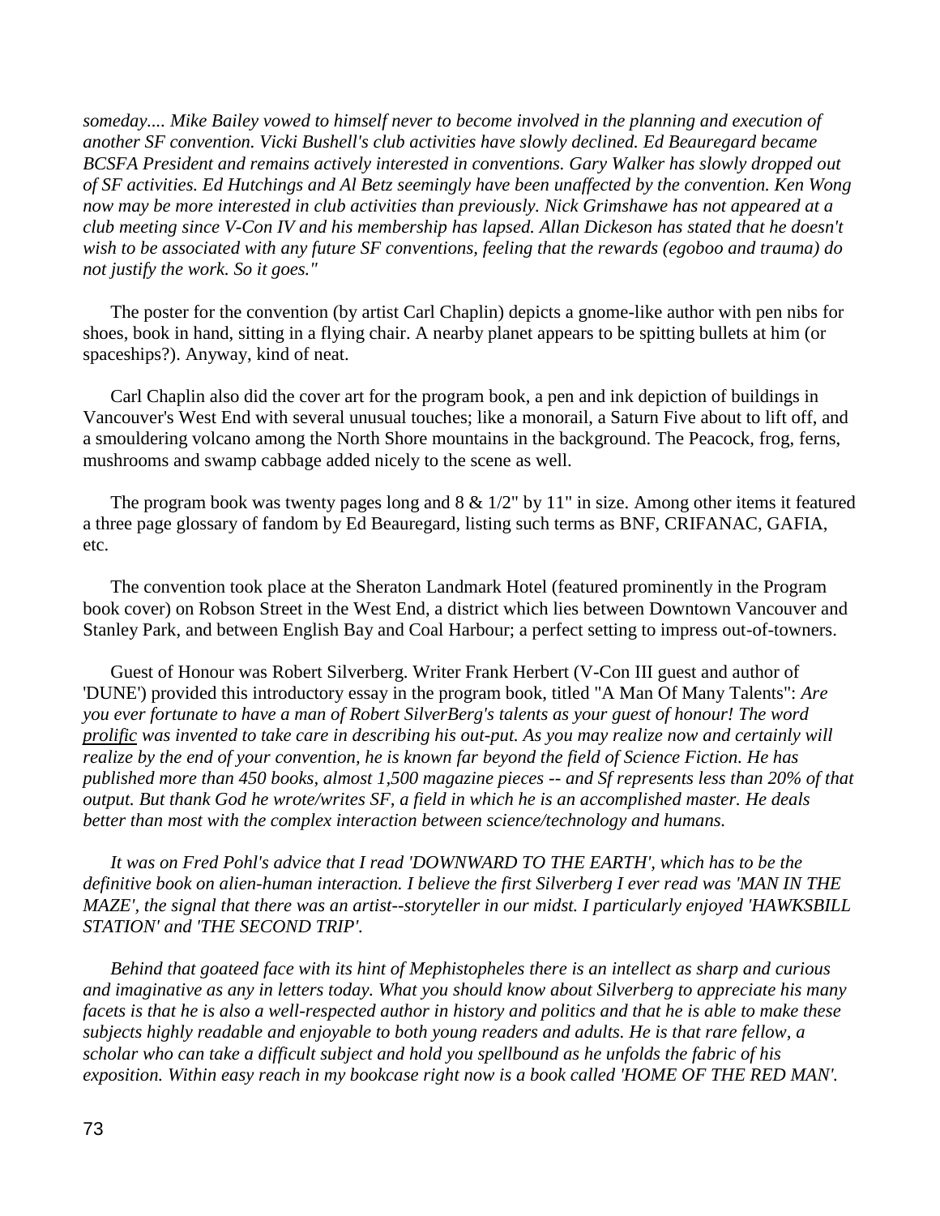*someday.... Mike Bailey vowed to himself never to become involved in the planning and execution of another SF convention. Vicki Bushell's club activities have slowly declined. Ed Beauregard became BCSFA President and remains actively interested in conventions. Gary Walker has slowly dropped out of SF activities. Ed Hutchings and Al Betz seemingly have been unaffected by the convention. Ken Wong now may be more interested in club activities than previously. Nick Grimshawe has not appeared at a club meeting since V-Con IV and his membership has lapsed. Allan Dickeson has stated that he doesn't wish to be associated with any future SF conventions, feeling that the rewards (egoboo and trauma) do not justify the work. So it goes."*

The poster for the convention (by artist Carl Chaplin) depicts a gnome-like author with pen nibs for shoes, book in hand, sitting in a flying chair. A nearby planet appears to be spitting bullets at him (or spaceships?). Anyway, kind of neat.

Carl Chaplin also did the cover art for the program book, a pen and ink depiction of buildings in Vancouver's West End with several unusual touches; like a monorail, a Saturn Five about to lift off, and a smouldering volcano among the North Shore mountains in the background. The Peacock, frog, ferns, mushrooms and swamp cabbage added nicely to the scene as well.

The program book was twenty pages long and 8 & 1/2" by 11" in size. Among other items it featured a three page glossary of fandom by Ed Beauregard, listing such terms as BNF, CRIFANAC, GAFIA, etc.

The convention took place at the Sheraton Landmark Hotel (featured prominently in the Program book cover) on Robson Street in the West End, a district which lies between Downtown Vancouver and Stanley Park, and between English Bay and Coal Harbour; a perfect setting to impress out-of-towners.

Guest of Honour was Robert Silverberg. Writer Frank Herbert (V-Con III guest and author of 'DUNE') provided this introductory essay in the program book, titled "A Man Of Many Talents": *Are you ever fortunate to have a man of Robert SilverBerg's talents as your guest of honour! The word prolific was invented to take care in describing his out-put. As you may realize now and certainly will realize by the end of your convention, he is known far beyond the field of Science Fiction. He has published more than 450 books, almost 1,500 magazine pieces -- and Sf represents less than 20% of that output. But thank God he wrote/writes SF, a field in which he is an accomplished master. He deals better than most with the complex interaction between science/technology and humans.*

*It was on Fred Pohl's advice that I read 'DOWNWARD TO THE EARTH', which has to be the definitive book on alien-human interaction. I believe the first Silverberg I ever read was 'MAN IN THE MAZE', the signal that there was an artist--storyteller in our midst. I particularly enjoyed 'HAWKSBILL STATION' and 'THE SECOND TRIP'.*

*Behind that goateed face with its hint of Mephistopheles there is an intellect as sharp and curious and imaginative as any in letters today. What you should know about Silverberg to appreciate his many facets is that he is also a well-respected author in history and politics and that he is able to make these subjects highly readable and enjoyable to both young readers and adults. He is that rare fellow, a scholar who can take a difficult subject and hold you spellbound as he unfolds the fabric of his exposition. Within easy reach in my bookcase right now is a book called 'HOME OF THE RED MAN'.*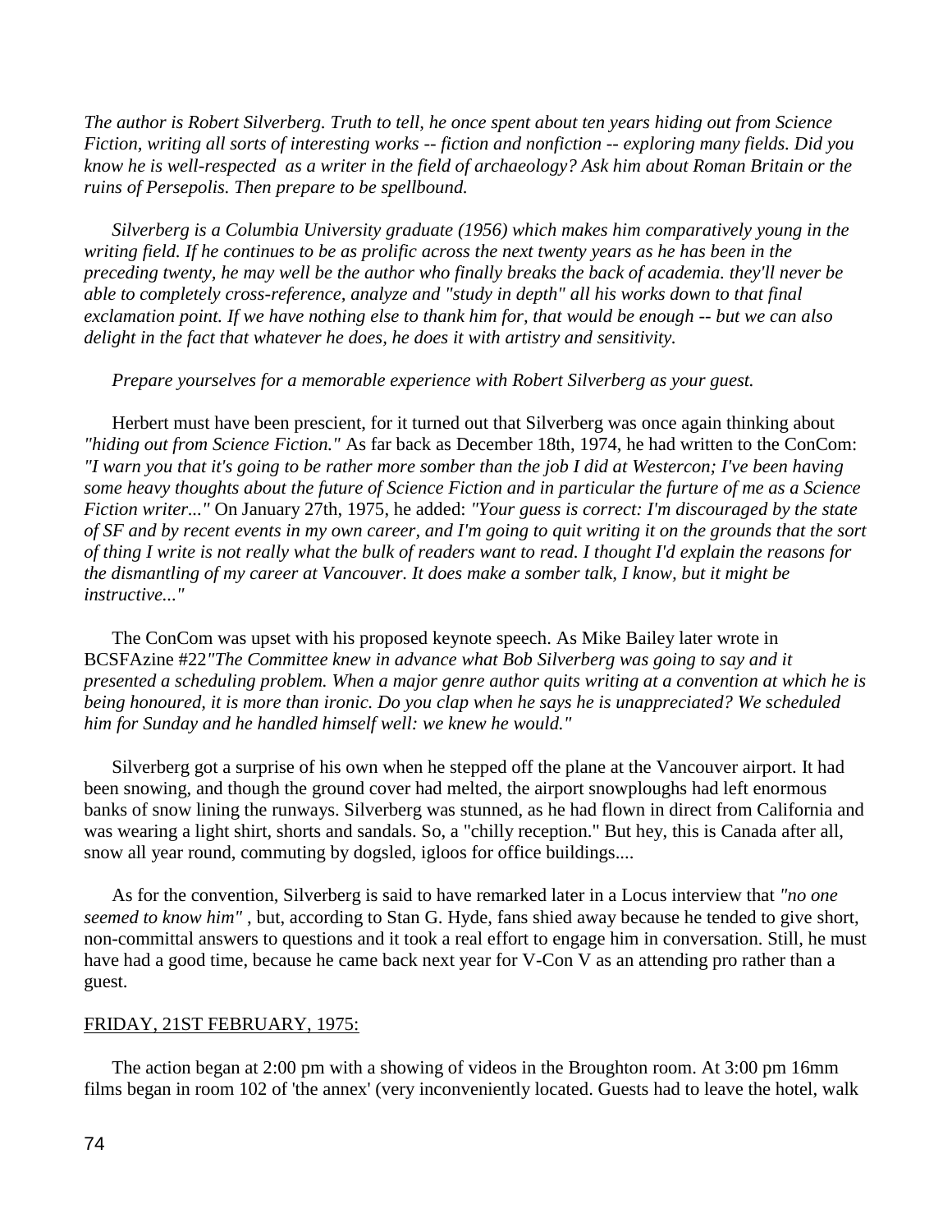*The author is Robert Silverberg. Truth to tell, he once spent about ten years hiding out from Science Fiction, writing all sorts of interesting works -- fiction and nonfiction -- exploring many fields. Did you know he is well-respected as a writer in the field of archaeology? Ask him about Roman Britain or the ruins of Persepolis. Then prepare to be spellbound.*

*Silverberg is a Columbia University graduate (1956) which makes him comparatively young in the writing field. If he continues to be as prolific across the next twenty years as he has been in the preceding twenty, he may well be the author who finally breaks the back of academia. they'll never be able to completely cross-reference, analyze and "study in depth" all his works down to that final exclamation point. If we have nothing else to thank him for, that would be enough -- but we can also delight in the fact that whatever he does, he does it with artistry and sensitivity.*

*Prepare yourselves for a memorable experience with Robert Silverberg as your guest.*

Herbert must have been prescient, for it turned out that Silverberg was once again thinking about *"hiding out from Science Fiction."* As far back as December 18th, 1974, he had written to the ConCom: *"I warn you that it's going to be rather more somber than the job I did at Westercon; I've been having some heavy thoughts about the future of Science Fiction and in particular the furture of me as a Science Fiction writer..."* On January 27th, 1975, he added: *"Your guess is correct: I'm discouraged by the state of SF and by recent events in my own career, and I'm going to quit writing it on the grounds that the sort of thing I write is not really what the bulk of readers want to read. I thought I'd explain the reasons for the dismantling of my career at Vancouver. It does make a somber talk, I know, but it might be instructive..."*

The ConCom was upset with his proposed keynote speech. As Mike Bailey later wrote in BCSFAzine #22*"The Committee knew in advance what Bob Silverberg was going to say and it presented a scheduling problem. When a major genre author quits writing at a convention at which he is being honoured, it is more than ironic. Do you clap when he says he is unappreciated? We scheduled him for Sunday and he handled himself well: we knew he would."*

Silverberg got a surprise of his own when he stepped off the plane at the Vancouver airport. It had been snowing, and though the ground cover had melted, the airport snowploughs had left enormous banks of snow lining the runways. Silverberg was stunned, as he had flown in direct from California and was wearing a light shirt, shorts and sandals. So, a "chilly reception." But hey, this is Canada after all, snow all year round, commuting by dogsled, igloos for office buildings....

As for the convention, Silverberg is said to have remarked later in a Locus interview that *"no one seemed to know him"* , but, according to Stan G. Hyde, fans shied away because he tended to give short, non-committal answers to questions and it took a real effort to engage him in conversation. Still, he must have had a good time, because he came back next year for V-Con V as an attending pro rather than a guest.

FRIDAY, 21ST FEBRUARY, 1975:

The action began at 2:00 pm with a showing of videos in the Broughton room. At 3:00 pm 16mm films began in room 102 of 'the annex' (very inconveniently located. Guests had to leave the hotel, walk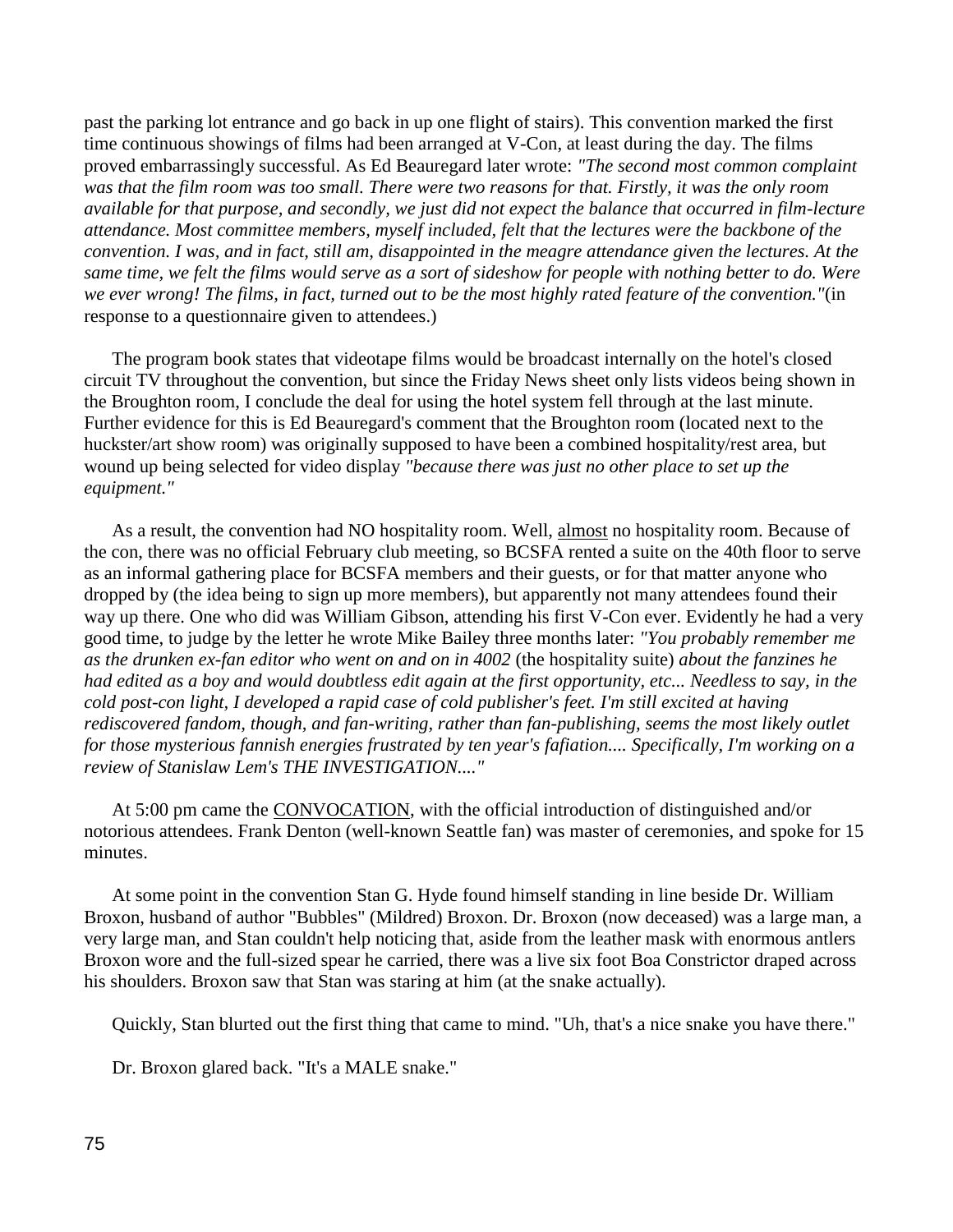past the parking lot entrance and go back in up one flight of stairs). This convention marked the first time continuous showings of films had been arranged at V-Con, at least during the day. The films proved embarrassingly successful. As Ed Beauregard later wrote: *"The second most common complaint was that the film room was too small. There were two reasons for that. Firstly, it was the only room available for that purpose, and secondly, we just did not expect the balance that occurred in film-lecture attendance. Most committee members, myself included, felt that the lectures were the backbone of the convention. I was, and in fact, still am, disappointed in the meagre attendance given the lectures. At the same time, we felt the films would serve as a sort of sideshow for people with nothing better to do. Were we ever wrong! The films, in fact, turned out to be the most highly rated feature of the convention."*(in response to a questionnaire given to attendees.)

The program book states that videotape films would be broadcast internally on the hotel's closed circuit TV throughout the convention, but since the Friday News sheet only lists videos being shown in the Broughton room, I conclude the deal for using the hotel system fell through at the last minute. Further evidence for this is Ed Beauregard's comment that the Broughton room (located next to the huckster/art show room) was originally supposed to have been a combined hospitality/rest area, but wound up being selected for video display *"because there was just no other place to set up the equipment."*

As a result, the convention had NO hospitality room. Well, <u>almost</u> no hospitality room. Because of the con, there was no official February club meeting, so BCSFA rented a suite on the 40th floor to serve as an informal gathering place for BCSFA members and their guests, or for that matter anyone who dropped by (the idea being to sign up more members), but apparently not many attendees found their way up there. One who did was William Gibson, attending his first V-Con ever. Evidently he had a very good time, to judge by the letter he wrote Mike Bailey three months later: *"You probably remember me as the drunken ex-fan editor who went on and on in 4002* (the hospitality suite) *about the fanzines he had edited as a boy and would doubtless edit again at the first opportunity, etc... Needless to say, in the cold post-con light, I developed a rapid case of cold publisher's feet. I'm still excited at having rediscovered fandom, though, and fan-writing, rather than fan-publishing, seems the most likely outlet for those mysterious fannish energies frustrated by ten year's fafiation.... Specifically, I'm working on a review of Stanislaw Lem's THE INVESTIGATION...."*

At 5:00 pm came the <u>CONVOCATION</u>, with the official introduction of distinguished and/or notorious attendees. Frank Denton (well-known Seattle fan) was master of ceremonies, and spoke for 15 minutes.

At some point in the convention Stan G. Hyde found himself standing in line beside Dr. William Broxon, husband of author "Bubbles" (Mildred) Broxon. Dr. Broxon (now deceased) was a large man, a very large man, and Stan couldn't help noticing that, aside from the leather mask with enormous antlers Broxon wore and the full-sized spear he carried, there was a live six foot Boa Constrictor draped across his shoulders. Broxon saw that Stan was staring at him (at the snake actually).

Quickly, Stan blurted out the first thing that came to mind. "Uh, that's a nice snake you have there."

Dr. Broxon glared back. "It's a MALE snake."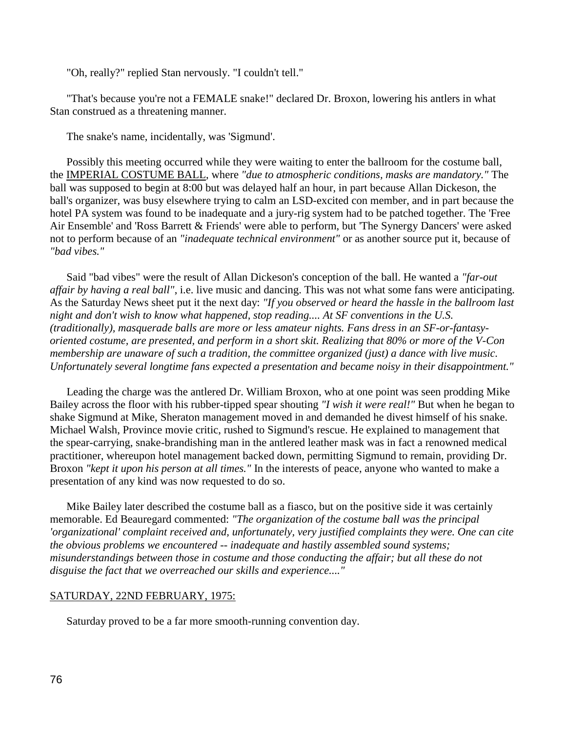"Oh, really?" replied Stan nervously. "I couldn't tell."

"That's because you're not a FEMALE snake!" declared Dr. Broxon, lowering his antlers in what Stan construed as a threatening manner.

The snake's name, incidentally, was 'Sigmund'.

Possibly this meeting occurred while they were waiting to enter the ballroom for the costume ball, the IMPERIAL COSTUME BALL, where *"due to atmospheric conditions, masks are mandatory."* The ball was supposed to begin at 8:00 but was delayed half an hour, in part because Allan Dickeson, the ball's organizer, was busy elsewhere trying to calm an LSD-excited con member, and in part because the hotel PA system was found to be inadequate and a jury-rig system had to be patched together. The 'Free Air Ensemble' and 'Ross Barrett & Friends' were able to perform, but 'The Synergy Dancers' were asked not to perform because of an *"inadequate technical environment"* or as another source put it, because of *"bad vibes."*

Said "bad vibes" were the result of Allan Dickeson's conception of the ball. He wanted a *"far-out affair by having a real ball"*, i.e. live music and dancing. This was not what some fans were anticipating. As the Saturday News sheet put it the next day: *"If you observed or heard the hassle in the ballroom last night and don't wish to know what happened, stop reading.... At SF conventions in the U.S. (traditionally), masquerade balls are more or less amateur nights. Fans dress in an SF-or-fantasy-oriented costume, are presented, and perform in a short skit. Realizing that 80% or more of the V-Con membership are unaware of such a tradition, the committee organized (just) a dance with live music. Unfortunately several longtime fans expected a presentation and became noisy in their disappointment."*

Leading the charge was the antlered Dr. William Broxon, who at one point was seen prodding Mike Bailey across the floor with his rubber-tipped spear shouting *"I wish it were real!"* But when he began to shake Sigmund at Mike, Sheraton management moved in and demanded he divest himself of his snake. Michael Walsh, Province movie critic, rushed to Sigmund's rescue. He explained to management that the spear-carrying, snake-brandishing man in the antlered leather mask was in fact a renowned medical practitioner, whereupon hotel management backed down, permitting Sigmund to remain, providing Dr. Broxon *"kept it upon his person at all times."* In the interests of peace, anyone who wanted to make a presentation of any kind was now requested to do so.

Mike Bailey later described the costume ball as a fiasco, but on the positive side it was certainly memorable. Ed Beauregard commented: *"The organization of the costume ball was the principal 'organizational' complaint received and, unfortunately, very justified complaints they were. One can cite the obvious problems we encountered -- inadequate and hastily assembled sound systems; misunderstandings between those in costume and those conducting the affair; but all these do not disguise the fact that we overreached our skills and experience...."*

## SATURDAY, 22ND FEBRUARY, 1975:

Saturday proved to be a far more smooth-running convention day.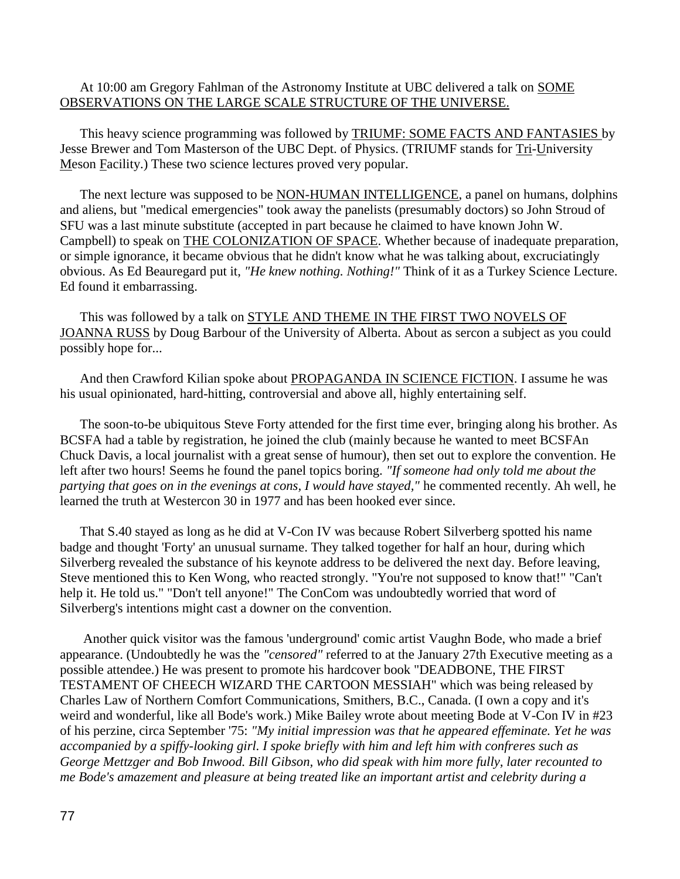At 10:00 am Gregory Fahlman of the Astronomy Institute at UBC delivered a talk on <u>SOME OBSERVATIONS ON THE LARGE SCALE STRUCTURE OF THE UNIVERSE.</u>

This heavy science programming was followed by <u>TRIUMF: SOME FACTS AND FANTASIES</u> by Jesse Brewer and Tom Masterson of the UBC Dept. of Physics. (TRIUMF stands for <u>Tri</u>-<u>U</u>niversity <u>M</u>eson <u>F</u>acility.) These two science lectures proved very popular.

The next lecture was supposed to be <u>NON-HUMAN INTELLIGENCE</u>, a panel on humans, dolphins and aliens, but "medical emergencies" took away the panelists (presumably doctors) so John Stroud of SFU was a last minute substitute (accepted in part because he claimed to have known John W. Campbell) to speak on <u>THE COLONIZATION OF SPACE</u>. Whether because of inadequate preparation, or simple ignorance, it became obvious that he didn't know what he was talking about, excruciatingly obvious. As Ed Beauregard put it, *"He knew nothing. Nothing!"* Think of it as a Turkey Science Lecture. Ed found it embarrassing.

This was followed by a talk on <u>STYLE AND THEME IN THE FIRST TWO NOVELS OF JOANNA RUSS</u> by Doug Barbour of the University of Alberta. About as sercon a subject as you could possibly hope for...

And then Crawford Kilian spoke about <u>PROPAGANDA IN SCIENCE FICTION</u>. I assume he was his usual opinionated, hard-hitting, controversial and above all, highly entertaining self.

The soon-to-be ubiquitous Steve Forty attended for the first time ever, bringing along his brother. As BCSFA had a table by registration, he joined the club (mainly because he wanted to meet BCSFAn Chuck Davis, a local journalist with a great sense of humour), then set out to explore the convention. He left after two hours! Seems he found the panel topics boring. *"If someone had only told me about the partying that goes on in the evenings at cons, I would have stayed,"* he commented recently. Ah well, he learned the truth at Westercon 30 in 1977 and has been hooked ever since.

That S.40 stayed as long as he did at V-Con IV was because Robert Silverberg spotted his name badge and thought 'Forty' an unusual surname. They talked together for half an hour, during which Silverberg revealed the substance of his keynote address to be delivered the next day. Before leaving, Steve mentioned this to Ken Wong, who reacted strongly. "You're not supposed to know that!" "Can't help it. He told us." "Don't tell anyone!" The ConCom was undoubtedly worried that word of Silverberg's intentions might cast a downer on the convention.

Another quick visitor was the famous 'underground' comic artist Vaughn Bode, who made a brief appearance. (Undoubtedly he was the *"censored"* referred to at the January 27th Executive meeting as a possible attendee.) He was present to promote his hardcover book "DEADBONE, THE FIRST TESTAMENT OF CHEECH WIZARD THE CARTOON MESSIAH" which was being released by Charles Law of Northern Comfort Communications, Smithers, B.C., Canada. (I own a copy and it's weird and wonderful, like all Bode's work.) Mike Bailey wrote about meeting Bode at V-Con IV in #23 of his perzine, circa September '75: *"My initial impression was that he appeared effeminate. Yet he was accompanied by a spiffy-looking girl. I spoke briefly with him and left him with confreres such as George Mettzger and Bob Inwood. Bill Gibson, who did speak with him more fully, later recounted to me Bode's amazement and pleasure at being treated like an important artist and celebrity during a*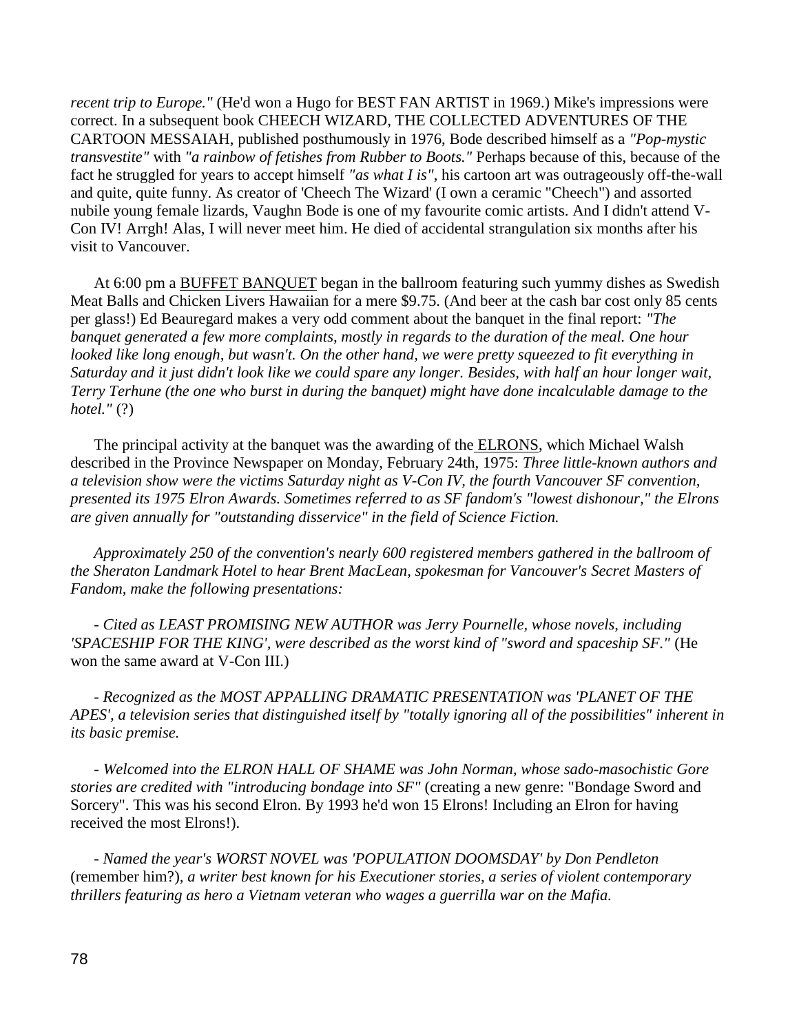*recent trip to Europe."* (He'd won a Hugo for BEST FAN ARTIST in 1969.) Mike's impressions were correct. In a subsequent book CHEECH WIZARD, THE COLLECTED ADVENTURES OF THE CARTOON MESSAIAH, published posthumously in 1976, Bode described himself as a *"Pop-mystic transvestite"* with *"a rainbow of fetishes from Rubber to Boots."* Perhaps because of this, because of the fact he struggled for years to accept himself *"as what I is"*, his cartoon art was outrageously off-the-wall and quite, quite funny. As creator of 'Cheech The Wizard' (I own a ceramic "Cheech") and assorted nubile young female lizards, Vaughn Bode is one of my favourite comic artists. And I didn't attend V-Con IV! Arrgh! Alas, I will never meet him. He died of accidental strangulation six months after his visit to Vancouver.

At 6:00 pm a BUFFET BANQUET began in the ballroom featuring such yummy dishes as Swedish Meat Balls and Chicken Livers Hawaiian for a mere $9.75. (And beer at the cash bar cost only 85 cents per glass!) Ed Beauregard makes a very odd comment about the banquet in the final report: *"The banquet generated a few more complaints, mostly in regards to the duration of the meal. One hour looked like long enough, but wasn't. On the other hand, we were pretty squeezed to fit everything in Saturday and it just didn't look like we could spare any longer. Besides, with half an hour longer wait, Terry Terhune (the one who burst in during the banquet) might have done incalculable damage to the hotel."* (?)

The principal activity at the banquet was the awarding of the ELRONS, which Michael Walsh described in the Province Newspaper on Monday, February 24th, 1975: *Three little-known authors and a television show were the victims Saturday night as V-Con IV, the fourth Vancouver SF convention, presented its 1975 Elron Awards. Sometimes referred to as SF fandom's "lowest dishonour," the Elrons are given annually for "outstanding disservice" in the field of Science Fiction.*

*Approximately 250 of the convention's nearly 600 registered members gathered in the ballroom of the Sheraton Landmark Hotel to hear Brent MacLean, spokesman for Vancouver's Secret Masters of Fandom, make the following presentations:*

*- Cited as LEAST PROMISING NEW AUTHOR was Jerry Pournelle, whose novels, including 'SPACESHIP FOR THE KING', were described as the worst kind of "sword and spaceship SF."* (He won the same award at V-Con III.)

*- Recognized as the MOST APPALLING DRAMATIC PRESENTATION was 'PLANET OF THE APES', a television series that distinguished itself by "totally ignoring all of the possibilities" inherent in its basic premise.*

*- Welcomed into the ELRON HALL OF SHAME was John Norman, whose sado-masochistic Gore stories are credited with "introducing bondage into SF"* (creating a new genre: "Bondage Sword and Sorcery". This was his second Elron. By 1993 he'd won 15 Elrons! Including an Elron for having received the most Elrons!).

*- Named the year's WORST NOVEL was 'POPULATION DOOMSDAY' by Don Pendleton* (remember him?)*, a writer best known for his Executioner stories, a series of violent contemporary thrillers featuring as hero a Vietnam veteran who wages a guerrilla war on the Mafia.*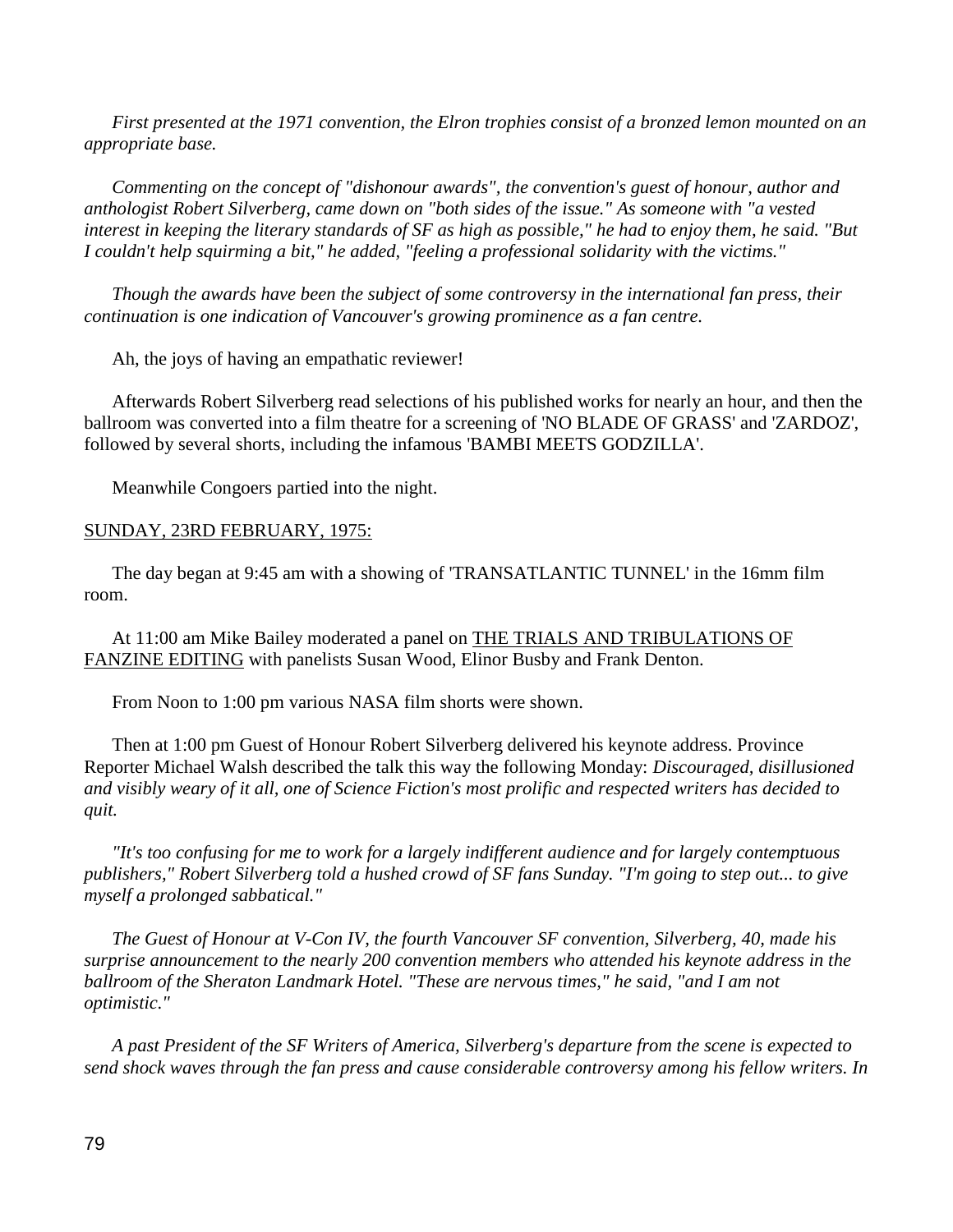*First presented at the 1971 convention, the Elron trophies consist of a bronzed lemon mounted on an appropriate base.*

*Commenting on the concept of "dishonour awards", the convention's guest of honour, author and anthologist Robert Silverberg, came down on "both sides of the issue." As someone with "a vested interest in keeping the literary standards of SF as high as possible," he had to enjoy them, he said. "But I couldn't help squirming a bit," he added, "feeling a professional solidarity with the victims."*

*Though the awards have been the subject of some controversy in the international fan press, their continuation is one indication of Vancouver's growing prominence as a fan centre.*

Ah, the joys of having an empathatic reviewer!

Afterwards Robert Silverberg read selections of his published works for nearly an hour, and then the ballroom was converted into a film theatre for a screening of 'NO BLADE OF GRASS' and 'ZARDOZ', followed by several shorts, including the infamous 'BAMBI MEETS GODZILLA'.

Meanwhile Congoers partied into the night.

<u>SUNDAY, 23RD FEBRUARY, 1975:</u>

The day began at 9:45 am with a showing of 'TRANSATLANTIC TUNNEL' in the 16mm film room.

At 11:00 am Mike Bailey moderated a panel on <u>THE TRIALS AND TRIBULATIONS OF FANZINE EDITING</u> with panelists Susan Wood, Elinor Busby and Frank Denton.

From Noon to 1:00 pm various NASA film shorts were shown.

Then at 1:00 pm Guest of Honour Robert Silverberg delivered his keynote address. Province Reporter Michael Walsh described the talk this way the following Monday: *Discouraged, disillusioned and visibly weary of it all, one of Science Fiction's most prolific and respected writers has decided to quit.*

*"It's too confusing for me to work for a largely indifferent audience and for largely contemptuous publishers," Robert Silverberg told a hushed crowd of SF fans Sunday. "I'm going to step out... to give myself a prolonged sabbatical."*

*The Guest of Honour at V-Con IV, the fourth Vancouver SF convention, Silverberg, 40, made his surprise announcement to the nearly 200 convention members who attended his keynote address in the ballroom of the Sheraton Landmark Hotel. "These are nervous times," he said, "and I am not optimistic."*

*A past President of the SF Writers of America, Silverberg's departure from the scene is expected to send shock waves through the fan press and cause considerable controversy among his fellow writers. In*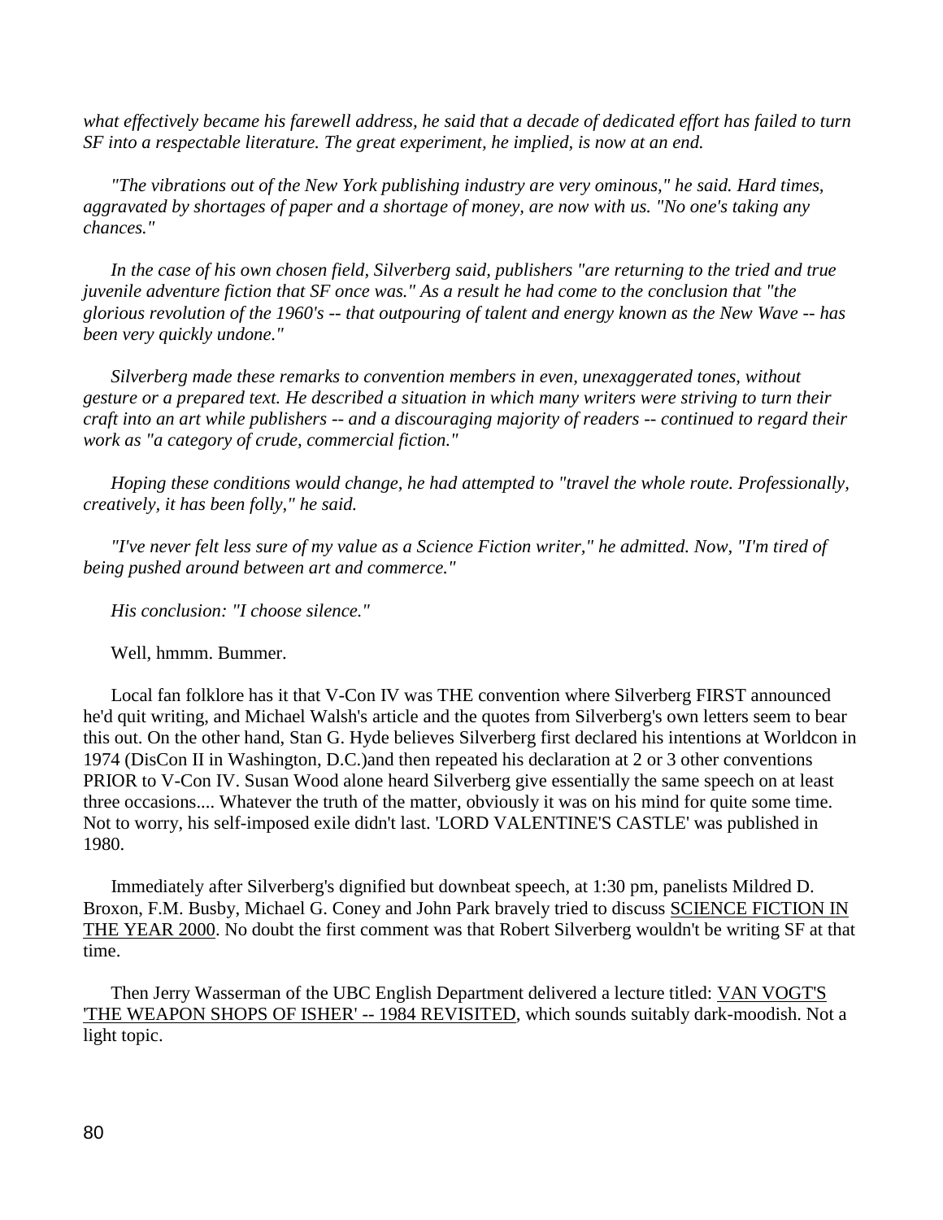*what effectively became his farewell address, he said that a decade of dedicated effort has failed to turn SF into a respectable literature. The great experiment, he implied, is now at an end.*

*"The vibrations out of the New York publishing industry are very ominous," he said. Hard times, aggravated by shortages of paper and a shortage of money, are now with us. "No one's taking any chances."*

*In the case of his own chosen field, Silverberg said, publishers "are returning to the tried and true juvenile adventure fiction that SF once was." As a result he had come to the conclusion that "the glorious revolution of the 1960's -- that outpouring of talent and energy known as the New Wave -- has been very quickly undone."*

*Silverberg made these remarks to convention members in even, unexaggerated tones, without gesture or a prepared text. He described a situation in which many writers were striving to turn their craft into an art while publishers -- and a discouraging majority of readers -- continued to regard their work as "a category of crude, commercial fiction."*

*Hoping these conditions would change, he had attempted to "travel the whole route. Professionally, creatively, it has been folly," he said.*

*"I've never felt less sure of my value as a Science Fiction writer," he admitted. Now, "I'm tired of being pushed around between art and commerce."*

*His conclusion: "I choose silence."*

Well, hmmm. Bummer.

Local fan folklore has it that V-Con IV was THE convention where Silverberg FIRST announced he'd quit writing, and Michael Walsh's article and the quotes from Silverberg's own letters seem to bear this out. On the other hand, Stan G. Hyde believes Silverberg first declared his intentions at Worldcon in 1974 (DisCon II in Washington, D.C.)and then repeated his declaration at 2 or 3 other conventions PRIOR to V-Con IV. Susan Wood alone heard Silverberg give essentially the same speech on at least three occasions.... Whatever the truth of the matter, obviously it was on his mind for quite some time. Not to worry, his self-imposed exile didn't last. 'LORD VALENTINE'S CASTLE' was published in 1980.

Immediately after Silverberg's dignified but downbeat speech, at 1:30 pm, panelists Mildred D. Broxon, F.M. Busby, Michael G. Coney and John Park bravely tried to discuss <u>SCIENCE FICTION IN THE YEAR 2000</u>. No doubt the first comment was that Robert Silverberg wouldn't be writing SF at that time.

Then Jerry Wasserman of the UBC English Department delivered a lecture titled: <u>VAN VOGT'S 'THE WEAPON SHOPS OF ISHER' -- 1984 REVISITED</u>, which sounds suitably dark-moodish. Not a light topic.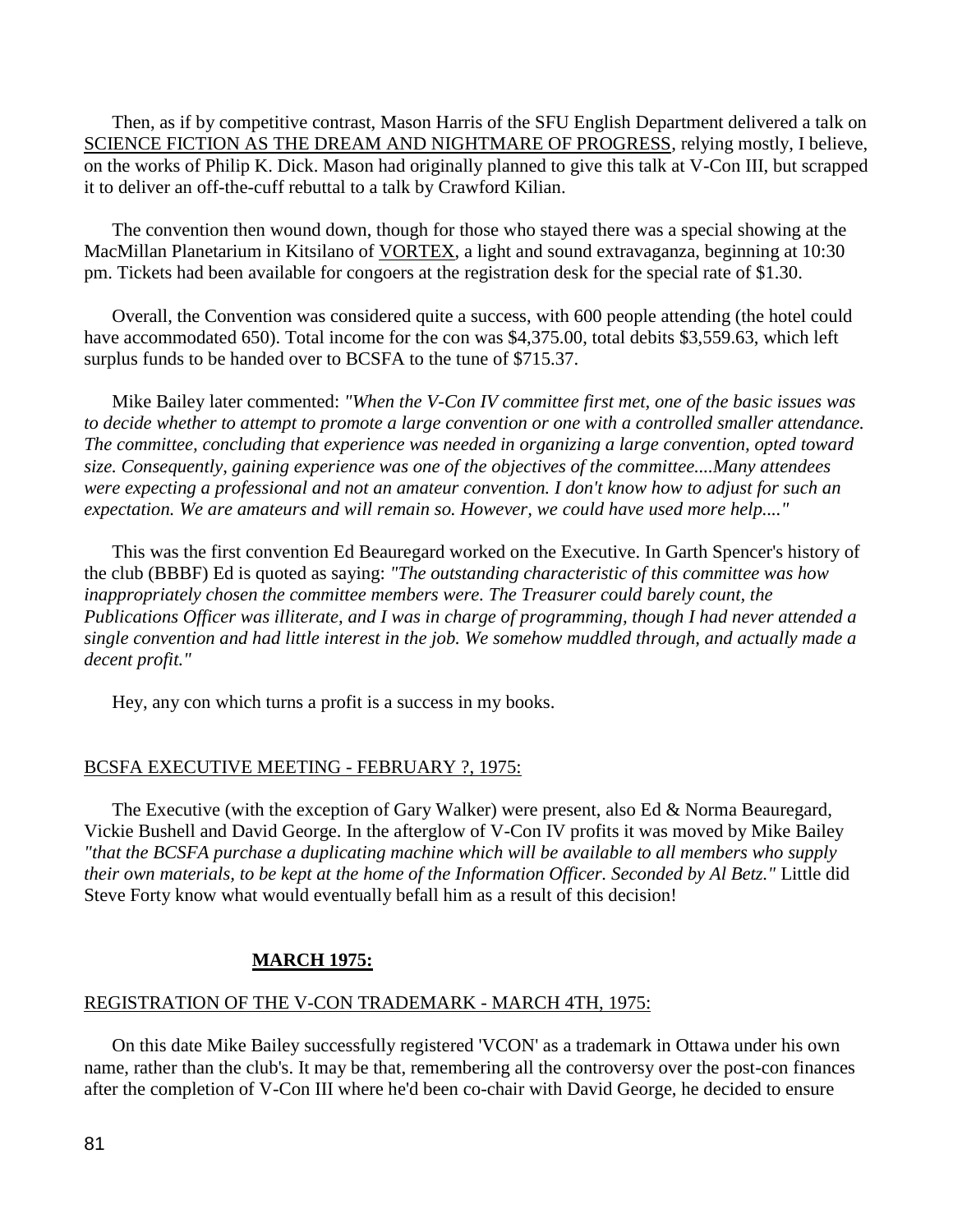Then, as if by competitive contrast, Mason Harris of the SFU English Department delivered a talk on SCIENCE FICTION AS THE DREAM AND NIGHTMARE OF PROGRESS, relying mostly, I believe, on the works of Philip K. Dick. Mason had originally planned to give this talk at V-Con III, but scrapped it to deliver an off-the-cuff rebuttal to a talk by Crawford Kilian.

The convention then wound down, though for those who stayed there was a special showing at the MacMillan Planetarium in Kitsilano of VORTEX, a light and sound extravaganza, beginning at 10:30 pm. Tickets had been available for congoers at the registration desk for the special rate of $1.30.

Overall, the Convention was considered quite a success, with 600 people attending (the hotel could have accommodated 650). Total income for the con was $4,375.00, total debits $3,559.63, which left surplus funds to be handed over to BCSFA to the tune of $715.37.

Mike Bailey later commented: *"When the V-Con IV committee first met, one of the basic issues was to decide whether to attempt to promote a large convention or one with a controlled smaller attendance. The committee, concluding that experience was needed in organizing a large convention, opted toward size. Consequently, gaining experience was one of the objectives of the committee....Many attendees were expecting a professional and not an amateur convention. I don't know how to adjust for such an expectation. We are amateurs and will remain so. However, we could have used more help...."*

This was the first convention Ed Beauregard worked on the Executive. In Garth Spencer's history of the club (BBBF) Ed is quoted as saying: *"The outstanding characteristic of this committee was how inappropriately chosen the committee members were. The Treasurer could barely count, the Publications Officer was illiterate, and I was in charge of programming, though I had never attended a single convention and had little interest in the job. We somehow muddled through, and actually made a decent profit."*

Hey, any con which turns a profit is a success in my books.

## BCSFA EXECUTIVE MEETING - FEBRUARY ?, 1975:

The Executive (with the exception of Gary Walker) were present, also Ed & Norma Beauregard, Vickie Bushell and David George. In the afterglow of V-Con IV profits it was moved by Mike Bailey *"that the BCSFA purchase a duplicating machine which will be available to all members who supply their own materials, to be kept at the home of the Information Officer. Seconded by Al Betz."* Little did Steve Forty know what would eventually befall him as a result of this decision!

## **MARCH 1975:**

## REGISTRATION OF THE V-CON TRADEMARK - MARCH 4TH, 1975:

On this date Mike Bailey successfully registered 'VCON' as a trademark in Ottawa under his own name, rather than the club's. It may be that, remembering all the controversy over the post-con finances after the completion of V-Con III where he'd been co-chair with David George, he decided to ensure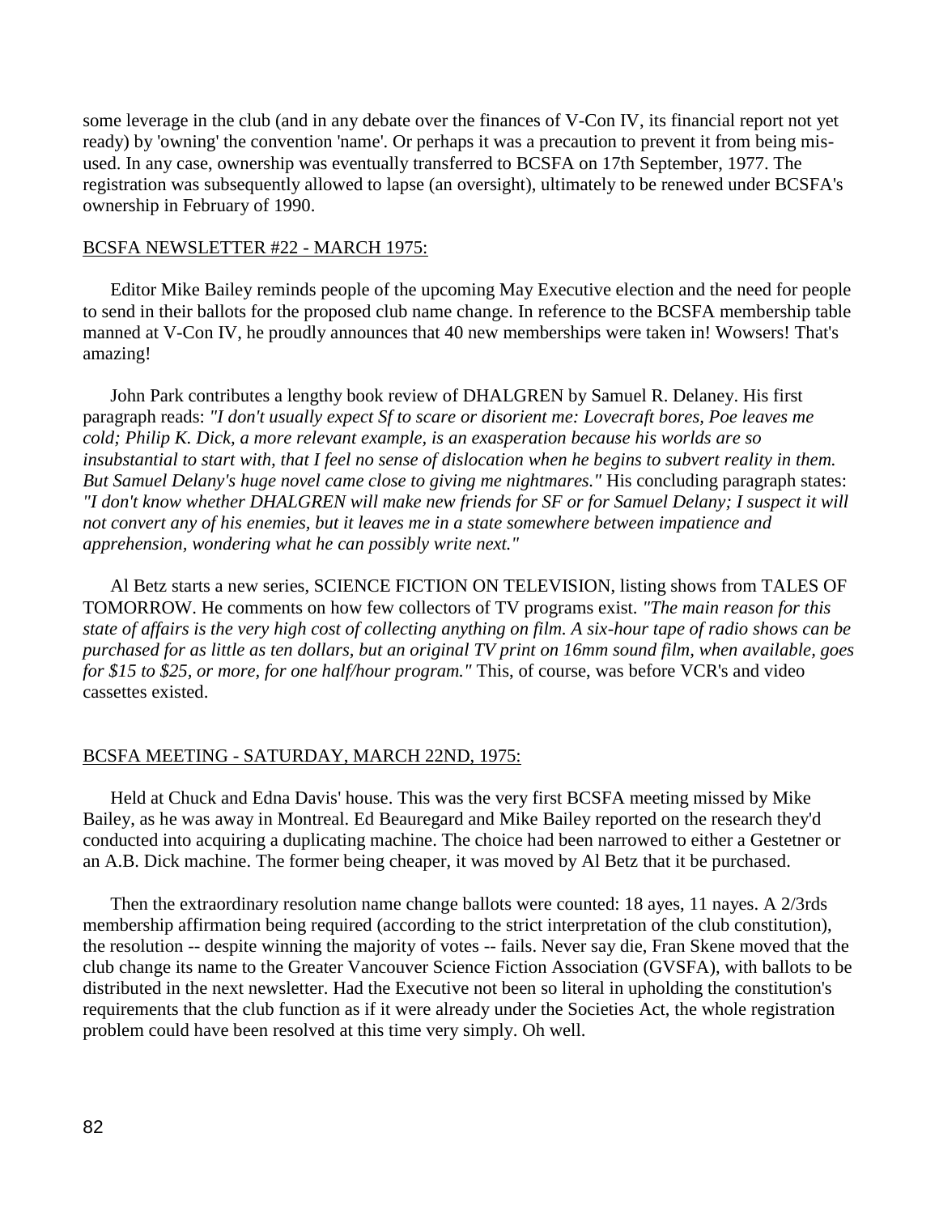some leverage in the club (and in any debate over the finances of V-Con IV, its financial report not yet ready) by 'owning' the convention 'name'. Or perhaps it was a precaution to prevent it from being mis-used. In any case, ownership was eventually transferred to BCSFA on 17th September, 1977. The registration was subsequently allowed to lapse (an oversight), ultimately to be renewed under BCSFA's ownership in February of 1990.

<u>BCSFA NEWSLETTER #22 - MARCH 1975:</u>

Editor Mike Bailey reminds people of the upcoming May Executive election and the need for people to send in their ballots for the proposed club name change. In reference to the BCSFA membership table manned at V-Con IV, he proudly announces that 40 new memberships were taken in! Wowsers! That's amazing!

John Park contributes a lengthy book review of DHALGREN by Samuel R. Delaney. His first paragraph reads: *"I don't usually expect Sf to scare or disorient me: Lovecraft bores, Poe leaves me cold; Philip K. Dick, a more relevant example, is an exasperation because his worlds are so insubstantial to start with, that I feel no sense of dislocation when he begins to subvert reality in them. But Samuel Delany's huge novel came close to giving me nightmares."* His concluding paragraph states: *"I don't know whether DHALGREN will make new friends for SF or for Samuel Delany; I suspect it will not convert any of his enemies, but it leaves me in a state somewhere between impatience and apprehension, wondering what he can possibly write next."*

Al Betz starts a new series, SCIENCE FICTION ON TELEVISION, listing shows from TALES OF TOMORROW. He comments on how few collectors of TV programs exist. *"The main reason for this state of affairs is the very high cost of collecting anything on film. A six-hour tape of radio shows can be purchased for as little as ten dollars, but an original TV print on 16mm sound film, when available, goes for $15 to $25, or more, for one half/hour program."* This, of course, was before VCR's and video cassettes existed.

<u>BCSFA MEETING - SATURDAY, MARCH 22ND, 1975:</u>

Held at Chuck and Edna Davis' house. This was the very first BCSFA meeting missed by Mike Bailey, as he was away in Montreal. Ed Beauregard and Mike Bailey reported on the research they'd conducted into acquiring a duplicating machine. The choice had been narrowed to either a Gestetner or an A.B. Dick machine. The former being cheaper, it was moved by Al Betz that it be purchased.

Then the extraordinary resolution name change ballots were counted: 18 ayes, 11 nayes. A 2/3rds membership affirmation being required (according to the strict interpretation of the club constitution), the resolution -- despite winning the majority of votes -- fails. Never say die, Fran Skene moved that the club change its name to the Greater Vancouver Science Fiction Association (GVSFA), with ballots to be distributed in the next newsletter. Had the Executive not been so literal in upholding the constitution's requirements that the club function as if it were already under the Societies Act, the whole registration problem could have been resolved at this time very simply. Oh well.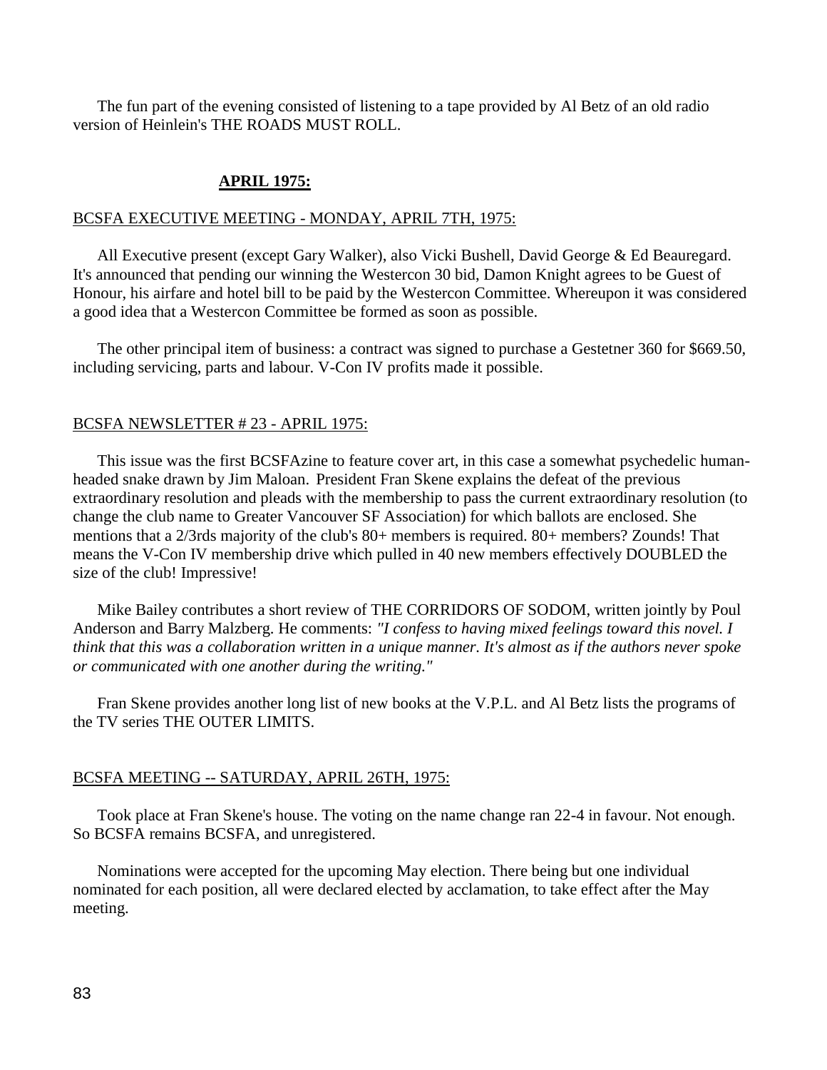The fun part of the evening consisted of listening to a tape provided by Al Betz of an old radio version of Heinlein's THE ROADS MUST ROLL.

## APRIL 1975:

### BCSFA EXECUTIVE MEETING - MONDAY, APRIL 7TH, 1975:

All Executive present (except Gary Walker), also Vicki Bushell, David George & Ed Beauregard. It's announced that pending our winning the Westercon 30 bid, Damon Knight agrees to be Guest of Honour, his airfare and hotel bill to be paid by the Westercon Committee. Whereupon it was considered a good idea that a Westercon Committee be formed as soon as possible.

The other principal item of business: a contract was signed to purchase a Gestetner 360 for $669.50, including servicing, parts and labour. V-Con IV profits made it possible.

### BCSFA NEWSLETTER # 23 - APRIL 1975:

This issue was the first BCSFAzine to feature cover art, in this case a somewhat psychedelic human-headed snake drawn by Jim Maloan. President Fran Skene explains the defeat of the previous extraordinary resolution and pleads with the membership to pass the current extraordinary resolution (to change the club name to Greater Vancouver SF Association) for which ballots are enclosed. She mentions that a 2/3rds majority of the club's 80+ members is required. 80+ members? Zounds! That means the V-Con IV membership drive which pulled in 40 new members effectively DOUBLED the size of the club! Impressive!

Mike Bailey contributes a short review of THE CORRIDORS OF SODOM, written jointly by Poul Anderson and Barry Malzberg. He comments: *"I confess to having mixed feelings toward this novel. I think that this was a collaboration written in a unique manner. It's almost as if the authors never spoke or communicated with one another during the writing."*

Fran Skene provides another long list of new books at the V.P.L. and Al Betz lists the programs of the TV series THE OUTER LIMITS.

### BCSFA MEETING -- SATURDAY, APRIL 26TH, 1975:

Took place at Fran Skene's house. The voting on the name change ran 22-4 in favour. Not enough. So BCSFA remains BCSFA, and unregistered.

Nominations were accepted for the upcoming May election. There being but one individual nominated for each position, all were declared elected by acclamation, to take effect after the May meeting.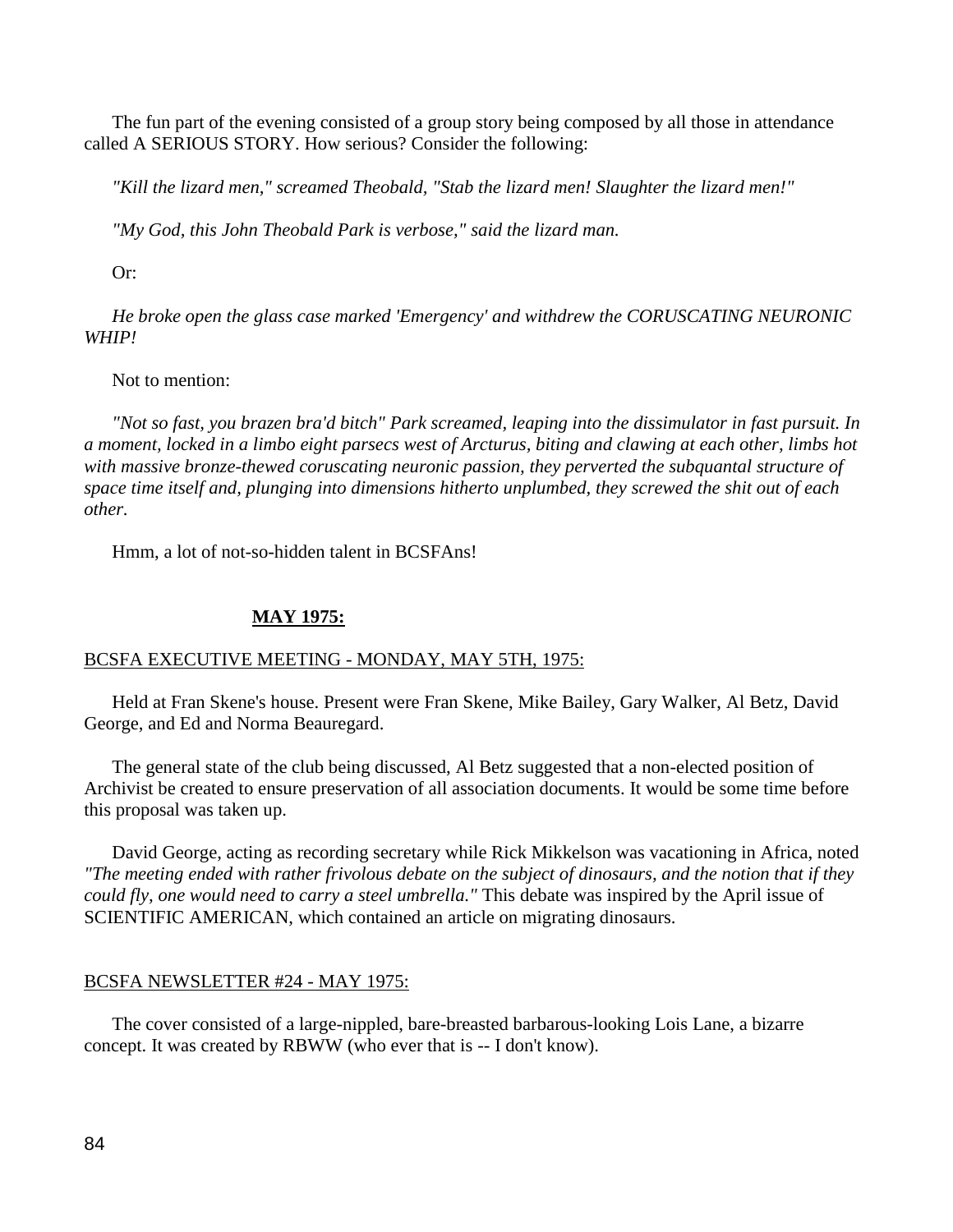The fun part of the evening consisted of a group story being composed by all those in attendance called A SERIOUS STORY. How serious? Consider the following:

*"Kill the lizard men," screamed Theobald, "Stab the lizard men! Slaughter the lizard men!"*

*"My God, this John Theobald Park is verbose," said the lizard man.*

Or:

*He broke open the glass case marked 'Emergency' and withdrew the CORUSCATING NEURONIC WHIP!*

Not to mention:

*"Not so fast, you brazen bra'd bitch" Park screamed, leaping into the dissimulator in fast pursuit. In a moment, locked in a limbo eight parsecs west of Arcturus, biting and clawing at each other, limbs hot with massive bronze-thewed coruscating neuronic passion, they perverted the subquantal structure of space time itself and, plunging into dimensions hitherto unplumbed, they screwed the shit out of each other.*

Hmm, a lot of not-so-hidden talent in BCSFAns!

## **MAY 1975:**

### BCSFA EXECUTIVE MEETING - MONDAY, MAY 5TH, 1975:

Held at Fran Skene's house. Present were Fran Skene, Mike Bailey, Gary Walker, Al Betz, David George, and Ed and Norma Beauregard.

The general state of the club being discussed, Al Betz suggested that a non-elected position of Archivist be created to ensure preservation of all association documents. It would be some time before this proposal was taken up.

David George, acting as recording secretary while Rick Mikkelson was vacationing in Africa, noted *"The meeting ended with rather frivolous debate on the subject of dinosaurs, and the notion that if they could fly, one would need to carry a steel umbrella."* This debate was inspired by the April issue of SCIENTIFIC AMERICAN, which contained an article on migrating dinosaurs.

### BCSFA NEWSLETTER #24 - MAY 1975:

The cover consisted of a large-nippled, bare-breasted barbarous-looking Lois Lane, a bizarre concept. It was created by RBWW (who ever that is -- I don't know).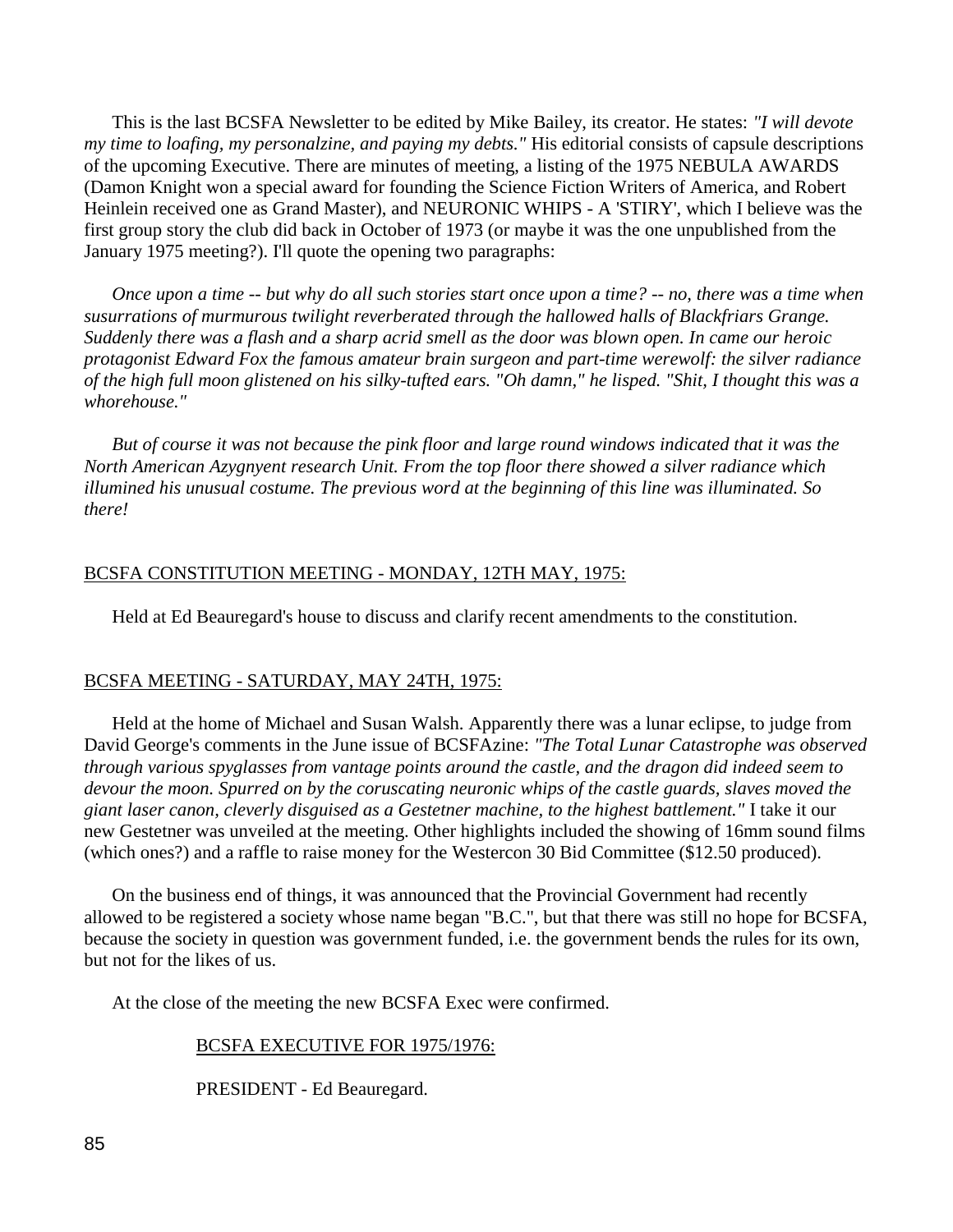This is the last BCSFA Newsletter to be edited by Mike Bailey, its creator. He states: *"I will devote my time to loafing, my personalzine, and paying my debts."* His editorial consists of capsule descriptions of the upcoming Executive. There are minutes of meeting, a listing of the 1975 NEBULA AWARDS (Damon Knight won a special award for founding the Science Fiction Writers of America, and Robert Heinlein received one as Grand Master), and NEURONIC WHIPS - A 'STIRY', which I believe was the first group story the club did back in October of 1973 (or maybe it was the one unpublished from the January 1975 meeting?). I'll quote the opening two paragraphs:

*Once upon a time -- but why do all such stories start once upon a time? -- no, there was a time when susurrations of murmurous twilight reverberated through the hallowed halls of Blackfriars Grange. Suddenly there was a flash and a sharp acrid smell as the door was blown open. In came our heroic protagonist Edward Fox the famous amateur brain surgeon and part-time werewolf: the silver radiance of the high full moon glistened on his silky-tufted ears. "Oh damn," he lisped. "Shit, I thought this was a whorehouse."*

*But of course it was not because the pink floor and large round windows indicated that it was the North American Azygnyent research Unit. From the top floor there showed a silver radiance which illumined his unusual costume. The previous word at the beginning of this line was illuminated. So there!*

<u>BCSFA CONSTITUTION MEETING - MONDAY, 12TH MAY, 1975:</u>

Held at Ed Beauregard's house to discuss and clarify recent amendments to the constitution.

<u>BCSFA MEETING - SATURDAY, MAY 24TH, 1975:</u>

Held at the home of Michael and Susan Walsh. Apparently there was a lunar eclipse, to judge from David George's comments in the June issue of BCSFAzine: *"The Total Lunar Catastrophe was observed through various spyglasses from vantage points around the castle, and the dragon did indeed seem to devour the moon. Spurred on by the coruscating neuronic whips of the castle guards, slaves moved the giant laser canon, cleverly disguised as a Gestetner machine, to the highest battlement."* I take it our new Gestetner was unveiled at the meeting. Other highlights included the showing of 16mm sound films (which ones?) and a raffle to raise money for the Westercon 30 Bid Committee ($12.50 produced).

On the business end of things, it was announced that the Provincial Government had recently allowed to be registered a society whose name began "B.C.", but that there was still no hope for BCSFA, because the society in question was government funded, i.e. the government bends the rules for its own, but not for the likes of us.

At the close of the meeting the new BCSFA Exec were confirmed.

<u>BCSFA EXECUTIVE FOR 1975/1976:</u>

PRESIDENT - Ed Beauregard.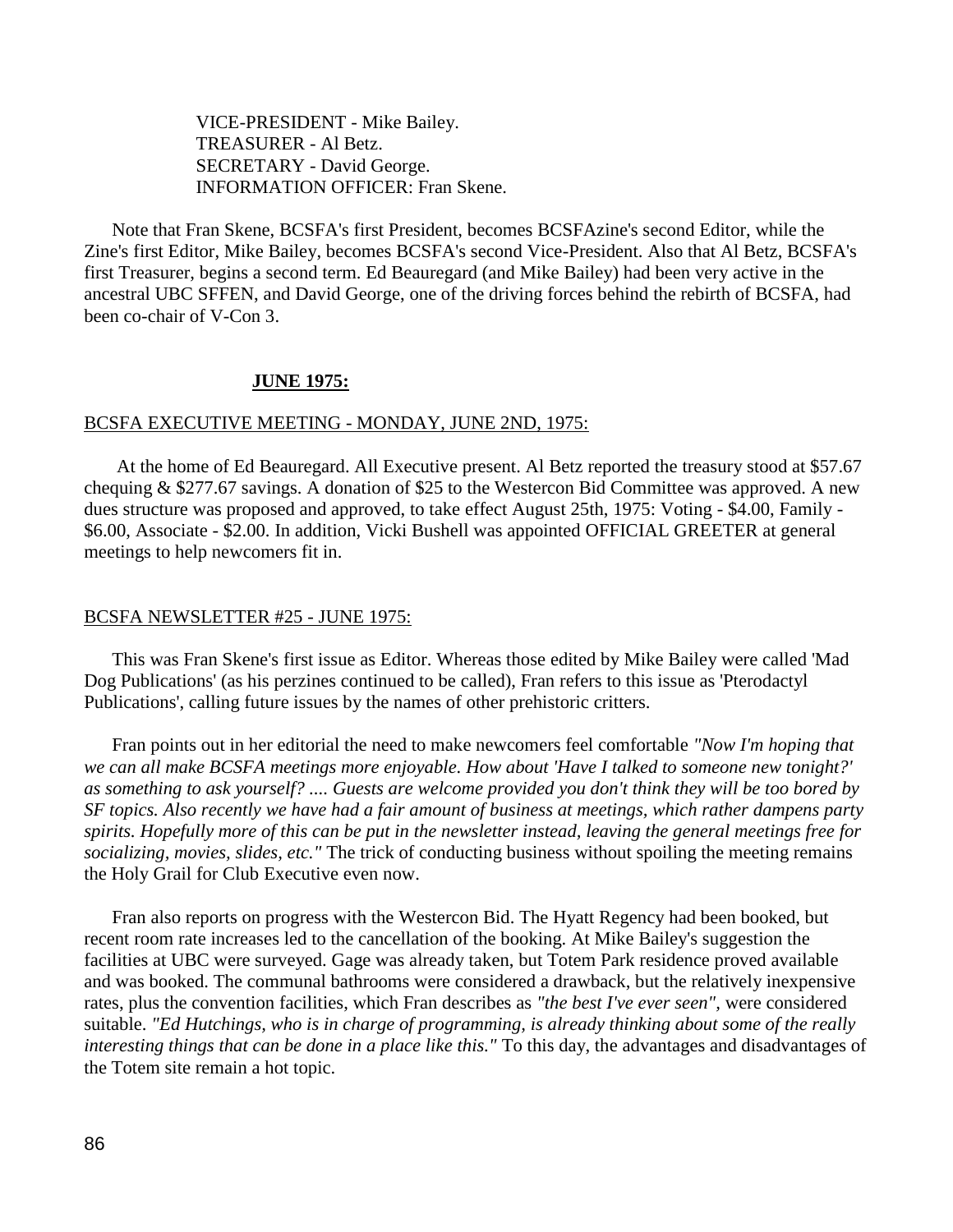VICE-PRESIDENT - Mike Bailey.
TREASURER - Al Betz.
SECRETARY - David George.
INFORMATION OFFICER: Fran Skene.

Note that Fran Skene, BCSFA's first President, becomes BCSFAzine's second Editor, while the Zine's first Editor, Mike Bailey, becomes BCSFA's second Vice-President. Also that Al Betz, BCSFA's first Treasurer, begins a second term. Ed Beauregard (and Mike Bailey) had been very active in the ancestral UBC SFFEN, and David George, one of the driving forces behind the rebirth of BCSFA, had been co-chair of V-Con 3.

## **JUNE 1975:**

### BCSFA EXECUTIVE MEETING - MONDAY, JUNE 2ND, 1975:

At the home of Ed Beauregard. All Executive present. Al Betz reported the treasury stood at $57.67 chequing & $277.67 savings. A donation of $25 to the Westercon Bid Committee was approved. A new dues structure was proposed and approved, to take effect August 25th, 1975: Voting - $4.00, Family - $6.00, Associate - $2.00. In addition, Vicki Bushell was appointed OFFICIAL GREETER at general meetings to help newcomers fit in.

### BCSFA NEWSLETTER #25 - JUNE 1975:

This was Fran Skene's first issue as Editor. Whereas those edited by Mike Bailey were called 'Mad Dog Publications' (as his perzines continued to be called), Fran refers to this issue as 'Pterodactyl Publications', calling future issues by the names of other prehistoric critters.

Fran points out in her editorial the need to make newcomers feel comfortable *"Now I'm hoping that we can all make BCSFA meetings more enjoyable. How about 'Have I talked to someone new tonight?' as something to ask yourself? .... Guests are welcome provided you don't think they will be too bored by SF topics. Also recently we have had a fair amount of business at meetings, which rather dampens party spirits. Hopefully more of this can be put in the newsletter instead, leaving the general meetings free for socializing, movies, slides, etc."* The trick of conducting business without spoiling the meeting remains the Holy Grail for Club Executive even now.

Fran also reports on progress with the Westercon Bid. The Hyatt Regency had been booked, but recent room rate increases led to the cancellation of the booking. At Mike Bailey's suggestion the facilities at UBC were surveyed. Gage was already taken, but Totem Park residence proved available and was booked. The communal bathrooms were considered a drawback, but the relatively inexpensive rates, plus the convention facilities, which Fran describes as *"the best I've ever seen"*, were considered suitable. *"Ed Hutchings, who is in charge of programming, is already thinking about some of the really interesting things that can be done in a place like this."* To this day, the advantages and disadvantages of the Totem site remain a hot topic.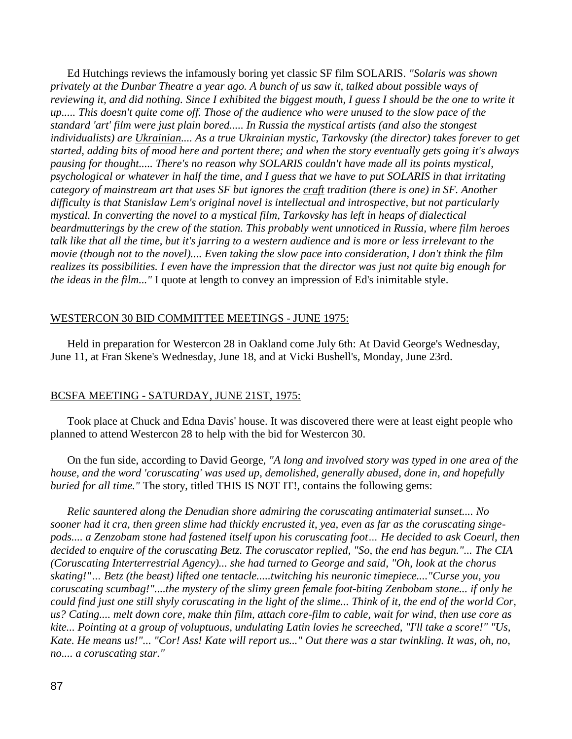Ed Hutchings reviews the infamously boring yet classic SF film SOLARIS. *"Solaris was shown privately at the Dunbar Theatre a year ago. A bunch of us saw it, talked about possible ways of reviewing it, and did nothing. Since I exhibited the biggest mouth, I guess I should be the one to write it up..... This doesn't quite come off. Those of the audience who were unused to the slow pace of the standard 'art' film were just plain bored..... In Russia the mystical artists (and also the stongest individualists) are <u>Ukrainian</u>.... As a true Ukrainian mystic, Tarkovsky (the director) takes forever to get started, adding bits of mood here and portent there; and when the story eventually gets going it's always pausing for thought..... There's no reason why SOLARIS couldn't have made all its points mystical, psychological or whatever in half the time, and I guess that we have to put SOLARIS in that irritating category of mainstream art that uses SF but ignores the <u>craft</u> tradition (there is one) in SF. Another difficulty is that Stanislaw Lem's original novel is intellectual and introspective, but not particularly mystical. In converting the novel to a mystical film, Tarkovsky has left in heaps of dialectical beardmutterings by the crew of the station. This probably went unnoticed in Russia, where film heroes talk like that all the time, but it's jarring to a western audience and is more or less irrelevant to the movie (though not to the novel).... Even taking the slow pace into consideration, I don't think the film realizes its possibilities. I even have the impression that the director was just not quite big enough for the ideas in the film..."* I quote at length to convey an impression of Ed's inimitable style.

<u>WESTERCON 30 BID COMMITTEE MEETINGS - JUNE 1975:</u>

Held in preparation for Westercon 28 in Oakland come July 6th: At David George's Wednesday, June 11, at Fran Skene's Wednesday, June 18, and at Vicki Bushell's, Monday, June 23rd.

<u>BCSFA MEETING - SATURDAY, JUNE 21ST, 1975:</u>

Took place at Chuck and Edna Davis' house. It was discovered there were at least eight people who planned to attend Westercon 28 to help with the bid for Westercon 30.

On the fun side, according to David George, *"A long and involved story was typed in one area of the house, and the word 'coruscating' was used up, demolished, generally abused, done in, and hopefully buried for all time."* The story, titled THIS IS NOT IT!, contains the following gems:

*Relic sauntered along the Denudian shore admiring the coruscating antimaterial sunset.... No sooner had it cra, then green slime had thickly encrusted it, yea, even as far as the coruscating singe-pods.... a Zenzobam stone had fastened itself upon his coruscating foot… He decided to ask Coeurl, then decided to enquire of the coruscating Betz. The coruscator replied, "So, the end has begun."... The CIA (Coruscating Interterrestrial Agency)... she had turned to George and said, "Oh, look at the chorus skating!"… Betz (the beast) lifted one tentacle.....twitching his neuronic timepiece...."Curse you, you coruscating scumbag!"....the mystery of the slimy green female foot-biting Zenbobam stone... if only he could find just one still shyly coruscating in the light of the slime... Think of it, the end of the world Cor, us? Cating.... melt down core, make thin film, attach core-film to cable, wait for wind, then use core as kite... Pointing at a group of voluptuous, undulating Latin lovies he screeched, "I'll take a score!" "Us, Kate. He means us!"... "Cor! Ass! Kate will report us..." Out there was a star twinkling. It was, oh, no, no.... a coruscating star."*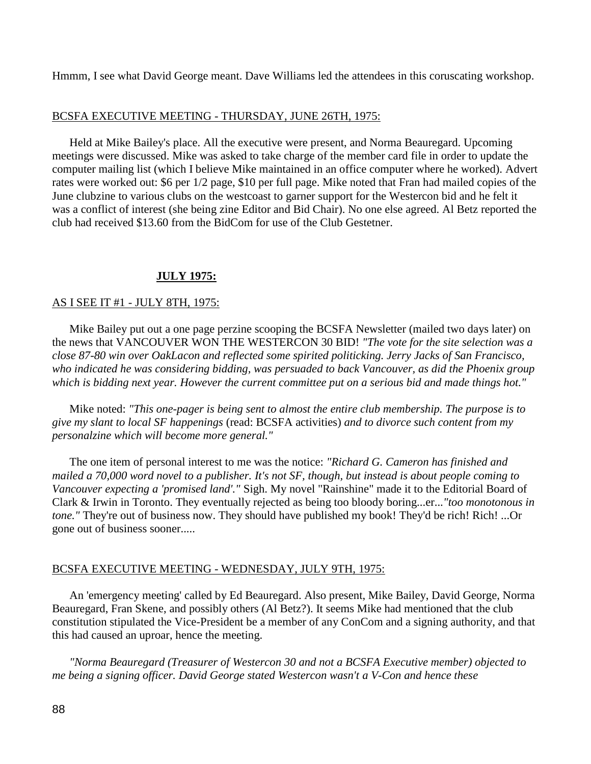Hmmm, I see what David George meant. Dave Williams led the attendees in this coruscating workshop.

<u>BCSFA EXECUTIVE MEETING - THURSDAY, JUNE 26TH, 1975:</u>

Held at Mike Bailey's place. All the executive were present, and Norma Beauregard. Upcoming meetings were discussed. Mike was asked to take charge of the member card file in order to update the computer mailing list (which I believe Mike maintained in an office computer where he worked). Advert rates were worked out: $6 per 1/2 page, $10 per full page. Mike noted that Fran had mailed copies of the June clubzine to various clubs on the westcoast to garner support for the Westercon bid and he felt it was a conflict of interest (she being zine Editor and Bid Chair). No one else agreed. Al Betz reported the club had received $13.60 from the BidCom for use of the Club Gestetner.

## JULY 1975:

<u>AS I SEE IT #1 - JULY 8TH, 1975:</u>

Mike Bailey put out a one page perzine scooping the BCSFA Newsletter (mailed two days later) on the news that VANCOUVER WON THE WESTERCON 30 BID! *"The vote for the site selection was a close 87-80 win over OakLacon and reflected some spirited politicking. Jerry Jacks of San Francisco, who indicated he was considering bidding, was persuaded to back Vancouver, as did the Phoenix group which is bidding next year. However the current committee put on a serious bid and made things hot."*

Mike noted: *"This one-pager is being sent to almost the entire club membership. The purpose is to give my slant to local SF happenings* (read: BCSFA activities) *and to divorce such content from my personalzine which will become more general."*

The one item of personal interest to me was the notice: *"Richard G. Cameron has finished and mailed a 70,000 word novel to a publisher. It's not SF, though, but instead is about people coming to Vancouver expecting a 'promised land'."* Sigh. My novel "Rainshine" made it to the Editorial Board of Clark & Irwin in Toronto. They eventually rejected as being too bloody boring...er...*"too monotonous in tone."* They're out of business now. They should have published my book! They'd be rich! Rich! ...Or gone out of business sooner.....

<u>BCSFA EXECUTIVE MEETING - WEDNESDAY, JULY 9TH, 1975:</u>

An 'emergency meeting' called by Ed Beauregard. Also present, Mike Bailey, David George, Norma Beauregard, Fran Skene, and possibly others (Al Betz?). It seems Mike had mentioned that the club constitution stipulated the Vice-President be a member of any ConCom and a signing authority, and that this had caused an uproar, hence the meeting.

*"Norma Beauregard (Treasurer of Westercon 30 and not a BCSFA Executive member) objected to me being a signing officer. David George stated Westercon wasn't a V-Con and hence these*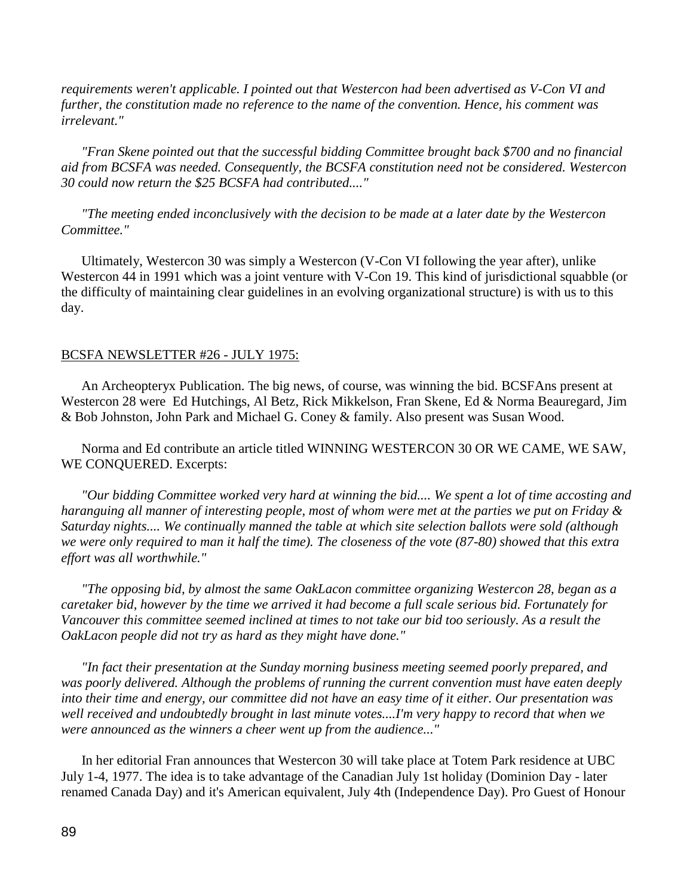*requirements weren't applicable. I pointed out that Westercon had been advertised as V-Con VI and further, the constitution made no reference to the name of the convention. Hence, his comment was irrelevant."*

*"Fran Skene pointed out that the successful bidding Committee brought back $700 and no financial aid from BCSFA was needed. Consequently, the BCSFA constitution need not be considered. Westercon 30 could now return the $25 BCSFA had contributed...."*

*"The meeting ended inconclusively with the decision to be made at a later date by the Westercon Committee."*

Ultimately, Westercon 30 was simply a Westercon (V-Con VI following the year after), unlike Westercon 44 in 1991 which was a joint venture with V-Con 19. This kind of jurisdictional squabble (or the difficulty of maintaining clear guidelines in an evolving organizational structure) is with us to this day.

BCSFA NEWSLETTER #26 - JULY 1975:

An Archeopteryx Publication. The big news, of course, was winning the bid. BCSFAns present at Westercon 28 were Ed Hutchings, Al Betz, Rick Mikkelson, Fran Skene, Ed & Norma Beauregard, Jim & Bob Johnston, John Park and Michael G. Coney & family. Also present was Susan Wood.

Norma and Ed contribute an article titled WINNING WESTERCON 30 OR WE CAME, WE SAW, WE CONQUERED. Excerpts:

*"Our bidding Committee worked very hard at winning the bid.... We spent a lot of time accosting and haranguing all manner of interesting people, most of whom were met at the parties we put on Friday & Saturday nights.... We continually manned the table at which site selection ballots were sold (although we were only required to man it half the time). The closeness of the vote (87-80) showed that this extra effort was all worthwhile."*

*"The opposing bid, by almost the same OakLacon committee organizing Westercon 28, began as a caretaker bid, however by the time we arrived it had become a full scale serious bid. Fortunately for Vancouver this committee seemed inclined at times to not take our bid too seriously. As a result the OakLacon people did not try as hard as they might have done."*

*"In fact their presentation at the Sunday morning business meeting seemed poorly prepared, and was poorly delivered. Although the problems of running the current convention must have eaten deeply into their time and energy, our committee did not have an easy time of it either. Our presentation was well received and undoubtedly brought in last minute votes....I'm very happy to record that when we were announced as the winners a cheer went up from the audience..."*

In her editorial Fran announces that Westercon 30 will take place at Totem Park residence at UBC July 1-4, 1977. The idea is to take advantage of the Canadian July 1st holiday (Dominion Day - later renamed Canada Day) and it's American equivalent, July 4th (Independence Day). Pro Guest of Honour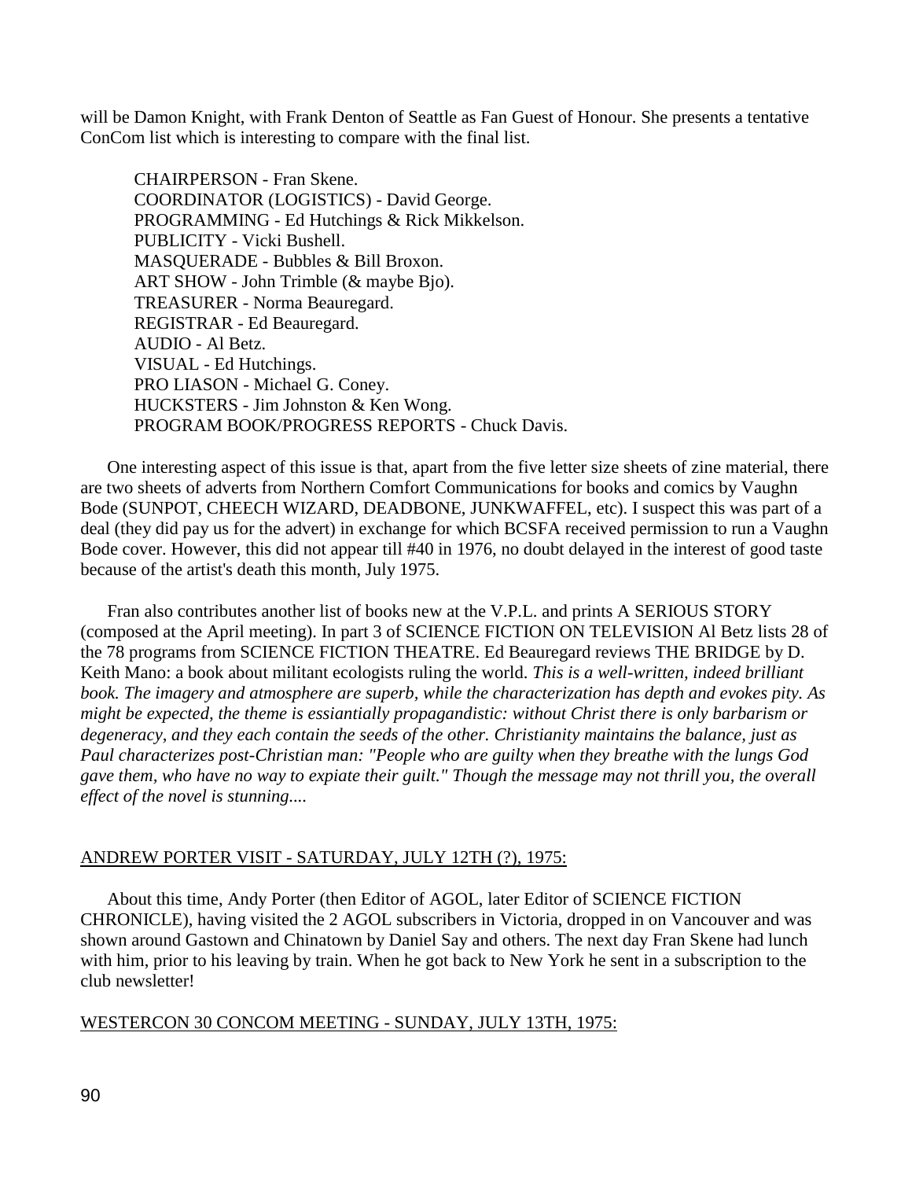will be Damon Knight, with Frank Denton of Seattle as Fan Guest of Honour. She presents a tentative ConCom list which is interesting to compare with the final list.

CHAIRPERSON - Fran Skene.
COORDINATOR (LOGISTICS) - David George.
PROGRAMMING - Ed Hutchings & Rick Mikkelson.
PUBLICITY - Vicki Bushell.
MASQUERADE - Bubbles & Bill Broxon.
ART SHOW - John Trimble (& maybe Bjo).
TREASURER - Norma Beauregard.
REGISTRAR - Ed Beauregard.
AUDIO - Al Betz.
VISUAL - Ed Hutchings.
PRO LIASON - Michael G. Coney.
HUCKSTERS - Jim Johnston & Ken Wong.
PROGRAM BOOK/PROGRESS REPORTS - Chuck Davis.

One interesting aspect of this issue is that, apart from the five letter size sheets of zine material, there are two sheets of adverts from Northern Comfort Communications for books and comics by Vaughn Bode (SUNPOT, CHEECH WIZARD, DEADBONE, JUNKWAFFEL, etc). I suspect this was part of a deal (they did pay us for the advert) in exchange for which BCSFA received permission to run a Vaughn Bode cover. However, this did not appear till #40 in 1976, no doubt delayed in the interest of good taste because of the artist's death this month, July 1975.

Fran also contributes another list of books new at the V.P.L. and prints A SERIOUS STORY (composed at the April meeting). In part 3 of SCIENCE FICTION ON TELEVISION Al Betz lists 28 of the 78 programs from SCIENCE FICTION THEATRE. Ed Beauregard reviews THE BRIDGE by D. Keith Mano: a book about militant ecologists ruling the world. *This is a well-written, indeed brilliant book. The imagery and atmosphere are superb, while the characterization has depth and evokes pity. As might be expected, the theme is essiantially propagandistic: without Christ there is only barbarism or degeneracy, and they each contain the seeds of the other. Christianity maintains the balance, just as Paul characterizes post-Christian man: "People who are guilty when they breathe with the lungs God gave them, who have no way to expiate their guilt." Though the message may not thrill you, the overall effect of the novel is stunning....*

<u>ANDREW PORTER VISIT - SATURDAY, JULY 12TH (?), 1975:</u>

About this time, Andy Porter (then Editor of AGOL, later Editor of SCIENCE FICTION CHRONICLE), having visited the 2 AGOL subscribers in Victoria, dropped in on Vancouver and was shown around Gastown and Chinatown by Daniel Say and others. The next day Fran Skene had lunch with him, prior to his leaving by train. When he got back to New York he sent in a subscription to the club newsletter!

<u>WESTERCON 30 CONCOM MEETING - SUNDAY, JULY 13TH, 1975:</u>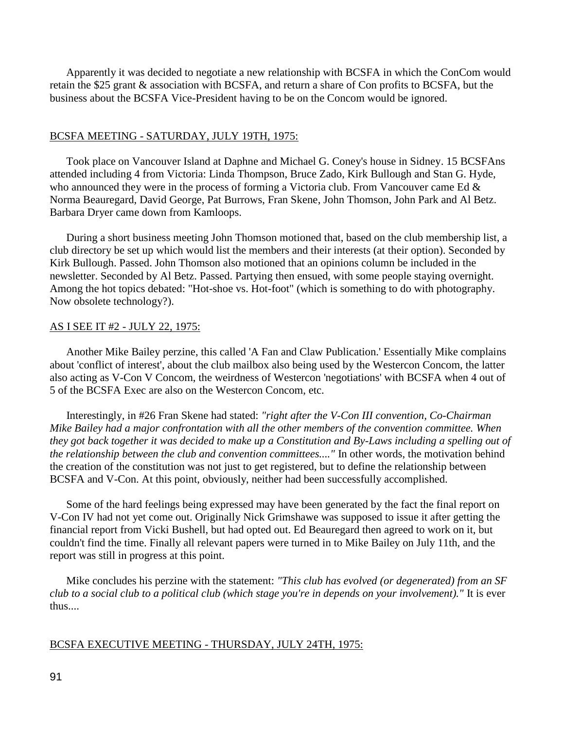Apparently it was decided to negotiate a new relationship with BCSFA in which the ConCom would retain the $25 grant & association with BCSFA, and return a share of Con profits to BCSFA, but the business about the BCSFA Vice-President having to be on the Concom would be ignored.

<u>BCSFA MEETING - SATURDAY, JULY 19TH, 1975:</u>

Took place on Vancouver Island at Daphne and Michael G. Coney's house in Sidney. 15 BCSFAns attended including 4 from Victoria: Linda Thompson, Bruce Zado, Kirk Bullough and Stan G. Hyde, who announced they were in the process of forming a Victoria club. From Vancouver came Ed & Norma Beauregard, David George, Pat Burrows, Fran Skene, John Thomson, John Park and Al Betz. Barbara Dryer came down from Kamloops.

During a short business meeting John Thomson motioned that, based on the club membership list, a club directory be set up which would list the members and their interests (at their option). Seconded by Kirk Bullough. Passed. John Thomson also motioned that an opinions column be included in the newsletter. Seconded by Al Betz. Passed. Partying then ensued, with some people staying overnight. Among the hot topics debated: "Hot-shoe vs. Hot-foot" (which is something to do with photography. Now obsolete technology?).

<u>AS I SEE IT #2 - JULY 22, 1975:</u>

Another Mike Bailey perzine, this called 'A Fan and Claw Publication.' Essentially Mike complains about 'conflict of interest', about the club mailbox also being used by the Westercon Concom, the latter also acting as V-Con V Concom, the weirdness of Westercon 'negotiations' with BCSFA when 4 out of 5 of the BCSFA Exec are also on the Westercon Concom, etc.

Interestingly, in #26 Fran Skene had stated: *"right after the V-Con III convention, Co-Chairman Mike Bailey had a major confrontation with all the other members of the convention committee. When they got back together it was decided to make up a Constitution and By-Laws including a spelling out of the relationship between the club and convention committees...."* In other words, the motivation behind the creation of the constitution was not just to get registered, but to define the relationship between BCSFA and V-Con. At this point, obviously, neither had been successfully accomplished.

Some of the hard feelings being expressed may have been generated by the fact the final report on V-Con IV had not yet come out. Originally Nick Grimshawe was supposed to issue it after getting the financial report from Vicki Bushell, but had opted out. Ed Beauregard then agreed to work on it, but couldn't find the time. Finally all relevant papers were turned in to Mike Bailey on July 11th, and the report was still in progress at this point.

Mike concludes his perzine with the statement: *"This club has evolved (or degenerated) from an SF club to a social club to a political club (which stage you're in depends on your involvement)."* It is ever thus....

<u>BCSFA EXECUTIVE MEETING - THURSDAY, JULY 24TH, 1975:</u>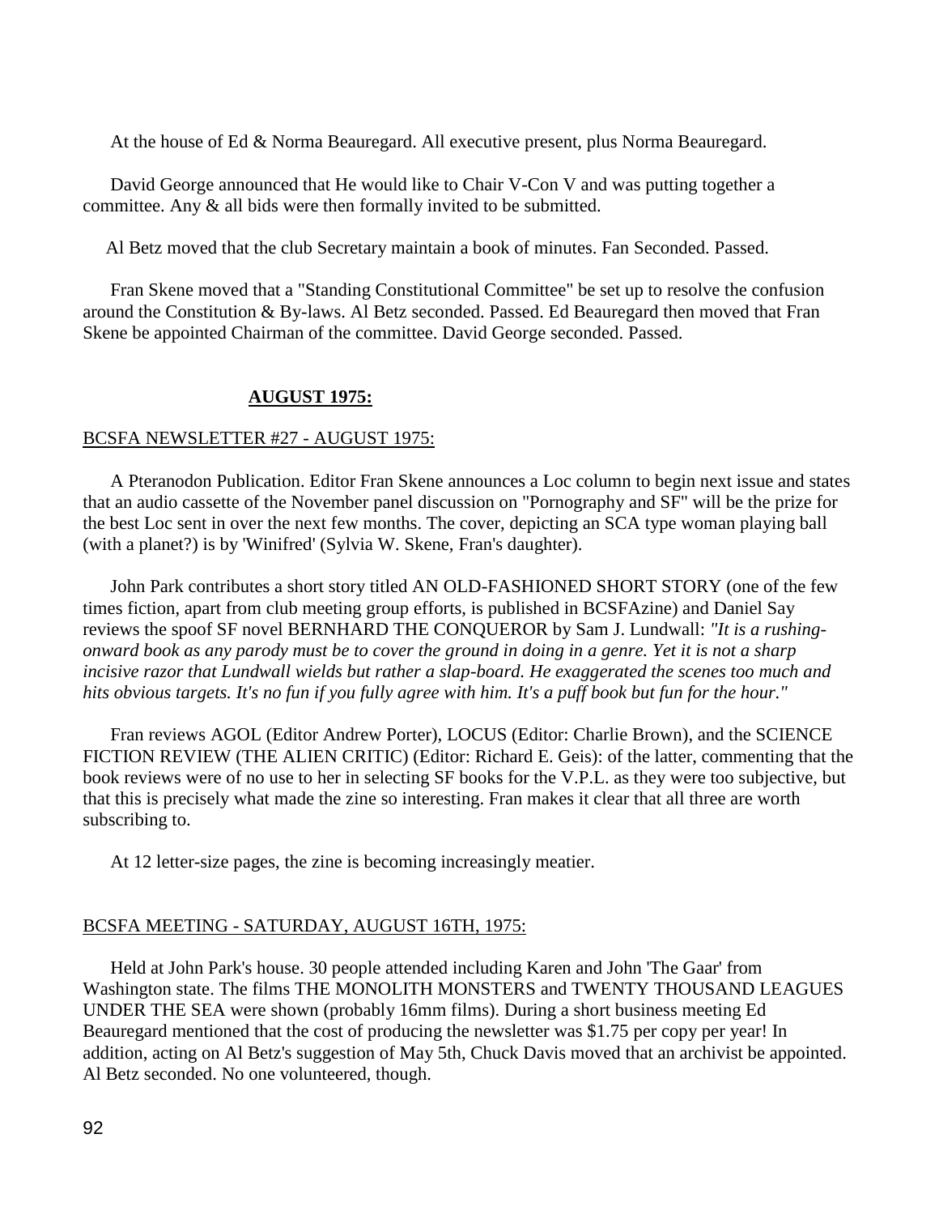At the house of Ed & Norma Beauregard. All executive present, plus Norma Beauregard.

David George announced that He would like to Chair V-Con V and was putting together a committee. Any & all bids were then formally invited to be submitted.

Al Betz moved that the club Secretary maintain a book of minutes. Fan Seconded. Passed.

Fran Skene moved that a "Standing Constitutional Committee" be set up to resolve the confusion around the Constitution & By-laws. Al Betz seconded. Passed. Ed Beauregard then moved that Fran Skene be appointed Chairman of the committee. David George seconded. Passed.

## AUGUST 1975:

### BCSFA NEWSLETTER #27 - AUGUST 1975:

A Pteranodon Publication. Editor Fran Skene announces a Loc column to begin next issue and states that an audio cassette of the November panel discussion on "Pornography and SF" will be the prize for the best Loc sent in over the next few months. The cover, depicting an SCA type woman playing ball (with a planet?) is by 'Winifred' (Sylvia W. Skene, Fran's daughter).

John Park contributes a short story titled AN OLD-FASHIONED SHORT STORY (one of the few times fiction, apart from club meeting group efforts, is published in BCSFAzine) and Daniel Say reviews the spoof SF novel BERNHARD THE CONQUEROR by Sam J. Lundwall: *"It is a rushing-onward book as any parody must be to cover the ground in doing in a genre. Yet it is not a sharp incisive razor that Lundwall wields but rather a slap-board. He exaggerated the scenes too much and hits obvious targets. It's no fun if you fully agree with him. It's a puff book but fun for the hour."*

Fran reviews AGOL (Editor Andrew Porter), LOCUS (Editor: Charlie Brown), and the SCIENCE FICTION REVIEW (THE ALIEN CRITIC) (Editor: Richard E. Geis): of the latter, commenting that the book reviews were of no use to her in selecting SF books for the V.P.L. as they were too subjective, but that this is precisely what made the zine so interesting. Fran makes it clear that all three are worth subscribing to.

At 12 letter-size pages, the zine is becoming increasingly meatier.

### BCSFA MEETING - SATURDAY, AUGUST 16TH, 1975:

Held at John Park's house. 30 people attended including Karen and John 'The Gaar' from Washington state. The films THE MONOLITH MONSTERS and TWENTY THOUSAND LEAGUES UNDER THE SEA were shown (probably 16mm films). During a short business meeting Ed Beauregard mentioned that the cost of producing the newsletter was $1.75 per copy per year! In addition, acting on Al Betz's suggestion of May 5th, Chuck Davis moved that an archivist be appointed. Al Betz seconded. No one volunteered, though.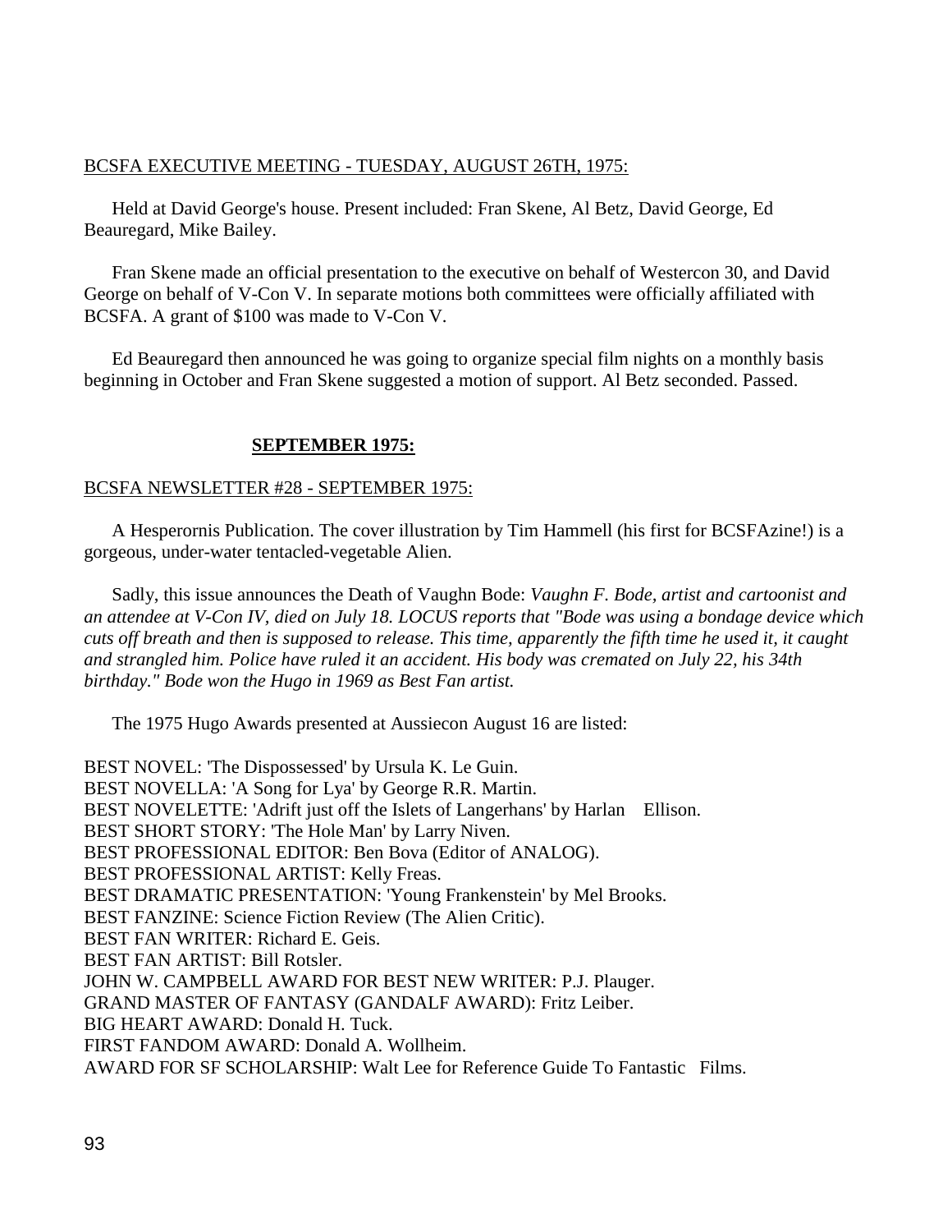BCSFA EXECUTIVE MEETING - TUESDAY, AUGUST 26TH, 1975:

Held at David George's house. Present included: Fran Skene, Al Betz, David George, Ed Beauregard, Mike Bailey.

Fran Skene made an official presentation to the executive on behalf of Westercon 30, and David George on behalf of V-Con V. In separate motions both committees were officially affiliated with BCSFA. A grant of $100 was made to V-Con V.

Ed Beauregard then announced he was going to organize special film nights on a monthly basis beginning in October and Fran Skene suggested a motion of support. Al Betz seconded. Passed.

## SEPTEMBER 1975:

BCSFA NEWSLETTER #28 - SEPTEMBER 1975:

A Hesperornis Publication. The cover illustration by Tim Hammell (his first for BCSFAzine!) is a gorgeous, under-water tentacled-vegetable Alien.

Sadly, this issue announces the Death of Vaughn Bode: *Vaughn F. Bode, artist and cartoonist and an attendee at V-Con IV, died on July 18. LOCUS reports that "Bode was using a bondage device which cuts off breath and then is supposed to release. This time, apparently the fifth time he used it, it caught and strangled him. Police have ruled it an accident. His body was cremated on July 22, his 34th birthday." Bode won the Hugo in 1969 as Best Fan artist.*

The 1975 Hugo Awards presented at Aussiecon August 16 are listed:

BEST NOVEL: 'The Dispossessed' by Ursula K. Le Guin.
BEST NOVELLA: 'A Song for Lya' by George R.R. Martin.
BEST NOVELETTE: 'Adrift just off the Islets of Langerhans' by Harlan Ellison.
BEST SHORT STORY: 'The Hole Man' by Larry Niven.
BEST PROFESSIONAL EDITOR: Ben Bova (Editor of ANALOG).
BEST PROFESSIONAL ARTIST: Kelly Freas.
BEST DRAMATIC PRESENTATION: 'Young Frankenstein' by Mel Brooks.
BEST FANZINE: Science Fiction Review (The Alien Critic).
BEST FAN WRITER: Richard E. Geis.
BEST FAN ARTIST: Bill Rotsler.
JOHN W. CAMPBELL AWARD FOR BEST NEW WRITER: P.J. Plauger.
GRAND MASTER OF FANTASY (GANDALF AWARD): Fritz Leiber.
BIG HEART AWARD: Donald H. Tuck.
FIRST FANDOM AWARD: Donald A. Wollheim.
AWARD FOR SF SCHOLARSHIP: Walt Lee for Reference Guide To Fantastic Films.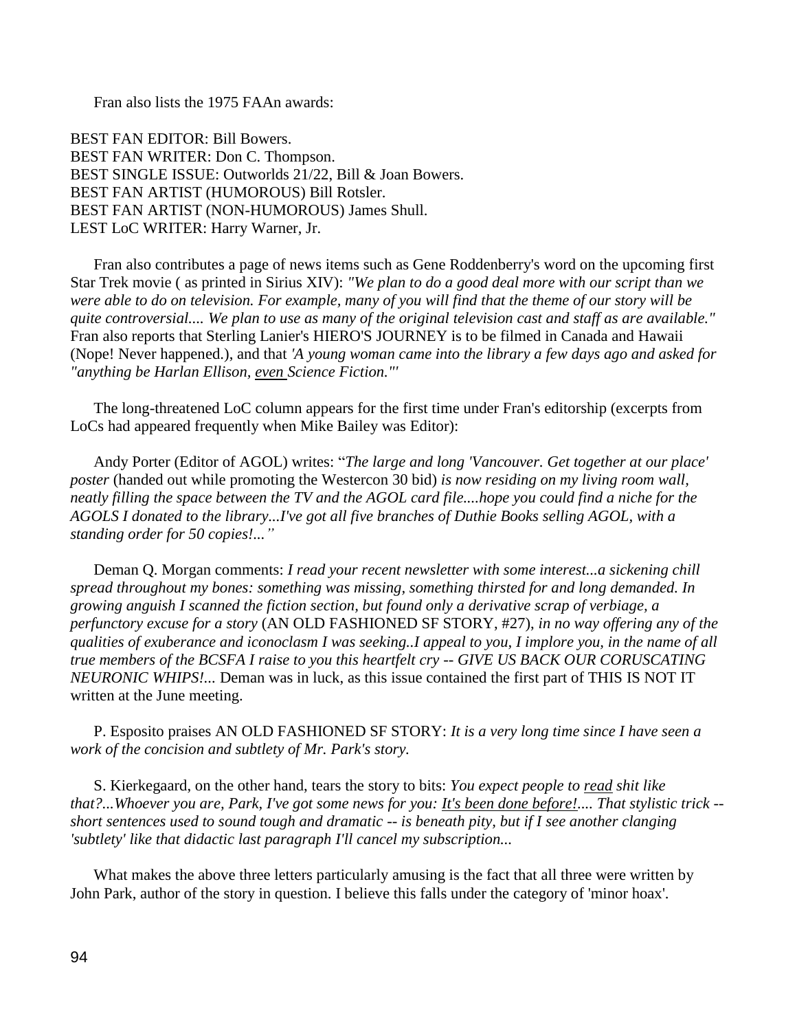Fran also lists the 1975 FAAn awards:

BEST FAN EDITOR: Bill Bowers.
BEST FAN WRITER: Don C. Thompson.
BEST SINGLE ISSUE: Outworlds 21/22, Bill & Joan Bowers.
BEST FAN ARTIST (HUMOROUS) Bill Rotsler.
BEST FAN ARTIST (NON-HUMOROUS) James Shull.
LEST LoC WRITER: Harry Warner, Jr.

Fran also contributes a page of news items such as Gene Roddenberry's word on the upcoming first Star Trek movie ( as printed in Sirius XIV): *"We plan to do a good deal more with our script than we were able to do on television. For example, many of you will find that the theme of our story will be quite controversial.... We plan to use as many of the original television cast and staff as are available."* Fran also reports that Sterling Lanier's HIERO'S JOURNEY is to be filmed in Canada and Hawaii (Nope! Never happened.), and that *'A young woman came into the library a few days ago and asked for "anything be Harlan Ellison, <u>even</u> Science Fiction."'*

The long-threatened LoC column appears for the first time under Fran's editorship (excerpts from LoCs had appeared frequently when Mike Bailey was Editor):

Andy Porter (Editor of AGOL) writes: "*The large and long 'Vancouver. Get together at our place' poster* (handed out while promoting the Westercon 30 bid) *is now residing on my living room wall, neatly filling the space between the TV and the AGOL card file....hope you could find a niche for the AGOLS I donated to the library...I've got all five branches of Duthie Books selling AGOL, with a standing order for 50 copies!...*"

Deman Q. Morgan comments: *I read your recent newsletter with some interest...a sickening chill spread throughout my bones: something was missing, something thirsted for and long demanded. In growing anguish I scanned the fiction section, but found only a derivative scrap of verbiage, a perfunctory excuse for a story* (AN OLD FASHIONED SF STORY, #27), *in no way offering any of the qualities of exuberance and iconoclasm I was seeking..I appeal to you, I implore you, in the name of all true members of the BCSFA I raise to you this heartfelt cry -- GIVE US BACK OUR CORUSCATING NEURONIC WHIPS!...* Deman was in luck, as this issue contained the first part of THIS IS NOT IT written at the June meeting.

P. Esposito praises AN OLD FASHIONED SF STORY: *It is a very long time since I have seen a work of the concision and subtlety of Mr. Park's story.*

S. Kierkegaard, on the other hand, tears the story to bits: *You expect people to <u>read</u> shit like that?...Whoever you are, Park, I've got some news for you: <u>It's been done before!</u>.... That stylistic trick -- short sentences used to sound tough and dramatic -- is beneath pity, but if I see another clanging 'subtlety' like that didactic last paragraph I'll cancel my subscription...*

What makes the above three letters particularly amusing is the fact that all three were written by John Park, author of the story in question. I believe this falls under the category of 'minor hoax'.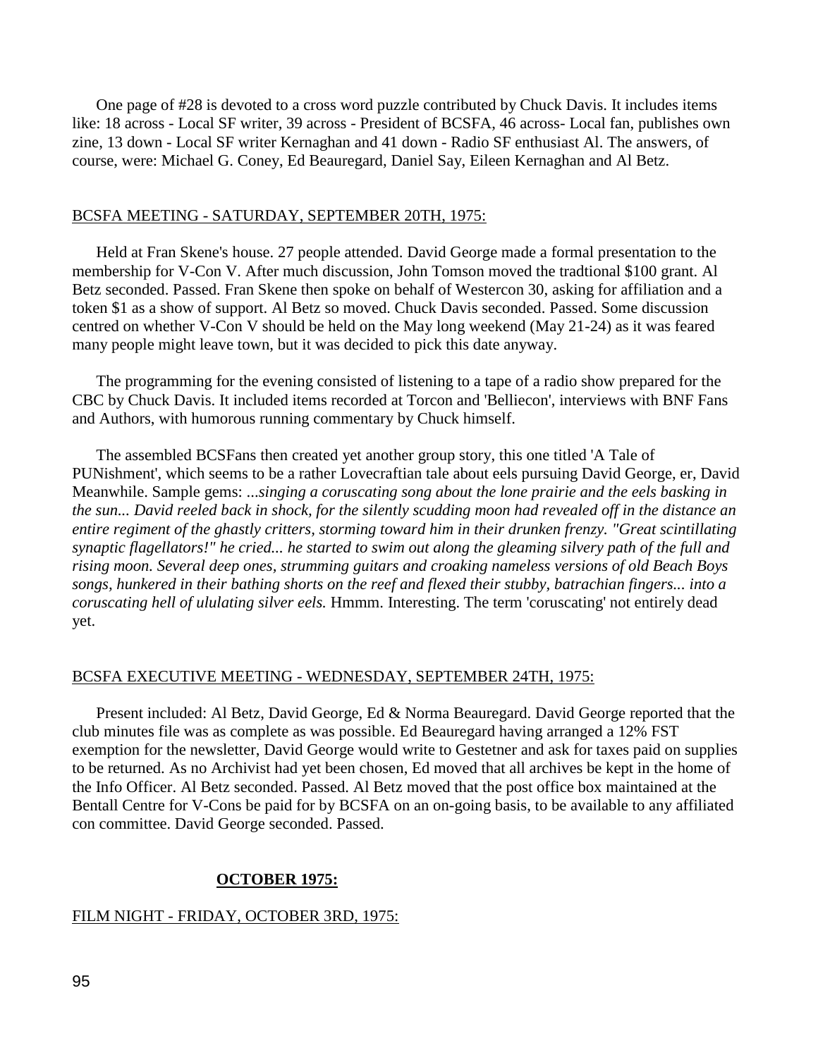One page of #28 is devoted to a cross word puzzle contributed by Chuck Davis. It includes items like: 18 across - Local SF writer, 39 across - President of BCSFA, 46 across- Local fan, publishes own zine, 13 down - Local SF writer Kernaghan and 41 down - Radio SF enthusiast Al. The answers, of course, were: Michael G. Coney, Ed Beauregard, Daniel Say, Eileen Kernaghan and Al Betz.

BCSFA MEETING - SATURDAY, SEPTEMBER 20TH, 1975:

Held at Fran Skene's house. 27 people attended. David George made a formal presentation to the membership for V-Con V. After much discussion, John Tomson moved the tradtional $100 grant. Al Betz seconded. Passed. Fran Skene then spoke on behalf of Westercon 30, asking for affiliation and a token $1 as a show of support. Al Betz so moved. Chuck Davis seconded. Passed. Some discussion centred on whether V-Con V should be held on the May long weekend (May 21-24) as it was feared many people might leave town, but it was decided to pick this date anyway.

The programming for the evening consisted of listening to a tape of a radio show prepared for the CBC by Chuck Davis. It included items recorded at Torcon and 'Belliecon', interviews with BNF Fans and Authors, with humorous running commentary by Chuck himself.

The assembled BCSFans then created yet another group story, this one titled 'A Tale of PUNishment', which seems to be a rather Lovecraftian tale about eels pursuing David George, er, David Meanwhile. Sample gems: *...singing a coruscating song about the lone prairie and the eels basking in the sun... David reeled back in shock, for the silently scudding moon had revealed off in the distance an entire regiment of the ghastly critters, storming toward him in their drunken frenzy. "Great scintillating synaptic flagellators!" he cried... he started to swim out along the gleaming silvery path of the full and rising moon. Several deep ones, strumming guitars and croaking nameless versions of old Beach Boys songs, hunkered in their bathing shorts on the reef and flexed their stubby, batrachian fingers... into a coruscating hell of ululating silver eels.* Hmmm. Interesting. The term 'coruscating' not entirely dead yet.

BCSFA EXECUTIVE MEETING - WEDNESDAY, SEPTEMBER 24TH, 1975:

Present included: Al Betz, David George, Ed & Norma Beauregard. David George reported that the club minutes file was as complete as was possible. Ed Beauregard having arranged a 12% FST exemption for the newsletter, David George would write to Gestetner and ask for taxes paid on supplies to be returned. As no Archivist had yet been chosen, Ed moved that all archives be kept in the home of the Info Officer. Al Betz seconded. Passed. Al Betz moved that the post office box maintained at the Bentall Centre for V-Cons be paid for by BCSFA on an on-going basis, to be available to any affiliated con committee. David George seconded. Passed.

## OCTOBER 1975:

FILM NIGHT - FRIDAY, OCTOBER 3RD, 1975: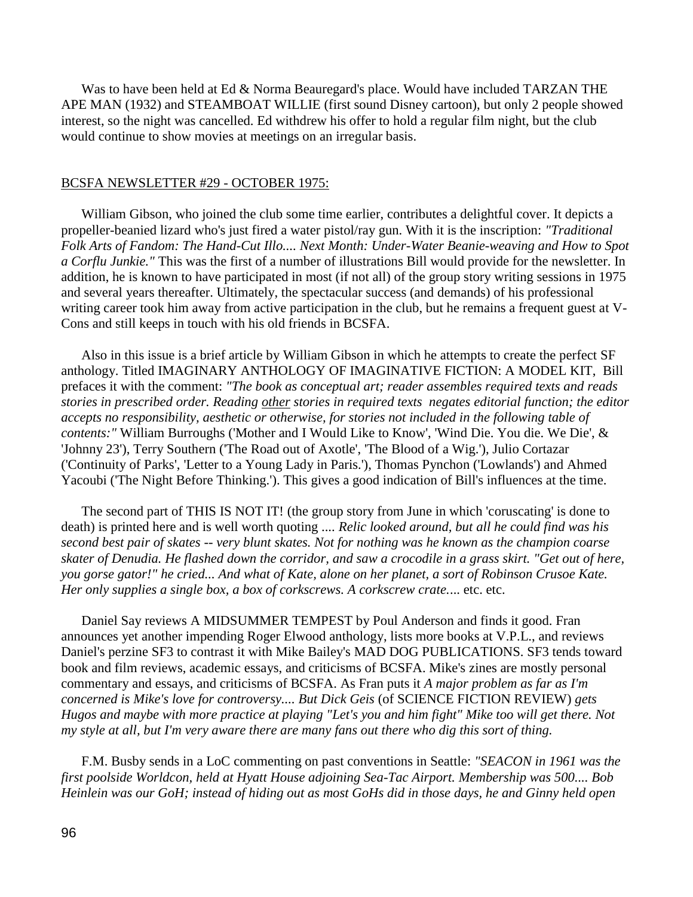Was to have been held at Ed & Norma Beauregard's place. Would have included TARZAN THE APE MAN (1932) and STEAMBOAT WILLIE (first sound Disney cartoon), but only 2 people showed interest, so the night was cancelled. Ed withdrew his offer to hold a regular film night, but the club would continue to show movies at meetings on an irregular basis.

<u>BCSFA NEWSLETTER #29 - OCTOBER 1975:</u>

William Gibson, who joined the club some time earlier, contributes a delightful cover. It depicts a propeller-beanied lizard who's just fired a water pistol/ray gun. With it is the inscription: *"Traditional Folk Arts of Fandom: The Hand-Cut Illo.... Next Month: Under-Water Beanie-weaving and How to Spot a Corflu Junkie."* This was the first of a number of illustrations Bill would provide for the newsletter. In addition, he is known to have participated in most (if not all) of the group story writing sessions in 1975 and several years thereafter. Ultimately, the spectacular success (and demands) of his professional writing career took him away from active participation in the club, but he remains a frequent guest at V-Cons and still keeps in touch with his old friends in BCSFA.

Also in this issue is a brief article by William Gibson in which he attempts to create the perfect SF anthology. Titled IMAGINARY ANTHOLOGY OF IMAGINATIVE FICTION: A MODEL KIT, Bill prefaces it with the comment: *"The book as conceptual art; reader assembles required texts and reads stories in prescribed order. Reading <u>other</u> stories in required texts negates editorial function; the editor accepts no responsibility, aesthetic or otherwise, for stories not included in the following table of contents:"* William Burroughs ('Mother and I Would Like to Know', 'Wind Die. You die. We Die', & 'Johnny 23'), Terry Southern ('The Road out of Axotle', 'The Blood of a Wig.'), Julio Cortazar ('Continuity of Parks', 'Letter to a Young Lady in Paris.'), Thomas Pynchon ('Lowlands') and Ahmed Yacoubi ('The Night Before Thinking.'). This gives a good indication of Bill's influences at the time.

The second part of THIS IS NOT IT! (the group story from June in which 'coruscating' is done to death) is printed here and is well worth quoting .... *Relic looked around, but all he could find was his second best pair of skates -- very blunt skates. Not for nothing was he known as the champion coarse skater of Denudia. He flashed down the corridor, and saw a crocodile in a grass skirt. "Get out of here, you gorse gator!" he cried... And what of Kate, alone on her planet, a sort of Robinson Crusoe Kate. Her only supplies a single box, a box of corkscrews. A corkscrew crate....* etc. etc.

Daniel Say reviews A MIDSUMMER TEMPEST by Poul Anderson and finds it good. Fran announces yet another impending Roger Elwood anthology, lists more books at V.P.L., and reviews Daniel's perzine SF3 to contrast it with Mike Bailey's MAD DOG PUBLICATIONS. SF3 tends toward book and film reviews, academic essays, and criticisms of BCSFA. Mike's zines are mostly personal commentary and essays, and criticisms of BCSFA. As Fran puts it *A major problem as far as I'm concerned is Mike's love for controversy.... But Dick Geis* (of SCIENCE FICTION REVIEW) *gets Hugos and maybe with more practice at playing "Let's you and him fight" Mike too will get there. Not my style at all, but I'm very aware there are many fans out there who dig this sort of thing.*

F.M. Busby sends in a LoC commenting on past conventions in Seattle: *"SEACON in 1961 was the first poolside Worldcon, held at Hyatt House adjoining Sea-Tac Airport. Membership was 500.... Bob Heinlein was our GoH; instead of hiding out as most GoHs did in those days, he and Ginny held open*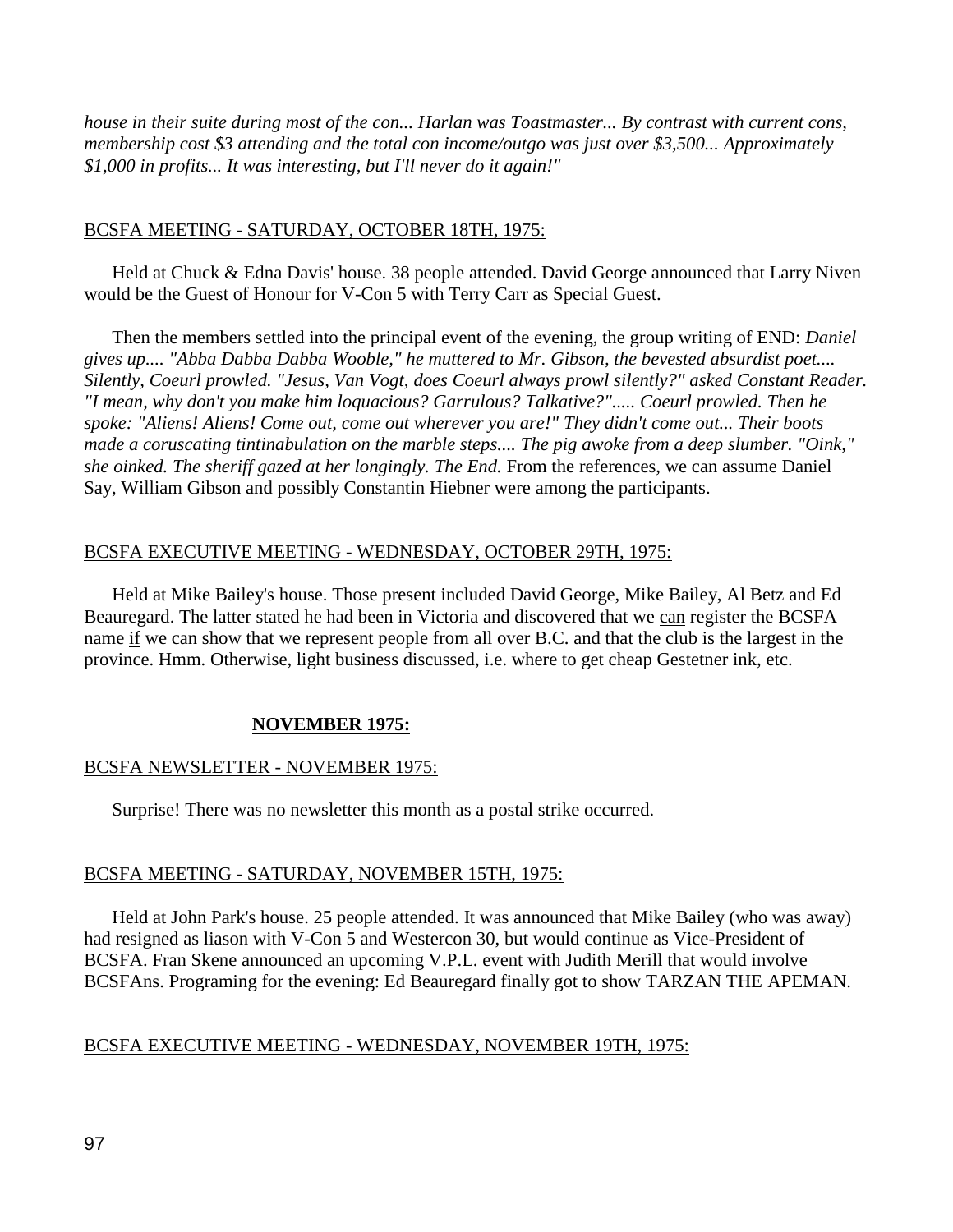*house in their suite during most of the con... Harlan was Toastmaster... By contrast with current cons, membership cost $3 attending and the total con income/outgo was just over $3,500... Approximately $1,000 in profits... It was interesting, but I'll never do it again!"*

<u>BCSFA MEETING - SATURDAY, OCTOBER 18TH, 1975:</u>

Held at Chuck & Edna Davis' house. 38 people attended. David George announced that Larry Niven would be the Guest of Honour for V-Con 5 with Terry Carr as Special Guest.

Then the members settled into the principal event of the evening, the group writing of END: *Daniel gives up.... "Abba Dabba Dabba Wooble," he muttered to Mr. Gibson, the bevested absurdist poet.... Silently, Coeurl prowled. "Jesus, Van Vogt, does Coeurl always prowl silently?" asked Constant Reader. "I mean, why don't you make him loquacious? Garrulous? Talkative?"..... Coeurl prowled. Then he spoke: "Aliens! Aliens! Come out, come out wherever you are!" They didn't come out... Their boots made a coruscating tintinabulation on the marble steps.... The pig awoke from a deep slumber. "Oink," she oinked. The sheriff gazed at her longingly. The End.* From the references, we can assume Daniel Say, William Gibson and possibly Constantin Hiebner were among the participants.

<u>BCSFA EXECUTIVE MEETING - WEDNESDAY, OCTOBER 29TH, 1975:</u>

Held at Mike Bailey's house. Those present included David George, Mike Bailey, Al Betz and Ed Beauregard. The latter stated he had been in Victoria and discovered that we <u>can</u> register the BCSFA name <u>if</u> we can show that we represent people from all over B.C. and that the club is the largest in the province. Hmm. Otherwise, light business discussed, i.e. where to get cheap Gestetner ink, etc.

## **<u>NOVEMBER 1975:</u>**

<u>BCSFA NEWSLETTER - NOVEMBER 1975:</u>

Surprise! There was no newsletter this month as a postal strike occurred.

<u>BCSFA MEETING - SATURDAY, NOVEMBER 15TH, 1975:</u>

Held at John Park's house. 25 people attended. It was announced that Mike Bailey (who was away) had resigned as liason with V-Con 5 and Westercon 30, but would continue as Vice-President of BCSFA. Fran Skene announced an upcoming V.P.L. event with Judith Merill that would involve BCSFAns. Programing for the evening: Ed Beauregard finally got to show TARZAN THE APEMAN.

<u>BCSFA EXECUTIVE MEETING - WEDNESDAY, NOVEMBER 19TH, 1975:</u>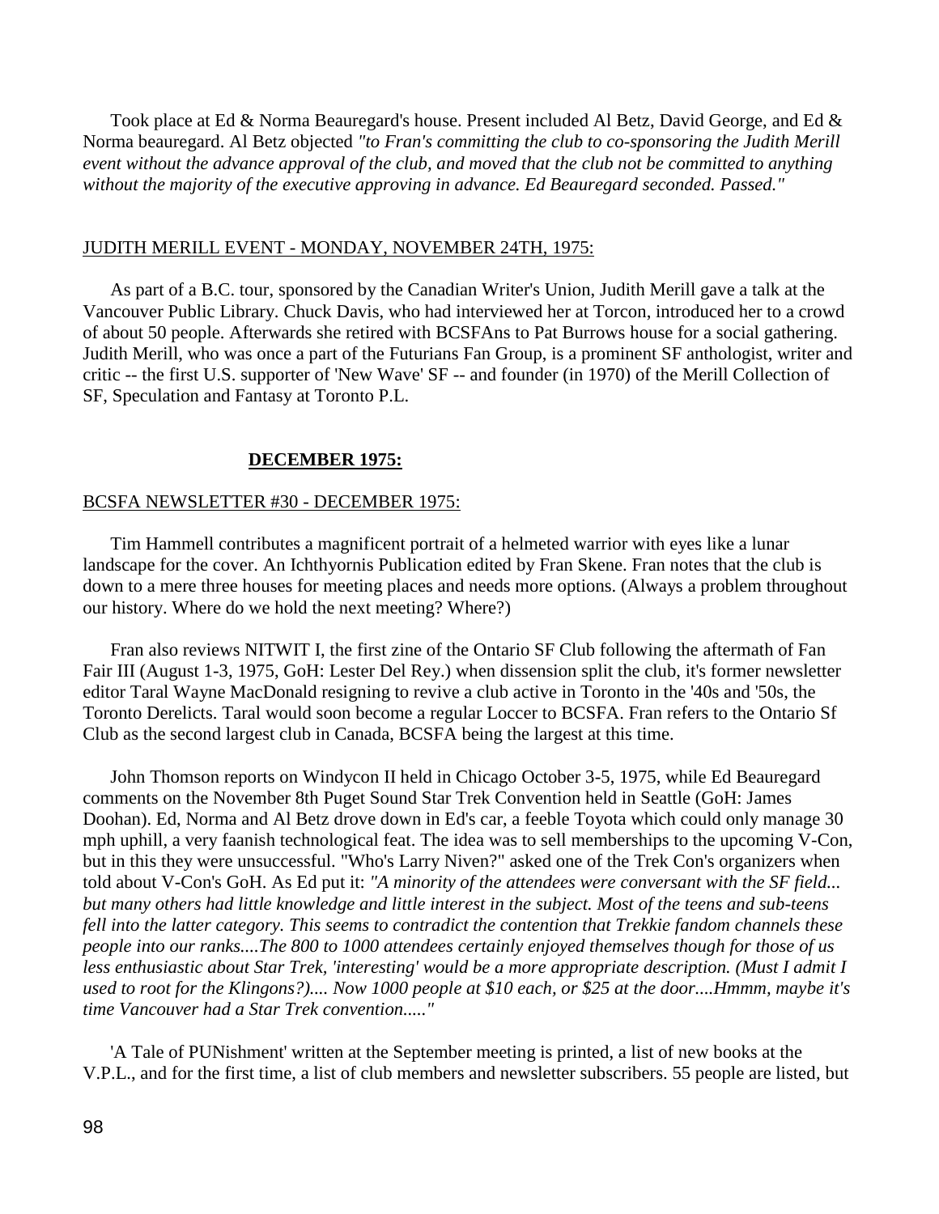Took place at Ed & Norma Beauregard's house. Present included Al Betz, David George, and Ed & Norma beauregard. Al Betz objected *"to Fran's committing the club to co-sponsoring the Judith Merill event without the advance approval of the club, and moved that the club not be committed to anything without the majority of the executive approving in advance. Ed Beauregard seconded. Passed."*

JUDITH MERILL EVENT - MONDAY, NOVEMBER 24TH, 1975:

As part of a B.C. tour, sponsored by the Canadian Writer's Union, Judith Merill gave a talk at the Vancouver Public Library. Chuck Davis, who had interviewed her at Torcon, introduced her to a crowd of about 50 people. Afterwards she retired with BCSFAns to Pat Burrows house for a social gathering. Judith Merill, who was once a part of the Futurians Fan Group, is a prominent SF anthologist, writer and critic -- the first U.S. supporter of 'New Wave' SF -- and founder (in 1970) of the Merill Collection of SF, Speculation and Fantasy at Toronto P.L.

## DECEMBER 1975:

BCSFA NEWSLETTER #30 - DECEMBER 1975:

Tim Hammell contributes a magnificent portrait of a helmeted warrior with eyes like a lunar landscape for the cover. An Ichthyornis Publication edited by Fran Skene. Fran notes that the club is down to a mere three houses for meeting places and needs more options. (Always a problem throughout our history. Where do we hold the next meeting? Where?)

Fran also reviews NITWIT I, the first zine of the Ontario SF Club following the aftermath of Fan Fair III (August 1-3, 1975, GoH: Lester Del Rey.) when dissension split the club, it's former newsletter editor Taral Wayne MacDonald resigning to revive a club active in Toronto in the '40s and '50s, the Toronto Derelicts. Taral would soon become a regular Loccer to BCSFA. Fran refers to the Ontario Sf Club as the second largest club in Canada, BCSFA being the largest at this time.

John Thomson reports on Windycon II held in Chicago October 3-5, 1975, while Ed Beauregard comments on the November 8th Puget Sound Star Trek Convention held in Seattle (GoH: James Doohan). Ed, Norma and Al Betz drove down in Ed's car, a feeble Toyota which could only manage 30 mph uphill, a very faanish technological feat. The idea was to sell memberships to the upcoming V-Con, but in this they were unsuccessful. "Who's Larry Niven?" asked one of the Trek Con's organizers when told about V-Con's GoH. As Ed put it: *"A minority of the attendees were conversant with the SF field... but many others had little knowledge and little interest in the subject. Most of the teens and sub-teens fell into the latter category. This seems to contradict the contention that Trekkie fandom channels these people into our ranks....The 800 to 1000 attendees certainly enjoyed themselves though for those of us less enthusiastic about Star Trek, 'interesting' would be a more appropriate description. (Must I admit I used to root for the Klingons?).... Now 1000 people at $10 each, or $25 at the door....Hmmm, maybe it's time Vancouver had a Star Trek convention....."*

'A Tale of PUNishment' written at the September meeting is printed, a list of new books at the V.P.L., and for the first time, a list of club members and newsletter subscribers. 55 people are listed, but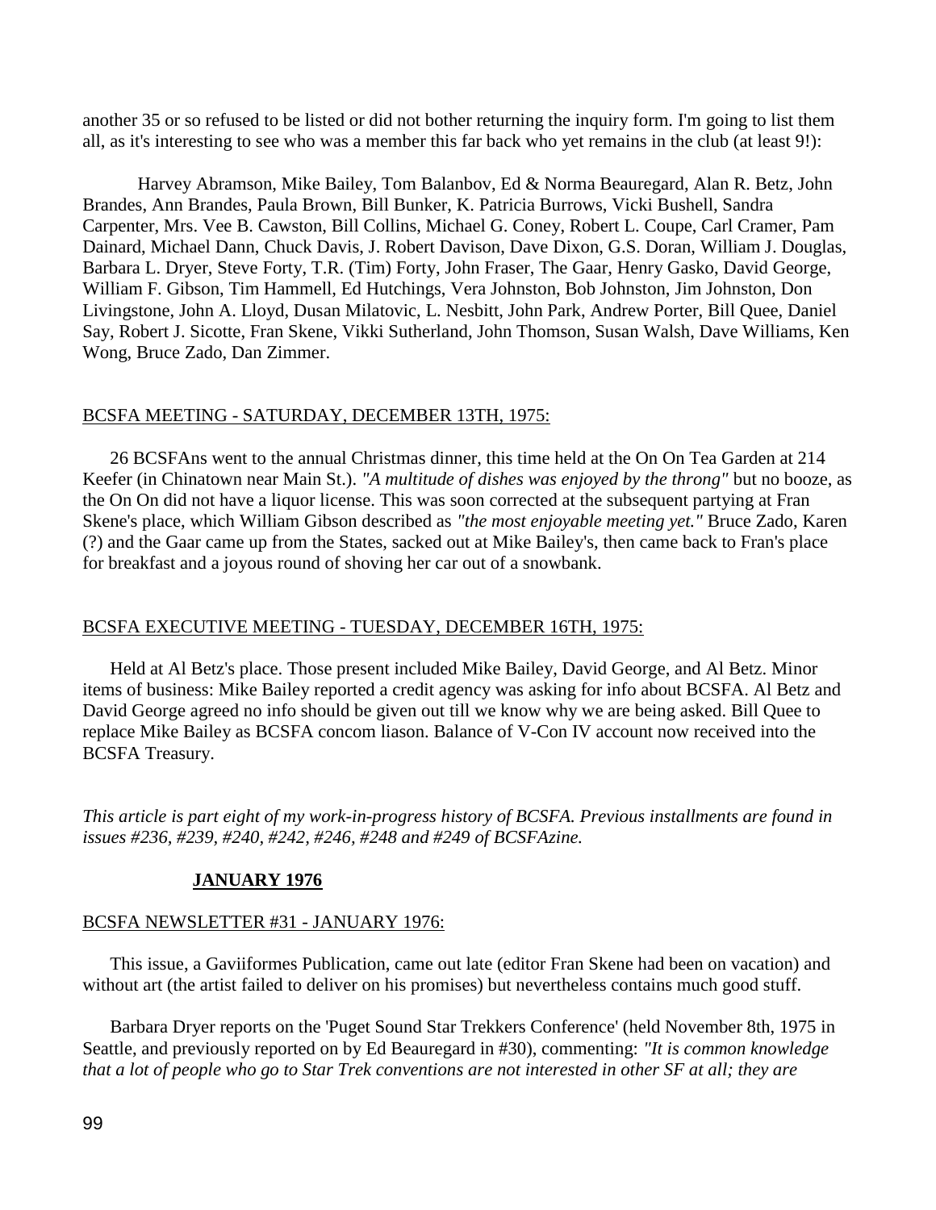another 35 or so refused to be listed or did not bother returning the inquiry form. I'm going to list them all, as it's interesting to see who was a member this far back who yet remains in the club (at least 9!):

Harvey Abramson, Mike Bailey, Tom Balanbov, Ed & Norma Beauregard, Alan R. Betz, John Brandes, Ann Brandes, Paula Brown, Bill Bunker, K. Patricia Burrows, Vicki Bushell, Sandra Carpenter, Mrs. Vee B. Cawston, Bill Collins, Michael G. Coney, Robert L. Coupe, Carl Cramer, Pam Dainard, Michael Dann, Chuck Davis, J. Robert Davison, Dave Dixon, G.S. Doran, William J. Douglas, Barbara L. Dryer, Steve Forty, T.R. (Tim) Forty, John Fraser, The Gaar, Henry Gasko, David George, William F. Gibson, Tim Hammell, Ed Hutchings, Vera Johnston, Bob Johnston, Jim Johnston, Don Livingstone, John A. Lloyd, Dusan Milatovic, L. Nesbitt, John Park, Andrew Porter, Bill Quee, Daniel Say, Robert J. Sicotte, Fran Skene, Vikki Sutherland, John Thomson, Susan Walsh, Dave Williams, Ken Wong, Bruce Zado, Dan Zimmer.

## BCSFA MEETING - SATURDAY, DECEMBER 13TH, 1975:

26 BCSFAns went to the annual Christmas dinner, this time held at the On On Tea Garden at 214 Keefer (in Chinatown near Main St.). *"A multitude of dishes was enjoyed by the throng"* but no booze, as the On On did not have a liquor license. This was soon corrected at the subsequent partying at Fran Skene's place, which William Gibson described as *"the most enjoyable meeting yet."* Bruce Zado, Karen (?) and the Gaar came up from the States, sacked out at Mike Bailey's, then came back to Fran's place for breakfast and a joyous round of shoving her car out of a snowbank.

## BCSFA EXECUTIVE MEETING - TUESDAY, DECEMBER 16TH, 1975:

Held at Al Betz's place. Those present included Mike Bailey, David George, and Al Betz. Minor items of business: Mike Bailey reported a credit agency was asking for info about BCSFA. Al Betz and David George agreed no info should be given out till we know why we are being asked. Bill Quee to replace Mike Bailey as BCSFA concom liason. Balance of V-Con IV account now received into the BCSFA Treasury.

*This article is part eight of my work-in-progress history of BCSFA. Previous installments are found in issues #236, #239, #240, #242, #246, #248 and #249 of BCSFAzine.*

# JANUARY 1976

## BCSFA NEWSLETTER #31 - JANUARY 1976:

This issue, a Gaviiformes Publication, came out late (editor Fran Skene had been on vacation) and without art (the artist failed to deliver on his promises) but nevertheless contains much good stuff.

Barbara Dryer reports on the 'Puget Sound Star Trekkers Conference' (held November 8th, 1975 in Seattle, and previously reported on by Ed Beauregard in #30), commenting: *"It is common knowledge that a lot of people who go to Star Trek conventions are not interested in other SF at all; they are*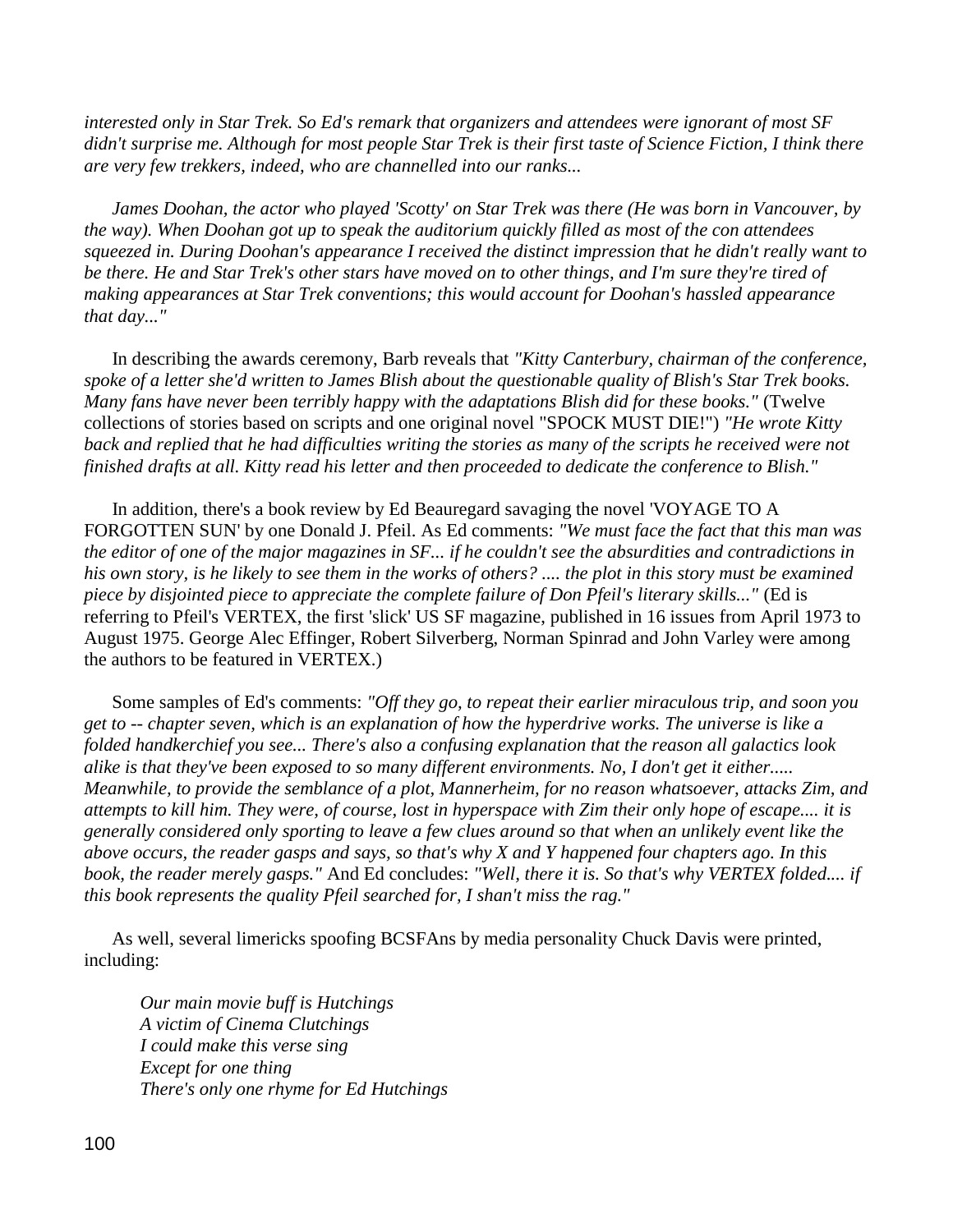*interested only in Star Trek. So Ed's remark that organizers and attendees were ignorant of most SF didn't surprise me. Although for most people Star Trek is their first taste of Science Fiction, I think there are very few trekkers, indeed, who are channelled into our ranks...*

*James Doohan, the actor who played 'Scotty' on Star Trek was there (He was born in Vancouver, by the way). When Doohan got up to speak the auditorium quickly filled as most of the con attendees squeezed in. During Doohan's appearance I received the distinct impression that he didn't really want to be there. He and Star Trek's other stars have moved on to other things, and I'm sure they're tired of making appearances at Star Trek conventions; this would account for Doohan's hassled appearance that day..."*

In describing the awards ceremony, Barb reveals that *"Kitty Canterbury, chairman of the conference, spoke of a letter she'd written to James Blish about the questionable quality of Blish's Star Trek books. Many fans have never been terribly happy with the adaptations Blish did for these books."* (Twelve collections of stories based on scripts and one original novel "SPOCK MUST DIE!") *"He wrote Kitty back and replied that he had difficulties writing the stories as many of the scripts he received were not finished drafts at all. Kitty read his letter and then proceeded to dedicate the conference to Blish."*

In addition, there's a book review by Ed Beauregard savaging the novel 'VOYAGE TO A FORGOTTEN SUN' by one Donald J. Pfeil. As Ed comments: *"We must face the fact that this man was the editor of one of the major magazines in SF... if he couldn't see the absurdities and contradictions in his own story, is he likely to see them in the works of others? .... the plot in this story must be examined piece by disjointed piece to appreciate the complete failure of Don Pfeil's literary skills..."* (Ed is referring to Pfeil's VERTEX, the first 'slick' US SF magazine, published in 16 issues from April 1973 to August 1975. George Alec Effinger, Robert Silverberg, Norman Spinrad and John Varley were among the authors to be featured in VERTEX.)

Some samples of Ed's comments: *"Off they go, to repeat their earlier miraculous trip, and soon you get to -- chapter seven, which is an explanation of how the hyperdrive works. The universe is like a folded handkerchief you see... There's also a confusing explanation that the reason all galactics look alike is that they've been exposed to so many different environments. No, I don't get it either..... Meanwhile, to provide the semblance of a plot, Mannerheim, for no reason whatsoever, attacks Zim, and attempts to kill him. They were, of course, lost in hyperspace with Zim their only hope of escape.... it is generally considered only sporting to leave a few clues around so that when an unlikely event like the above occurs, the reader gasps and says, so that's why X and Y happened four chapters ago. In this book, the reader merely gasps."* And Ed concludes: *"Well, there it is. So that's why VERTEX folded.... if this book represents the quality Pfeil searched for, I shan't miss the rag."*

As well, several limericks spoofing BCSFAns by media personality Chuck Davis were printed, including:

*Our main movie buff is Hutchings*
*A victim of Cinema Clutchings*
*I could make this verse sing*
*Except for one thing*
*There's only one rhyme for Ed Hutchings*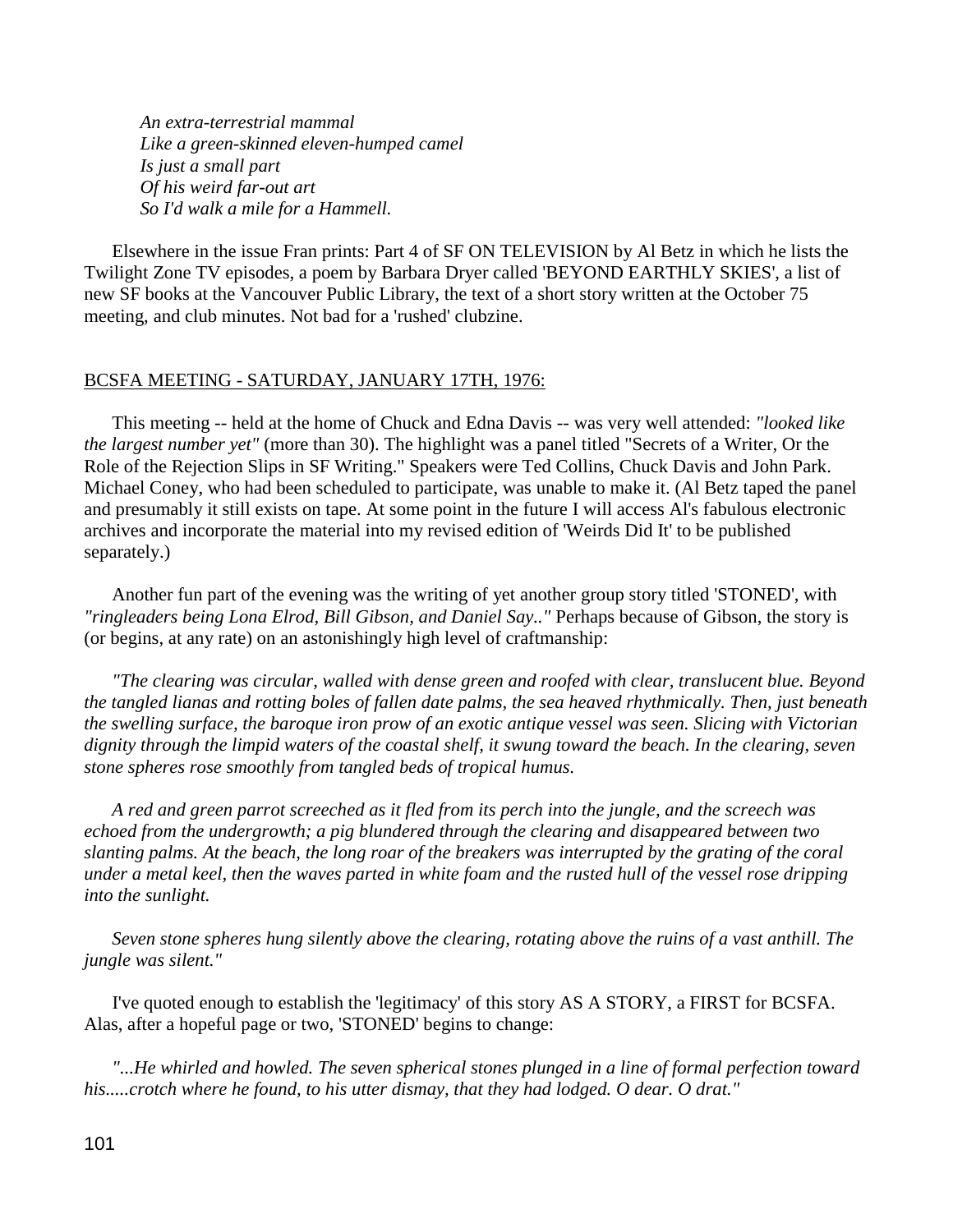*An extra-terrestrial mammal*
*Like a green-skinned eleven-humped camel*
*Is just a small part*
*Of his weird far-out art*
*So I'd walk a mile for a Hammell.*

Elsewhere in the issue Fran prints: Part 4 of SF ON TELEVISION by Al Betz in which he lists the Twilight Zone TV episodes, a poem by Barbara Dryer called 'BEYOND EARTHLY SKIES', a list of new SF books at the Vancouver Public Library, the text of a short story written at the October 75 meeting, and club minutes. Not bad for a 'rushed' clubzine.

<u>BCSFA MEETING - SATURDAY, JANUARY 17TH, 1976:</u>

This meeting -- held at the home of Chuck and Edna Davis -- was very well attended: *"looked like the largest number yet"* (more than 30). The highlight was a panel titled "Secrets of a Writer, Or the Role of the Rejection Slips in SF Writing." Speakers were Ted Collins, Chuck Davis and John Park. Michael Coney, who had been scheduled to participate, was unable to make it. (Al Betz taped the panel and presumably it still exists on tape. At some point in the future I will access Al's fabulous electronic archives and incorporate the material into my revised edition of 'Weirds Did It' to be published separately.)

Another fun part of the evening was the writing of yet another group story titled 'STONED', with *"ringleaders being Lona Elrod, Bill Gibson, and Daniel Say.."* Perhaps because of Gibson, the story is (or begins, at any rate) on an astonishingly high level of craftmanship:

*"The clearing was circular, walled with dense green and roofed with clear, translucent blue. Beyond the tangled lianas and rotting boles of fallen date palms, the sea heaved rhythmically. Then, just beneath the swelling surface, the baroque iron prow of an exotic antique vessel was seen. Slicing with Victorian dignity through the limpid waters of the coastal shelf, it swung toward the beach. In the clearing, seven stone spheres rose smoothly from tangled beds of tropical humus.*

*A red and green parrot screeched as it fled from its perch into the jungle, and the screech was echoed from the undergrowth; a pig blundered through the clearing and disappeared between two slanting palms. At the beach, the long roar of the breakers was interrupted by the grating of the coral under a metal keel, then the waves parted in white foam and the rusted hull of the vessel rose dripping into the sunlight.*

*Seven stone spheres hung silently above the clearing, rotating above the ruins of a vast anthill. The jungle was silent."*

I've quoted enough to establish the 'legitimacy' of this story AS A STORY, a FIRST for BCSFA. Alas, after a hopeful page or two, 'STONED' begins to change:

*"...He whirled and howled. The seven spherical stones plunged in a line of formal perfection toward his.....crotch where he found, to his utter dismay, that they had lodged. O dear. O drat."*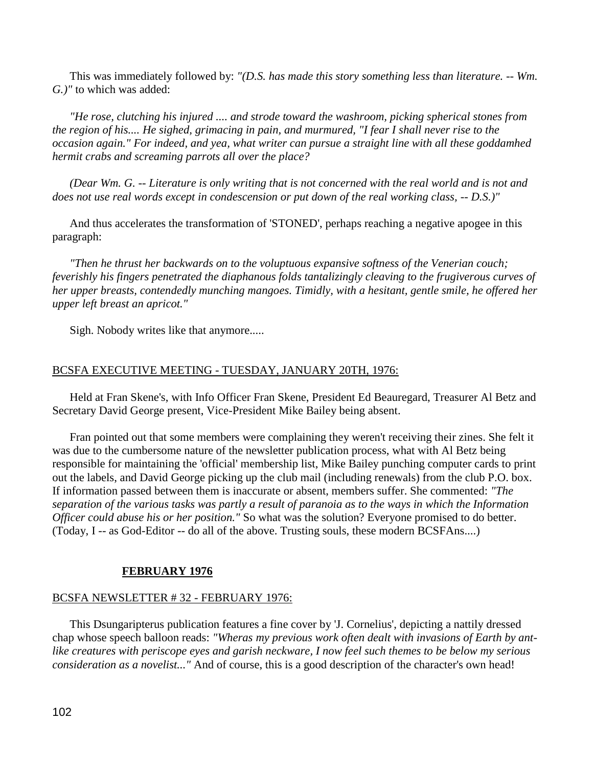This was immediately followed by: *"(D.S. has made this story something less than literature. -- Wm. G.)"* to which was added:

*"He rose, clutching his injured .... and strode toward the washroom, picking spherical stones from the region of his.... He sighed, grimacing in pain, and murmured, "I fear I shall never rise to the occasion again." For indeed, and yea, what writer can pursue a straight line with all these goddamhed hermit crabs and screaming parrots all over the place?*

*(Dear Wm. G. -- Literature is only writing that is not concerned with the real world and is not and does not use real words except in condescension or put down of the real working class, -- D.S.)"*

And thus accelerates the transformation of 'STONED', perhaps reaching a negative apogee in this paragraph:

*"Then he thrust her backwards on to the voluptuous expansive softness of the Venerian couch; feverishly his fingers penetrated the diaphanous folds tantalizingly cleaving to the frugiverous curves of her upper breasts, contendedly munching mangoes. Timidly, with a hesitant, gentle smile, he offered her upper left breast an apricot."*

Sigh. Nobody writes like that anymore.....

<u>BCSFA EXECUTIVE MEETING - TUESDAY, JANUARY 20TH, 1976:</u>

Held at Fran Skene's, with Info Officer Fran Skene, President Ed Beauregard, Treasurer Al Betz and Secretary David George present, Vice-President Mike Bailey being absent.

Fran pointed out that some members were complaining they weren't receiving their zines. She felt it was due to the cumbersome nature of the newsletter publication process, what with Al Betz being responsible for maintaining the 'official' membership list, Mike Bailey punching computer cards to print out the labels, and David George picking up the club mail (including renewals) from the club P.O. box. If information passed between them is inaccurate or absent, members suffer. She commented: *"The separation of the various tasks was partly a result of paranoia as to the ways in which the Information Officer could abuse his or her position."* So what was the solution? Everyone promised to do better. (Today, I -- as God-Editor -- do all of the above. Trusting souls, these modern BCSFAns....)

## **FEBRUARY 1976**

<u>BCSFA NEWSLETTER # 32 - FEBRUARY 1976:</u>

This Dsungaripterus publication features a fine cover by 'J. Cornelius', depicting a nattily dressed chap whose speech balloon reads: *"Wheras my previous work often dealt with invasions of Earth by ant-like creatures with periscope eyes and garish neckware, I now feel such themes to be below my serious consideration as a novelist..."* And of course, this is a good description of the character's own head!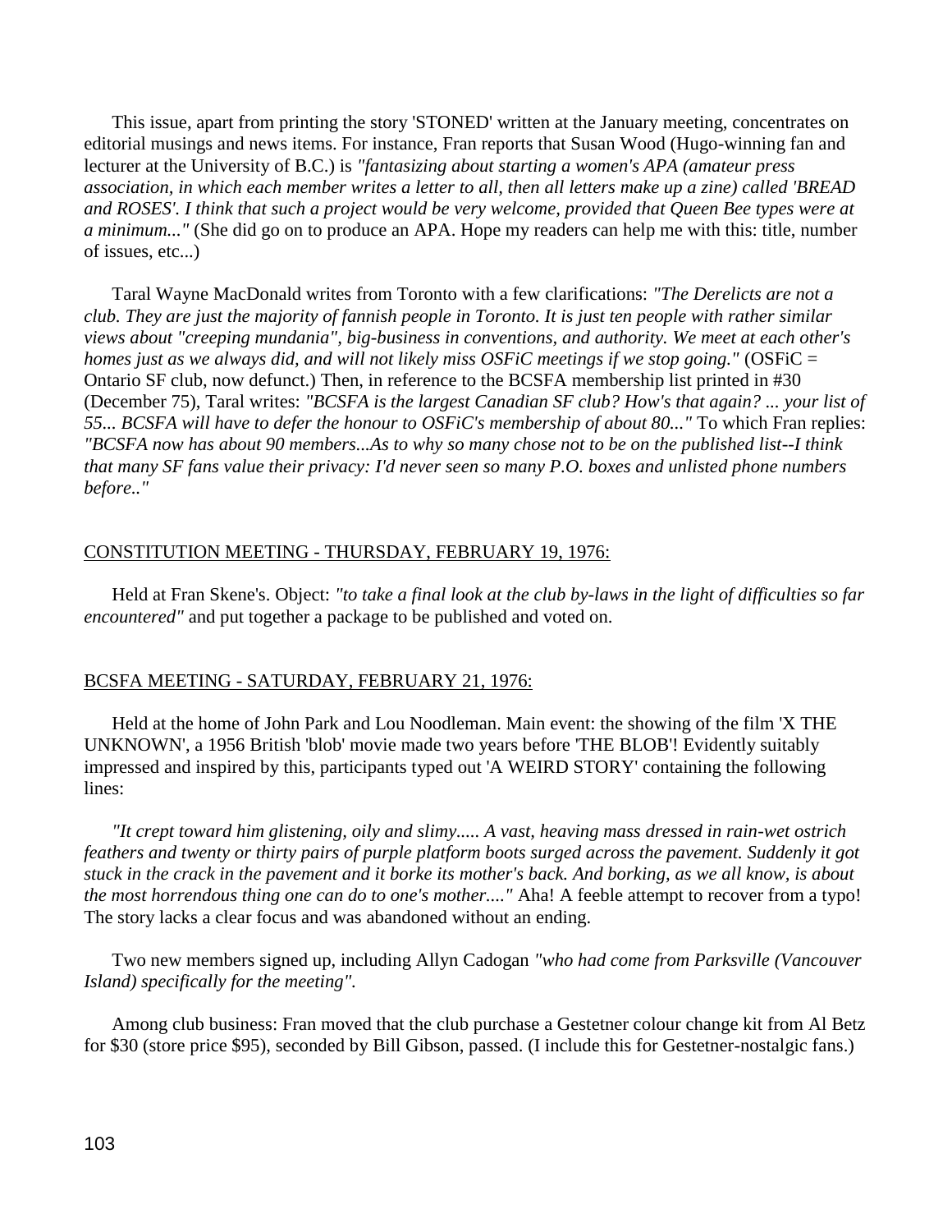This issue, apart from printing the story 'STONED' written at the January meeting, concentrates on editorial musings and news items. For instance, Fran reports that Susan Wood (Hugo-winning fan and lecturer at the University of B.C.) is *"fantasizing about starting a women's APA (amateur press association, in which each member writes a letter to all, then all letters make up a zine) called 'BREAD and ROSES'. I think that such a project would be very welcome, provided that Queen Bee types were at a minimum..."* (She did go on to produce an APA. Hope my readers can help me with this: title, number of issues, etc...)

Taral Wayne MacDonald writes from Toronto with a few clarifications: *"The Derelicts are not a club. They are just the majority of fannish people in Toronto. It is just ten people with rather similar views about "creeping mundania", big-business in conventions, and authority. We meet at each other's homes just as we always did, and will not likely miss OSFiC meetings if we stop going."* (OSFiC = Ontario SF club, now defunct.) Then, in reference to the BCSFA membership list printed in #30 (December 75), Taral writes: *"BCSFA is the largest Canadian SF club? How's that again? ... your list of 55... BCSFA will have to defer the honour to OSFiC's membership of about 80..."* To which Fran replies: *"BCSFA now has about 90 members...As to why so many chose not to be on the published list--I think that many SF fans value their privacy: I'd never seen so many P.O. boxes and unlisted phone numbers before.."*

CONSTITUTION MEETING - THURSDAY, FEBRUARY 19, 1976:

Held at Fran Skene's. Object: *"to take a final look at the club by-laws in the light of difficulties so far encountered"* and put together a package to be published and voted on.

BCSFA MEETING - SATURDAY, FEBRUARY 21, 1976:

Held at the home of John Park and Lou Noodleman. Main event: the showing of the film 'X THE UNKNOWN', a 1956 British 'blob' movie made two years before 'THE BLOB'! Evidently suitably impressed and inspired by this, participants typed out 'A WEIRD STORY' containing the following lines:

*"It crept toward him glistening, oily and slimy..... A vast, heaving mass dressed in rain-wet ostrich feathers and twenty or thirty pairs of purple platform boots surged across the pavement. Suddenly it got stuck in the crack in the pavement and it borke its mother's back. And borking, as we all know, is about the most horrendous thing one can do to one's mother...."* Aha! A feeble attempt to recover from a typo! The story lacks a clear focus and was abandoned without an ending.

Two new members signed up, including Allyn Cadogan *"who had come from Parksville (Vancouver Island) specifically for the meeting"*.

Among club business: Fran moved that the club purchase a Gestetner colour change kit from Al Betz for $30 (store price $95), seconded by Bill Gibson, passed. (I include this for Gestetner-nostalgic fans.)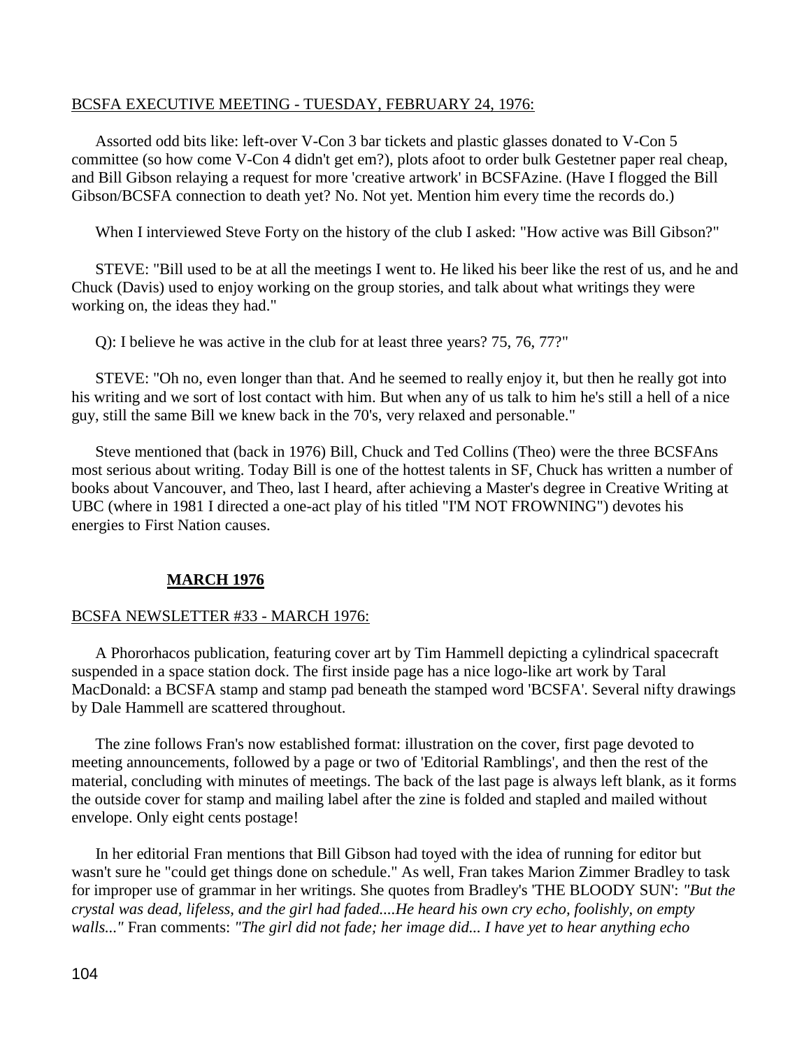BCSFA EXECUTIVE MEETING - TUESDAY, FEBRUARY 24, 1976:

Assorted odd bits like: left-over V-Con 3 bar tickets and plastic glasses donated to V-Con 5 committee (so how come V-Con 4 didn't get em?), plots afoot to order bulk Gestetner paper real cheap, and Bill Gibson relaying a request for more 'creative artwork' in BCSFAzine. (Have I flogged the Bill Gibson/BCSFA connection to death yet? No. Not yet. Mention him every time the records do.)

When I interviewed Steve Forty on the history of the club I asked: "How active was Bill Gibson?"

STEVE: "Bill used to be at all the meetings I went to. He liked his beer like the rest of us, and he and Chuck (Davis) used to enjoy working on the group stories, and talk about what writings they were working on, the ideas they had."

Q): I believe he was active in the club for at least three years? 75, 76, 77?"

STEVE: "Oh no, even longer than that. And he seemed to really enjoy it, but then he really got into his writing and we sort of lost contact with him. But when any of us talk to him he's still a hell of a nice guy, still the same Bill we knew back in the 70's, very relaxed and personable."

Steve mentioned that (back in 1976) Bill, Chuck and Ted Collins (Theo) were the three BCSFAns most serious about writing. Today Bill is one of the hottest talents in SF, Chuck has written a number of books about Vancouver, and Theo, last I heard, after achieving a Master's degree in Creative Writing at UBC (where in 1981 I directed a one-act play of his titled "I'M NOT FROWNING") devotes his energies to First Nation causes.

## MARCH 1976

BCSFA NEWSLETTER #33 - MARCH 1976:

A Phororhacos publication, featuring cover art by Tim Hammell depicting a cylindrical spacecraft suspended in a space station dock. The first inside page has a nice logo-like art work by Taral MacDonald: a BCSFA stamp and stamp pad beneath the stamped word 'BCSFA'. Several nifty drawings by Dale Hammell are scattered throughout.

The zine follows Fran's now established format: illustration on the cover, first page devoted to meeting announcements, followed by a page or two of 'Editorial Ramblings', and then the rest of the material, concluding with minutes of meetings. The back of the last page is always left blank, as it forms the outside cover for stamp and mailing label after the zine is folded and stapled and mailed without envelope. Only eight cents postage!

In her editorial Fran mentions that Bill Gibson had toyed with the idea of running for editor but wasn't sure he "could get things done on schedule." As well, Fran takes Marion Zimmer Bradley to task for improper use of grammar in her writings. She quotes from Bradley's 'THE BLOODY SUN': *"But the crystal was dead, lifeless, and the girl had faded....He heard his own cry echo, foolishly, on empty walls..."* Fran comments: *"The girl did not fade; her image did... I have yet to hear anything echo*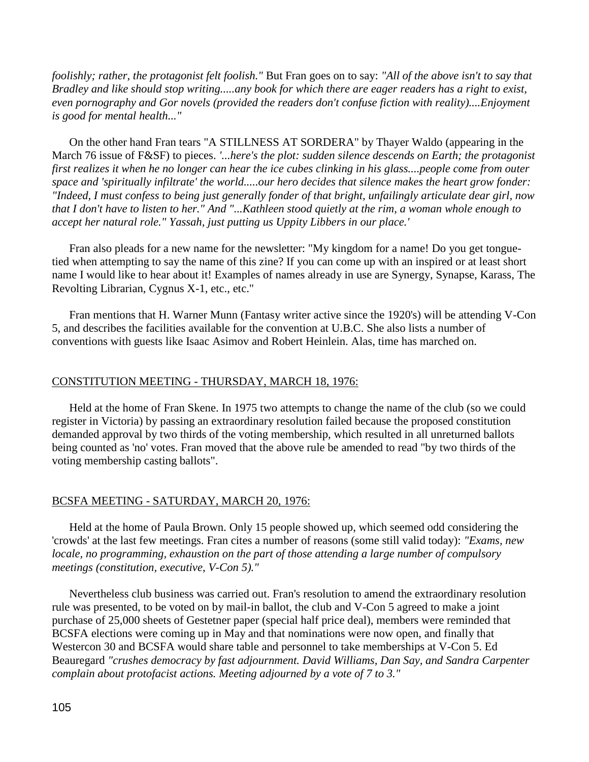*foolishly; rather, the protagonist felt foolish."* But Fran goes on to say: *"All of the above isn't to say that Bradley and like should stop writing.....any book for which there are eager readers has a right to exist, even pornography and Gor novels (provided the readers don't confuse fiction with reality)....Enjoyment is good for mental health..."*

On the other hand Fran tears "A STILLNESS AT SORDERA" by Thayer Waldo (appearing in the March 76 issue of F&SF) to pieces. *'...here's the plot: sudden silence descends on Earth; the protagonist first realizes it when he no longer can hear the ice cubes clinking in his glass....people come from outer space and 'spiritually infiltrate' the world.....our hero decides that silence makes the heart grow fonder: "Indeed, I must confess to being just generally fonder of that bright, unfailingly articulate dear girl, now that I don't have to listen to her." And "...Kathleen stood quietly at the rim, a woman whole enough to accept her natural role." Yassah, just putting us Uppity Libbers in our place.'*

Fran also pleads for a new name for the newsletter: "My kingdom for a name! Do you get tongue-tied when attempting to say the name of this zine? If you can come up with an inspired or at least short name I would like to hear about it! Examples of names already in use are Synergy, Synapse, Karass, The Revolting Librarian, Cygnus X-1, etc., etc."

Fran mentions that H. Warner Munn (Fantasy writer active since the 1920's) will be attending V-Con 5, and describes the facilities available for the convention at U.B.C. She also lists a number of conventions with guests like Isaac Asimov and Robert Heinlein. Alas, time has marched on.

## CONSTITUTION MEETING - THURSDAY, MARCH 18, 1976:

Held at the home of Fran Skene. In 1975 two attempts to change the name of the club (so we could register in Victoria) by passing an extraordinary resolution failed because the proposed constitution demanded approval by two thirds of the voting membership, which resulted in all unreturned ballots being counted as 'no' votes. Fran moved that the above rule be amended to read "by two thirds of the voting membership casting ballots".

## BCSFA MEETING - SATURDAY, MARCH 20, 1976:

Held at the home of Paula Brown. Only 15 people showed up, which seemed odd considering the 'crowds' at the last few meetings. Fran cites a number of reasons (some still valid today): *"Exams, new locale, no programming, exhaustion on the part of those attending a large number of compulsory meetings (constitution, executive, V-Con 5)."*

Nevertheless club business was carried out. Fran's resolution to amend the extraordinary resolution rule was presented, to be voted on by mail-in ballot, the club and V-Con 5 agreed to make a joint purchase of 25,000 sheets of Gestetner paper (special half price deal), members were reminded that BCSFA elections were coming up in May and that nominations were now open, and finally that Westercon 30 and BCSFA would share table and personnel to take memberships at V-Con 5. Ed Beauregard *"crushes democracy by fast adjournment. David Williams, Dan Say, and Sandra Carpenter complain about protofacist actions. Meeting adjourned by a vote of 7 to 3."*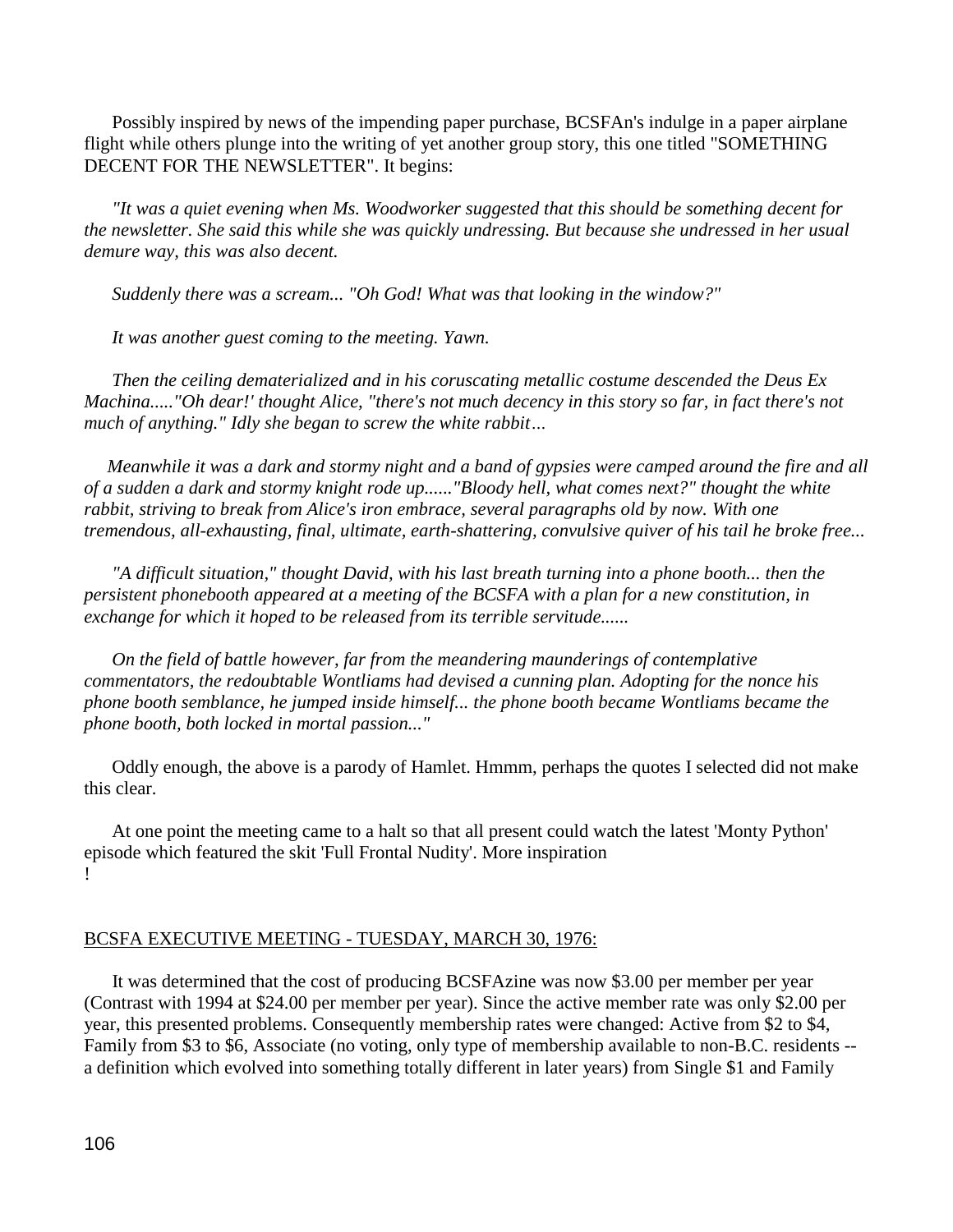Possibly inspired by news of the impending paper purchase, BCSFAn's indulge in a paper airplane flight while others plunge into the writing of yet another group story, this one titled "SOMETHING DECENT FOR THE NEWSLETTER". It begins:

*"It was a quiet evening when Ms. Woodworker suggested that this should be something decent for the newsletter. She said this while she was quickly undressing. But because she undressed in her usual demure way, this was also decent.*

*Suddenly there was a scream... "Oh God! What was that looking in the window?"*

*It was another guest coming to the meeting. Yawn.*

*Then the ceiling dematerialized and in his coruscating metallic costume descended the Deus Ex Machina....."Oh dear!' thought Alice, "there's not much decency in this story so far, in fact there's not much of anything." Idly she began to screw the white rabbit…*

*Meanwhile it was a dark and stormy night and a band of gypsies were camped around the fire and all of a sudden a dark and stormy knight rode up......"Bloody hell, what comes next?" thought the white rabbit, striving to break from Alice's iron embrace, several paragraphs old by now. With one tremendous, all-exhausting, final, ultimate, earth-shattering, convulsive quiver of his tail he broke free...*

*"A difficult situation," thought David, with his last breath turning into a phone booth... then the persistent phonebooth appeared at a meeting of the BCSFA with a plan for a new constitution, in exchange for which it hoped to be released from its terrible servitude......*

*On the field of battle however, far from the meandering maunderings of contemplative commentators, the redoubtable Wontliams had devised a cunning plan. Adopting for the nonce his phone booth semblance, he jumped inside himself... the phone booth became Wontliams became the phone booth, both locked in mortal passion..."*

Oddly enough, the above is a parody of Hamlet. Hmmm, perhaps the quotes I selected did not make this clear.

At one point the meeting came to a halt so that all present could watch the latest 'Monty Python' episode which featured the skit 'Full Frontal Nudity'. More inspiration !

BCSFA EXECUTIVE MEETING - TUESDAY, MARCH 30, 1976:

It was determined that the cost of producing BCSFAzine was now $3.00 per member per year (Contrast with 1994 at $24.00 per member per year). Since the active member rate was only $2.00 per year, this presented problems. Consequently membership rates were changed: Active from $2 to $4, Family from $3 to $6, Associate (no voting, only type of membership available to non-B.C. residents -- a definition which evolved into something totally different in later years) from Single $1 and Family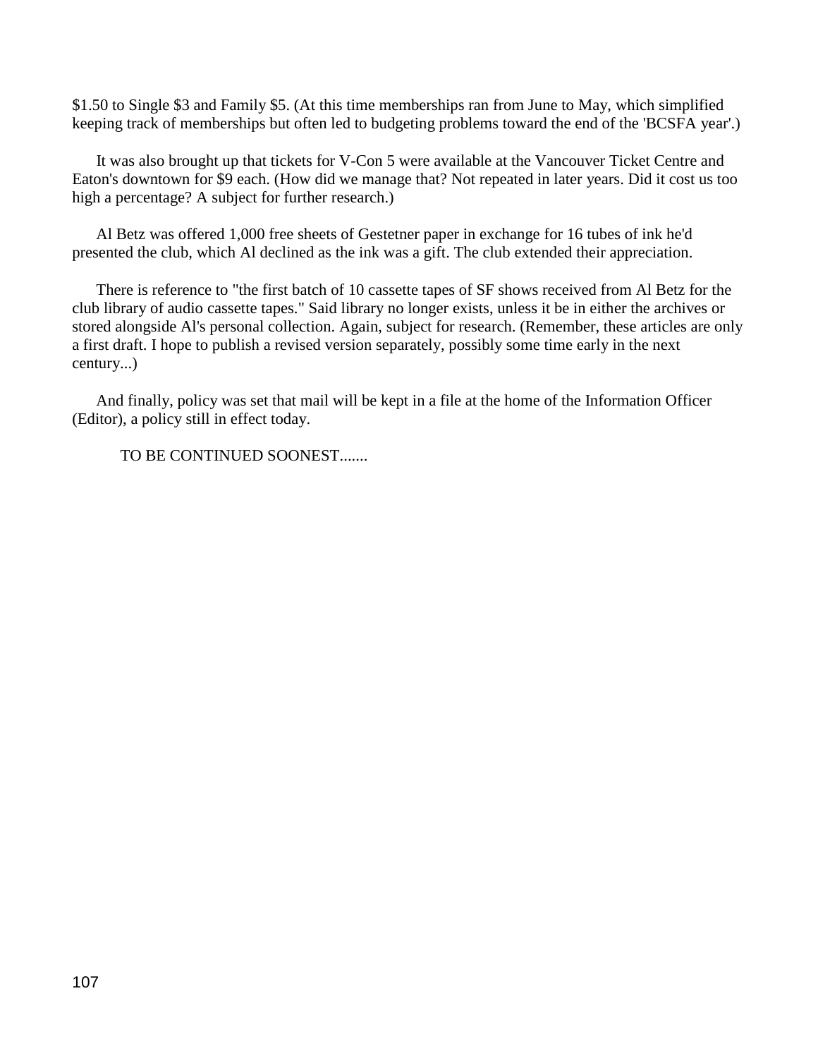$1.50 to Single $3 and Family $5. (At this time memberships ran from June to May, which simplified keeping track of memberships but often led to budgeting problems toward the end of the 'BCSFA year'.)

It was also brought up that tickets for V-Con 5 were available at the Vancouver Ticket Centre and Eaton's downtown for $9 each. (How did we manage that? Not repeated in later years. Did it cost us too high a percentage? A subject for further research.)

Al Betz was offered 1,000 free sheets of Gestetner paper in exchange for 16 tubes of ink he'd presented the club, which Al declined as the ink was a gift. The club extended their appreciation.

There is reference to "the first batch of 10 cassette tapes of SF shows received from Al Betz for the club library of audio cassette tapes." Said library no longer exists, unless it be in either the archives or stored alongside Al's personal collection. Again, subject for research. (Remember, these articles are only a first draft. I hope to publish a revised version separately, possibly some time early in the next century...)

And finally, policy was set that mail will be kept in a file at the home of the Information Officer (Editor), a policy still in effect today.

TO BE CONTINUED SOONEST.......